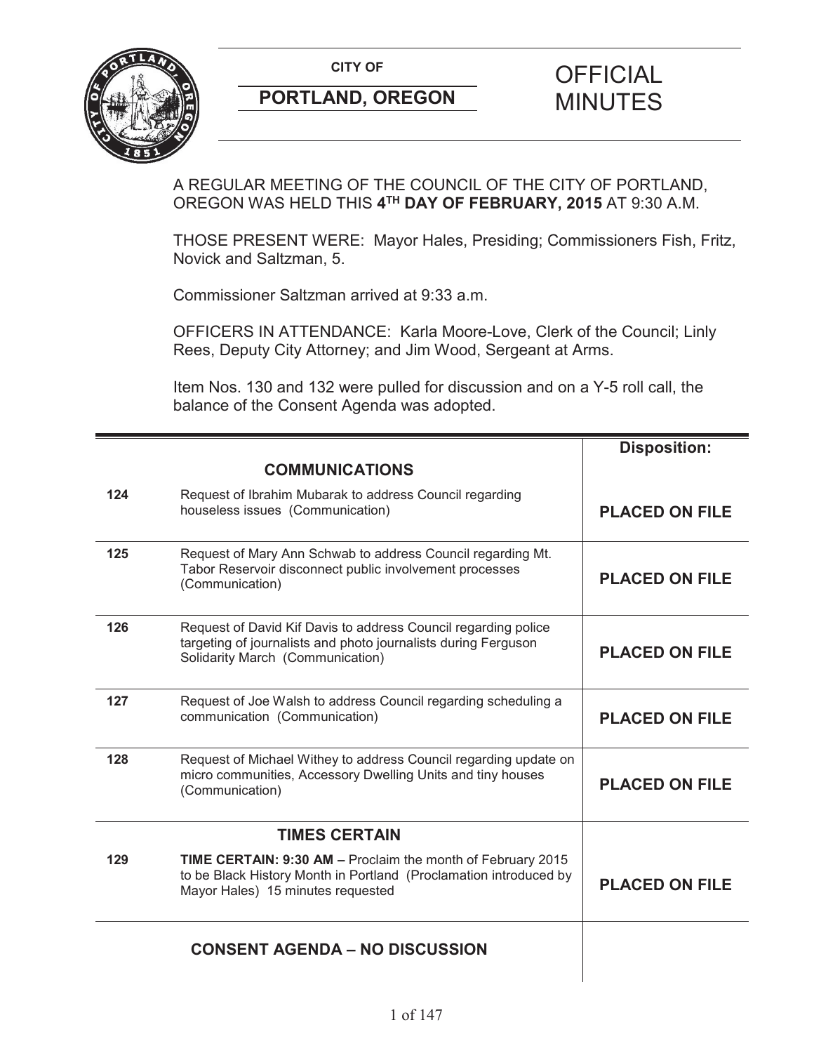**CITY OF**

**PORTLAND, OREGON**

# OFFICIAL MINUTES

A REGULAR MEETING OF THE COUNCIL OF THE CITY OF PORTLAND, OREGON WAS HELD THIS **4TH DAY OF FEBRUARY, 2015** AT 9:30 A.M.

THOSE PRESENT WERE: Mayor Hales, Presiding; Commissioners Fish, Fritz, Novick and Saltzman, 5.

Commissioner Saltzman arrived at 9:33 a.m.

OFFICERS IN ATTENDANCE: Karla Moore-Love, Clerk of the Council; Linly Rees, Deputy City Attorney; and Jim Wood, Sergeant at Arms.

Item Nos. 130 and 132 were pulled for discussion and on a Y-5 roll call, the balance of the Consent Agenda was adopted.

| | | **Disposition:** |
|---|---|---|
| | **COMMUNICATIONS** | |
| **124** | Request of Ibrahim Mubarak to address Council regarding houseless issues (Communication) | **PLACED ON FILE** |
| **125** | Request of Mary Ann Schwab to address Council regarding Mt. Tabor Reservoir disconnect public involvement processes (Communication) | **PLACED ON FILE** |
| **126** | Request of David Kif Davis to address Council regarding police targeting of journalists and photo journalists during Ferguson Solidarity March (Communication) | **PLACED ON FILE** |
| **127** | Request of Joe Walsh to address Council regarding scheduling a communication (Communication) | **PLACED ON FILE** |
| **128** | Request of Michael Withey to address Council regarding update on micro communities, Accessory Dwelling Units and tiny houses (Communication) | **PLACED ON FILE** |
| | **TIMES CERTAIN** | |
| **129** | **TIME CERTAIN: 9:30 AM –** Proclaim the month of February 2015 to be Black History Month in Portland (Proclamation introduced by Mayor Hales) 15 minutes requested | **PLACED ON FILE** |
| | **CONSENT AGENDA – NO DISCUSSION** | |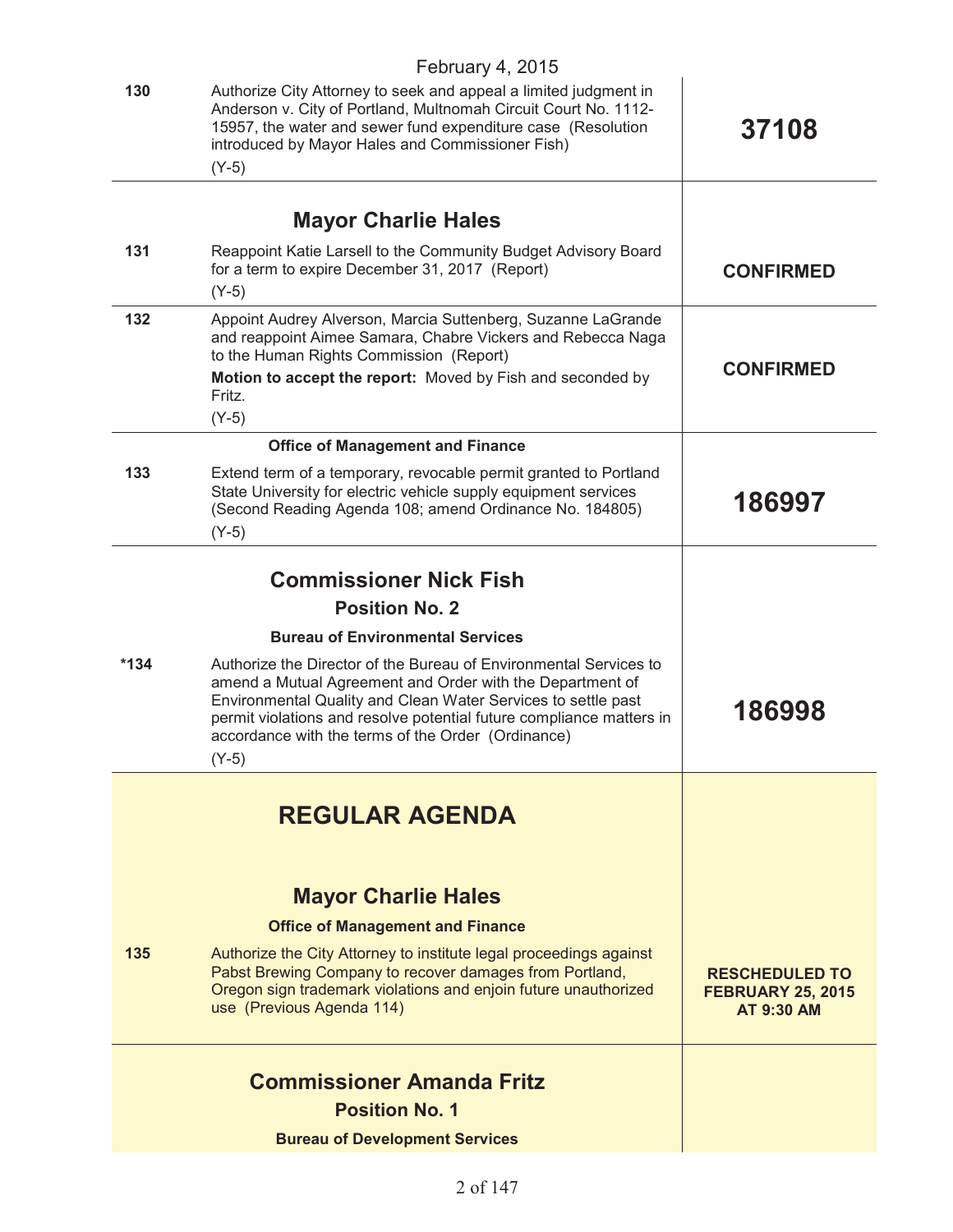February 4, 2015

| | | |
|---|---|---|
| 130 | Authorize City Attorney to seek and appeal a limited judgment in Anderson v. City of Portland, Multnomah Circuit Court No. 1112-15957, the water and sewer fund expenditure case (Resolution introduced by Mayor Hales and Commissioner Fish)<br>(Y-5) | **37108** |
| | **Mayor Charlie Hales** | |
| 131 | Reappoint Katie Larsell to the Community Budget Advisory Board for a term to expire December 31, 2017 (Report)<br>(Y-5) | **CONFIRMED** |
| 132 | Appoint Audrey Alverson, Marcia Suttenberg, Suzanne LaGrande and reappoint Aimee Samara, Chabre Vickers and Rebecca Naga to the Human Rights Commission (Report)<br>**Motion to accept the report:** Moved by Fish and seconded by Fritz.<br>(Y-5) | **CONFIRMED** |
| | **Office of Management and Finance** | |
| 133 | Extend term of a temporary, revocable permit granted to Portland State University for electric vehicle supply equipment services (Second Reading Agenda 108; amend Ordinance No. 184805)<br>(Y-5) | **186997** |
| | **Commissioner Nick Fish**<br>**Position No. 2**<br>**Bureau of Environmental Services** | |
| *134 | Authorize the Director of the Bureau of Environmental Services to amend a Mutual Agreement and Order with the Department of Environmental Quality and Clean Water Services to settle past permit violations and resolve potential future compliance matters in accordance with the terms of the Order (Ordinance)<br>(Y-5) | **186998** |
| | **REGULAR AGENDA** | |
| | **Mayor Charlie Hales**<br>**Office of Management and Finance** | |
| 135 | Authorize the City Attorney to institute legal proceedings against Pabst Brewing Company to recover damages from Portland, Oregon sign trademark violations and enjoin future unauthorized use (Previous Agenda 114) | **RESCHEDULED TO FEBRUARY 25, 2015 AT 9:30 AM** |
| | **Commissioner Amanda Fritz**<br>**Position No. 1**<br>**Bureau of Development Services** | |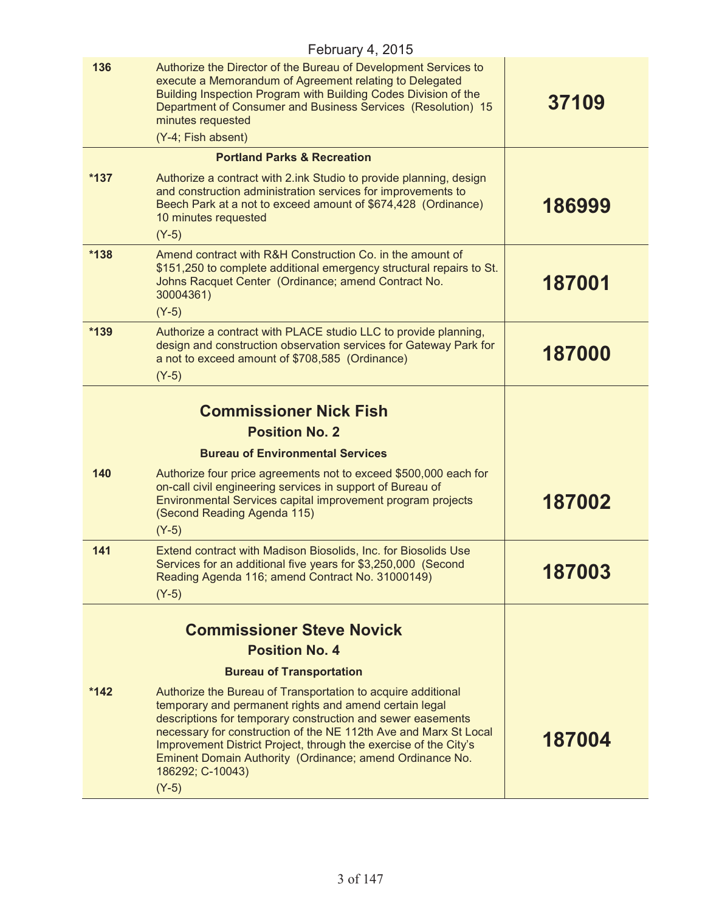February 4, 2015

| | | |
|---|---|---|
| 136 | Authorize the Director of the Bureau of Development Services to execute a Memorandum of Agreement relating to Delegated Building Inspection Program with Building Codes Division of the Department of Consumer and Business Services (Resolution) 15 minutes requested<br>(Y-4; Fish absent) | **37109** |
| | **Portland Parks & Recreation** | |
| *137 | Authorize a contract with 2.ink Studio to provide planning, design and construction administration services for improvements to Beech Park at a not to exceed amount of $674,428 (Ordinance) 10 minutes requested<br>(Y-5) | **186999** |
| *138 | Amend contract with R&H Construction Co. in the amount of $151,250 to complete additional emergency structural repairs to St. Johns Racquet Center (Ordinance; amend Contract No. 30004361)<br>(Y-5) | **187001** |
| *139 | Authorize a contract with PLACE studio LLC to provide planning, design and construction observation services for Gateway Park for a not to exceed amount of $708,585 (Ordinance)<br>(Y-5) | **187000** |
| | **Commissioner Nick Fish**<br>**Position No. 2**<br>**Bureau of Environmental Services** | |
| 140 | Authorize four price agreements not to exceed $500,000 each for on-call civil engineering services in support of Bureau of Environmental Services capital improvement program projects (Second Reading Agenda 115)<br>(Y-5) | **187002** |
| 141 | Extend contract with Madison Biosolids, Inc. for Biosolids Use Services for an additional five years for $3,250,000 (Second Reading Agenda 116; amend Contract No. 31000149)<br>(Y-5) | **187003** |
| | **Commissioner Steve Novick**<br>**Position No. 4**<br>**Bureau of Transportation** | |
| *142 | Authorize the Bureau of Transportation to acquire additional temporary and permanent rights and amend certain legal descriptions for temporary construction and sewer easements necessary for construction of the NE 112th Ave and Marx St Local Improvement District Project, through the exercise of the City's Eminent Domain Authority (Ordinance; amend Ordinance No. 186292; C-10043)<br>(Y-5) | **187004** |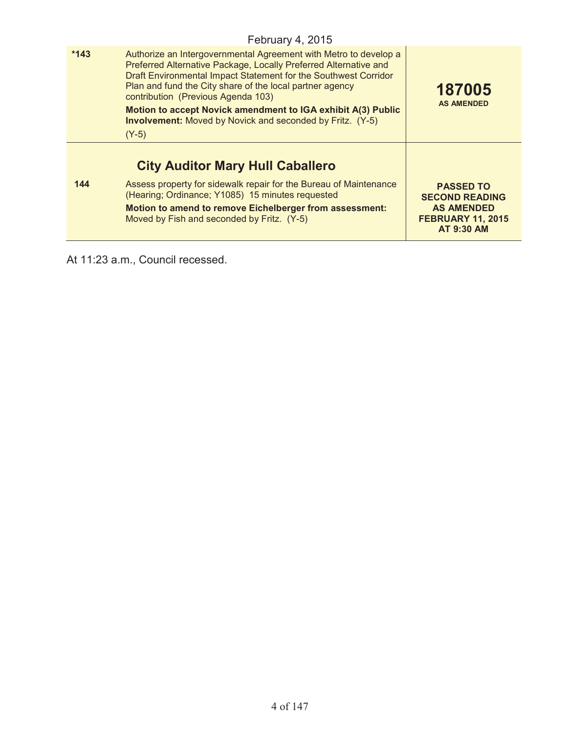February 4, 2015

| | | |
|---|---|---|
| *143 | Authorize an Intergovernmental Agreement with Metro to develop a Preferred Alternative Package, Locally Preferred Alternative and Draft Environmental Impact Statement for the Southwest Corridor Plan and fund the City share of the local partner agency contribution (Previous Agenda 103)<br>**Motion to accept Novick amendment to IGA exhibit A(3) Public Involvement:** Moved by Novick and seconded by Fritz. (Y-5)<br>(Y-5) | **187005**<br>**AS AMENDED** |
| | **City Auditor Mary Hull Caballero** | |
| 144 | Assess property for sidewalk repair for the Bureau of Maintenance (Hearing; Ordinance; Y1085) 15 minutes requested<br>**Motion to amend to remove Eichelberger from assessment:** Moved by Fish and seconded by Fritz. (Y-5) | **PASSED TO SECOND READING AS AMENDED FEBRUARY 11, 2015 AT 9:30 AM** |

At 11:23 a.m., Council recessed.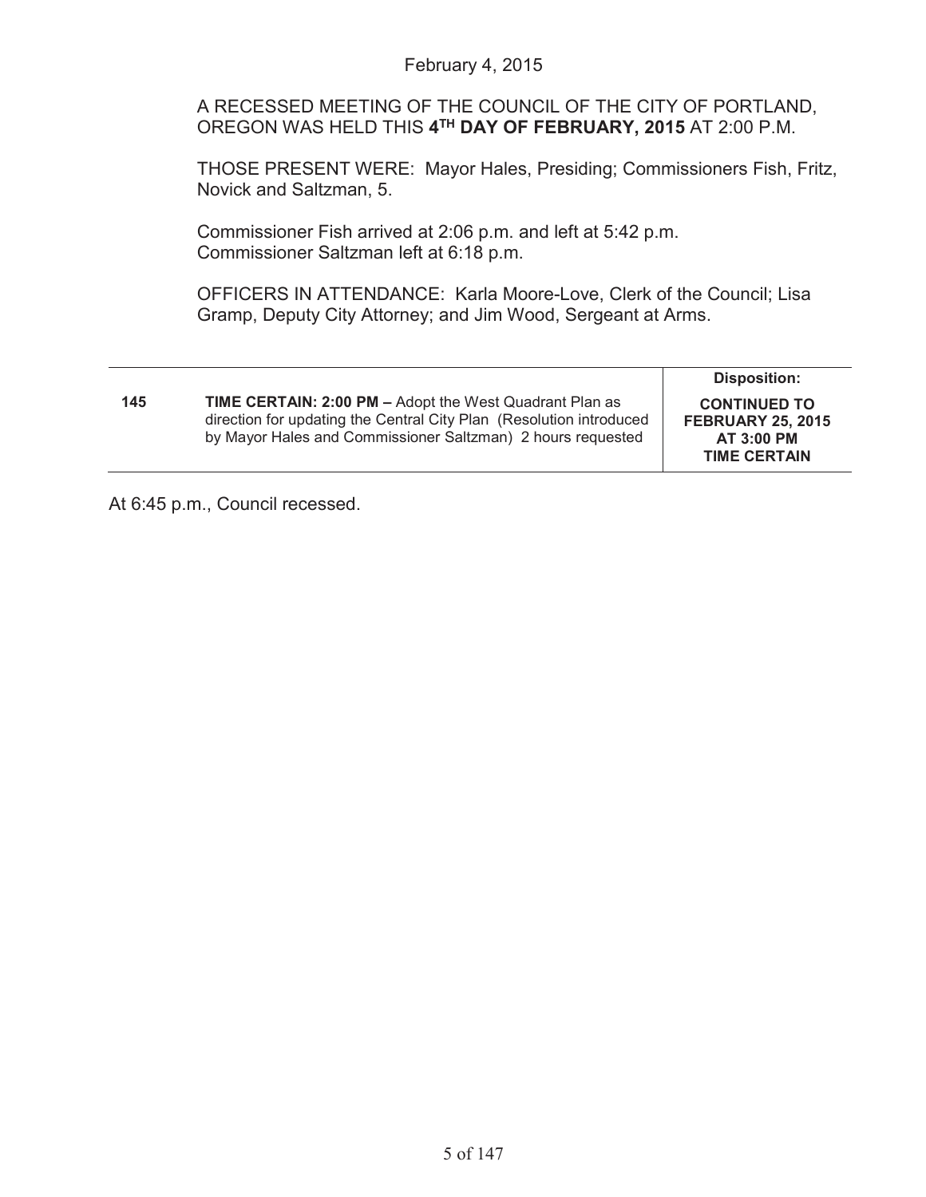February 4, 2015

A RECESSED MEETING OF THE COUNCIL OF THE CITY OF PORTLAND, OREGON WAS HELD THIS **4TH DAY OF FEBRUARY, 2015** AT 2:00 P.M.

THOSE PRESENT WERE: Mayor Hales, Presiding; Commissioners Fish, Fritz, Novick and Saltzman, 5.

Commissioner Fish arrived at 2:06 p.m. and left at 5:42 p.m.
Commissioner Saltzman left at 6:18 p.m.

OFFICERS IN ATTENDANCE: Karla Moore-Love, Clerk of the Council; Lisa Gramp, Deputy City Attorney; and Jim Wood, Sergeant at Arms.

| | | **Disposition:** |
|---|---|---|
| **145** | **TIME CERTAIN: 2:00 PM –** Adopt the West Quadrant Plan as direction for updating the Central City Plan (Resolution introduced by Mayor Hales and Commissioner Saltzman) 2 hours requested | **CONTINUED TO FEBRUARY 25, 2015 AT 3:00 PM TIME CERTAIN** |

At 6:45 p.m., Council recessed.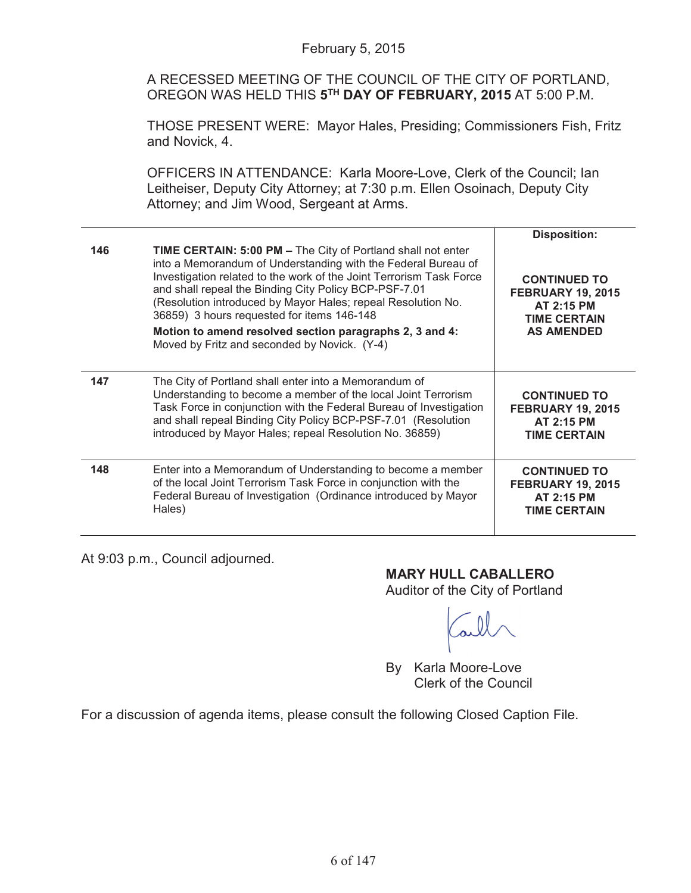February 5, 2015

A RECESSED MEETING OF THE COUNCIL OF THE CITY OF PORTLAND, OREGON WAS HELD THIS **5TH DAY OF FEBRUARY, 2015** AT 5:00 P.M.

THOSE PRESENT WERE: Mayor Hales, Presiding; Commissioners Fish, Fritz and Novick, 4.

OFFICERS IN ATTENDANCE: Karla Moore-Love, Clerk of the Council; Ian Leitheiser, Deputy City Attorney; at 7:30 p.m. Ellen Osoinach, Deputy City Attorney; and Jim Wood, Sergeant at Arms.

| | | Disposition: |
|---|---|---|
| 146 | **TIME CERTAIN: 5:00 PM –** The City of Portland shall not enter into a Memorandum of Understanding with the Federal Bureau of Investigation related to the work of the Joint Terrorism Task Force and shall repeal the Binding City Policy BCP-PSF-7.01 (Resolution introduced by Mayor Hales; repeal Resolution No. 36859) 3 hours requested for items 146-148<br>**Motion to amend resolved section paragraphs 2, 3 and 4:** Moved by Fritz and seconded by Novick. (Y-4) | **CONTINUED TO FEBRUARY 19, 2015 AT 2:15 PM TIME CERTAIN AS AMENDED** |
| 147 | The City of Portland shall enter into a Memorandum of Understanding to become a member of the local Joint Terrorism Task Force in conjunction with the Federal Bureau of Investigation and shall repeal Binding City Policy BCP-PSF-7.01 (Resolution introduced by Mayor Hales; repeal Resolution No. 36859) | **CONTINUED TO FEBRUARY 19, 2015 AT 2:15 PM TIME CERTAIN** |
| 148 | Enter into a Memorandum of Understanding to become a member of the local Joint Terrorism Task Force in conjunction with the Federal Bureau of Investigation (Ordinance introduced by Mayor Hales) | **CONTINUED TO FEBRUARY 19, 2015 AT 2:15 PM TIME CERTAIN** |

At 9:03 p.m., Council adjourned.

**MARY HULL CABALLERO**
Auditor of the City of Portland

By Karla Moore-Love
Clerk of the Council

For a discussion of agenda items, please consult the following Closed Caption File.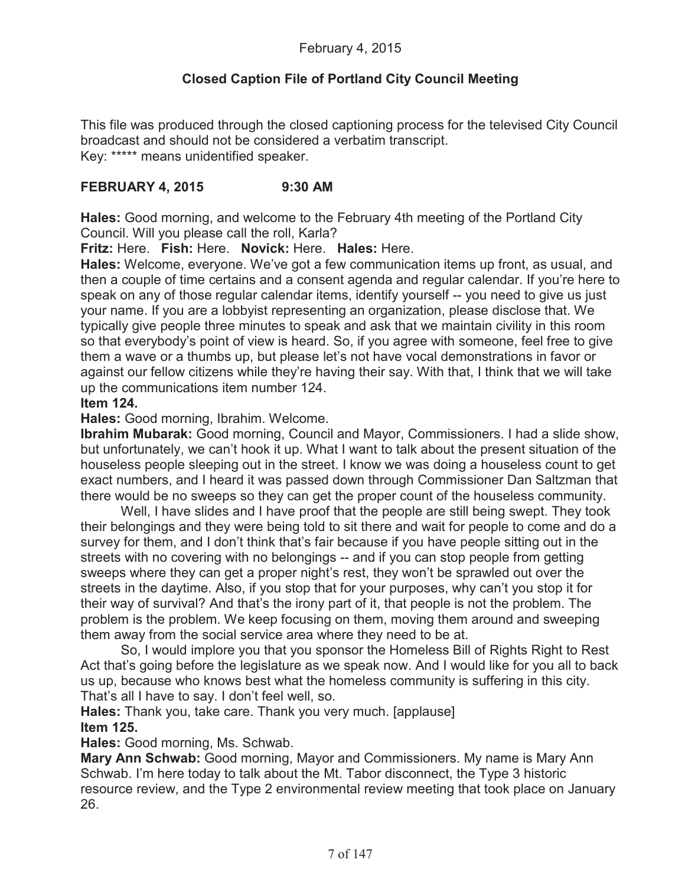February 4, 2015

**Closed Caption File of Portland City Council Meeting**

This file was produced through the closed captioning process for the televised City Council broadcast and should not be considered a verbatim transcript.
Key: ***** means unidentified speaker.

**FEBRUARY 4, 2015 9:30 AM**

**Hales:** Good morning, and welcome to the February 4th meeting of the Portland City Council. Will you please call the roll, Karla?

**Fritz:** Here. **Fish:** Here. **Novick:** Here. **Hales:** Here.

**Hales:** Welcome, everyone. We've got a few communication items up front, as usual, and then a couple of time certains and a consent agenda and regular calendar. If you're here to speak on any of those regular calendar items, identify yourself -- you need to give us just your name. If you are a lobbyist representing an organization, please disclose that. We typically give people three minutes to speak and ask that we maintain civility in this room so that everybody's point of view is heard. So, if you agree with someone, feel free to give them a wave or a thumbs up, but please let's not have vocal demonstrations in favor or against our fellow citizens while they're having their say. With that, I think that we will take up the communications item number 124.

**Item 124.**

**Hales:** Good morning, Ibrahim. Welcome.

**Ibrahim Mubarak:** Good morning, Council and Mayor, Commissioners. I had a slide show, but unfortunately, we can't hook it up. What I want to talk about the present situation of the houseless people sleeping out in the street. I know we was doing a houseless count to get exact numbers, and I heard it was passed down through Commissioner Dan Saltzman that there would be no sweeps so they can get the proper count of the houseless community.

Well, I have slides and I have proof that the people are still being swept. They took their belongings and they were being told to sit there and wait for people to come and do a survey for them, and I don't think that's fair because if you have people sitting out in the streets with no covering with no belongings -- and if you can stop people from getting sweeps where they can get a proper night's rest, they won't be sprawled out over the streets in the daytime. Also, if you stop that for your purposes, why can't you stop it for their way of survival? And that's the irony part of it, that people is not the problem. The problem is the problem. We keep focusing on them, moving them around and sweeping them away from the social service area where they need to be at.

So, I would implore you that you sponsor the Homeless Bill of Rights Right to Rest Act that's going before the legislature as we speak now. And I would like for you all to back us up, because who knows best what the homeless community is suffering in this city. That's all I have to say. I don't feel well, so.

**Hales:** Thank you, take care. Thank you very much. [applause]

**Item 125.**

**Hales:** Good morning, Ms. Schwab.

**Mary Ann Schwab:** Good morning, Mayor and Commissioners. My name is Mary Ann Schwab. I'm here today to talk about the Mt. Tabor disconnect, the Type 3 historic resource review, and the Type 2 environmental review meeting that took place on January 26.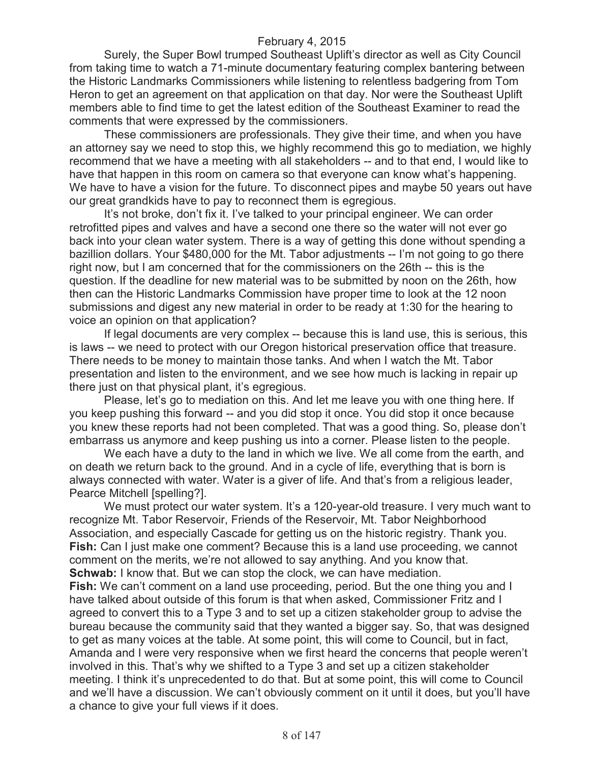Surely, the Super Bowl trumped Southeast Uplift's director as well as City Council from taking time to watch a 71-minute documentary featuring complex bantering between the Historic Landmarks Commissioners while listening to relentless badgering from Tom Heron to get an agreement on that application on that day. Nor were the Southeast Uplift members able to find time to get the latest edition of the Southeast Examiner to read the comments that were expressed by the commissioners.

These commissioners are professionals. They give their time, and when you have an attorney say we need to stop this, we highly recommend this go to mediation, we highly recommend that we have a meeting with all stakeholders -- and to that end, I would like to have that happen in this room on camera so that everyone can know what's happening. We have to have a vision for the future. To disconnect pipes and maybe 50 years out have our great grandkids have to pay to reconnect them is egregious.

It's not broke, don't fix it. I've talked to your principal engineer. We can order retrofitted pipes and valves and have a second one there so the water will not ever go back into your clean water system. There is a way of getting this done without spending a bazillion dollars. Your $480,000 for the Mt. Tabor adjustments -- I'm not going to go there right now, but I am concerned that for the commissioners on the 26th -- this is the question. If the deadline for new material was to be submitted by noon on the 26th, how then can the Historic Landmarks Commission have proper time to look at the 12 noon submissions and digest any new material in order to be ready at 1:30 for the hearing to voice an opinion on that application?

If legal documents are very complex -- because this is land use, this is serious, this is laws -- we need to protect with our Oregon historical preservation office that treasure. There needs to be money to maintain those tanks. And when I watch the Mt. Tabor presentation and listen to the environment, and we see how much is lacking in repair up there just on that physical plant, it's egregious.

Please, let's go to mediation on this. And let me leave you with one thing here. If you keep pushing this forward -- and you did stop it once. You did stop it once because you knew these reports had not been completed. That was a good thing. So, please don't embarrass us anymore and keep pushing us into a corner. Please listen to the people.

We each have a duty to the land in which we live. We all come from the earth, and on death we return back to the ground. And in a cycle of life, everything that is born is always connected with water. Water is a giver of life. And that's from a religious leader, Pearce Mitchell [spelling?].

We must protect our water system. It's a 120-year-old treasure. I very much want to recognize Mt. Tabor Reservoir, Friends of the Reservoir, Mt. Tabor Neighborhood Association, and especially Cascade for getting us on the historic registry. Thank you.

**Fish:** Can I just make one comment? Because this is a land use proceeding, we cannot comment on the merits, we're not allowed to say anything. And you know that.

**Schwab:** I know that. But we can stop the clock, we can have mediation.

**Fish:** We can't comment on a land use proceeding, period. But the one thing you and I have talked about outside of this forum is that when asked, Commissioner Fritz and I agreed to convert this to a Type 3 and to set up a citizen stakeholder group to advise the bureau because the community said that they wanted a bigger say. So, that was designed to get as many voices at the table. At some point, this will come to Council, but in fact, Amanda and I were very responsive when we first heard the concerns that people weren't involved in this. That's why we shifted to a Type 3 and set up a citizen stakeholder meeting. I think it's unprecedented to do that. But at some point, this will come to Council and we'll have a discussion. We can't obviously comment on it until it does, but you'll have a chance to give your full views if it does.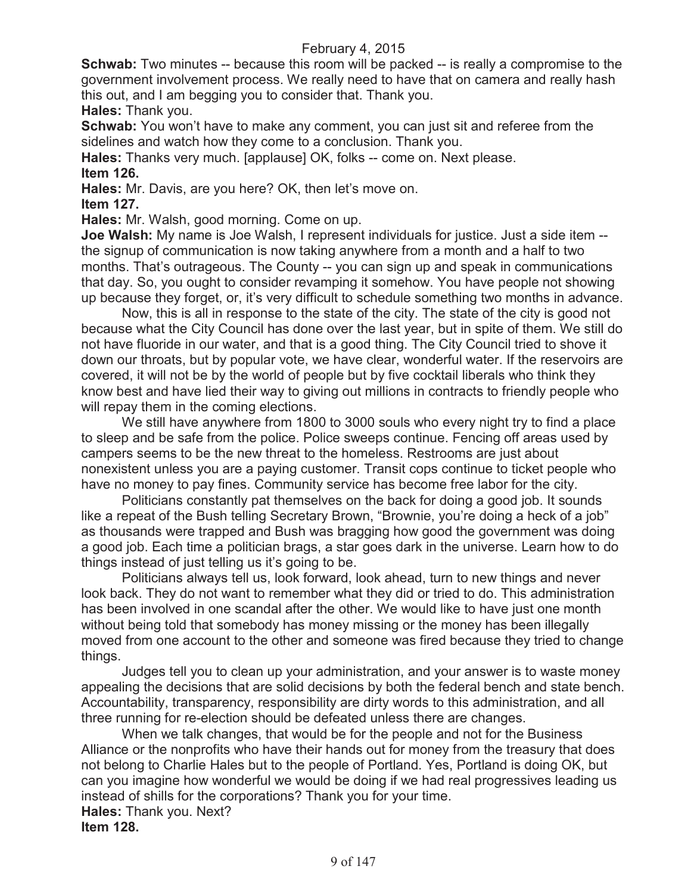**Schwab:** Two minutes -- because this room will be packed -- is really a compromise to the government involvement process. We really need to have that on camera and really hash this out, and I am begging you to consider that. Thank you.

**Hales:** Thank you.

**Schwab:** You won't have to make any comment, you can just sit and referee from the sidelines and watch how they come to a conclusion. Thank you.

**Hales:** Thanks very much. [applause] OK, folks -- come on. Next please.

**Item 126.**

**Hales:** Mr. Davis, are you here? OK, then let's move on.

**Item 127.**

**Hales:** Mr. Walsh, good morning. Come on up.

**Joe Walsh:** My name is Joe Walsh, I represent individuals for justice. Just a side item -- the signup of communication is now taking anywhere from a month and a half to two months. That's outrageous. The County -- you can sign up and speak in communications that day. So, you ought to consider revamping it somehow. You have people not showing up because they forget, or, it's very difficult to schedule something two months in advance.

Now, this is all in response to the state of the city. The state of the city is good not because what the City Council has done over the last year, but in spite of them. We still do not have fluoride in our water, and that is a good thing. The City Council tried to shove it down our throats, but by popular vote, we have clear, wonderful water. If the reservoirs are covered, it will not be by the world of people but by five cocktail liberals who think they know best and have lied their way to giving out millions in contracts to friendly people who will repay them in the coming elections.

We still have anywhere from 1800 to 3000 souls who every night try to find a place to sleep and be safe from the police. Police sweeps continue. Fencing off areas used by campers seems to be the new threat to the homeless. Restrooms are just about nonexistent unless you are a paying customer. Transit cops continue to ticket people who have no money to pay fines. Community service has become free labor for the city.

Politicians constantly pat themselves on the back for doing a good job. It sounds like a repeat of the Bush telling Secretary Brown, "Brownie, you're doing a heck of a job" as thousands were trapped and Bush was bragging how good the government was doing a good job. Each time a politician brags, a star goes dark in the universe. Learn how to do things instead of just telling us it's going to be.

Politicians always tell us, look forward, look ahead, turn to new things and never look back. They do not want to remember what they did or tried to do. This administration has been involved in one scandal after the other. We would like to have just one month without being told that somebody has money missing or the money has been illegally moved from one account to the other and someone was fired because they tried to change things.

Judges tell you to clean up your administration, and your answer is to waste money appealing the decisions that are solid decisions by both the federal bench and state bench. Accountability, transparency, responsibility are dirty words to this administration, and all three running for re-election should be defeated unless there are changes.

When we talk changes, that would be for the people and not for the Business Alliance or the nonprofits who have their hands out for money from the treasury that does not belong to Charlie Hales but to the people of Portland. Yes, Portland is doing OK, but can you imagine how wonderful we would be doing if we had real progressives leading us instead of shills for the corporations? Thank you for your time.

**Hales:** Thank you. Next?

**Item 128.**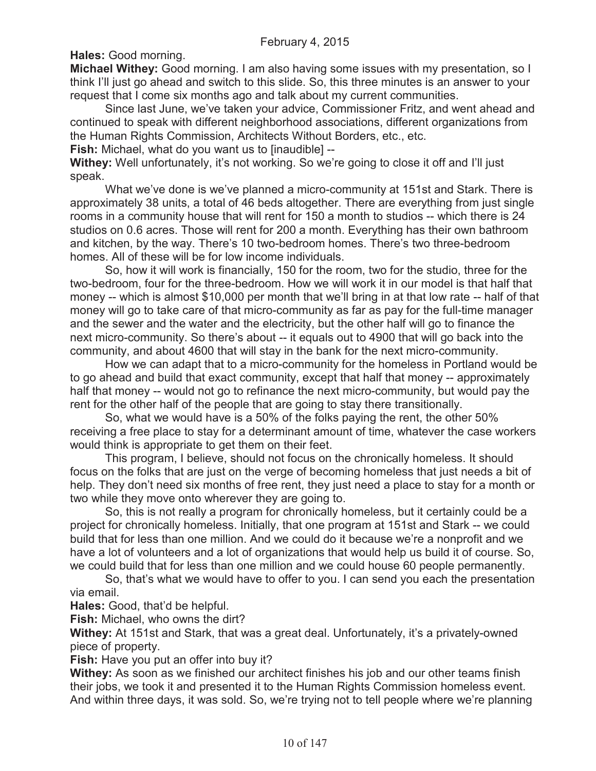**Hales:** Good morning.

**Michael Withey:** Good morning. I am also having some issues with my presentation, so I think I'll just go ahead and switch to this slide. So, this three minutes is an answer to your request that I come six months ago and talk about my current communities.

Since last June, we've taken your advice, Commissioner Fritz, and went ahead and continued to speak with different neighborhood associations, different organizations from the Human Rights Commission, Architects Without Borders, etc., etc.

**Fish:** Michael, what do you want us to [inaudible] --

**Withey:** Well unfortunately, it's not working. So we're going to close it off and I'll just speak.

What we've done is we've planned a micro-community at 151st and Stark. There is approximately 38 units, a total of 46 beds altogether. There are everything from just single rooms in a community house that will rent for 150 a month to studios -- which there is 24 studios on 0.6 acres. Those will rent for 200 a month. Everything has their own bathroom and kitchen, by the way. There's 10 two-bedroom homes. There's two three-bedroom homes. All of these will be for low income individuals.

So, how it will work is financially, 150 for the room, two for the studio, three for the two-bedroom, four for the three-bedroom. How we will work it in our model is that half that money -- which is almost $10,000 per month that we'll bring in at that low rate -- half of that money will go to take care of that micro-community as far as pay for the full-time manager and the sewer and the water and the electricity, but the other half will go to finance the next micro-community. So there's about -- it equals out to 4900 that will go back into the community, and about 4600 that will stay in the bank for the next micro-community.

How we can adapt that to a micro-community for the homeless in Portland would be to go ahead and build that exact community, except that half that money -- approximately half that money -- would not go to refinance the next micro-community, but would pay the rent for the other half of the people that are going to stay there transitionally.

So, what we would have is a 50% of the folks paying the rent, the other 50% receiving a free place to stay for a determinant amount of time, whatever the case workers would think is appropriate to get them on their feet.

This program, I believe, should not focus on the chronically homeless. It should focus on the folks that are just on the verge of becoming homeless that just needs a bit of help. They don't need six months of free rent, they just need a place to stay for a month or two while they move onto wherever they are going to.

So, this is not really a program for chronically homeless, but it certainly could be a project for chronically homeless. Initially, that one program at 151st and Stark -- we could build that for less than one million. And we could do it because we're a nonprofit and we have a lot of volunteers and a lot of organizations that would help us build it of course. So, we could build that for less than one million and we could house 60 people permanently.

So, that's what we would have to offer to you. I can send you each the presentation via email.

**Hales:** Good, that'd be helpful.

**Fish:** Michael, who owns the dirt?

**Withey:** At 151st and Stark, that was a great deal. Unfortunately, it's a privately-owned piece of property.

**Fish:** Have you put an offer into buy it?

**Withey:** As soon as we finished our architect finishes his job and our other teams finish their jobs, we took it and presented it to the Human Rights Commission homeless event. And within three days, it was sold. So, we're trying not to tell people where we're planning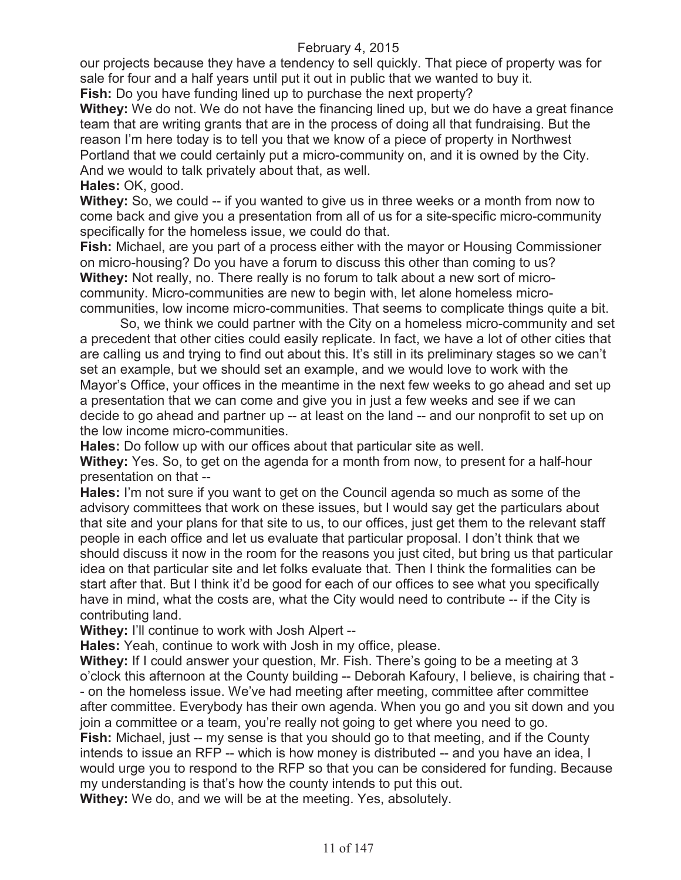our projects because they have a tendency to sell quickly. That piece of property was for sale for four and a half years until put it out in public that we wanted to buy it.

**Fish:** Do you have funding lined up to purchase the next property?

**Withey:** We do not. We do not have the financing lined up, but we do have a great finance team that are writing grants that are in the process of doing all that fundraising. But the reason I'm here today is to tell you that we know of a piece of property in Northwest Portland that we could certainly put a micro-community on, and it is owned by the City. And we would to talk privately about that, as well.

**Hales:** OK, good.

**Withey:** So, we could -- if you wanted to give us in three weeks or a month from now to come back and give you a presentation from all of us for a site-specific micro-community specifically for the homeless issue, we could do that.

**Fish:** Michael, are you part of a process either with the mayor or Housing Commissioner on micro-housing? Do you have a forum to discuss this other than coming to us?

**Withey:** Not really, no. There really is no forum to talk about a new sort of micro-community. Micro-communities are new to begin with, let alone homeless micro-communities, low income micro-communities. That seems to complicate things quite a bit.

So, we think we could partner with the City on a homeless micro-community and set a precedent that other cities could easily replicate. In fact, we have a lot of other cities that are calling us and trying to find out about this. It's still in its preliminary stages so we can't set an example, but we should set an example, and we would love to work with the Mayor's Office, your offices in the meantime in the next few weeks to go ahead and set up a presentation that we can come and give you in just a few weeks and see if we can decide to go ahead and partner up -- at least on the land -- and our nonprofit to set up on the low income micro-communities.

**Hales:** Do follow up with our offices about that particular site as well.

**Withey:** Yes. So, to get on the agenda for a month from now, to present for a half-hour presentation on that --

**Hales:** I'm not sure if you want to get on the Council agenda so much as some of the advisory committees that work on these issues, but I would say get the particulars about that site and your plans for that site to us, to our offices, just get them to the relevant staff people in each office and let us evaluate that particular proposal. I don't think that we should discuss it now in the room for the reasons you just cited, but bring us that particular idea on that particular site and let folks evaluate that. Then I think the formalities can be start after that. But I think it'd be good for each of our offices to see what you specifically have in mind, what the costs are, what the City would need to contribute -- if the City is contributing land.

**Withey:** I'll continue to work with Josh Alpert --

**Hales:** Yeah, continue to work with Josh in my office, please.

**Withey:** If I could answer your question, Mr. Fish. There's going to be a meeting at 3 o'clock this afternoon at the County building -- Deborah Kafoury, I believe, is chairing that -- on the homeless issue. We've had meeting after meeting, committee after committee after committee. Everybody has their own agenda. When you go and you sit down and you join a committee or a team, you're really not going to get where you need to go.

**Fish:** Michael, just -- my sense is that you should go to that meeting, and if the County intends to issue an RFP -- which is how money is distributed -- and you have an idea, I would urge you to respond to the RFP so that you can be considered for funding. Because my understanding is that's how the county intends to put this out.

**Withey:** We do, and we will be at the meeting. Yes, absolutely.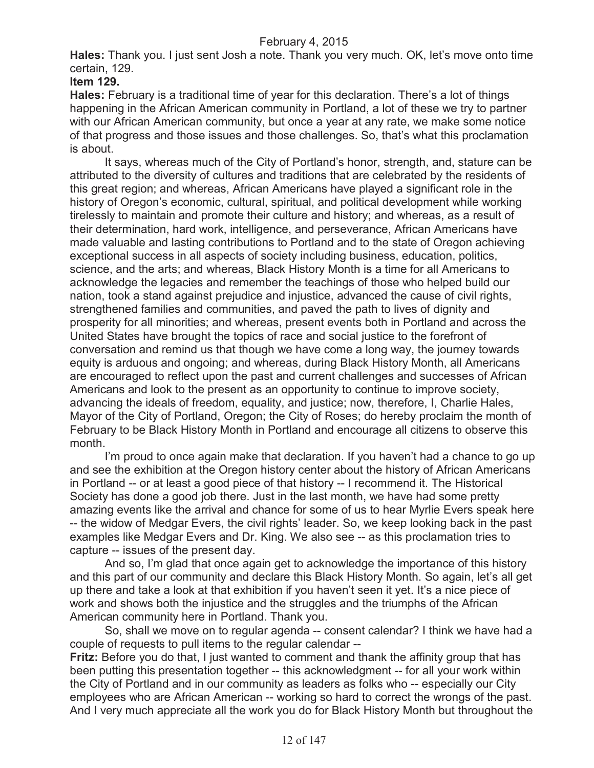**Hales:** Thank you. I just sent Josh a note. Thank you very much. OK, let's move onto time certain, 129.

**Item 129.**

**Hales:** February is a traditional time of year for this declaration. There's a lot of things happening in the African American community in Portland, a lot of these we try to partner with our African American community, but once a year at any rate, we make some notice of that progress and those issues and those challenges. So, that's what this proclamation is about.

It says, whereas much of the City of Portland's honor, strength, and, stature can be attributed to the diversity of cultures and traditions that are celebrated by the residents of this great region; and whereas, African Americans have played a significant role in the history of Oregon's economic, cultural, spiritual, and political development while working tirelessly to maintain and promote their culture and history; and whereas, as a result of their determination, hard work, intelligence, and perseverance, African Americans have made valuable and lasting contributions to Portland and to the state of Oregon achieving exceptional success in all aspects of society including business, education, politics, science, and the arts; and whereas, Black History Month is a time for all Americans to acknowledge the legacies and remember the teachings of those who helped build our nation, took a stand against prejudice and injustice, advanced the cause of civil rights, strengthened families and communities, and paved the path to lives of dignity and prosperity for all minorities; and whereas, present events both in Portland and across the United States have brought the topics of race and social justice to the forefront of conversation and remind us that though we have come a long way, the journey towards equity is arduous and ongoing; and whereas, during Black History Month, all Americans are encouraged to reflect upon the past and current challenges and successes of African Americans and look to the present as an opportunity to continue to improve society, advancing the ideals of freedom, equality, and justice; now, therefore, I, Charlie Hales, Mayor of the City of Portland, Oregon; the City of Roses; do hereby proclaim the month of February to be Black History Month in Portland and encourage all citizens to observe this month.

I'm proud to once again make that declaration. If you haven't had a chance to go up and see the exhibition at the Oregon history center about the history of African Americans in Portland -- or at least a good piece of that history -- I recommend it. The Historical Society has done a good job there. Just in the last month, we have had some pretty amazing events like the arrival and chance for some of us to hear Myrlie Evers speak here -- the widow of Medgar Evers, the civil rights' leader. So, we keep looking back in the past examples like Medgar Evers and Dr. King. We also see -- as this proclamation tries to capture -- issues of the present day.

And so, I'm glad that once again get to acknowledge the importance of this history and this part of our community and declare this Black History Month. So again, let's all get up there and take a look at that exhibition if you haven't seen it yet. It's a nice piece of work and shows both the injustice and the struggles and the triumphs of the African American community here in Portland. Thank you.

So, shall we move on to regular agenda -- consent calendar? I think we have had a couple of requests to pull items to the regular calendar --

**Fritz:** Before you do that, I just wanted to comment and thank the affinity group that has been putting this presentation together -- this acknowledgment -- for all your work within the City of Portland and in our community as leaders as folks who -- especially our City employees who are African American -- working so hard to correct the wrongs of the past. And I very much appreciate all the work you do for Black History Month but throughout the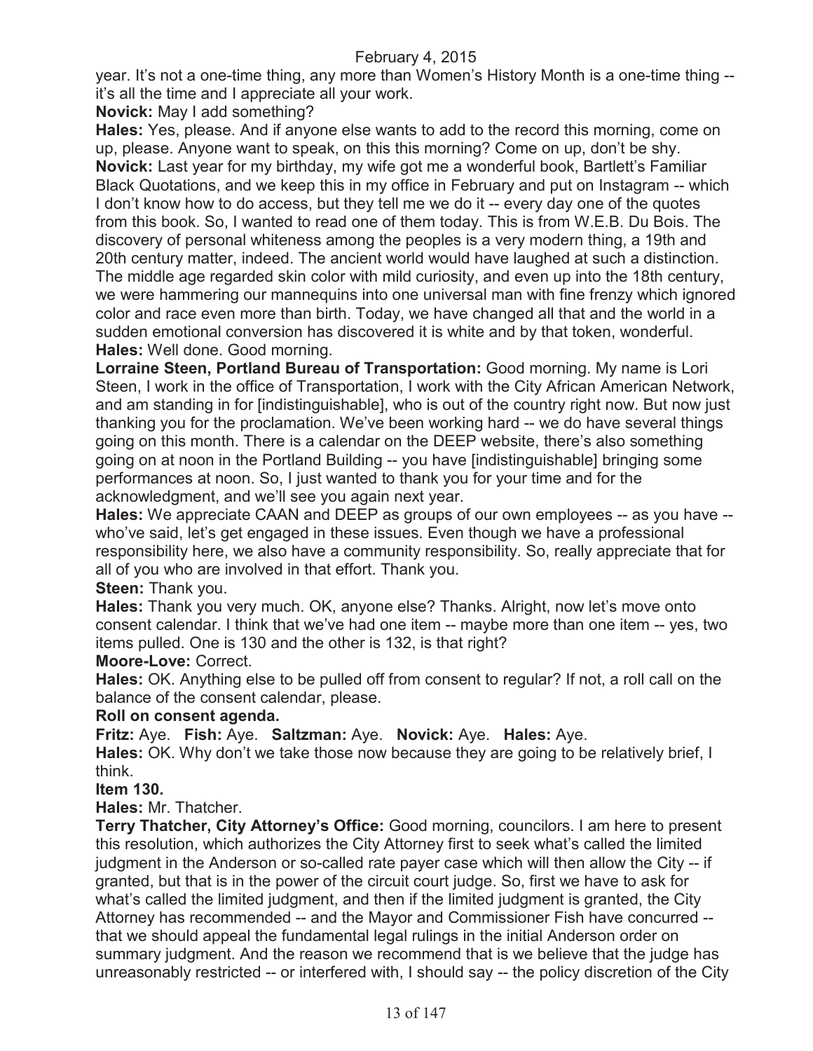year. It's not a one-time thing, any more than Women's History Month is a one-time thing -- it's all the time and I appreciate all your work.

**Novick:** May I add something?

**Hales:** Yes, please. And if anyone else wants to add to the record this morning, come on up, please. Anyone want to speak, on this this morning? Come on up, don't be shy.

**Novick:** Last year for my birthday, my wife got me a wonderful book, Bartlett's Familiar Black Quotations, and we keep this in my office in February and put on Instagram -- which I don't know how to do access, but they tell me we do it -- every day one of the quotes from this book. So, I wanted to read one of them today. This is from W.E.B. Du Bois. The discovery of personal whiteness among the peoples is a very modern thing, a 19th and 20th century matter, indeed. The ancient world would have laughed at such a distinction. The middle age regarded skin color with mild curiosity, and even up into the 18th century, we were hammering our mannequins into one universal man with fine frenzy which ignored color and race even more than birth. Today, we have changed all that and the world in a sudden emotional conversion has discovered it is white and by that token, wonderful.

**Hales:** Well done. Good morning.

**Lorraine Steen, Portland Bureau of Transportation:** Good morning. My name is Lori Steen, I work in the office of Transportation, I work with the City African American Network, and am standing in for [indistinguishable], who is out of the country right now. But now just thanking you for the proclamation. We've been working hard -- we do have several things going on this month. There is a calendar on the DEEP website, there's also something going on at noon in the Portland Building -- you have [indistinguishable] bringing some performances at noon. So, I just wanted to thank you for your time and for the acknowledgment, and we'll see you again next year.

**Hales:** We appreciate CAAN and DEEP as groups of our own employees -- as you have -- who've said, let's get engaged in these issues. Even though we have a professional responsibility here, we also have a community responsibility. So, really appreciate that for all of you who are involved in that effort. Thank you.

**Steen:** Thank you.

**Hales:** Thank you very much. OK, anyone else? Thanks. Alright, now let's move onto consent calendar. I think that we've had one item -- maybe more than one item -- yes, two items pulled. One is 130 and the other is 132, is that right?

**Moore-Love:** Correct.

**Hales:** OK. Anything else to be pulled off from consent to regular? If not, a roll call on the balance of the consent calendar, please.

**Roll on consent agenda.**

**Fritz:** Aye. **Fish:** Aye. **Saltzman:** Aye. **Novick:** Aye. **Hales:** Aye.

**Hales:** OK. Why don't we take those now because they are going to be relatively brief, I think.

**Item 130.**

**Hales:** Mr. Thatcher.

**Terry Thatcher, City Attorney's Office:** Good morning, councilors. I am here to present this resolution, which authorizes the City Attorney first to seek what's called the limited judgment in the Anderson or so-called rate payer case which will then allow the City -- if granted, but that is in the power of the circuit court judge. So, first we have to ask for what's called the limited judgment, and then if the limited judgment is granted, the City Attorney has recommended -- and the Mayor and Commissioner Fish have concurred -- that we should appeal the fundamental legal rulings in the initial Anderson order on summary judgment. And the reason we recommend that is we believe that the judge has unreasonably restricted -- or interfered with, I should say -- the policy discretion of the City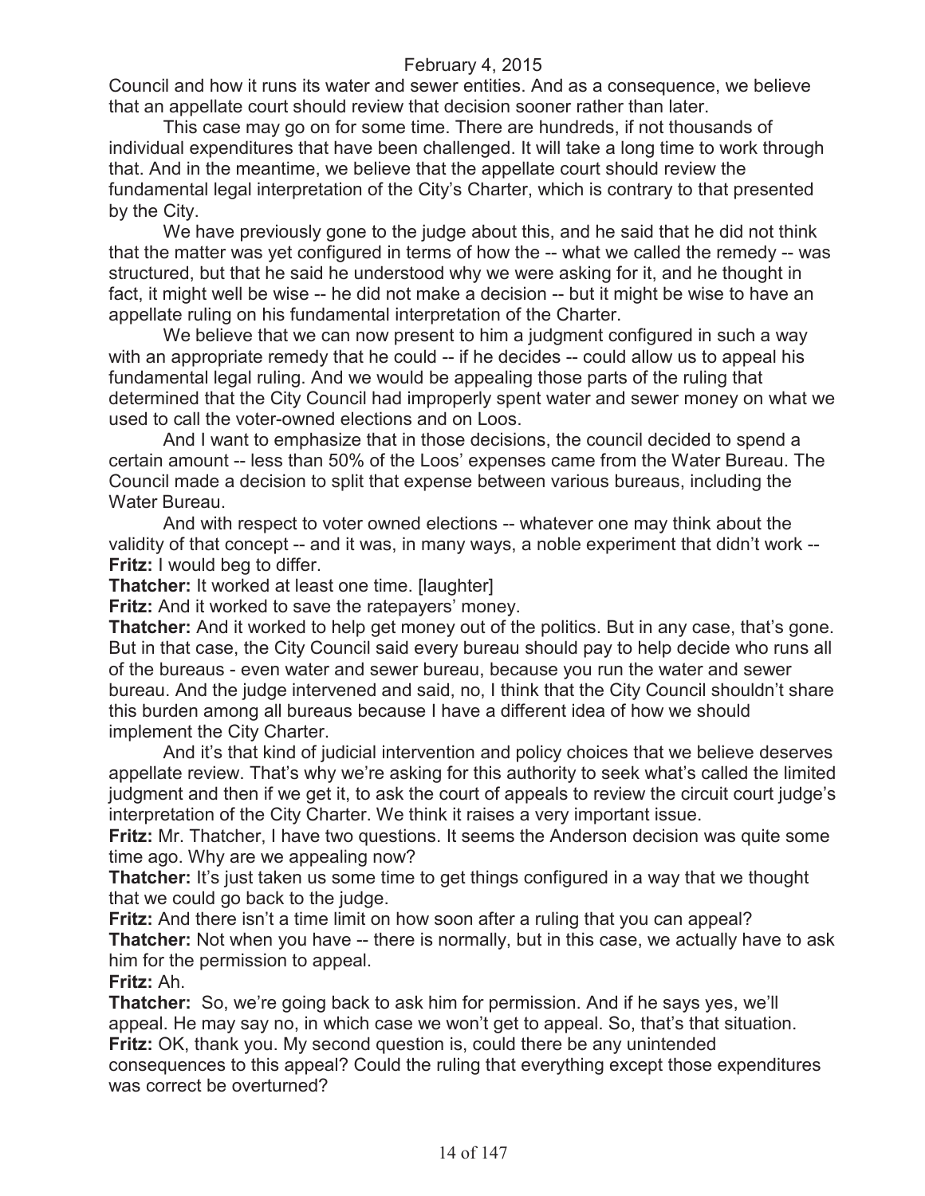Council and how it runs its water and sewer entities. And as a consequence, we believe that an appellate court should review that decision sooner rather than later.

This case may go on for some time. There are hundreds, if not thousands of individual expenditures that have been challenged. It will take a long time to work through that. And in the meantime, we believe that the appellate court should review the fundamental legal interpretation of the City's Charter, which is contrary to that presented by the City.

We have previously gone to the judge about this, and he said that he did not think that the matter was yet configured in terms of how the -- what we called the remedy -- was structured, but that he said he understood why we were asking for it, and he thought in fact, it might well be wise -- he did not make a decision -- but it might be wise to have an appellate ruling on his fundamental interpretation of the Charter.

We believe that we can now present to him a judgment configured in such a way with an appropriate remedy that he could -- if he decides -- could allow us to appeal his fundamental legal ruling. And we would be appealing those parts of the ruling that determined that the City Council had improperly spent water and sewer money on what we used to call the voter-owned elections and on Loos.

And I want to emphasize that in those decisions, the council decided to spend a certain amount -- less than 50% of the Loos' expenses came from the Water Bureau. The Council made a decision to split that expense between various bureaus, including the Water Bureau.

And with respect to voter owned elections -- whatever one may think about the validity of that concept -- and it was, in many ways, a noble experiment that didn't work --

**Fritz:** I would beg to differ.

**Thatcher:** It worked at least one time. [laughter]

**Fritz:** And it worked to save the ratepayers' money.

**Thatcher:** And it worked to help get money out of the politics. But in any case, that's gone. But in that case, the City Council said every bureau should pay to help decide who runs all of the bureaus - even water and sewer bureau, because you run the water and sewer bureau. And the judge intervened and said, no, I think that the City Council shouldn't share this burden among all bureaus because I have a different idea of how we should implement the City Charter.

And it's that kind of judicial intervention and policy choices that we believe deserves appellate review. That's why we're asking for this authority to seek what's called the limited judgment and then if we get it, to ask the court of appeals to review the circuit court judge's interpretation of the City Charter. We think it raises a very important issue.

**Fritz:** Mr. Thatcher, I have two questions. It seems the Anderson decision was quite some time ago. Why are we appealing now?

**Thatcher:** It's just taken us some time to get things configured in a way that we thought that we could go back to the judge.

**Fritz:** And there isn't a time limit on how soon after a ruling that you can appeal?

**Thatcher:** Not when you have -- there is normally, but in this case, we actually have to ask him for the permission to appeal.

**Fritz:** Ah.

**Thatcher:** So, we're going back to ask him for permission. And if he says yes, we'll appeal. He may say no, in which case we won't get to appeal. So, that's that situation.

**Fritz:** OK, thank you. My second question is, could there be any unintended consequences to this appeal? Could the ruling that everything except those expenditures was correct be overturned?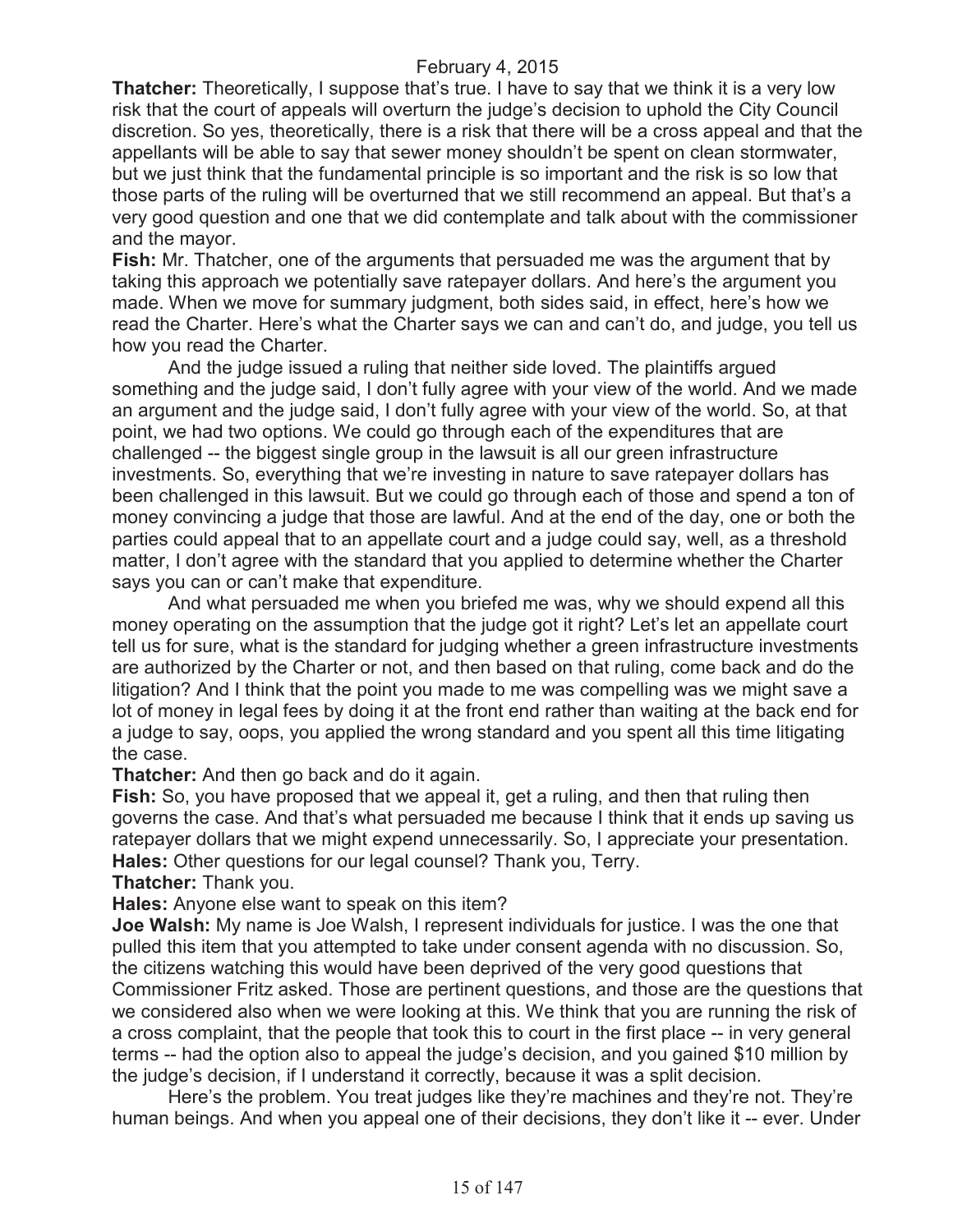**Thatcher:** Theoretically, I suppose that's true. I have to say that we think it is a very low risk that the court of appeals will overturn the judge's decision to uphold the City Council discretion. So yes, theoretically, there is a risk that there will be a cross appeal and that the appellants will be able to say that sewer money shouldn't be spent on clean stormwater, but we just think that the fundamental principle is so important and the risk is so low that those parts of the ruling will be overturned that we still recommend an appeal. But that's a very good question and one that we did contemplate and talk about with the commissioner and the mayor.

**Fish:** Mr. Thatcher, one of the arguments that persuaded me was the argument that by taking this approach we potentially save ratepayer dollars. And here's the argument you made. When we move for summary judgment, both sides said, in effect, here's how we read the Charter. Here's what the Charter says we can and can't do, and judge, you tell us how you read the Charter.

And the judge issued a ruling that neither side loved. The plaintiffs argued something and the judge said, I don't fully agree with your view of the world. And we made an argument and the judge said, I don't fully agree with your view of the world. So, at that point, we had two options. We could go through each of the expenditures that are challenged -- the biggest single group in the lawsuit is all our green infrastructure investments. So, everything that we're investing in nature to save ratepayer dollars has been challenged in this lawsuit. But we could go through each of those and spend a ton of money convincing a judge that those are lawful. And at the end of the day, one or both the parties could appeal that to an appellate court and a judge could say, well, as a threshold matter, I don't agree with the standard that you applied to determine whether the Charter says you can or can't make that expenditure.

And what persuaded me when you briefed me was, why we should expend all this money operating on the assumption that the judge got it right? Let's let an appellate court tell us for sure, what is the standard for judging whether a green infrastructure investments are authorized by the Charter or not, and then based on that ruling, come back and do the litigation? And I think that the point you made to me was compelling was we might save a lot of money in legal fees by doing it at the front end rather than waiting at the back end for a judge to say, oops, you applied the wrong standard and you spent all this time litigating the case.

**Thatcher:** And then go back and do it again.

**Fish:** So, you have proposed that we appeal it, get a ruling, and then that ruling then governs the case. And that's what persuaded me because I think that it ends up saving us ratepayer dollars that we might expend unnecessarily. So, I appreciate your presentation.

**Hales:** Other questions for our legal counsel? Thank you, Terry.

**Thatcher:** Thank you.

**Hales:** Anyone else want to speak on this item?

**Joe Walsh:** My name is Joe Walsh, I represent individuals for justice. I was the one that pulled this item that you attempted to take under consent agenda with no discussion. So, the citizens watching this would have been deprived of the very good questions that Commissioner Fritz asked. Those are pertinent questions, and those are the questions that we considered also when we were looking at this. We think that you are running the risk of a cross complaint, that the people that took this to court in the first place -- in very general terms -- had the option also to appeal the judge's decision, and you gained $10 million by the judge's decision, if I understand it correctly, because it was a split decision.

Here's the problem. You treat judges like they're machines and they're not. They're human beings. And when you appeal one of their decisions, they don't like it -- ever. Under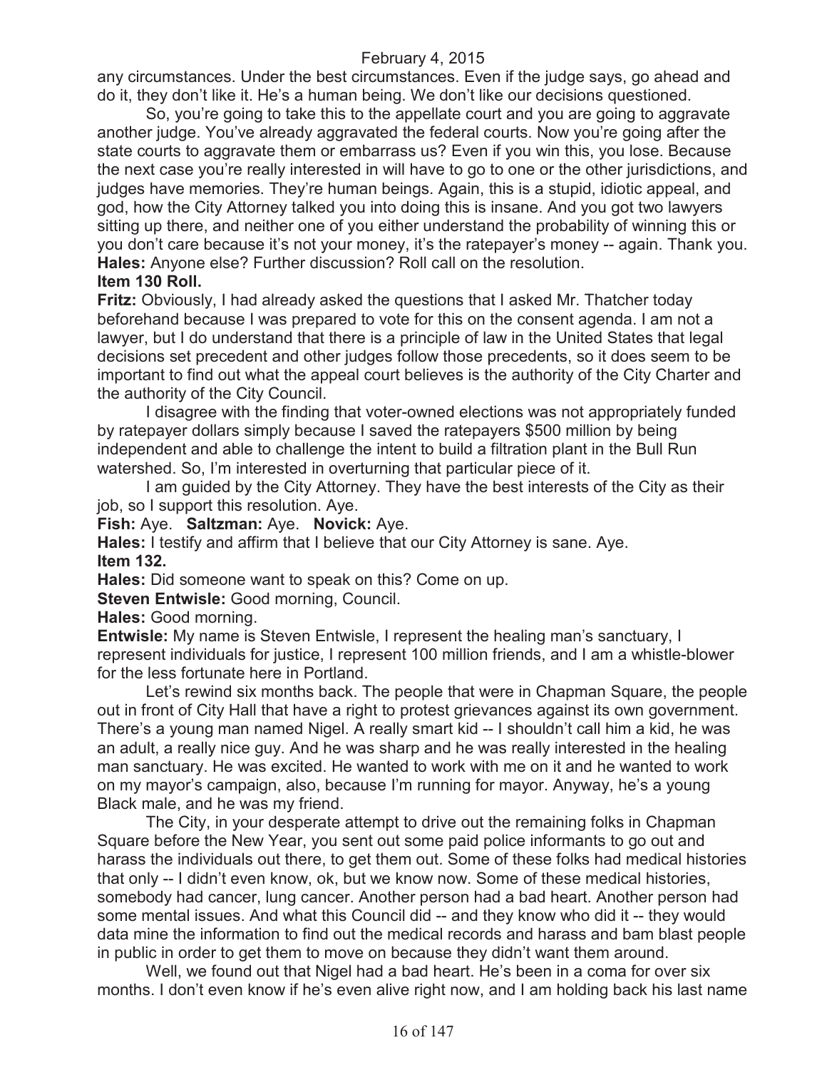any circumstances. Under the best circumstances. Even if the judge says, go ahead and do it, they don't like it. He's a human being. We don't like our decisions questioned.

So, you're going to take this to the appellate court and you are going to aggravate another judge. You've already aggravated the federal courts. Now you're going after the state courts to aggravate them or embarrass us? Even if you win this, you lose. Because the next case you're really interested in will have to go to one or the other jurisdictions, and judges have memories. They're human beings. Again, this is a stupid, idiotic appeal, and god, how the City Attorney talked you into doing this is insane. And you got two lawyers sitting up there, and neither one of you either understand the probability of winning this or you don't care because it's not your money, it's the ratepayer's money -- again. Thank you.

**Hales:** Anyone else? Further discussion? Roll call on the resolution.

**Item 130 Roll.**

**Fritz:** Obviously, I had already asked the questions that I asked Mr. Thatcher today beforehand because I was prepared to vote for this on the consent agenda. I am not a lawyer, but I do understand that there is a principle of law in the United States that legal decisions set precedent and other judges follow those precedents, so it does seem to be important to find out what the appeal court believes is the authority of the City Charter and the authority of the City Council.

I disagree with the finding that voter-owned elections was not appropriately funded by ratepayer dollars simply because I saved the ratepayers $500 million by being independent and able to challenge the intent to build a filtration plant in the Bull Run watershed. So, I'm interested in overturning that particular piece of it.

I am guided by the City Attorney. They have the best interests of the City as their job, so I support this resolution. Aye.

**Fish:** Aye. **Saltzman:** Aye. **Novick:** Aye.

**Hales:** I testify and affirm that I believe that our City Attorney is sane. Aye.

**Item 132.**

**Hales:** Did someone want to speak on this? Come on up.

**Steven Entwisle:** Good morning, Council.

**Hales:** Good morning.

**Entwisle:** My name is Steven Entwisle, I represent the healing man's sanctuary, I represent individuals for justice, I represent 100 million friends, and I am a whistle-blower for the less fortunate here in Portland.

Let's rewind six months back. The people that were in Chapman Square, the people out in front of City Hall that have a right to protest grievances against its own government. There's a young man named Nigel. A really smart kid -- I shouldn't call him a kid, he was an adult, a really nice guy. And he was sharp and he was really interested in the healing man sanctuary. He was excited. He wanted to work with me on it and he wanted to work on my mayor's campaign, also, because I'm running for mayor. Anyway, he's a young Black male, and he was my friend.

The City, in your desperate attempt to drive out the remaining folks in Chapman Square before the New Year, you sent out some paid police informants to go out and harass the individuals out there, to get them out. Some of these folks had medical histories that only -- I didn't even know, ok, but we know now. Some of these medical histories, somebody had cancer, lung cancer. Another person had a bad heart. Another person had some mental issues. And what this Council did -- and they know who did it -- they would data mine the information to find out the medical records and harass and bam blast people in public in order to get them to move on because they didn't want them around.

Well, we found out that Nigel had a bad heart. He's been in a coma for over six months. I don't even know if he's even alive right now, and I am holding back his last name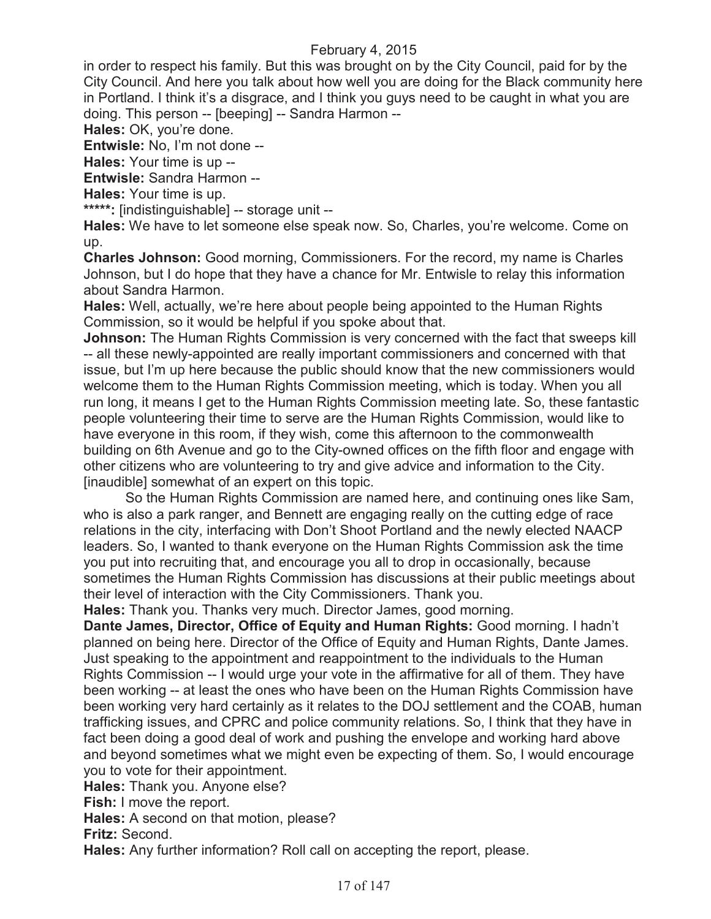in order to respect his family. But this was brought on by the City Council, paid for by the City Council. And here you talk about how well you are doing for the Black community here in Portland. I think it's a disgrace, and I think you guys need to be caught in what you are doing. This person -- [beeping] -- Sandra Harmon --

**Hales:** OK, you're done.

**Entwisle:** No, I'm not done --

**Hales:** Your time is up --

**Entwisle:** Sandra Harmon --

**Hales:** Your time is up.

*****: [indistinguishable] -- storage unit --

**Hales:** We have to let someone else speak now. So, Charles, you're welcome. Come on up.

**Charles Johnson:** Good morning, Commissioners. For the record, my name is Charles Johnson, but I do hope that they have a chance for Mr. Entwisle to relay this information about Sandra Harmon.

**Hales:** Well, actually, we're here about people being appointed to the Human Rights Commission, so it would be helpful if you spoke about that.

**Johnson:** The Human Rights Commission is very concerned with the fact that sweeps kill -- all these newly-appointed are really important commissioners and concerned with that issue, but I'm up here because the public should know that the new commissioners would welcome them to the Human Rights Commission meeting, which is today. When you all run long, it means I get to the Human Rights Commission meeting late. So, these fantastic people volunteering their time to serve are the Human Rights Commission, would like to have everyone in this room, if they wish, come this afternoon to the commonwealth building on 6th Avenue and go to the City-owned offices on the fifth floor and engage with other citizens who are volunteering to try and give advice and information to the City. [inaudible] somewhat of an expert on this topic.

So the Human Rights Commission are named here, and continuing ones like Sam, who is also a park ranger, and Bennett are engaging really on the cutting edge of race relations in the city, interfacing with Don't Shoot Portland and the newly elected NAACP leaders. So, I wanted to thank everyone on the Human Rights Commission ask the time you put into recruiting that, and encourage you all to drop in occasionally, because sometimes the Human Rights Commission has discussions at their public meetings about their level of interaction with the City Commissioners. Thank you.

**Hales:** Thank you. Thanks very much. Director James, good morning.

**Dante James, Director, Office of Equity and Human Rights:** Good morning. I hadn't planned on being here. Director of the Office of Equity and Human Rights, Dante James. Just speaking to the appointment and reappointment to the individuals to the Human Rights Commission -- I would urge your vote in the affirmative for all of them. They have been working -- at least the ones who have been on the Human Rights Commission have been working very hard certainly as it relates to the DOJ settlement and the COAB, human trafficking issues, and CPRC and police community relations. So, I think that they have in fact been doing a good deal of work and pushing the envelope and working hard above and beyond sometimes what we might even be expecting of them. So, I would encourage you to vote for their appointment.

**Hales:** Thank you. Anyone else?

**Fish:** I move the report.

**Hales:** A second on that motion, please?

**Fritz:** Second.

**Hales:** Any further information? Roll call on accepting the report, please.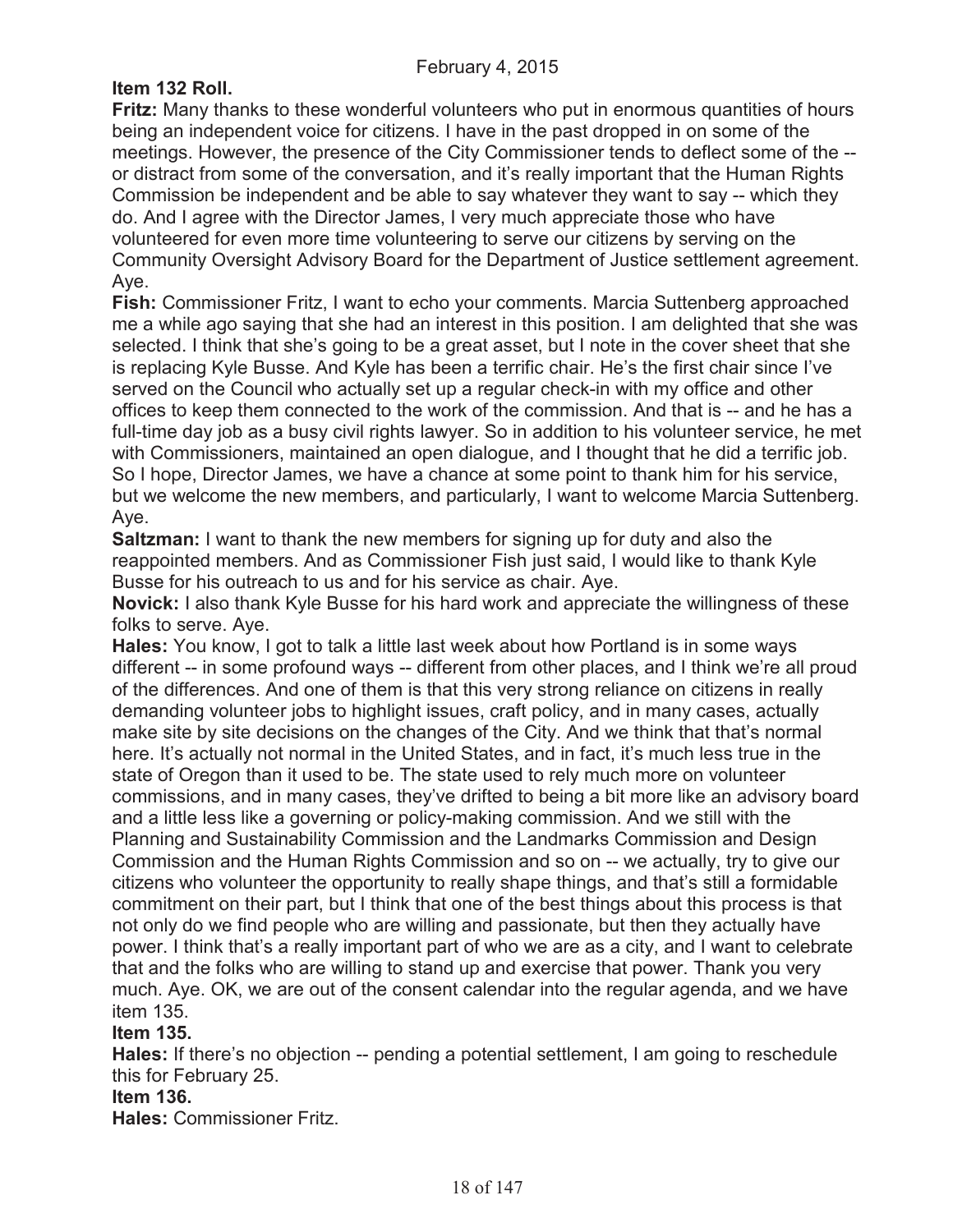**Item 132 Roll.**

**Fritz:** Many thanks to these wonderful volunteers who put in enormous quantities of hours being an independent voice for citizens. I have in the past dropped in on some of the meetings. However, the presence of the City Commissioner tends to deflect some of the -- or distract from some of the conversation, and it's really important that the Human Rights Commission be independent and be able to say whatever they want to say -- which they do. And I agree with the Director James, I very much appreciate those who have volunteered for even more time volunteering to serve our citizens by serving on the Community Oversight Advisory Board for the Department of Justice settlement agreement. Aye.

**Fish:** Commissioner Fritz, I want to echo your comments. Marcia Suttenberg approached me a while ago saying that she had an interest in this position. I am delighted that she was selected. I think that she's going to be a great asset, but I note in the cover sheet that she is replacing Kyle Busse. And Kyle has been a terrific chair. He's the first chair since I've served on the Council who actually set up a regular check-in with my office and other offices to keep them connected to the work of the commission. And that is -- and he has a full-time day job as a busy civil rights lawyer. So in addition to his volunteer service, he met with Commissioners, maintained an open dialogue, and I thought that he did a terrific job. So I hope, Director James, we have a chance at some point to thank him for his service, but we welcome the new members, and particularly, I want to welcome Marcia Suttenberg. Aye.

**Saltzman:** I want to thank the new members for signing up for duty and also the reappointed members. And as Commissioner Fish just said, I would like to thank Kyle Busse for his outreach to us and for his service as chair. Aye.

**Novick:** I also thank Kyle Busse for his hard work and appreciate the willingness of these folks to serve. Aye.

**Hales:** You know, I got to talk a little last week about how Portland is in some ways different -- in some profound ways -- different from other places, and I think we're all proud of the differences. And one of them is that this very strong reliance on citizens in really demanding volunteer jobs to highlight issues, craft policy, and in many cases, actually make site by site decisions on the changes of the City. And we think that that's normal here. It's actually not normal in the United States, and in fact, it's much less true in the state of Oregon than it used to be. The state used to rely much more on volunteer commissions, and in many cases, they've drifted to being a bit more like an advisory board and a little less like a governing or policy-making commission. And we still with the Planning and Sustainability Commission and the Landmarks Commission and Design Commission and the Human Rights Commission and so on -- we actually, try to give our citizens who volunteer the opportunity to really shape things, and that's still a formidable commitment on their part, but I think that one of the best things about this process is that not only do we find people who are willing and passionate, but then they actually have power. I think that's a really important part of who we are as a city, and I want to celebrate that and the folks who are willing to stand up and exercise that power. Thank you very much. Aye. OK, we are out of the consent calendar into the regular agenda, and we have item 135.

**Item 135.**

**Hales:** If there's no objection -- pending a potential settlement, I am going to reschedule this for February 25.

**Item 136.**

**Hales:** Commissioner Fritz.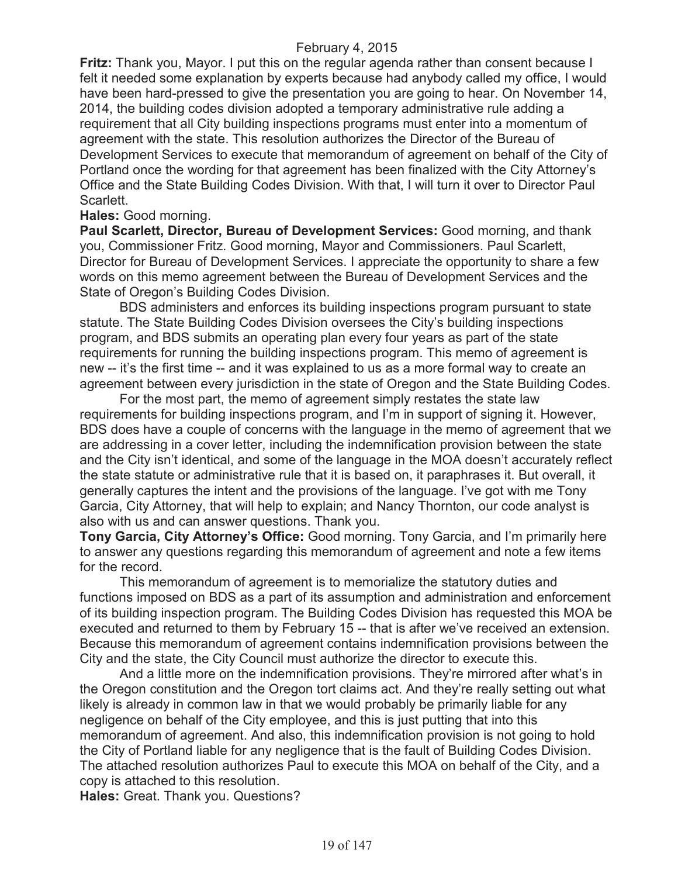**Fritz:** Thank you, Mayor. I put this on the regular agenda rather than consent because I felt it needed some explanation by experts because had anybody called my office, I would have been hard-pressed to give the presentation you are going to hear. On November 14, 2014, the building codes division adopted a temporary administrative rule adding a requirement that all City building inspections programs must enter into a momentum of agreement with the state. This resolution authorizes the Director of the Bureau of Development Services to execute that memorandum of agreement on behalf of the City of Portland once the wording for that agreement has been finalized with the City Attorney's Office and the State Building Codes Division. With that, I will turn it over to Director Paul Scarlett.

**Hales:** Good morning.

**Paul Scarlett, Director, Bureau of Development Services:** Good morning, and thank you, Commissioner Fritz. Good morning, Mayor and Commissioners. Paul Scarlett, Director for Bureau of Development Services. I appreciate the opportunity to share a few words on this memo agreement between the Bureau of Development Services and the State of Oregon's Building Codes Division.

BDS administers and enforces its building inspections program pursuant to state statute. The State Building Codes Division oversees the City's building inspections program, and BDS submits an operating plan every four years as part of the state requirements for running the building inspections program. This memo of agreement is new -- it's the first time -- and it was explained to us as a more formal way to create an agreement between every jurisdiction in the state of Oregon and the State Building Codes.

For the most part, the memo of agreement simply restates the state law requirements for building inspections program, and I'm in support of signing it. However, BDS does have a couple of concerns with the language in the memo of agreement that we are addressing in a cover letter, including the indemnification provision between the state and the City isn't identical, and some of the language in the MOA doesn't accurately reflect the state statute or administrative rule that it is based on, it paraphrases it. But overall, it generally captures the intent and the provisions of the language. I've got with me Tony Garcia, City Attorney, that will help to explain; and Nancy Thornton, our code analyst is also with us and can answer questions. Thank you.

**Tony Garcia, City Attorney's Office:** Good morning. Tony Garcia, and I'm primarily here to answer any questions regarding this memorandum of agreement and note a few items for the record.

This memorandum of agreement is to memorialize the statutory duties and functions imposed on BDS as a part of its assumption and administration and enforcement of its building inspection program. The Building Codes Division has requested this MOA be executed and returned to them by February 15 -- that is after we've received an extension. Because this memorandum of agreement contains indemnification provisions between the City and the state, the City Council must authorize the director to execute this.

And a little more on the indemnification provisions. They're mirrored after what's in the Oregon constitution and the Oregon tort claims act. And they're really setting out what likely is already in common law in that we would probably be primarily liable for any negligence on behalf of the City employee, and this is just putting that into this memorandum of agreement. And also, this indemnification provision is not going to hold the City of Portland liable for any negligence that is the fault of Building Codes Division. The attached resolution authorizes Paul to execute this MOA on behalf of the City, and a copy is attached to this resolution.

**Hales:** Great. Thank you. Questions?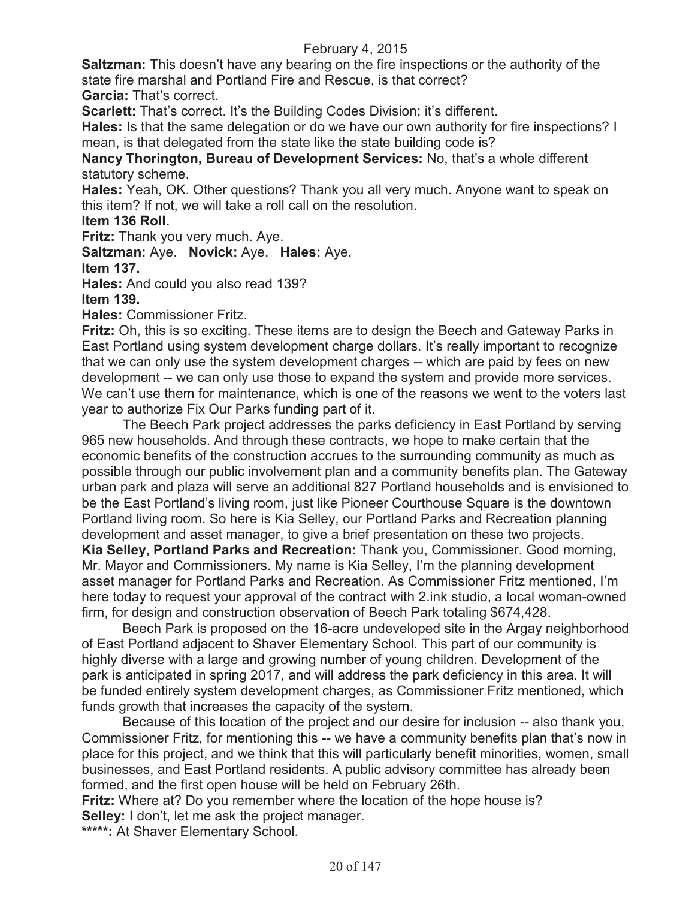**Saltzman:** This doesn't have any bearing on the fire inspections or the authority of the state fire marshal and Portland Fire and Rescue, is that correct?

**Garcia:** That's correct.

**Scarlett:** That's correct. It's the Building Codes Division; it's different.

**Hales:** Is that the same delegation or do we have our own authority for fire inspections? I mean, is that delegated from the state like the state building code is?

**Nancy Thorington, Bureau of Development Services:** No, that's a whole different statutory scheme.

**Hales:** Yeah, OK. Other questions? Thank you all very much. Anyone want to speak on this item? If not, we will take a roll call on the resolution.

**Item 136 Roll.**

**Fritz:** Thank you very much. Aye.

**Saltzman:** Aye. **Novick:** Aye. **Hales:** Aye.

**Item 137.**

**Hales:** And could you also read 139?

**Item 139.**

**Hales:** Commissioner Fritz.

**Fritz:** Oh, this is so exciting. These items are to design the Beech and Gateway Parks in East Portland using system development charge dollars. It's really important to recognize that we can only use the system development charges -- which are paid by fees on new development -- we can only use those to expand the system and provide more services. We can't use them for maintenance, which is one of the reasons we went to the voters last year to authorize Fix Our Parks funding part of it.

The Beech Park project addresses the parks deficiency in East Portland by serving 965 new households. And through these contracts, we hope to make certain that the economic benefits of the construction accrues to the surrounding community as much as possible through our public involvement plan and a community benefits plan. The Gateway urban park and plaza will serve an additional 827 Portland households and is envisioned to be the East Portland's living room, just like Pioneer Courthouse Square is the downtown Portland living room. So here is Kia Selley, our Portland Parks and Recreation planning development and asset manager, to give a brief presentation on these two projects.

**Kia Selley, Portland Parks and Recreation:** Thank you, Commissioner. Good morning, Mr. Mayor and Commissioners. My name is Kia Selley, I'm the planning development asset manager for Portland Parks and Recreation. As Commissioner Fritz mentioned, I'm here today to request your approval of the contract with 2.ink studio, a local woman-owned firm, for design and construction observation of Beech Park totaling $674,428.

Beech Park is proposed on the 16-acre undeveloped site in the Argay neighborhood of East Portland adjacent to Shaver Elementary School. This part of our community is highly diverse with a large and growing number of young children. Development of the park is anticipated in spring 2017, and will address the park deficiency in this area. It will be funded entirely system development charges, as Commissioner Fritz mentioned, which funds growth that increases the capacity of the system.

Because of this location of the project and our desire for inclusion -- also thank you, Commissioner Fritz, for mentioning this -- we have a community benefits plan that's now in place for this project, and we think that this will particularly benefit minorities, women, small businesses, and East Portland residents. A public advisory committee has already been formed, and the first open house will be held on February 26th.

**Fritz:** Where at? Do you remember where the location of the hope house is?

**Selley:** I don't, let me ask the project manager.

**\*\*\*\*\*:** At Shaver Elementary School.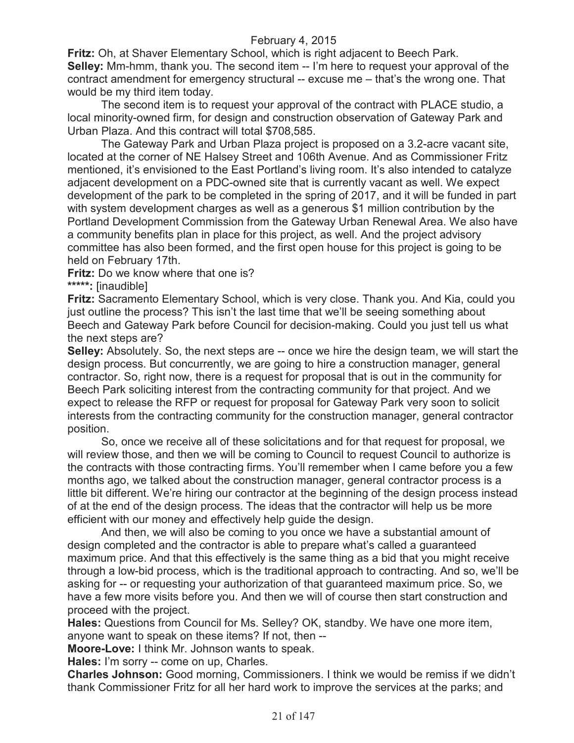**Fritz:** Oh, at Shaver Elementary School, which is right adjacent to Beech Park.

**Selley:** Mm-hmm, thank you. The second item -- I'm here to request your approval of the contract amendment for emergency structural -- excuse me – that's the wrong one. That would be my third item today.

The second item is to request your approval of the contract with PLACE studio, a local minority-owned firm, for design and construction observation of Gateway Park and Urban Plaza. And this contract will total $708,585.

The Gateway Park and Urban Plaza project is proposed on a 3.2-acre vacant site, located at the corner of NE Halsey Street and 106th Avenue. And as Commissioner Fritz mentioned, it's envisioned to the East Portland's living room. It's also intended to catalyze adjacent development on a PDC-owned site that is currently vacant as well. We expect development of the park to be completed in the spring of 2017, and it will be funded in part with system development charges as well as a generous $1 million contribution by the Portland Development Commission from the Gateway Urban Renewal Area. We also have a community benefits plan in place for this project, as well. And the project advisory committee has also been formed, and the first open house for this project is going to be held on February 17th.

**Fritz:** Do we know where that one is?

**\*\*\*\*\*:** [inaudible]

**Fritz:** Sacramento Elementary School, which is very close. Thank you. And Kia, could you just outline the process? This isn't the last time that we'll be seeing something about Beech and Gateway Park before Council for decision-making. Could you just tell us what the next steps are?

**Selley:** Absolutely. So, the next steps are -- once we hire the design team, we will start the design process. But concurrently, we are going to hire a construction manager, general contractor. So, right now, there is a request for proposal that is out in the community for Beech Park soliciting interest from the contracting community for that project. And we expect to release the RFP or request for proposal for Gateway Park very soon to solicit interests from the contracting community for the construction manager, general contractor position.

So, once we receive all of these solicitations and for that request for proposal, we will review those, and then we will be coming to Council to request Council to authorize is the contracts with those contracting firms. You'll remember when I came before you a few months ago, we talked about the construction manager, general contractor process is a little bit different. We're hiring our contractor at the beginning of the design process instead of at the end of the design process. The ideas that the contractor will help us be more efficient with our money and effectively help guide the design.

And then, we will also be coming to you once we have a substantial amount of design completed and the contractor is able to prepare what's called a guaranteed maximum price. And that this effectively is the same thing as a bid that you might receive through a low-bid process, which is the traditional approach to contracting. And so, we'll be asking for -- or requesting your authorization of that guaranteed maximum price. So, we have a few more visits before you. And then we will of course then start construction and proceed with the project.

**Hales:** Questions from Council for Ms. Selley? OK, standby. We have one more item, anyone want to speak on these items? If not, then --

**Moore-Love:** I think Mr. Johnson wants to speak.

**Hales:** I'm sorry -- come on up, Charles.

**Charles Johnson:** Good morning, Commissioners. I think we would be remiss if we didn't thank Commissioner Fritz for all her hard work to improve the services at the parks; and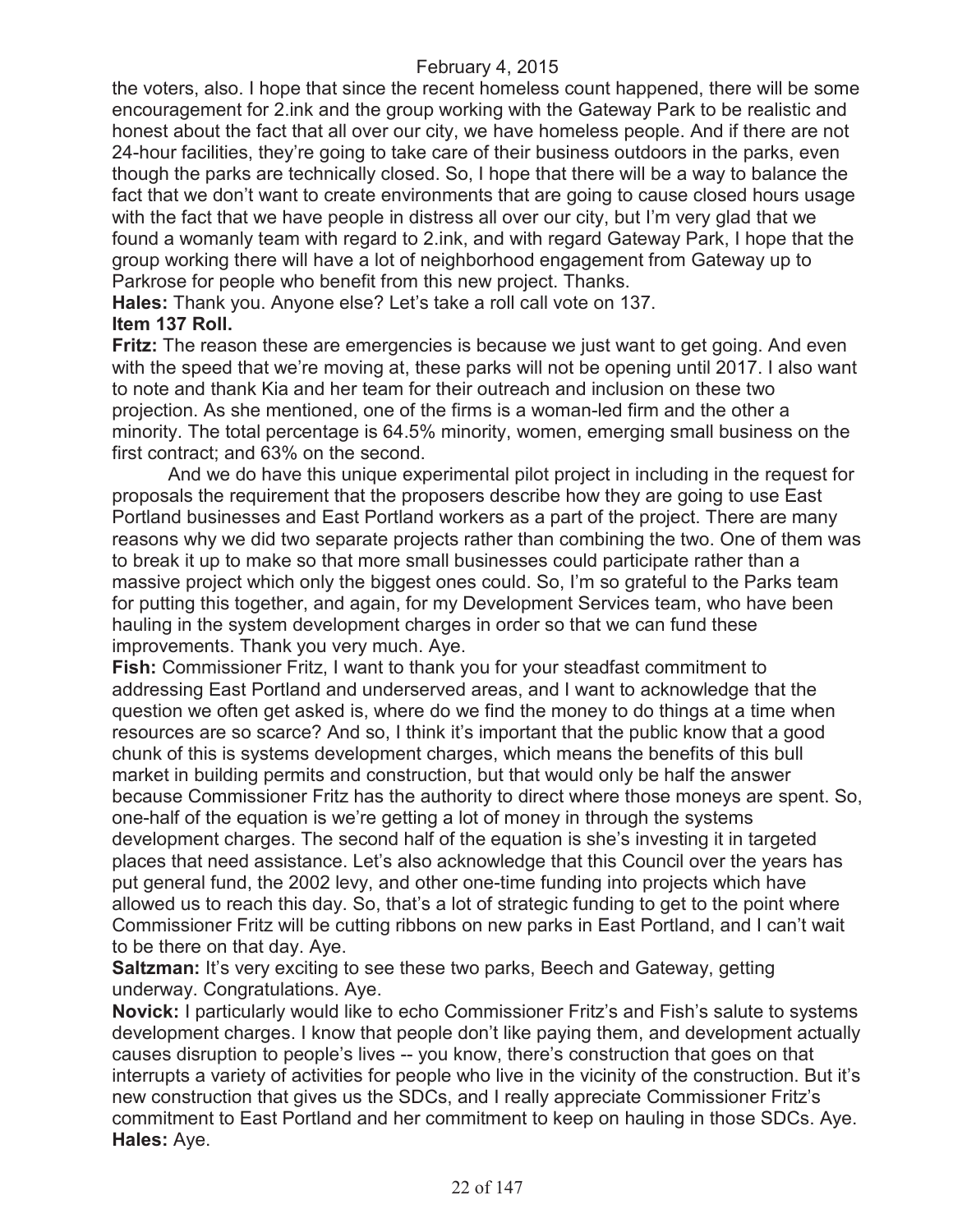the voters, also. I hope that since the recent homeless count happened, there will be some encouragement for 2.ink and the group working with the Gateway Park to be realistic and honest about the fact that all over our city, we have homeless people. And if there are not 24-hour facilities, they're going to take care of their business outdoors in the parks, even though the parks are technically closed. So, I hope that there will be a way to balance the fact that we don't want to create environments that are going to cause closed hours usage with the fact that we have people in distress all over our city, but I'm very glad that we found a womanly team with regard to 2.ink, and with regard Gateway Park, I hope that the group working there will have a lot of neighborhood engagement from Gateway up to Parkrose for people who benefit from this new project. Thanks.

**Hales:** Thank you. Anyone else? Let's take a roll call vote on 137.

**Item 137 Roll.**

**Fritz:** The reason these are emergencies is because we just want to get going. And even with the speed that we're moving at, these parks will not be opening until 2017. I also want to note and thank Kia and her team for their outreach and inclusion on these two projection. As she mentioned, one of the firms is a woman-led firm and the other a minority. The total percentage is 64.5% minority, women, emerging small business on the first contract; and 63% on the second.

And we do have this unique experimental pilot project in including in the request for proposals the requirement that the proposers describe how they are going to use East Portland businesses and East Portland workers as a part of the project. There are many reasons why we did two separate projects rather than combining the two. One of them was to break it up to make so that more small businesses could participate rather than a massive project which only the biggest ones could. So, I'm so grateful to the Parks team for putting this together, and again, for my Development Services team, who have been hauling in the system development charges in order so that we can fund these improvements. Thank you very much. Aye.

**Fish:** Commissioner Fritz, I want to thank you for your steadfast commitment to addressing East Portland and underserved areas, and I want to acknowledge that the question we often get asked is, where do we find the money to do things at a time when resources are so scarce? And so, I think it's important that the public know that a good chunk of this is systems development charges, which means the benefits of this bull market in building permits and construction, but that would only be half the answer because Commissioner Fritz has the authority to direct where those moneys are spent. So, one-half of the equation is we're getting a lot of money in through the systems development charges. The second half of the equation is she's investing it in targeted places that need assistance. Let's also acknowledge that this Council over the years has put general fund, the 2002 levy, and other one-time funding into projects which have allowed us to reach this day. So, that's a lot of strategic funding to get to the point where Commissioner Fritz will be cutting ribbons on new parks in East Portland, and I can't wait to be there on that day. Aye.

**Saltzman:** It's very exciting to see these two parks, Beech and Gateway, getting underway. Congratulations. Aye.

**Novick:** I particularly would like to echo Commissioner Fritz's and Fish's salute to systems development charges. I know that people don't like paying them, and development actually causes disruption to people's lives -- you know, there's construction that goes on that interrupts a variety of activities for people who live in the vicinity of the construction. But it's new construction that gives us the SDCs, and I really appreciate Commissioner Fritz's commitment to East Portland and her commitment to keep on hauling in those SDCs. Aye.

**Hales:** Aye.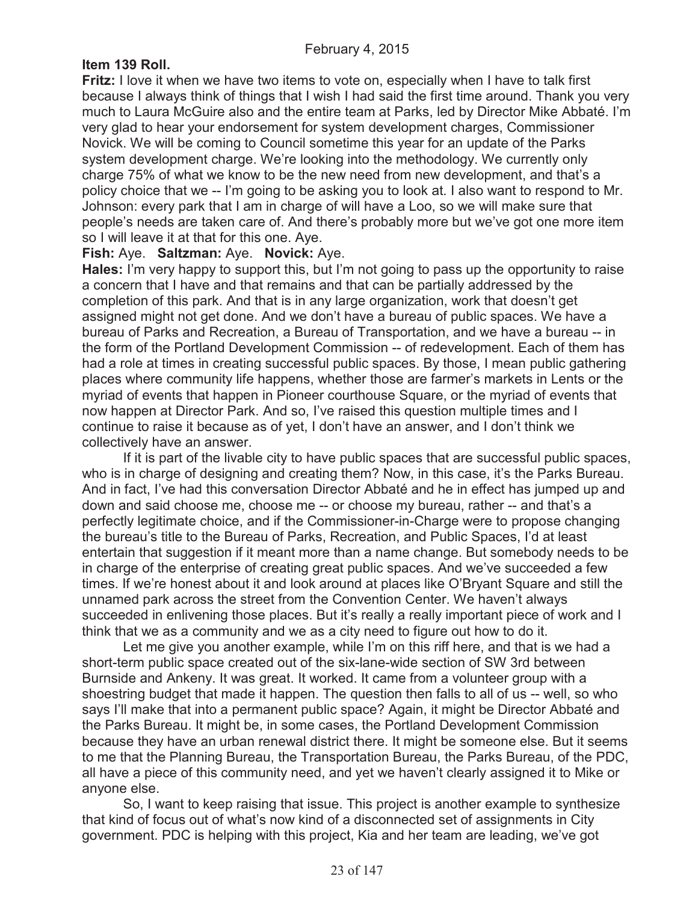**Item 139 Roll.**

**Fritz:** I love it when we have two items to vote on, especially when I have to talk first because I always think of things that I wish I had said the first time around. Thank you very much to Laura McGuire also and the entire team at Parks, led by Director Mike Abbaté. I'm very glad to hear your endorsement for system development charges, Commissioner Novick. We will be coming to Council sometime this year for an update of the Parks system development charge. We're looking into the methodology. We currently only charge 75% of what we know to be the new need from new development, and that's a policy choice that we -- I'm going to be asking you to look at. I also want to respond to Mr. Johnson: every park that I am in charge of will have a Loo, so we will make sure that people's needs are taken care of. And there's probably more but we've got one more item so I will leave it at that for this one. Aye.

**Fish:** Aye. **Saltzman:** Aye. **Novick:** Aye.

**Hales:** I'm very happy to support this, but I'm not going to pass up the opportunity to raise a concern that I have and that remains and that can be partially addressed by the completion of this park. And that is in any large organization, work that doesn't get assigned might not get done. And we don't have a bureau of public spaces. We have a bureau of Parks and Recreation, a Bureau of Transportation, and we have a bureau -- in the form of the Portland Development Commission -- of redevelopment. Each of them has had a role at times in creating successful public spaces. By those, I mean public gathering places where community life happens, whether those are farmer's markets in Lents or the myriad of events that happen in Pioneer courthouse Square, or the myriad of events that now happen at Director Park. And so, I've raised this question multiple times and I continue to raise it because as of yet, I don't have an answer, and I don't think we collectively have an answer.

If it is part of the livable city to have public spaces that are successful public spaces, who is in charge of designing and creating them? Now, in this case, it's the Parks Bureau. And in fact, I've had this conversation Director Abbaté and he in effect has jumped up and down and said choose me, choose me -- or choose my bureau, rather -- and that's a perfectly legitimate choice, and if the Commissioner-in-Charge were to propose changing the bureau's title to the Bureau of Parks, Recreation, and Public Spaces, I'd at least entertain that suggestion if it meant more than a name change. But somebody needs to be in charge of the enterprise of creating great public spaces. And we've succeeded a few times. If we're honest about it and look around at places like O'Bryant Square and still the unnamed park across the street from the Convention Center. We haven't always succeeded in enlivening those places. But it's really a really important piece of work and I think that we as a community and we as a city need to figure out how to do it.

Let me give you another example, while I'm on this riff here, and that is we had a short-term public space created out of the six-lane-wide section of SW 3rd between Burnside and Ankeny. It was great. It worked. It came from a volunteer group with a shoestring budget that made it happen. The question then falls to all of us -- well, so who says I'll make that into a permanent public space? Again, it might be Director Abbaté and the Parks Bureau. It might be, in some cases, the Portland Development Commission because they have an urban renewal district there. It might be someone else. But it seems to me that the Planning Bureau, the Transportation Bureau, the Parks Bureau, of the PDC, all have a piece of this community need, and yet we haven't clearly assigned it to Mike or anyone else.

So, I want to keep raising that issue. This project is another example to synthesize that kind of focus out of what's now kind of a disconnected set of assignments in City government. PDC is helping with this project, Kia and her team are leading, we've got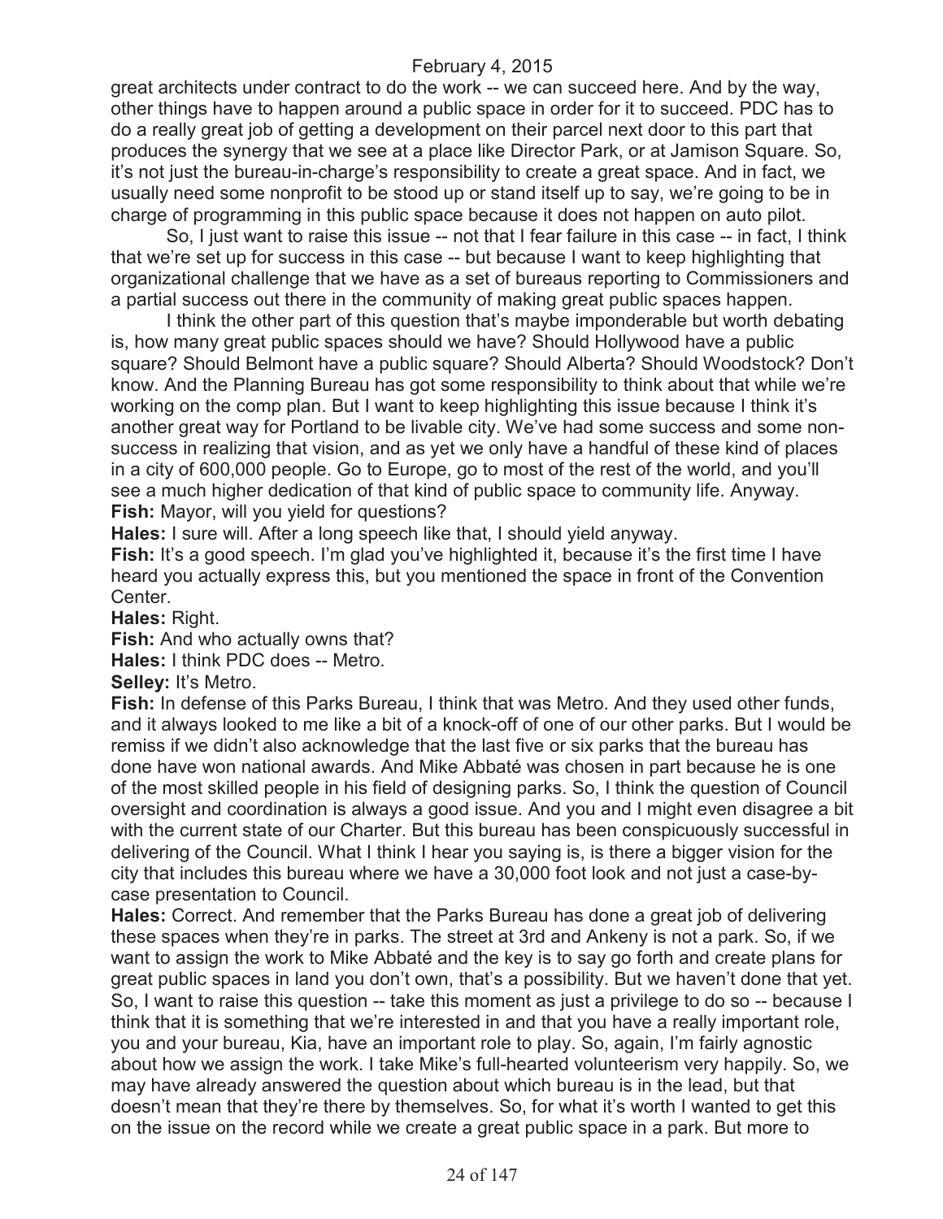great architects under contract to do the work -- we can succeed here. And by the way, other things have to happen around a public space in order for it to succeed. PDC has to do a really great job of getting a development on their parcel next door to this part that produces the synergy that we see at a place like Director Park, or at Jamison Square. So, it's not just the bureau-in-charge's responsibility to create a great space. And in fact, we usually need some nonprofit to be stood up or stand itself up to say, we're going to be in charge of programming in this public space because it does not happen on auto pilot.

So, I just want to raise this issue -- not that I fear failure in this case -- in fact, I think that we're set up for success in this case -- but because I want to keep highlighting that organizational challenge that we have as a set of bureaus reporting to Commissioners and a partial success out there in the community of making great public spaces happen.

I think the other part of this question that's maybe imponderable but worth debating is, how many great public spaces should we have? Should Hollywood have a public square? Should Belmont have a public square? Should Alberta? Should Woodstock? Don't know. And the Planning Bureau has got some responsibility to think about that while we're working on the comp plan. But I want to keep highlighting this issue because I think it's another great way for Portland to be livable city. We've had some success and some non-success in realizing that vision, and as yet we only have a handful of these kind of places in a city of 600,000 people. Go to Europe, go to most of the rest of the world, and you'll see a much higher dedication of that kind of public space to community life. Anyway.

**Fish:** Mayor, will you yield for questions?

**Hales:** I sure will. After a long speech like that, I should yield anyway.

**Fish:** It's a good speech. I'm glad you've highlighted it, because it's the first time I have heard you actually express this, but you mentioned the space in front of the Convention Center.

**Hales:** Right.

**Fish:** And who actually owns that?

**Hales:** I think PDC does -- Metro.

**Selley:** It's Metro.

**Fish:** In defense of this Parks Bureau, I think that was Metro. And they used other funds, and it always looked to me like a bit of a knock-off of one of our other parks. But I would be remiss if we didn't also acknowledge that the last five or six parks that the bureau has done have won national awards. And Mike Abbaté was chosen in part because he is one of the most skilled people in his field of designing parks. So, I think the question of Council oversight and coordination is always a good issue. And you and I might even disagree a bit with the current state of our Charter. But this bureau has been conspicuously successful in delivering of the Council. What I think I hear you saying is, is there a bigger vision for the city that includes this bureau where we have a 30,000 foot look and not just a case-by-case presentation to Council.

**Hales:** Correct. And remember that the Parks Bureau has done a great job of delivering these spaces when they're in parks. The street at 3rd and Ankeny is not a park. So, if we want to assign the work to Mike Abbaté and the key is to say go forth and create plans for great public spaces in land you don't own, that's a possibility. But we haven't done that yet. So, I want to raise this question -- take this moment as just a privilege to do so -- because I think that it is something that we're interested in and that you have a really important role, you and your bureau, Kia, have an important role to play. So, again, I'm fairly agnostic about how we assign the work. I take Mike's full-hearted volunteerism very happily. So, we may have already answered the question about which bureau is in the lead, but that doesn't mean that they're there by themselves. So, for what it's worth I wanted to get this on the issue on the record while we create a great public space in a park. But more to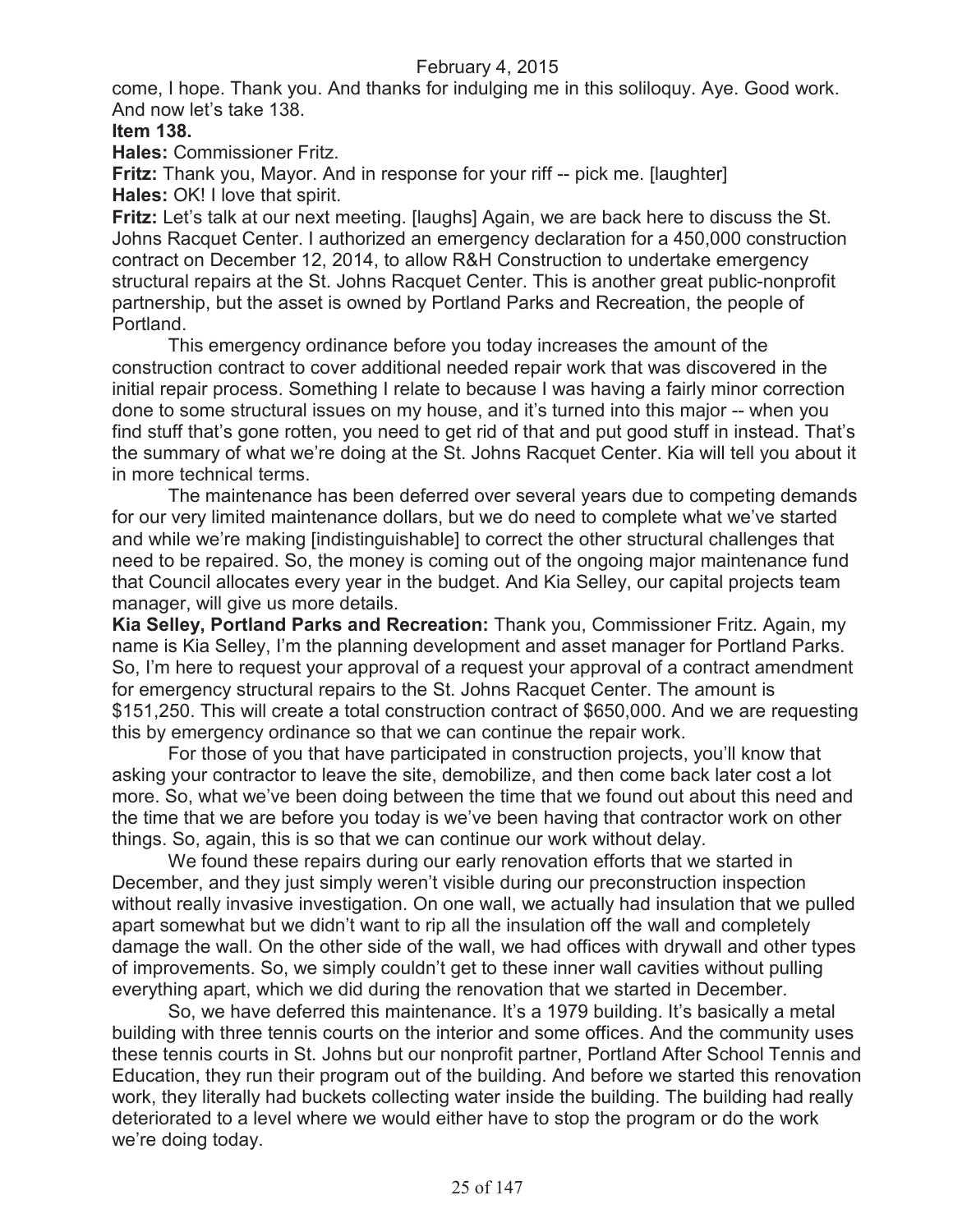come, I hope. Thank you. And thanks for indulging me in this soliloquy. Aye. Good work. And now let's take 138.

**Item 138.**

**Hales:** Commissioner Fritz.

**Fritz:** Thank you, Mayor. And in response for your riff -- pick me. [laughter]

**Hales:** OK! I love that spirit.

**Fritz:** Let's talk at our next meeting. [laughs] Again, we are back here to discuss the St. Johns Racquet Center. I authorized an emergency declaration for a 450,000 construction contract on December 12, 2014, to allow R&H Construction to undertake emergency structural repairs at the St. Johns Racquet Center. This is another great public-nonprofit partnership, but the asset is owned by Portland Parks and Recreation, the people of Portland.

This emergency ordinance before you today increases the amount of the construction contract to cover additional needed repair work that was discovered in the initial repair process. Something I relate to because I was having a fairly minor correction done to some structural issues on my house, and it's turned into this major -- when you find stuff that's gone rotten, you need to get rid of that and put good stuff in instead. That's the summary of what we're doing at the St. Johns Racquet Center. Kia will tell you about it in more technical terms.

The maintenance has been deferred over several years due to competing demands for our very limited maintenance dollars, but we do need to complete what we've started and while we're making [indistinguishable] to correct the other structural challenges that need to be repaired. So, the money is coming out of the ongoing major maintenance fund that Council allocates every year in the budget. And Kia Selley, our capital projects team manager, will give us more details.

**Kia Selley, Portland Parks and Recreation:** Thank you, Commissioner Fritz. Again, my name is Kia Selley, I'm the planning development and asset manager for Portland Parks. So, I'm here to request your approval of a request your approval of a contract amendment for emergency structural repairs to the St. Johns Racquet Center. The amount is $151,250. This will create a total construction contract of $650,000. And we are requesting this by emergency ordinance so that we can continue the repair work.

For those of you that have participated in construction projects, you'll know that asking your contractor to leave the site, demobilize, and then come back later cost a lot more. So, what we've been doing between the time that we found out about this need and the time that we are before you today is we've been having that contractor work on other things. So, again, this is so that we can continue our work without delay.

We found these repairs during our early renovation efforts that we started in December, and they just simply weren't visible during our preconstruction inspection without really invasive investigation. On one wall, we actually had insulation that we pulled apart somewhat but we didn't want to rip all the insulation off the wall and completely damage the wall. On the other side of the wall, we had offices with drywall and other types of improvements. So, we simply couldn't get to these inner wall cavities without pulling everything apart, which we did during the renovation that we started in December.

So, we have deferred this maintenance. It's a 1979 building. It's basically a metal building with three tennis courts on the interior and some offices. And the community uses these tennis courts in St. Johns but our nonprofit partner, Portland After School Tennis and Education, they run their program out of the building. And before we started this renovation work, they literally had buckets collecting water inside the building. The building had really deteriorated to a level where we would either have to stop the program or do the work we're doing today.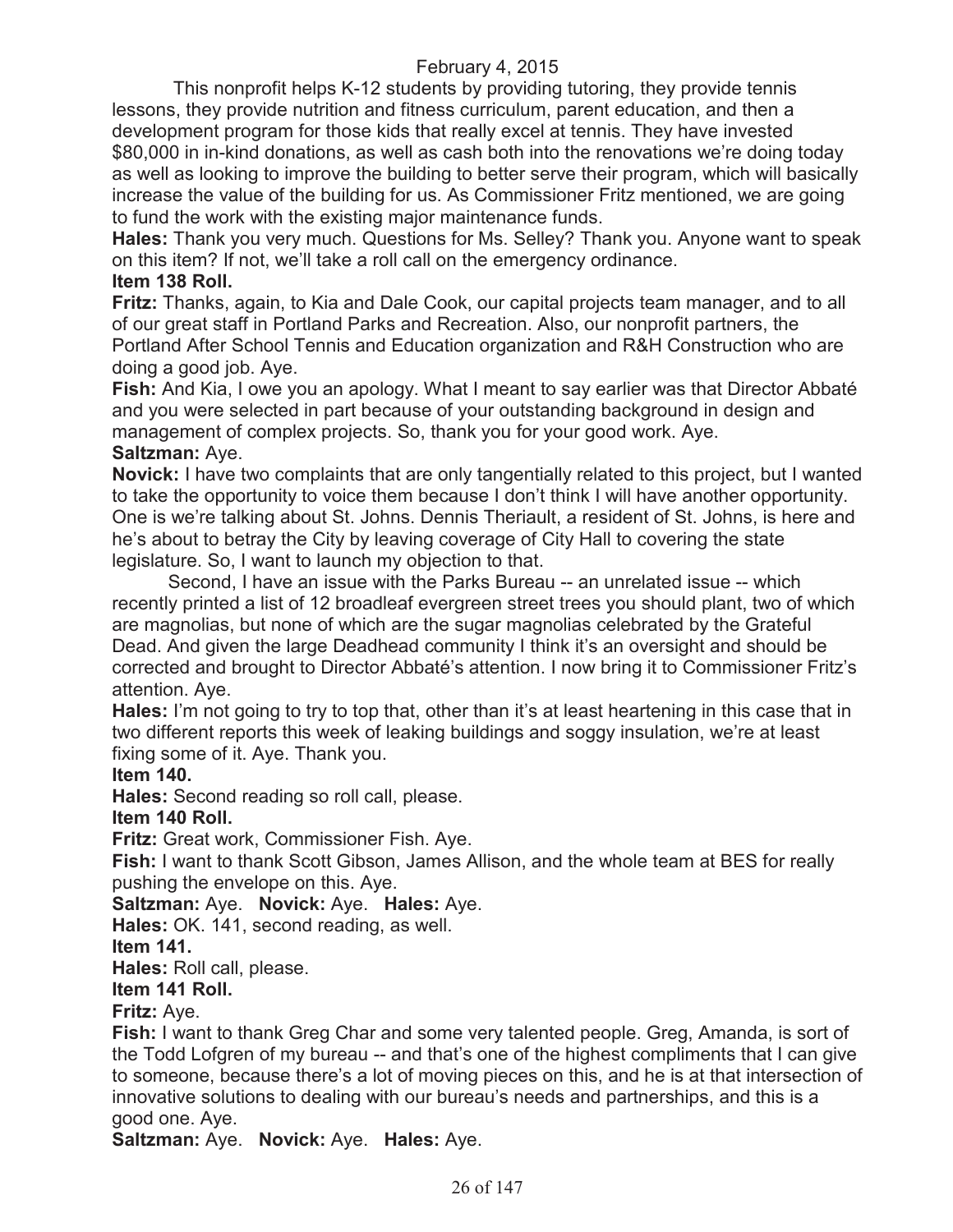This nonprofit helps K-12 students by providing tutoring, they provide tennis lessons, they provide nutrition and fitness curriculum, parent education, and then a development program for those kids that really excel at tennis. They have invested $80,000 in in-kind donations, as well as cash both into the renovations we're doing today as well as looking to improve the building to better serve their program, which will basically increase the value of the building for us. As Commissioner Fritz mentioned, we are going to fund the work with the existing major maintenance funds.

**Hales:** Thank you very much. Questions for Ms. Selley? Thank you. Anyone want to speak on this item? If not, we'll take a roll call on the emergency ordinance.

**Item 138 Roll.**

**Fritz:** Thanks, again, to Kia and Dale Cook, our capital projects team manager, and to all of our great staff in Portland Parks and Recreation. Also, our nonprofit partners, the Portland After School Tennis and Education organization and R&H Construction who are doing a good job. Aye.

**Fish:** And Kia, I owe you an apology. What I meant to say earlier was that Director Abbaté and you were selected in part because of your outstanding background in design and management of complex projects. So, thank you for your good work. Aye.

**Saltzman:** Aye.

**Novick:** I have two complaints that are only tangentially related to this project, but I wanted to take the opportunity to voice them because I don't think I will have another opportunity. One is we're talking about St. Johns. Dennis Theriault, a resident of St. Johns, is here and he's about to betray the City by leaving coverage of City Hall to covering the state legislature. So, I want to launch my objection to that.

Second, I have an issue with the Parks Bureau -- an unrelated issue -- which recently printed a list of 12 broadleaf evergreen street trees you should plant, two of which are magnolias, but none of which are the sugar magnolias celebrated by the Grateful Dead. And given the large Deadhead community I think it's an oversight and should be corrected and brought to Director Abbaté's attention. I now bring it to Commissioner Fritz's attention. Aye.

**Hales:** I'm not going to try to top that, other than it's at least heartening in this case that in two different reports this week of leaking buildings and soggy insulation, we're at least fixing some of it. Aye. Thank you.

**Item 140.**

**Hales:** Second reading so roll call, please.

**Item 140 Roll.**

**Fritz:** Great work, Commissioner Fish. Aye.

**Fish:** I want to thank Scott Gibson, James Allison, and the whole team at BES for really pushing the envelope on this. Aye.

**Saltzman:** Aye. **Novick:** Aye. **Hales:** Aye.

**Hales:** OK. 141, second reading, as well.

**Item 141.**

**Hales:** Roll call, please.

**Item 141 Roll.**

**Fritz:** Aye.

**Fish:** I want to thank Greg Char and some very talented people. Greg, Amanda, is sort of the Todd Lofgren of my bureau -- and that's one of the highest compliments that I can give to someone, because there's a lot of moving pieces on this, and he is at that intersection of innovative solutions to dealing with our bureau's needs and partnerships, and this is a good one. Aye.

**Saltzman:** Aye. **Novick:** Aye. **Hales:** Aye.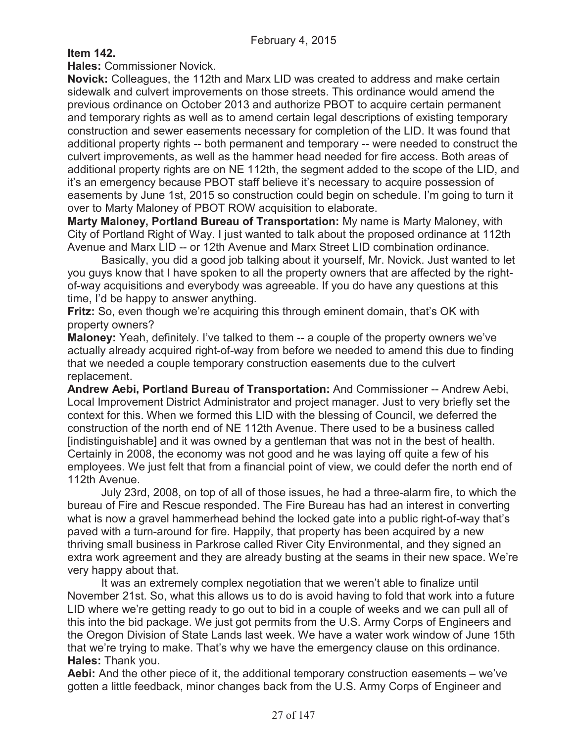**Item 142.**

**Hales:** Commissioner Novick.

**Novick:** Colleagues, the 112th and Marx LID was created to address and make certain sidewalk and culvert improvements on those streets. This ordinance would amend the previous ordinance on October 2013 and authorize PBOT to acquire certain permanent and temporary rights as well as to amend certain legal descriptions of existing temporary construction and sewer easements necessary for completion of the LID. It was found that additional property rights -- both permanent and temporary -- were needed to construct the culvert improvements, as well as the hammer head needed for fire access. Both areas of additional property rights are on NE 112th, the segment added to the scope of the LID, and it's an emergency because PBOT staff believe it's necessary to acquire possession of easements by June 1st, 2015 so construction could begin on schedule. I'm going to turn it over to Marty Maloney of PBOT ROW acquisition to elaborate.

**Marty Maloney, Portland Bureau of Transportation:** My name is Marty Maloney, with City of Portland Right of Way. I just wanted to talk about the proposed ordinance at 112th Avenue and Marx LID -- or 12th Avenue and Marx Street LID combination ordinance.

Basically, you did a good job talking about it yourself, Mr. Novick. Just wanted to let you guys know that I have spoken to all the property owners that are affected by the right-of-way acquisitions and everybody was agreeable. If you do have any questions at this time, I'd be happy to answer anything.

**Fritz:** So, even though we're acquiring this through eminent domain, that's OK with property owners?

**Maloney:** Yeah, definitely. I've talked to them -- a couple of the property owners we've actually already acquired right-of-way from before we needed to amend this due to finding that we needed a couple temporary construction easements due to the culvert replacement.

**Andrew Aebi, Portland Bureau of Transportation:** And Commissioner -- Andrew Aebi, Local Improvement District Administrator and project manager. Just to very briefly set the context for this. When we formed this LID with the blessing of Council, we deferred the construction of the north end of NE 112th Avenue. There used to be a business called [indistinguishable] and it was owned by a gentleman that was not in the best of health. Certainly in 2008, the economy was not good and he was laying off quite a few of his employees. We just felt that from a financial point of view, we could defer the north end of 112th Avenue.

July 23rd, 2008, on top of all of those issues, he had a three-alarm fire, to which the bureau of Fire and Rescue responded. The Fire Bureau has had an interest in converting what is now a gravel hammerhead behind the locked gate into a public right-of-way that's paved with a turn-around for fire. Happily, that property has been acquired by a new thriving small business in Parkrose called River City Environmental, and they signed an extra work agreement and they are already busting at the seams in their new space. We're very happy about that.

It was an extremely complex negotiation that we weren't able to finalize until November 21st. So, what this allows us to do is avoid having to fold that work into a future LID where we're getting ready to go out to bid in a couple of weeks and we can pull all of this into the bid package. We just got permits from the U.S. Army Corps of Engineers and the Oregon Division of State Lands last week. We have a water work window of June 15th that we're trying to make. That's why we have the emergency clause on this ordinance.

**Hales:** Thank you.

**Aebi:** And the other piece of it, the additional temporary construction easements – we've gotten a little feedback, minor changes back from the U.S. Army Corps of Engineer and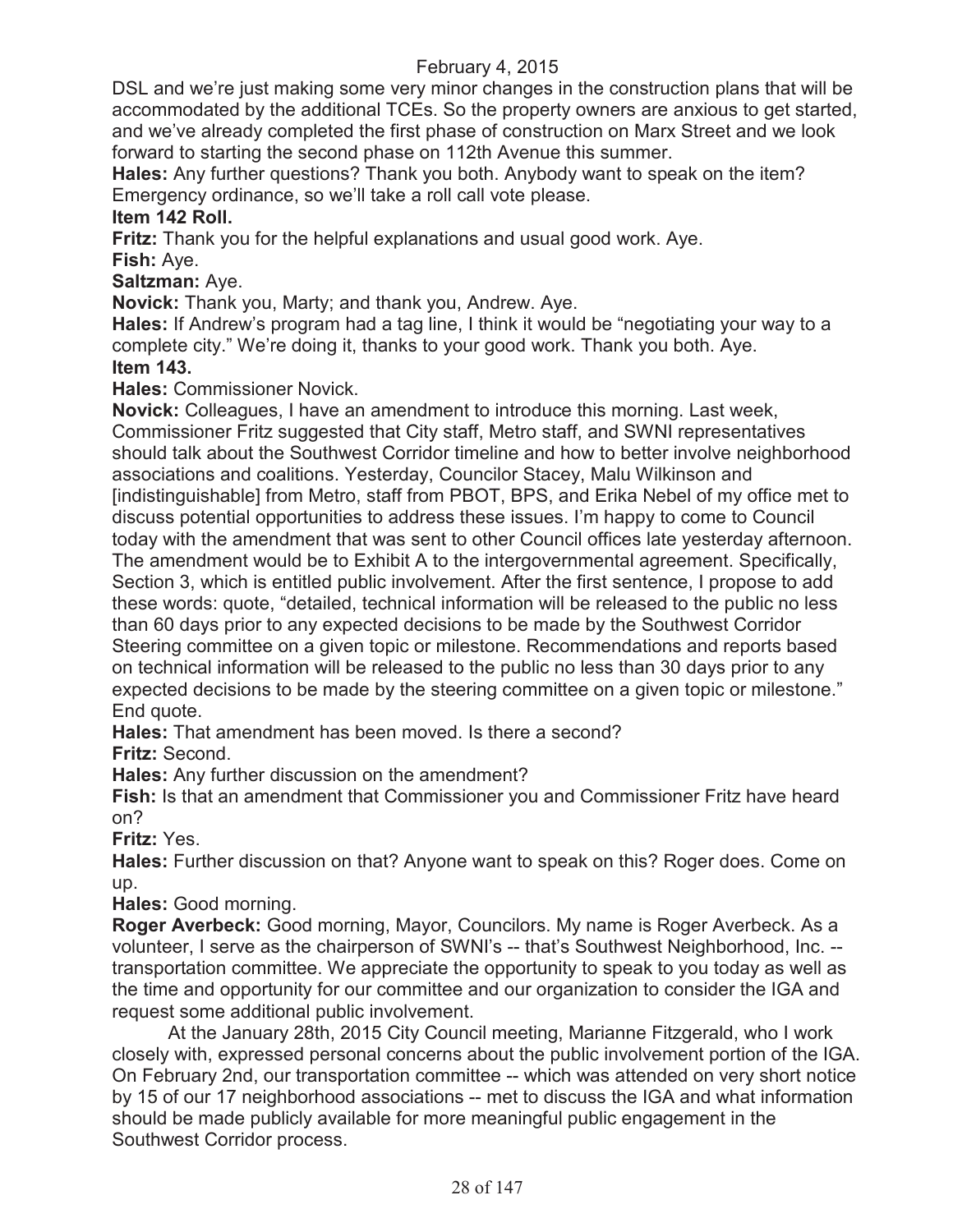DSL and we're just making some very minor changes in the construction plans that will be accommodated by the additional TCEs. So the property owners are anxious to get started, and we've already completed the first phase of construction on Marx Street and we look forward to starting the second phase on 112th Avenue this summer.

**Hales:** Any further questions? Thank you both. Anybody want to speak on the item? Emergency ordinance, so we'll take a roll call vote please.

**Item 142 Roll.**

**Fritz:** Thank you for the helpful explanations and usual good work. Aye.

**Fish:** Aye.

**Saltzman:** Aye.

**Novick:** Thank you, Marty; and thank you, Andrew. Aye.

**Hales:** If Andrew's program had a tag line, I think it would be "negotiating your way to a complete city." We're doing it, thanks to your good work. Thank you both. Aye.

**Item 143.**

**Hales:** Commissioner Novick.

**Novick:** Colleagues, I have an amendment to introduce this morning. Last week, Commissioner Fritz suggested that City staff, Metro staff, and SWNI representatives should talk about the Southwest Corridor timeline and how to better involve neighborhood associations and coalitions. Yesterday, Councilor Stacey, Malu Wilkinson and [indistinguishable] from Metro, staff from PBOT, BPS, and Erika Nebel of my office met to discuss potential opportunities to address these issues. I'm happy to come to Council today with the amendment that was sent to other Council offices late yesterday afternoon. The amendment would be to Exhibit A to the intergovernmental agreement. Specifically, Section 3, which is entitled public involvement. After the first sentence, I propose to add these words: quote, "detailed, technical information will be released to the public no less than 60 days prior to any expected decisions to be made by the Southwest Corridor Steering committee on a given topic or milestone. Recommendations and reports based on technical information will be released to the public no less than 30 days prior to any expected decisions to be made by the steering committee on a given topic or milestone." End quote.

**Hales:** That amendment has been moved. Is there a second?

**Fritz:** Second.

**Hales:** Any further discussion on the amendment?

**Fish:** Is that an amendment that Commissioner you and Commissioner Fritz have heard on?

**Fritz:** Yes.

**Hales:** Further discussion on that? Anyone want to speak on this? Roger does. Come on up.

**Hales:** Good morning.

**Roger Averbeck:** Good morning, Mayor, Councilors. My name is Roger Averbeck. As a volunteer, I serve as the chairperson of SWNI's -- that's Southwest Neighborhood, Inc. -- transportation committee. We appreciate the opportunity to speak to you today as well as the time and opportunity for our committee and our organization to consider the IGA and request some additional public involvement.

At the January 28th, 2015 City Council meeting, Marianne Fitzgerald, who I work closely with, expressed personal concerns about the public involvement portion of the IGA. On February 2nd, our transportation committee -- which was attended on very short notice by 15 of our 17 neighborhood associations -- met to discuss the IGA and what information should be made publicly available for more meaningful public engagement in the Southwest Corridor process.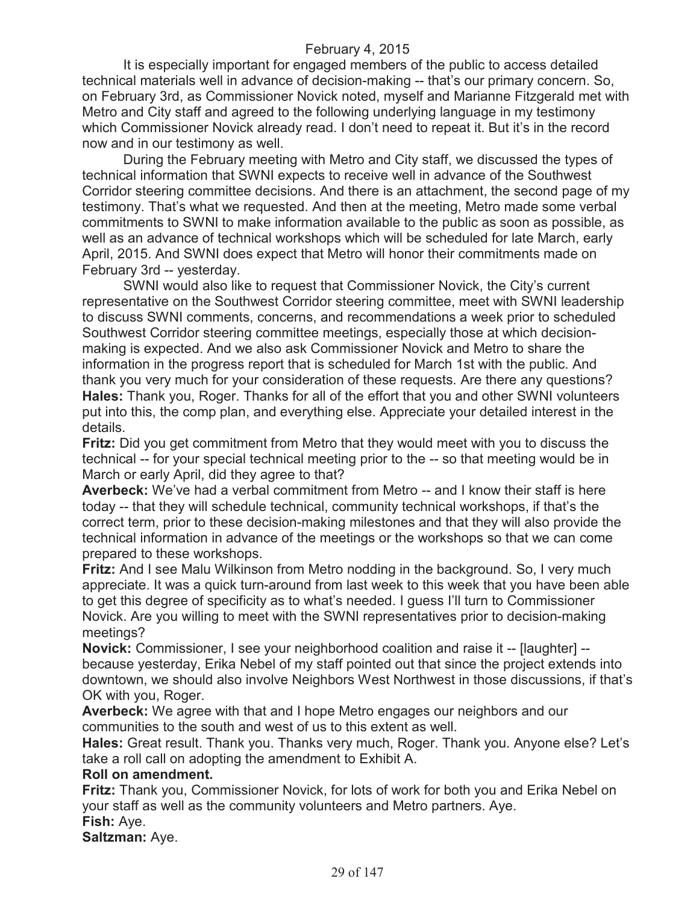It is especially important for engaged members of the public to access detailed technical materials well in advance of decision-making -- that's our primary concern. So, on February 3rd, as Commissioner Novick noted, myself and Marianne Fitzgerald met with Metro and City staff and agreed to the following underlying language in my testimony which Commissioner Novick already read. I don't need to repeat it. But it's in the record now and in our testimony as well.

During the February meeting with Metro and City staff, we discussed the types of technical information that SWNI expects to receive well in advance of the Southwest Corridor steering committee decisions. And there is an attachment, the second page of my testimony. That's what we requested. And then at the meeting, Metro made some verbal commitments to SWNI to make information available to the public as soon as possible, as well as an advance of technical workshops which will be scheduled for late March, early April, 2015. And SWNI does expect that Metro will honor their commitments made on February 3rd -- yesterday.

SWNI would also like to request that Commissioner Novick, the City's current representative on the Southwest Corridor steering committee, meet with SWNI leadership to discuss SWNI comments, concerns, and recommendations a week prior to scheduled Southwest Corridor steering committee meetings, especially those at which decision-making is expected. And we also ask Commissioner Novick and Metro to share the information in the progress report that is scheduled for March 1st with the public. And thank you very much for your consideration of these requests. Are there any questions?

**Hales:** Thank you, Roger. Thanks for all of the effort that you and other SWNI volunteers put into this, the comp plan, and everything else. Appreciate your detailed interest in the details.

**Fritz:** Did you get commitment from Metro that they would meet with you to discuss the technical -- for your special technical meeting prior to the -- so that meeting would be in March or early April, did they agree to that?

**Averbeck:** We've had a verbal commitment from Metro -- and I know their staff is here today -- that they will schedule technical, community technical workshops, if that's the correct term, prior to these decision-making milestones and that they will also provide the technical information in advance of the meetings or the workshops so that we can come prepared to these workshops.

**Fritz:** And I see Malu Wilkinson from Metro nodding in the background. So, I very much appreciate. It was a quick turn-around from last week to this week that you have been able to get this degree of specificity as to what's needed. I guess I'll turn to Commissioner Novick. Are you willing to meet with the SWNI representatives prior to decision-making meetings?

**Novick:** Commissioner, I see your neighborhood coalition and raise it -- [laughter] -- because yesterday, Erika Nebel of my staff pointed out that since the project extends into downtown, we should also involve Neighbors West Northwest in those discussions, if that's OK with you, Roger.

**Averbeck:** We agree with that and I hope Metro engages our neighbors and our communities to the south and west of us to this extent as well.

**Hales:** Great result. Thank you. Thanks very much, Roger. Thank you. Anyone else? Let's take a roll call on adopting the amendment to Exhibit A.

**Roll on amendment.**

**Fritz:** Thank you, Commissioner Novick, for lots of work for both you and Erika Nebel on your staff as well as the community volunteers and Metro partners. Aye.

**Fish:** Aye.

**Saltzman:** Aye.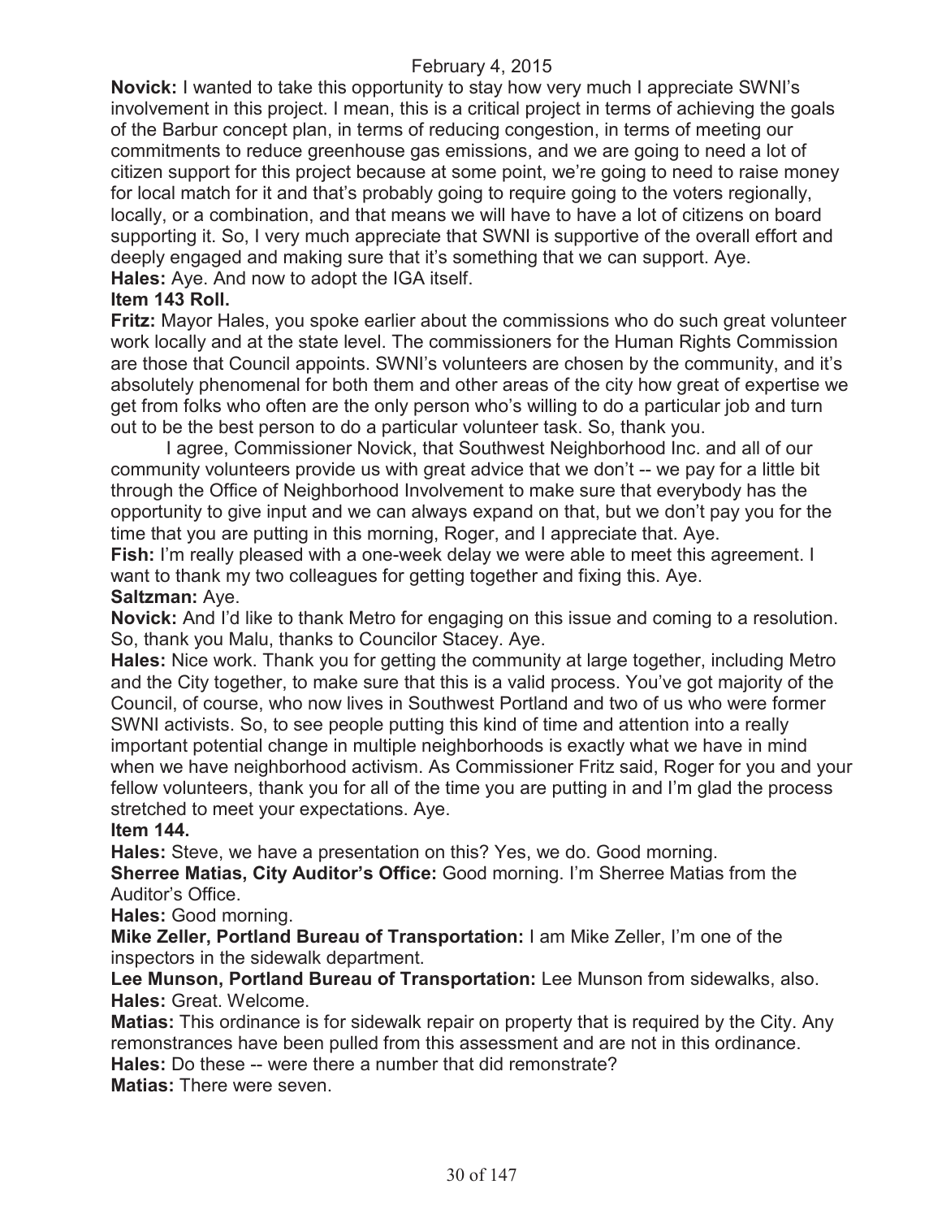**Novick:** I wanted to take this opportunity to stay how very much I appreciate SWNI's involvement in this project. I mean, this is a critical project in terms of achieving the goals of the Barbur concept plan, in terms of reducing congestion, in terms of meeting our commitments to reduce greenhouse gas emissions, and we are going to need a lot of citizen support for this project because at some point, we're going to need to raise money for local match for it and that's probably going to require going to the voters regionally, locally, or a combination, and that means we will have to have a lot of citizens on board supporting it. So, I very much appreciate that SWNI is supportive of the overall effort and deeply engaged and making sure that it's something that we can support. Aye.

**Hales:** Aye. And now to adopt the IGA itself.

**Item 143 Roll.**

**Fritz:** Mayor Hales, you spoke earlier about the commissions who do such great volunteer work locally and at the state level. The commissioners for the Human Rights Commission are those that Council appoints. SWNI's volunteers are chosen by the community, and it's absolutely phenomenal for both them and other areas of the city how great of expertise we get from folks who often are the only person who's willing to do a particular job and turn out to be the best person to do a particular volunteer task. So, thank you.

I agree, Commissioner Novick, that Southwest Neighborhood Inc. and all of our community volunteers provide us with great advice that we don't -- we pay for a little bit through the Office of Neighborhood Involvement to make sure that everybody has the opportunity to give input and we can always expand on that, but we don't pay you for the time that you are putting in this morning, Roger, and I appreciate that. Aye.

**Fish:** I'm really pleased with a one-week delay we were able to meet this agreement. I want to thank my two colleagues for getting together and fixing this. Aye.

**Saltzman:** Aye.

**Novick:** And I'd like to thank Metro for engaging on this issue and coming to a resolution. So, thank you Malu, thanks to Councilor Stacey. Aye.

**Hales:** Nice work. Thank you for getting the community at large together, including Metro and the City together, to make sure that this is a valid process. You've got majority of the Council, of course, who now lives in Southwest Portland and two of us who were former SWNI activists. So, to see people putting this kind of time and attention into a really important potential change in multiple neighborhoods is exactly what we have in mind when we have neighborhood activism. As Commissioner Fritz said, Roger for you and your fellow volunteers, thank you for all of the time you are putting in and I'm glad the process stretched to meet your expectations. Aye.

**Item 144.**

**Hales:** Steve, we have a presentation on this? Yes, we do. Good morning.

**Sherree Matias, City Auditor's Office:** Good morning. I'm Sherree Matias from the Auditor's Office.

**Hales:** Good morning.

**Mike Zeller, Portland Bureau of Transportation:** I am Mike Zeller, I'm one of the inspectors in the sidewalk department.

**Lee Munson, Portland Bureau of Transportation:** Lee Munson from sidewalks, also.

**Hales:** Great. Welcome.

**Matias:** This ordinance is for sidewalk repair on property that is required by the City. Any remonstrances have been pulled from this assessment and are not in this ordinance.

**Hales:** Do these -- were there a number that did remonstrate?

**Matias:** There were seven.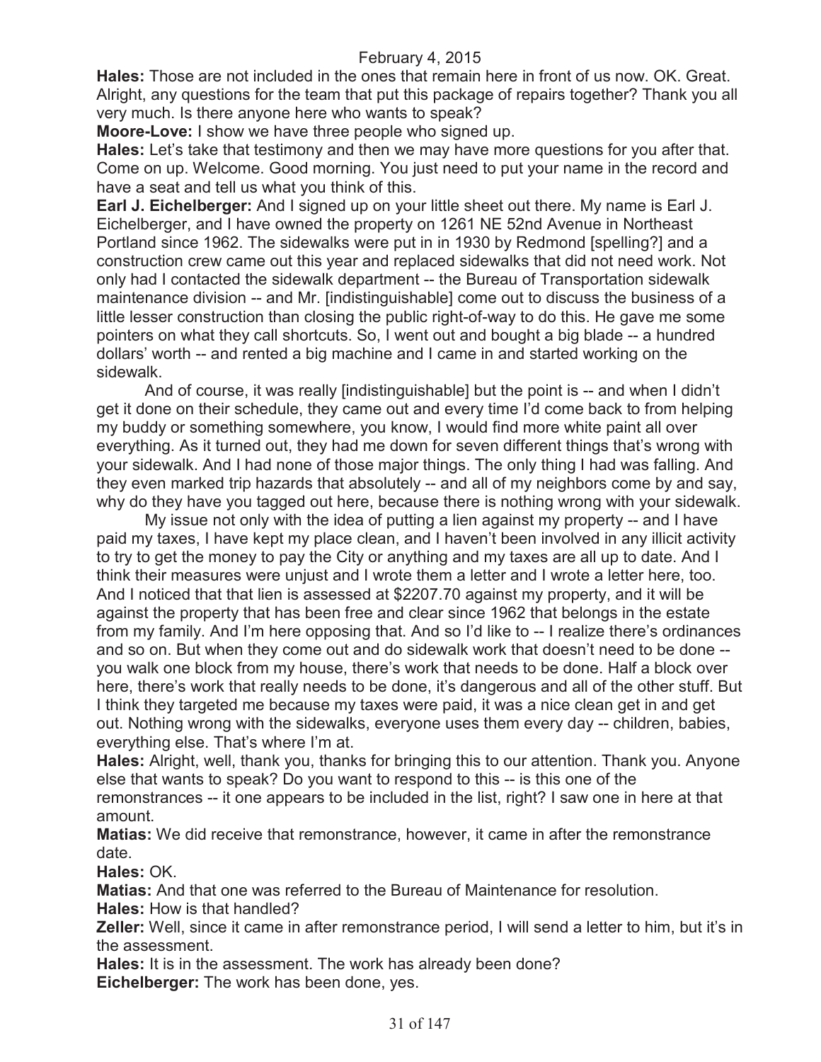February 4, 2015

**Hales:** Those are not included in the ones that remain here in front of us now. OK. Great. Alright, any questions for the team that put this package of repairs together? Thank you all very much. Is there anyone here who wants to speak?

**Moore-Love:** I show we have three people who signed up.

**Hales:** Let's take that testimony and then we may have more questions for you after that. Come on up. Welcome. Good morning. You just need to put your name in the record and have a seat and tell us what you think of this.

**Earl J. Eichelberger:** And I signed up on your little sheet out there. My name is Earl J. Eichelberger, and I have owned the property on 1261 NE 52nd Avenue in Northeast Portland since 1962. The sidewalks were put in in 1930 by Redmond [spelling?] and a construction crew came out this year and replaced sidewalks that did not need work. Not only had I contacted the sidewalk department -- the Bureau of Transportation sidewalk maintenance division -- and Mr. [indistinguishable] come out to discuss the business of a little lesser construction than closing the public right-of-way to do this. He gave me some pointers on what they call shortcuts. So, I went out and bought a big blade -- a hundred dollars' worth -- and rented a big machine and I came in and started working on the sidewalk.

And of course, it was really [indistinguishable] but the point is -- and when I didn't get it done on their schedule, they came out and every time I'd come back to from helping my buddy or something somewhere, you know, I would find more white paint all over everything. As it turned out, they had me down for seven different things that's wrong with your sidewalk. And I had none of those major things. The only thing I had was falling. And they even marked trip hazards that absolutely -- and all of my neighbors come by and say, why do they have you tagged out here, because there is nothing wrong with your sidewalk.

My issue not only with the idea of putting a lien against my property -- and I have paid my taxes, I have kept my place clean, and I haven't been involved in any illicit activity to try to get the money to pay the City or anything and my taxes are all up to date. And I think their measures were unjust and I wrote them a letter and I wrote a letter here, too. And I noticed that that lien is assessed at $2207.70 against my property, and it will be against the property that has been free and clear since 1962 that belongs in the estate from my family. And I'm here opposing that. And so I'd like to -- I realize there's ordinances and so on. But when they come out and do sidewalk work that doesn't need to be done -- you walk one block from my house, there's work that needs to be done. Half a block over here, there's work that really needs to be done, it's dangerous and all of the other stuff. But I think they targeted me because my taxes were paid, it was a nice clean get in and get out. Nothing wrong with the sidewalks, everyone uses them every day -- children, babies, everything else. That's where I'm at.

**Hales:** Alright, well, thank you, thanks for bringing this to our attention. Thank you. Anyone else that wants to speak? Do you want to respond to this -- is this one of the remonstrances -- it one appears to be included in the list, right? I saw one in here at that amount.

**Matias:** We did receive that remonstrance, however, it came in after the remonstrance date.

**Hales:** OK.

**Matias:** And that one was referred to the Bureau of Maintenance for resolution.

**Hales:** How is that handled?

**Zeller:** Well, since it came in after remonstrance period, I will send a letter to him, but it's in the assessment.

**Hales:** It is in the assessment. The work has already been done?

**Eichelberger:** The work has been done, yes.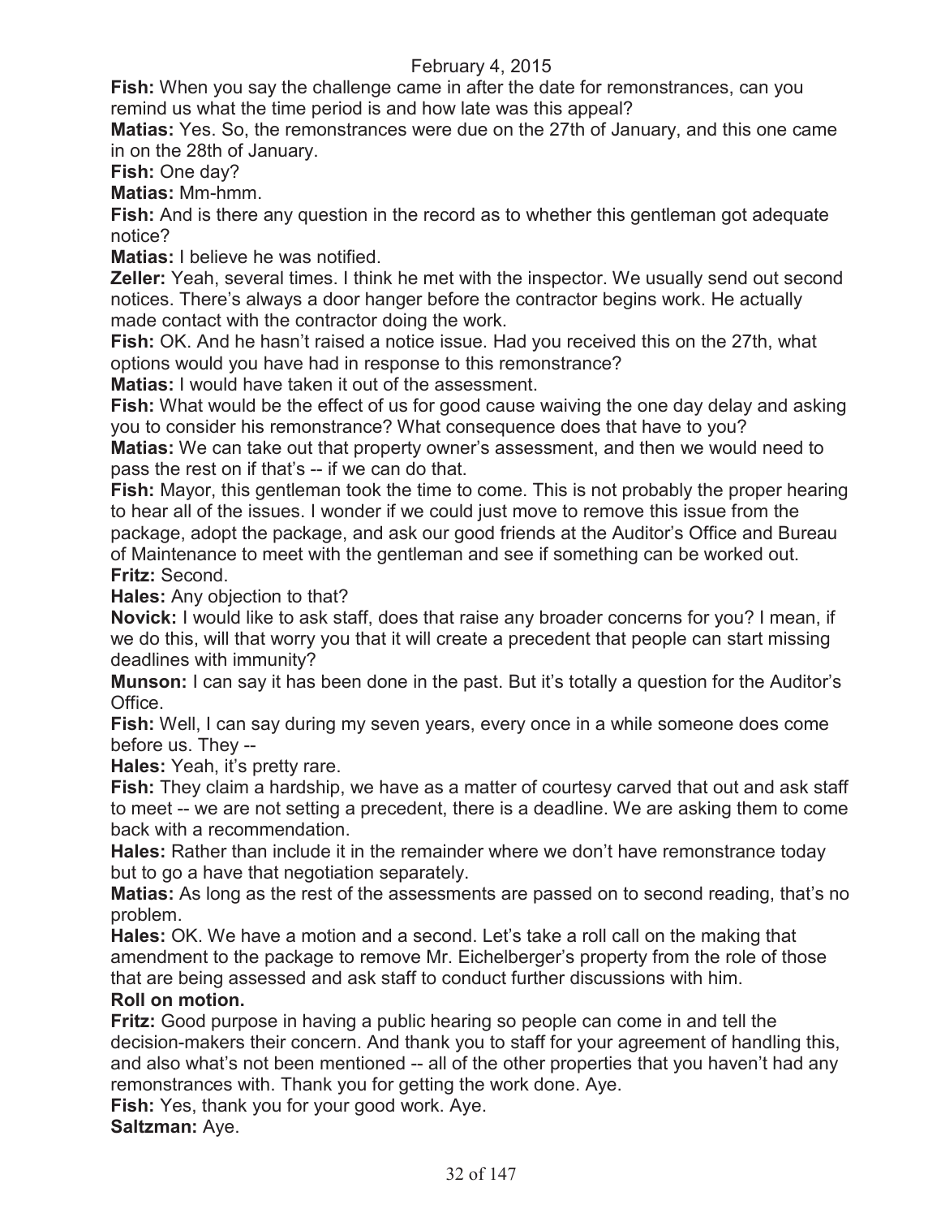**Fish:** When you say the challenge came in after the date for remonstrances, can you remind us what the time period is and how late was this appeal?

**Matias:** Yes. So, the remonstrances were due on the 27th of January, and this one came in on the 28th of January.

**Fish:** One day?

**Matias:** Mm-hmm.

**Fish:** And is there any question in the record as to whether this gentleman got adequate notice?

**Matias:** I believe he was notified.

**Zeller:** Yeah, several times. I think he met with the inspector. We usually send out second notices. There's always a door hanger before the contractor begins work. He actually made contact with the contractor doing the work.

**Fish:** OK. And he hasn't raised a notice issue. Had you received this on the 27th, what options would you have had in response to this remonstrance?

**Matias:** I would have taken it out of the assessment.

**Fish:** What would be the effect of us for good cause waiving the one day delay and asking you to consider his remonstrance? What consequence does that have to you?

**Matias:** We can take out that property owner's assessment, and then we would need to pass the rest on if that's -- if we can do that.

**Fish:** Mayor, this gentleman took the time to come. This is not probably the proper hearing to hear all of the issues. I wonder if we could just move to remove this issue from the package, adopt the package, and ask our good friends at the Auditor's Office and Bureau of Maintenance to meet with the gentleman and see if something can be worked out.

**Fritz:** Second.

**Hales:** Any objection to that?

**Novick:** I would like to ask staff, does that raise any broader concerns for you? I mean, if we do this, will that worry you that it will create a precedent that people can start missing deadlines with immunity?

**Munson:** I can say it has been done in the past. But it's totally a question for the Auditor's Office.

**Fish:** Well, I can say during my seven years, every once in a while someone does come before us. They --

**Hales:** Yeah, it's pretty rare.

**Fish:** They claim a hardship, we have as a matter of courtesy carved that out and ask staff to meet -- we are not setting a precedent, there is a deadline. We are asking them to come back with a recommendation.

**Hales:** Rather than include it in the remainder where we don't have remonstrance today but to go a have that negotiation separately.

**Matias:** As long as the rest of the assessments are passed on to second reading, that's no problem.

**Hales:** OK. We have a motion and a second. Let's take a roll call on the making that amendment to the package to remove Mr. Eichelberger's property from the role of those that are being assessed and ask staff to conduct further discussions with him.

**Roll on motion.**

**Fritz:** Good purpose in having a public hearing so people can come in and tell the decision-makers their concern. And thank you to staff for your agreement of handling this, and also what's not been mentioned -- all of the other properties that you haven't had any remonstrances with. Thank you for getting the work done. Aye.

**Fish:** Yes, thank you for your good work. Aye.

**Saltzman:** Aye.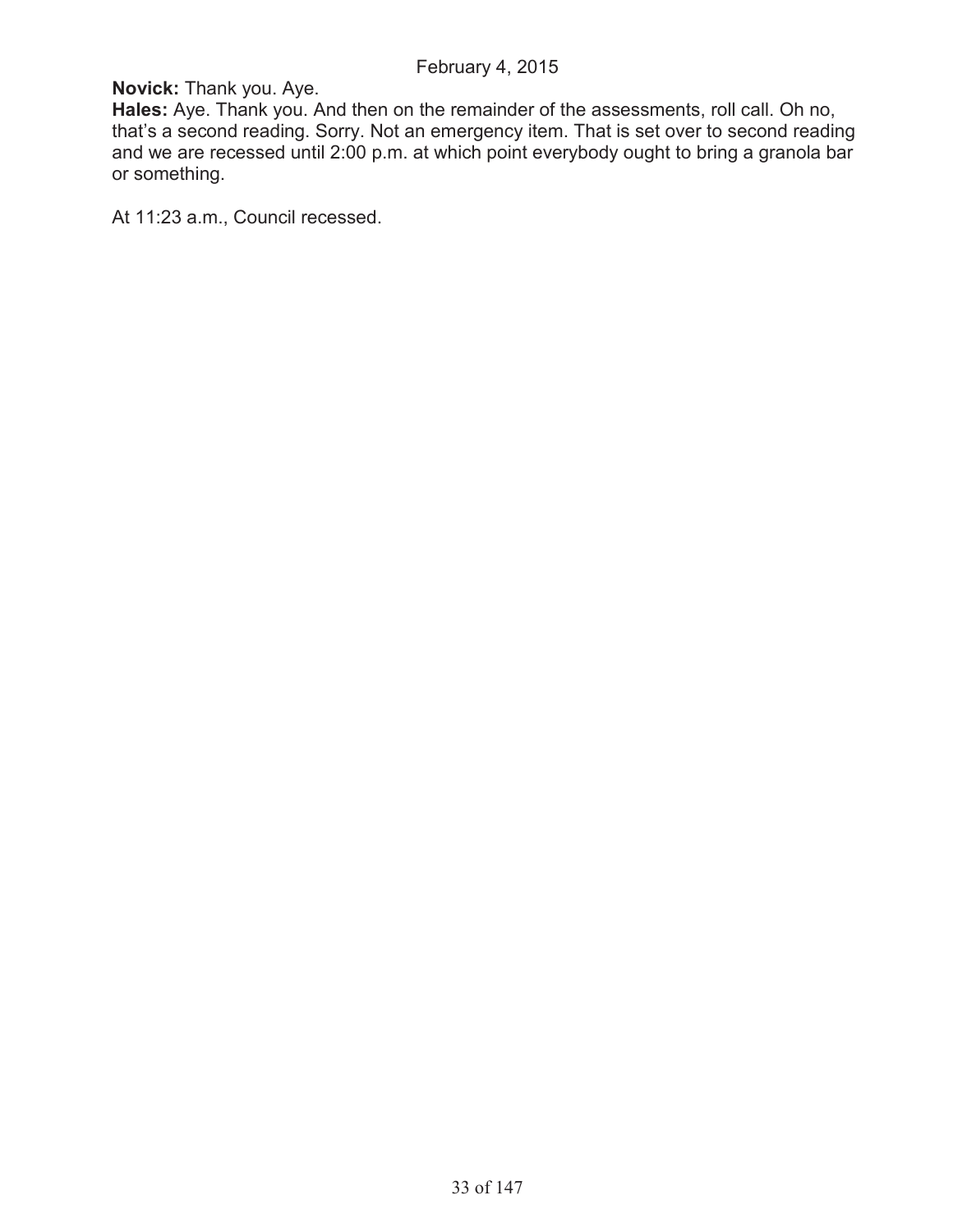**Novick:** Thank you. Aye.

**Hales:** Aye. Thank you. And then on the remainder of the assessments, roll call. Oh no, that's a second reading. Sorry. Not an emergency item. That is set over to second reading and we are recessed until 2:00 p.m. at which point everybody ought to bring a granola bar or something.

At 11:23 a.m., Council recessed.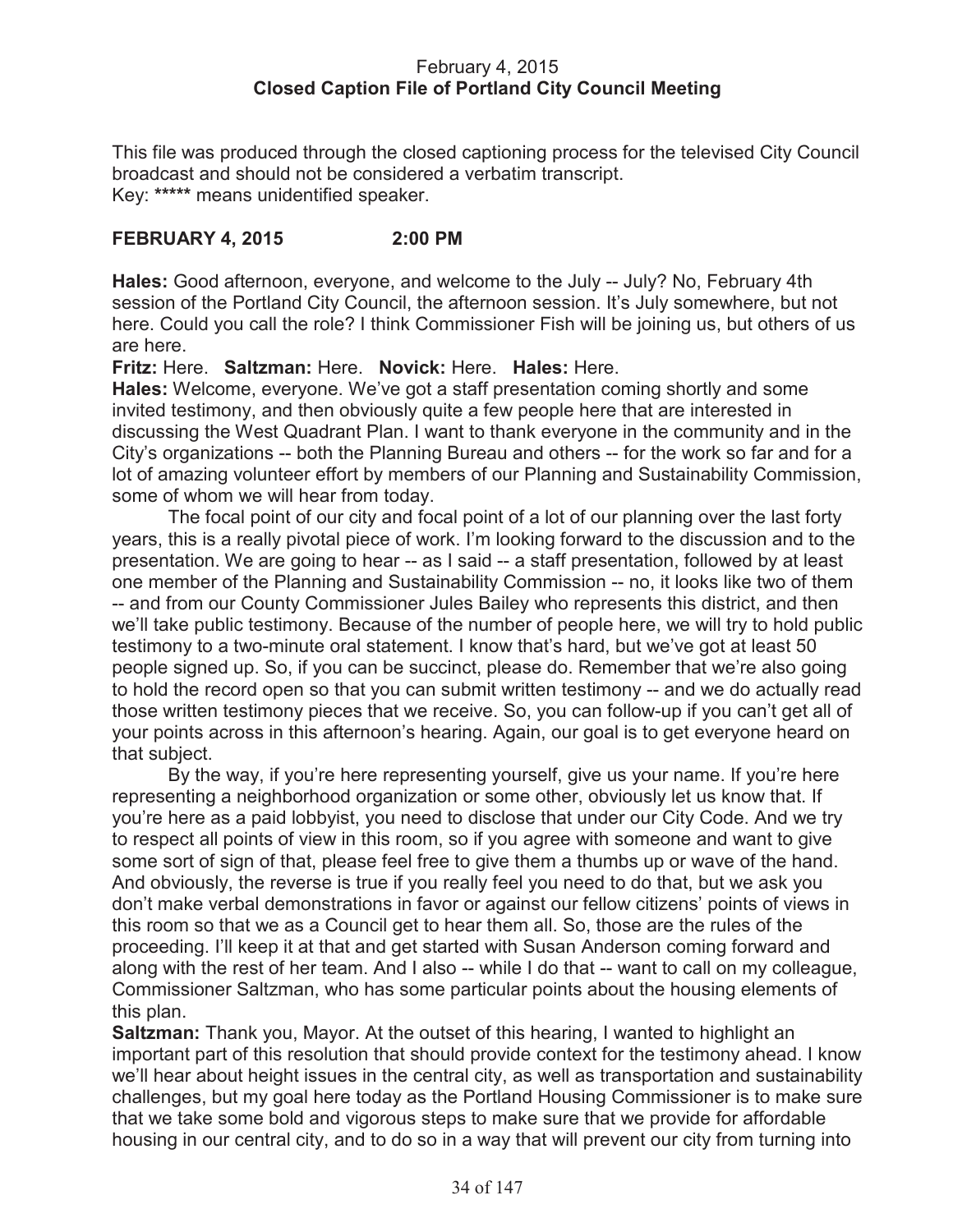February 4, 2015
**Closed Caption File of Portland City Council Meeting**

This file was produced through the closed captioning process for the televised City Council broadcast and should not be considered a verbatim transcript.
Key: ***** means unidentified speaker.

**FEBRUARY 4, 2015 2:00 PM**

**Hales:** Good afternoon, everyone, and welcome to the July -- July? No, February 4th session of the Portland City Council, the afternoon session. It's July somewhere, but not here. Could you call the role? I think Commissioner Fish will be joining us, but others of us are here.

**Fritz:** Here. **Saltzman:** Here. **Novick:** Here. **Hales:** Here.

**Hales:** Welcome, everyone. We've got a staff presentation coming shortly and some invited testimony, and then obviously quite a few people here that are interested in discussing the West Quadrant Plan. I want to thank everyone in the community and in the City's organizations -- both the Planning Bureau and others -- for the work so far and for a lot of amazing volunteer effort by members of our Planning and Sustainability Commission, some of whom we will hear from today.

The focal point of our city and focal point of a lot of our planning over the last forty years, this is a really pivotal piece of work. I'm looking forward to the discussion and to the presentation. We are going to hear -- as I said -- a staff presentation, followed by at least one member of the Planning and Sustainability Commission -- no, it looks like two of them -- and from our County Commissioner Jules Bailey who represents this district, and then we'll take public testimony. Because of the number of people here, we will try to hold public testimony to a two-minute oral statement. I know that's hard, but we've got at least 50 people signed up. So, if you can be succinct, please do. Remember that we're also going to hold the record open so that you can submit written testimony -- and we do actually read those written testimony pieces that we receive. So, you can follow-up if you can't get all of your points across in this afternoon's hearing. Again, our goal is to get everyone heard on that subject.

By the way, if you're here representing yourself, give us your name. If you're here representing a neighborhood organization or some other, obviously let us know that. If you're here as a paid lobbyist, you need to disclose that under our City Code. And we try to respect all points of view in this room, so if you agree with someone and want to give some sort of sign of that, please feel free to give them a thumbs up or wave of the hand. And obviously, the reverse is true if you really feel you need to do that, but we ask you don't make verbal demonstrations in favor or against our fellow citizens' points of views in this room so that we as a Council get to hear them all. So, those are the rules of the proceeding. I'll keep it at that and get started with Susan Anderson coming forward and along with the rest of her team. And I also -- while I do that -- want to call on my colleague, Commissioner Saltzman, who has some particular points about the housing elements of this plan.

**Saltzman:** Thank you, Mayor. At the outset of this hearing, I wanted to highlight an important part of this resolution that should provide context for the testimony ahead. I know we'll hear about height issues in the central city, as well as transportation and sustainability challenges, but my goal here today as the Portland Housing Commissioner is to make sure that we take some bold and vigorous steps to make sure that we provide for affordable housing in our central city, and to do so in a way that will prevent our city from turning into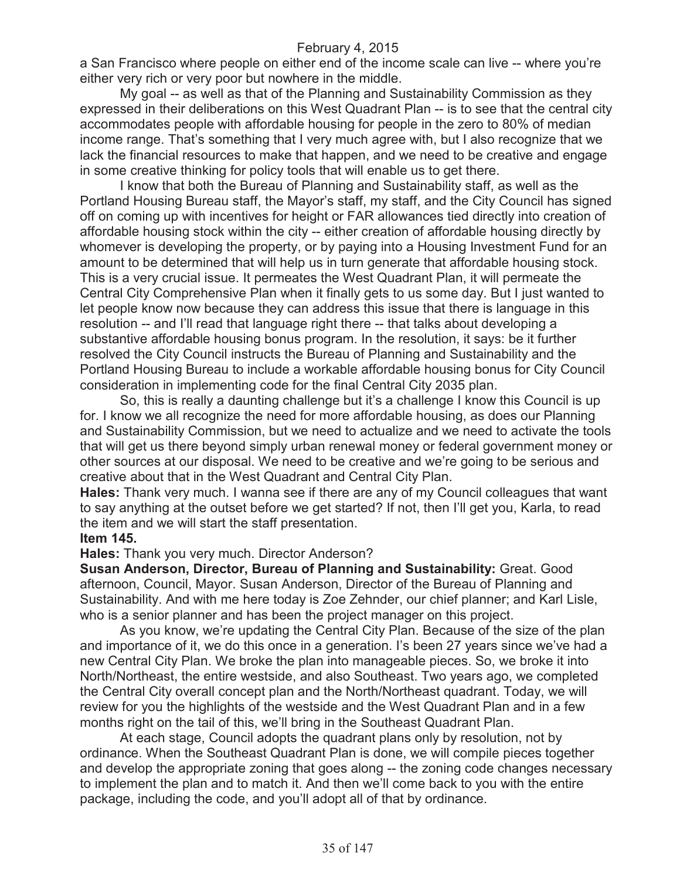a San Francisco where people on either end of the income scale can live -- where you're either very rich or very poor but nowhere in the middle.

My goal -- as well as that of the Planning and Sustainability Commission as they expressed in their deliberations on this West Quadrant Plan -- is to see that the central city accommodates people with affordable housing for people in the zero to 80% of median income range. That's something that I very much agree with, but I also recognize that we lack the financial resources to make that happen, and we need to be creative and engage in some creative thinking for policy tools that will enable us to get there.

I know that both the Bureau of Planning and Sustainability staff, as well as the Portland Housing Bureau staff, the Mayor's staff, my staff, and the City Council has signed off on coming up with incentives for height or FAR allowances tied directly into creation of affordable housing stock within the city -- either creation of affordable housing directly by whomever is developing the property, or by paying into a Housing Investment Fund for an amount to be determined that will help us in turn generate that affordable housing stock. This is a very crucial issue. It permeates the West Quadrant Plan, it will permeate the Central City Comprehensive Plan when it finally gets to us some day. But I just wanted to let people know now because they can address this issue that there is language in this resolution -- and I'll read that language right there -- that talks about developing a substantive affordable housing bonus program. In the resolution, it says: be it further resolved the City Council instructs the Bureau of Planning and Sustainability and the Portland Housing Bureau to include a workable affordable housing bonus for City Council consideration in implementing code for the final Central City 2035 plan.

So, this is really a daunting challenge but it's a challenge I know this Council is up for. I know we all recognize the need for more affordable housing, as does our Planning and Sustainability Commission, but we need to actualize and we need to activate the tools that will get us there beyond simply urban renewal money or federal government money or other sources at our disposal. We need to be creative and we're going to be serious and creative about that in the West Quadrant and Central City Plan.

**Hales:** Thank very much. I wanna see if there are any of my Council colleagues that want to say anything at the outset before we get started? If not, then I'll get you, Karla, to read the item and we will start the staff presentation.

**Item 145.**

**Hales:** Thank you very much. Director Anderson?

**Susan Anderson, Director, Bureau of Planning and Sustainability:** Great. Good afternoon, Council, Mayor. Susan Anderson, Director of the Bureau of Planning and Sustainability. And with me here today is Zoe Zehnder, our chief planner; and Karl Lisle, who is a senior planner and has been the project manager on this project.

As you know, we're updating the Central City Plan. Because of the size of the plan and importance of it, we do this once in a generation. I's been 27 years since we've had a new Central City Plan. We broke the plan into manageable pieces. So, we broke it into North/Northeast, the entire westside, and also Southeast. Two years ago, we completed the Central City overall concept plan and the North/Northeast quadrant. Today, we will review for you the highlights of the westside and the West Quadrant Plan and in a few months right on the tail of this, we'll bring in the Southeast Quadrant Plan.

At each stage, Council adopts the quadrant plans only by resolution, not by ordinance. When the Southeast Quadrant Plan is done, we will compile pieces together and develop the appropriate zoning that goes along -- the zoning code changes necessary to implement the plan and to match it. And then we'll come back to you with the entire package, including the code, and you'll adopt all of that by ordinance.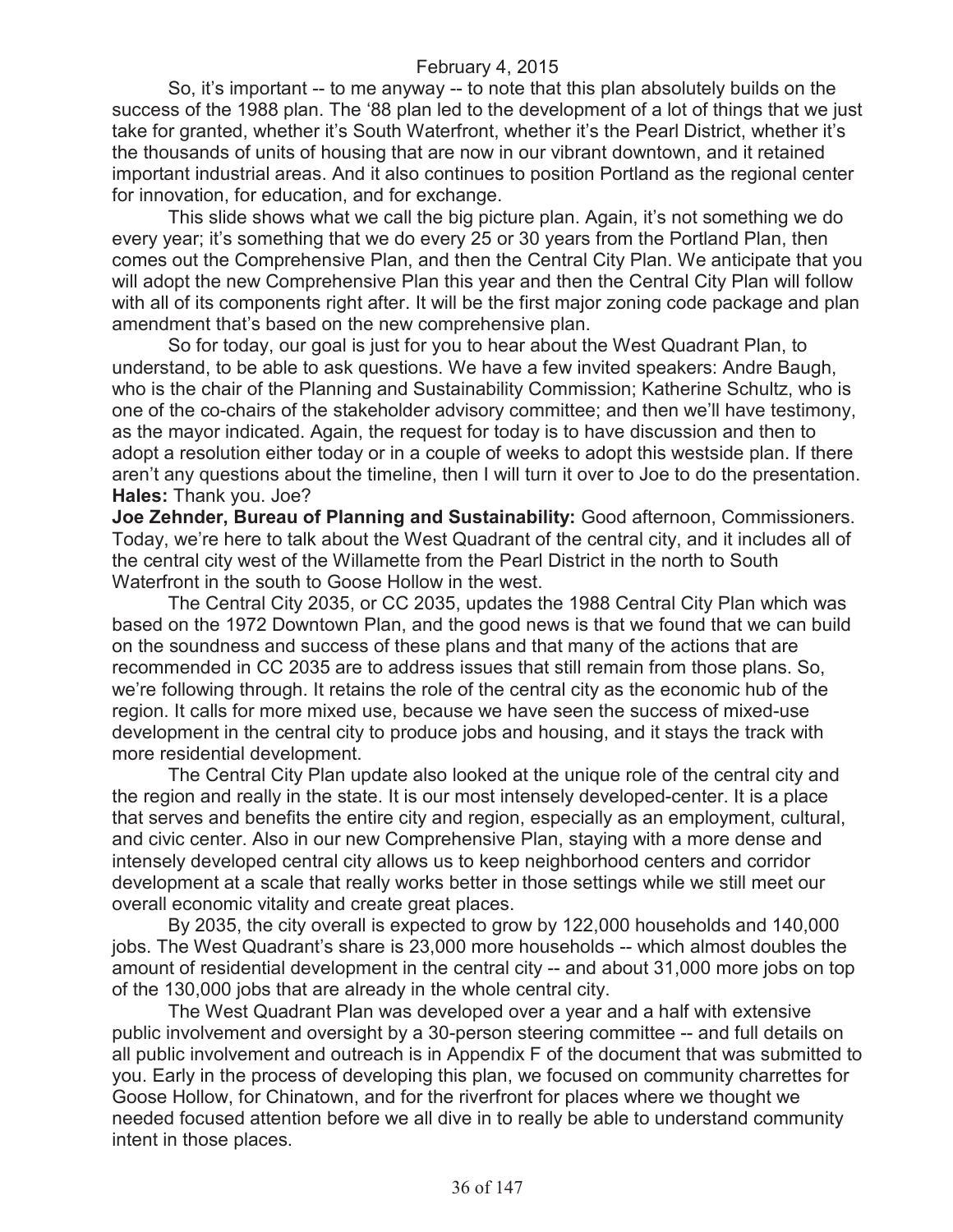So, it's important -- to me anyway -- to note that this plan absolutely builds on the success of the 1988 plan. The '88 plan led to the development of a lot of things that we just take for granted, whether it's South Waterfront, whether it's the Pearl District, whether it's the thousands of units of housing that are now in our vibrant downtown, and it retained important industrial areas. And it also continues to position Portland as the regional center for innovation, for education, and for exchange.

This slide shows what we call the big picture plan. Again, it's not something we do every year; it's something that we do every 25 or 30 years from the Portland Plan, then comes out the Comprehensive Plan, and then the Central City Plan. We anticipate that you will adopt the new Comprehensive Plan this year and then the Central City Plan will follow with all of its components right after. It will be the first major zoning code package and plan amendment that's based on the new comprehensive plan.

So for today, our goal is just for you to hear about the West Quadrant Plan, to understand, to be able to ask questions. We have a few invited speakers: Andre Baugh, who is the chair of the Planning and Sustainability Commission; Katherine Schultz, who is one of the co-chairs of the stakeholder advisory committee; and then we'll have testimony, as the mayor indicated. Again, the request for today is to have discussion and then to adopt a resolution either today or in a couple of weeks to adopt this westside plan. If there aren't any questions about the timeline, then I will turn it over to Joe to do the presentation.

**Hales:** Thank you. Joe?

**Joe Zehnder, Bureau of Planning and Sustainability:** Good afternoon, Commissioners. Today, we're here to talk about the West Quadrant of the central city, and it includes all of the central city west of the Willamette from the Pearl District in the north to South Waterfront in the south to Goose Hollow in the west.

The Central City 2035, or CC 2035, updates the 1988 Central City Plan which was based on the 1972 Downtown Plan, and the good news is that we found that we can build on the soundness and success of these plans and that many of the actions that are recommended in CC 2035 are to address issues that still remain from those plans. So, we're following through. It retains the role of the central city as the economic hub of the region. It calls for more mixed use, because we have seen the success of mixed-use development in the central city to produce jobs and housing, and it stays the track with more residential development.

The Central City Plan update also looked at the unique role of the central city and the region and really in the state. It is our most intensely developed-center. It is a place that serves and benefits the entire city and region, especially as an employment, cultural, and civic center. Also in our new Comprehensive Plan, staying with a more dense and intensely developed central city allows us to keep neighborhood centers and corridor development at a scale that really works better in those settings while we still meet our overall economic vitality and create great places.

By 2035, the city overall is expected to grow by 122,000 households and 140,000 jobs. The West Quadrant's share is 23,000 more households -- which almost doubles the amount of residential development in the central city -- and about 31,000 more jobs on top of the 130,000 jobs that are already in the whole central city.

The West Quadrant Plan was developed over a year and a half with extensive public involvement and oversight by a 30-person steering committee -- and full details on all public involvement and outreach is in Appendix F of the document that was submitted to you. Early in the process of developing this plan, we focused on community charrettes for Goose Hollow, for Chinatown, and for the riverfront for places where we thought we needed focused attention before we all dive in to really be able to understand community intent in those places.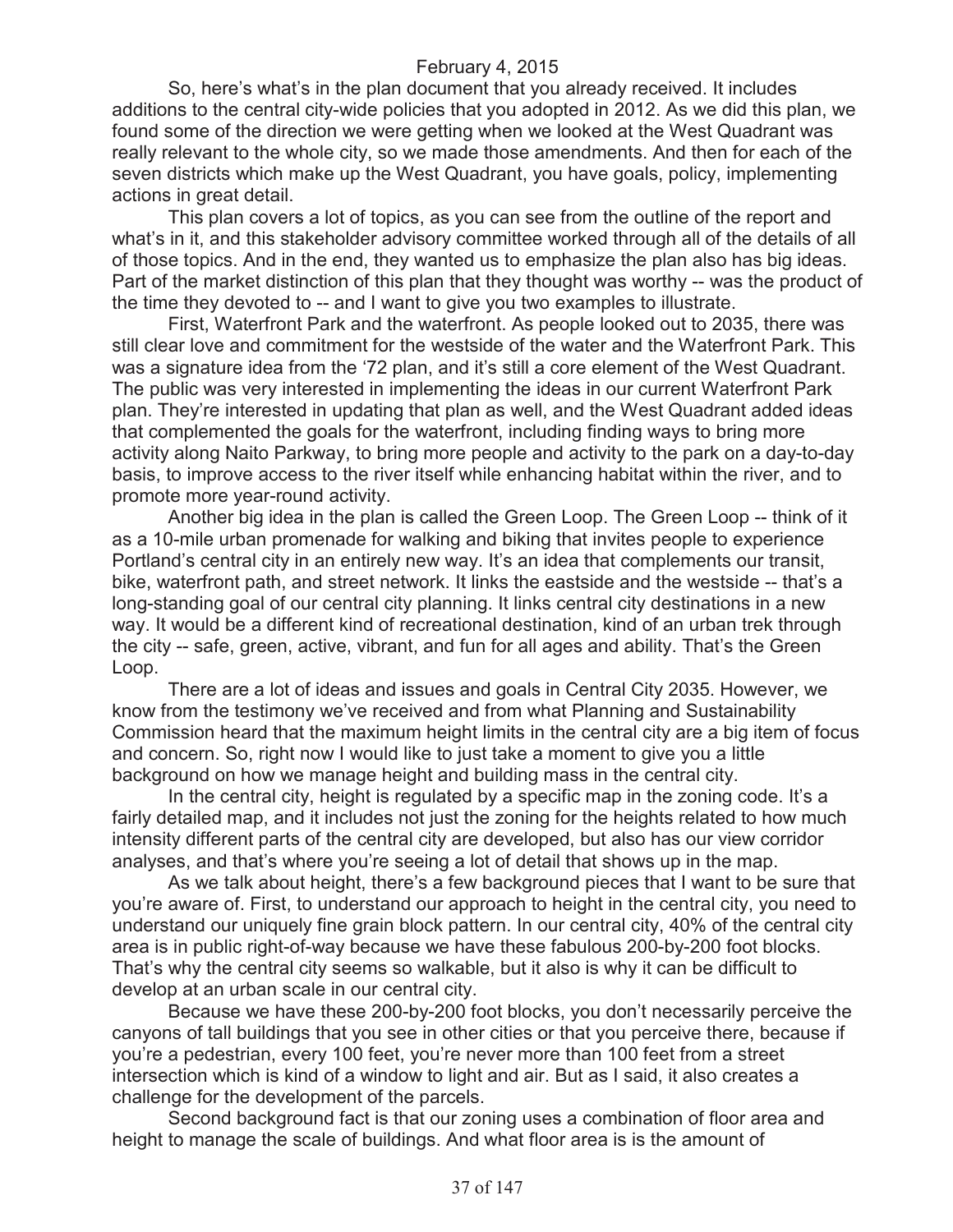February 4, 2015

So, here's what's in the plan document that you already received. It includes additions to the central city-wide policies that you adopted in 2012. As we did this plan, we found some of the direction we were getting when we looked at the West Quadrant was really relevant to the whole city, so we made those amendments. And then for each of the seven districts which make up the West Quadrant, you have goals, policy, implementing actions in great detail.

This plan covers a lot of topics, as you can see from the outline of the report and what's in it, and this stakeholder advisory committee worked through all of the details of all of those topics. And in the end, they wanted us to emphasize the plan also has big ideas. Part of the market distinction of this plan that they thought was worthy -- was the product of the time they devoted to -- and I want to give you two examples to illustrate.

First, Waterfront Park and the waterfront. As people looked out to 2035, there was still clear love and commitment for the westside of the water and the Waterfront Park. This was a signature idea from the '72 plan, and it's still a core element of the West Quadrant. The public was very interested in implementing the ideas in our current Waterfront Park plan. They're interested in updating that plan as well, and the West Quadrant added ideas that complemented the goals for the waterfront, including finding ways to bring more activity along Naito Parkway, to bring more people and activity to the park on a day-to-day basis, to improve access to the river itself while enhancing habitat within the river, and to promote more year-round activity.

Another big idea in the plan is called the Green Loop. The Green Loop -- think of it as a 10-mile urban promenade for walking and biking that invites people to experience Portland's central city in an entirely new way. It's an idea that complements our transit, bike, waterfront path, and street network. It links the eastside and the westside -- that's a long-standing goal of our central city planning. It links central city destinations in a new way. It would be a different kind of recreational destination, kind of an urban trek through the city -- safe, green, active, vibrant, and fun for all ages and ability. That's the Green Loop.

There are a lot of ideas and issues and goals in Central City 2035. However, we know from the testimony we've received and from what Planning and Sustainability Commission heard that the maximum height limits in the central city are a big item of focus and concern. So, right now I would like to just take a moment to give you a little background on how we manage height and building mass in the central city.

In the central city, height is regulated by a specific map in the zoning code. It's a fairly detailed map, and it includes not just the zoning for the heights related to how much intensity different parts of the central city are developed, but also has our view corridor analyses, and that's where you're seeing a lot of detail that shows up in the map.

As we talk about height, there's a few background pieces that I want to be sure that you're aware of. First, to understand our approach to height in the central city, you need to understand our uniquely fine grain block pattern. In our central city, 40% of the central city area is in public right-of-way because we have these fabulous 200-by-200 foot blocks. That's why the central city seems so walkable, but it also is why it can be difficult to develop at an urban scale in our central city.

Because we have these 200-by-200 foot blocks, you don't necessarily perceive the canyons of tall buildings that you see in other cities or that you perceive there, because if you're a pedestrian, every 100 feet, you're never more than 100 feet from a street intersection which is kind of a window to light and air. But as I said, it also creates a challenge for the development of the parcels.

Second background fact is that our zoning uses a combination of floor area and height to manage the scale of buildings. And what floor area is is the amount of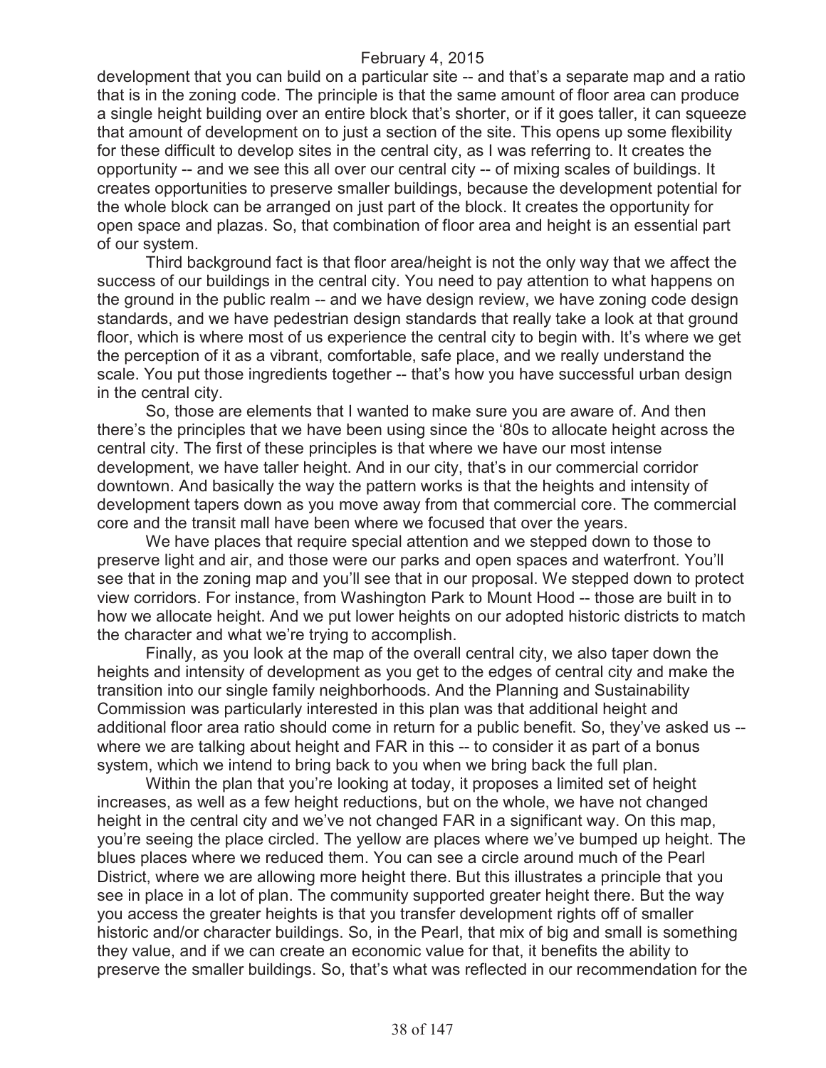development that you can build on a particular site -- and that's a separate map and a ratio that is in the zoning code. The principle is that the same amount of floor area can produce a single height building over an entire block that's shorter, or if it goes taller, it can squeeze that amount of development on to just a section of the site. This opens up some flexibility for these difficult to develop sites in the central city, as I was referring to. It creates the opportunity -- and we see this all over our central city -- of mixing scales of buildings. It creates opportunities to preserve smaller buildings, because the development potential for the whole block can be arranged on just part of the block. It creates the opportunity for open space and plazas. So, that combination of floor area and height is an essential part of our system.

Third background fact is that floor area/height is not the only way that we affect the success of our buildings in the central city. You need to pay attention to what happens on the ground in the public realm -- and we have design review, we have zoning code design standards, and we have pedestrian design standards that really take a look at that ground floor, which is where most of us experience the central city to begin with. It's where we get the perception of it as a vibrant, comfortable, safe place, and we really understand the scale. You put those ingredients together -- that's how you have successful urban design in the central city.

So, those are elements that I wanted to make sure you are aware of. And then there's the principles that we have been using since the '80s to allocate height across the central city. The first of these principles is that where we have our most intense development, we have taller height. And in our city, that's in our commercial corridor downtown. And basically the way the pattern works is that the heights and intensity of development tapers down as you move away from that commercial core. The commercial core and the transit mall have been where we focused that over the years.

We have places that require special attention and we stepped down to those to preserve light and air, and those were our parks and open spaces and waterfront. You'll see that in the zoning map and you'll see that in our proposal. We stepped down to protect view corridors. For instance, from Washington Park to Mount Hood -- those are built in to how we allocate height. And we put lower heights on our adopted historic districts to match the character and what we're trying to accomplish.

Finally, as you look at the map of the overall central city, we also taper down the heights and intensity of development as you get to the edges of central city and make the transition into our single family neighborhoods. And the Planning and Sustainability Commission was particularly interested in this plan was that additional height and additional floor area ratio should come in return for a public benefit. So, they've asked us -- where we are talking about height and FAR in this -- to consider it as part of a bonus system, which we intend to bring back to you when we bring back the full plan.

Within the plan that you're looking at today, it proposes a limited set of height increases, as well as a few height reductions, but on the whole, we have not changed height in the central city and we've not changed FAR in a significant way. On this map, you're seeing the place circled. The yellow are places where we've bumped up height. The blues places where we reduced them. You can see a circle around much of the Pearl District, where we are allowing more height there. But this illustrates a principle that you see in place in a lot of plan. The community supported greater height there. But the way you access the greater heights is that you transfer development rights off of smaller historic and/or character buildings. So, in the Pearl, that mix of big and small is something they value, and if we can create an economic value for that, it benefits the ability to preserve the smaller buildings. So, that's what was reflected in our recommendation for the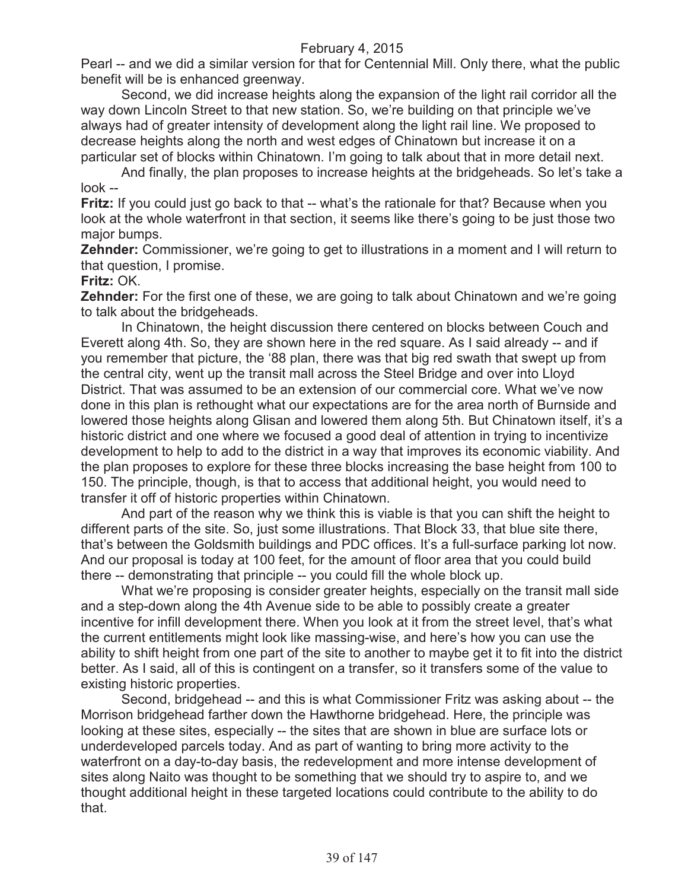Pearl -- and we did a similar version for that for Centennial Mill. Only there, what the public benefit will be is enhanced greenway.

Second, we did increase heights along the expansion of the light rail corridor all the way down Lincoln Street to that new station. So, we're building on that principle we've always had of greater intensity of development along the light rail line. We proposed to decrease heights along the north and west edges of Chinatown but increase it on a particular set of blocks within Chinatown. I'm going to talk about that in more detail next.

And finally, the plan proposes to increase heights at the bridgeheads. So let's take a look --

**Fritz:** If you could just go back to that -- what's the rationale for that? Because when you look at the whole waterfront in that section, it seems like there's going to be just those two major bumps.

**Zehnder:** Commissioner, we're going to get to illustrations in a moment and I will return to that question, I promise.

**Fritz:** OK.

**Zehnder:** For the first one of these, we are going to talk about Chinatown and we're going to talk about the bridgeheads.

In Chinatown, the height discussion there centered on blocks between Couch and Everett along 4th. So, they are shown here in the red square. As I said already -- and if you remember that picture, the '88 plan, there was that big red swath that swept up from the central city, went up the transit mall across the Steel Bridge and over into Lloyd District. That was assumed to be an extension of our commercial core. What we've now done in this plan is rethought what our expectations are for the area north of Burnside and lowered those heights along Glisan and lowered them along 5th. But Chinatown itself, it's a historic district and one where we focused a good deal of attention in trying to incentivize development to help to add to the district in a way that improves its economic viability. And the plan proposes to explore for these three blocks increasing the base height from 100 to 150. The principle, though, is that to access that additional height, you would need to transfer it off of historic properties within Chinatown.

And part of the reason why we think this is viable is that you can shift the height to different parts of the site. So, just some illustrations. That Block 33, that blue site there, that's between the Goldsmith buildings and PDC offices. It's a full-surface parking lot now. And our proposal is today at 100 feet, for the amount of floor area that you could build there -- demonstrating that principle -- you could fill the whole block up.

What we're proposing is consider greater heights, especially on the transit mall side and a step-down along the 4th Avenue side to be able to possibly create a greater incentive for infill development there. When you look at it from the street level, that's what the current entitlements might look like massing-wise, and here's how you can use the ability to shift height from one part of the site to another to maybe get it to fit into the district better. As I said, all of this is contingent on a transfer, so it transfers some of the value to existing historic properties.

Second, bridgehead -- and this is what Commissioner Fritz was asking about -- the Morrison bridgehead farther down the Hawthorne bridgehead. Here, the principle was looking at these sites, especially -- the sites that are shown in blue are surface lots or underdeveloped parcels today. And as part of wanting to bring more activity to the waterfront on a day-to-day basis, the redevelopment and more intense development of sites along Naito was thought to be something that we should try to aspire to, and we thought additional height in these targeted locations could contribute to the ability to do that.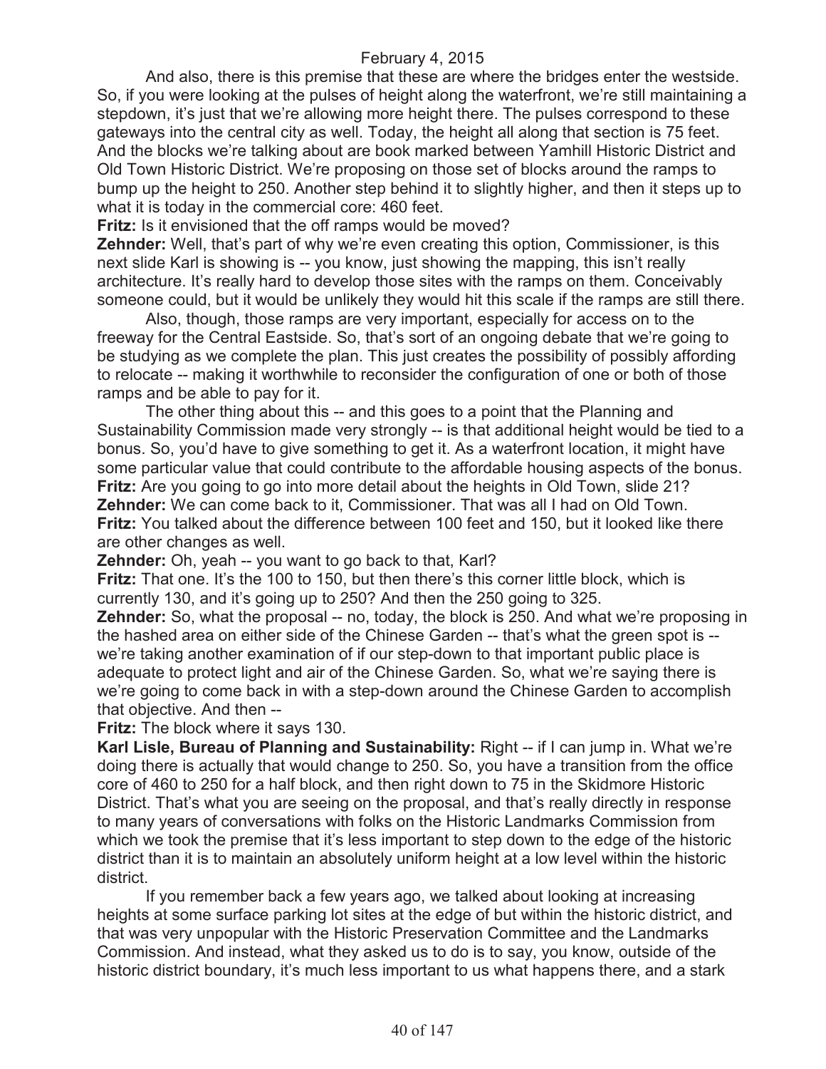February 4, 2015

And also, there is this premise that these are where the bridges enter the westside. So, if you were looking at the pulses of height along the waterfront, we're still maintaining a stepdown, it's just that we're allowing more height there. The pulses correspond to these gateways into the central city as well. Today, the height all along that section is 75 feet. And the blocks we're talking about are book marked between Yamhill Historic District and Old Town Historic District. We're proposing on those set of blocks around the ramps to bump up the height to 250. Another step behind it to slightly higher, and then it steps up to what it is today in the commercial core: 460 feet.

**Fritz:** Is it envisioned that the off ramps would be moved?

**Zehnder:** Well, that's part of why we're even creating this option, Commissioner, is this next slide Karl is showing is -- you know, just showing the mapping, this isn't really architecture. It's really hard to develop those sites with the ramps on them. Conceivably someone could, but it would be unlikely they would hit this scale if the ramps are still there.

Also, though, those ramps are very important, especially for access on to the freeway for the Central Eastside. So, that's sort of an ongoing debate that we're going to be studying as we complete the plan. This just creates the possibility of possibly affording to relocate -- making it worthwhile to reconsider the configuration of one or both of those ramps and be able to pay for it.

The other thing about this -- and this goes to a point that the Planning and Sustainability Commission made very strongly -- is that additional height would be tied to a bonus. So, you'd have to give something to get it. As a waterfront location, it might have some particular value that could contribute to the affordable housing aspects of the bonus.

**Fritz:** Are you going to go into more detail about the heights in Old Town, slide 21?

**Zehnder:** We can come back to it, Commissioner. That was all I had on Old Town.

**Fritz:** You talked about the difference between 100 feet and 150, but it looked like there are other changes as well.

**Zehnder:** Oh, yeah -- you want to go back to that, Karl?

**Fritz:** That one. It's the 100 to 150, but then there's this corner little block, which is currently 130, and it's going up to 250? And then the 250 going to 325.

**Zehnder:** So, what the proposal -- no, today, the block is 250. And what we're proposing in the hashed area on either side of the Chinese Garden -- that's what the green spot is -- we're taking another examination of if our step-down to that important public place is adequate to protect light and air of the Chinese Garden. So, what we're saying there is we're going to come back in with a step-down around the Chinese Garden to accomplish that objective. And then --

**Fritz:** The block where it says 130.

**Karl Lisle, Bureau of Planning and Sustainability:** Right -- if I can jump in. What we're doing there is actually that would change to 250. So, you have a transition from the office core of 460 to 250 for a half block, and then right down to 75 in the Skidmore Historic District. That's what you are seeing on the proposal, and that's really directly in response to many years of conversations with folks on the Historic Landmarks Commission from which we took the premise that it's less important to step down to the edge of the historic district than it is to maintain an absolutely uniform height at a low level within the historic district.

If you remember back a few years ago, we talked about looking at increasing heights at some surface parking lot sites at the edge of but within the historic district, and that was very unpopular with the Historic Preservation Committee and the Landmarks Commission. And instead, what they asked us to do is to say, you know, outside of the historic district boundary, it's much less important to us what happens there, and a stark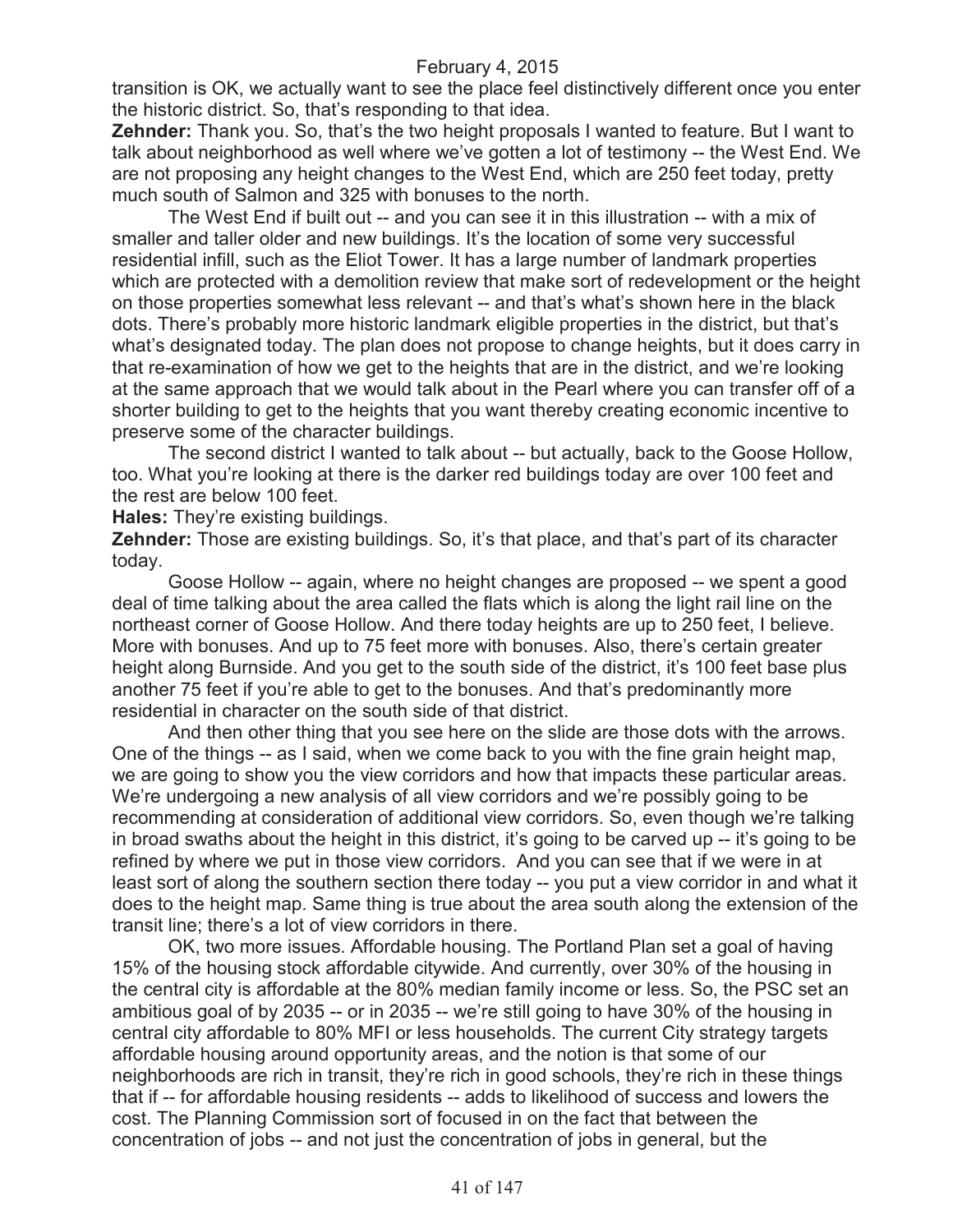transition is OK, we actually want to see the place feel distinctively different once you enter the historic district. So, that's responding to that idea.

**Zehnder:** Thank you. So, that's the two height proposals I wanted to feature. But I want to talk about neighborhood as well where we've gotten a lot of testimony -- the West End. We are not proposing any height changes to the West End, which are 250 feet today, pretty much south of Salmon and 325 with bonuses to the north.

The West End if built out -- and you can see it in this illustration -- with a mix of smaller and taller older and new buildings. It's the location of some very successful residential infill, such as the Eliot Tower. It has a large number of landmark properties which are protected with a demolition review that make sort of redevelopment or the height on those properties somewhat less relevant -- and that's what's shown here in the black dots. There's probably more historic landmark eligible properties in the district, but that's what's designated today. The plan does not propose to change heights, but it does carry in that re-examination of how we get to the heights that are in the district, and we're looking at the same approach that we would talk about in the Pearl where you can transfer off of a shorter building to get to the heights that you want thereby creating economic incentive to preserve some of the character buildings.

The second district I wanted to talk about -- but actually, back to the Goose Hollow, too. What you're looking at there is the darker red buildings today are over 100 feet and the rest are below 100 feet.

**Hales:** They're existing buildings.

**Zehnder:** Those are existing buildings. So, it's that place, and that's part of its character today.

Goose Hollow -- again, where no height changes are proposed -- we spent a good deal of time talking about the area called the flats which is along the light rail line on the northeast corner of Goose Hollow. And there today heights are up to 250 feet, I believe. More with bonuses. And up to 75 feet more with bonuses. Also, there's certain greater height along Burnside. And you get to the south side of the district, it's 100 feet base plus another 75 feet if you're able to get to the bonuses. And that's predominantly more residential in character on the south side of that district.

And then other thing that you see here on the slide are those dots with the arrows. One of the things -- as I said, when we come back to you with the fine grain height map, we are going to show you the view corridors and how that impacts these particular areas. We're undergoing a new analysis of all view corridors and we're possibly going to be recommending at consideration of additional view corridors. So, even though we're talking in broad swaths about the height in this district, it's going to be carved up -- it's going to be refined by where we put in those view corridors. And you can see that if we were in at least sort of along the southern section there today -- you put a view corridor in and what it does to the height map. Same thing is true about the area south along the extension of the transit line; there's a lot of view corridors in there.

OK, two more issues. Affordable housing. The Portland Plan set a goal of having 15% of the housing stock affordable citywide. And currently, over 30% of the housing in the central city is affordable at the 80% median family income or less. So, the PSC set an ambitious goal of by 2035 -- or in 2035 -- we're still going to have 30% of the housing in central city affordable to 80% MFI or less households. The current City strategy targets affordable housing around opportunity areas, and the notion is that some of our neighborhoods are rich in transit, they're rich in good schools, they're rich in these things that if -- for affordable housing residents -- adds to likelihood of success and lowers the cost. The Planning Commission sort of focused in on the fact that between the concentration of jobs -- and not just the concentration of jobs in general, but the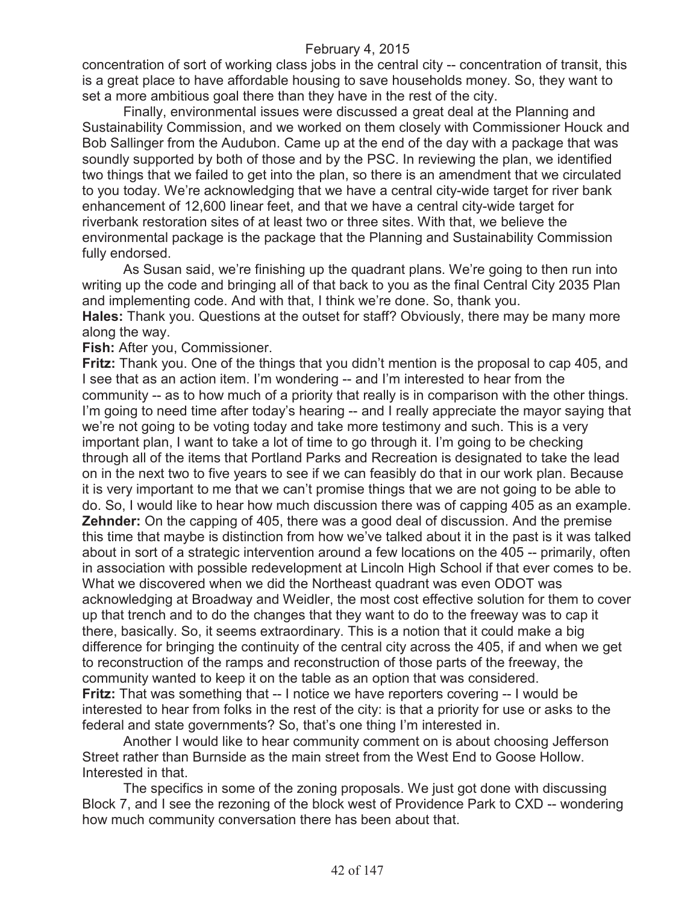concentration of sort of working class jobs in the central city -- concentration of transit, this is a great place to have affordable housing to save households money. So, they want to set a more ambitious goal there than they have in the rest of the city.

Finally, environmental issues were discussed a great deal at the Planning and Sustainability Commission, and we worked on them closely with Commissioner Houck and Bob Sallinger from the Audubon. Came up at the end of the day with a package that was soundly supported by both of those and by the PSC. In reviewing the plan, we identified two things that we failed to get into the plan, so there is an amendment that we circulated to you today. We're acknowledging that we have a central city-wide target for river bank enhancement of 12,600 linear feet, and that we have a central city-wide target for riverbank restoration sites of at least two or three sites. With that, we believe the environmental package is the package that the Planning and Sustainability Commission fully endorsed.

As Susan said, we're finishing up the quadrant plans. We're going to then run into writing up the code and bringing all of that back to you as the final Central City 2035 Plan and implementing code. And with that, I think we're done. So, thank you.

**Hales:** Thank you. Questions at the outset for staff? Obviously, there may be many more along the way.

**Fish:** After you, Commissioner.

**Fritz:** Thank you. One of the things that you didn't mention is the proposal to cap 405, and I see that as an action item. I'm wondering -- and I'm interested to hear from the community -- as to how much of a priority that really is in comparison with the other things. I'm going to need time after today's hearing -- and I really appreciate the mayor saying that we're not going to be voting today and take more testimony and such. This is a very important plan, I want to take a lot of time to go through it. I'm going to be checking through all of the items that Portland Parks and Recreation is designated to take the lead on in the next two to five years to see if we can feasibly do that in our work plan. Because it is very important to me that we can't promise things that we are not going to be able to do. So, I would like to hear how much discussion there was of capping 405 as an example.

**Zehnder:** On the capping of 405, there was a good deal of discussion. And the premise this time that maybe is distinction from how we've talked about it in the past is it was talked about in sort of a strategic intervention around a few locations on the 405 -- primarily, often in association with possible redevelopment at Lincoln High School if that ever comes to be. What we discovered when we did the Northeast quadrant was even ODOT was acknowledging at Broadway and Weidler, the most cost effective solution for them to cover up that trench and to do the changes that they want to do to the freeway was to cap it there, basically. So, it seems extraordinary. This is a notion that it could make a big difference for bringing the continuity of the central city across the 405, if and when we get to reconstruction of the ramps and reconstruction of those parts of the freeway, the community wanted to keep it on the table as an option that was considered.

**Fritz:** That was something that -- I notice we have reporters covering -- I would be interested to hear from folks in the rest of the city: is that a priority for use or asks to the federal and state governments? So, that's one thing I'm interested in.

Another I would like to hear community comment on is about choosing Jefferson Street rather than Burnside as the main street from the West End to Goose Hollow. Interested in that.

The specifics in some of the zoning proposals. We just got done with discussing Block 7, and I see the rezoning of the block west of Providence Park to CXD -- wondering how much community conversation there has been about that.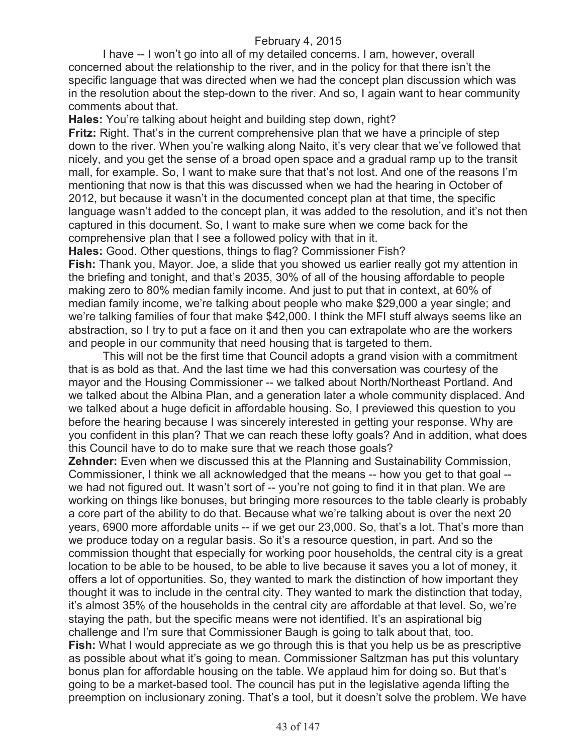I have -- I won't go into all of my detailed concerns. I am, however, overall concerned about the relationship to the river, and in the policy for that there isn't the specific language that was directed when we had the concept plan discussion which was in the resolution about the step-down to the river. And so, I again want to hear community comments about that.

**Hales:** You're talking about height and building step down, right?

**Fritz:** Right. That's in the current comprehensive plan that we have a principle of step down to the river. When you're walking along Naito, it's very clear that we've followed that nicely, and you get the sense of a broad open space and a gradual ramp up to the transit mall, for example. So, I want to make sure that that's not lost. And one of the reasons I'm mentioning that now is that this was discussed when we had the hearing in October of 2012, but because it wasn't in the documented concept plan at that time, the specific language wasn't added to the concept plan, it was added to the resolution, and it's not then captured in this document. So, I want to make sure when we come back for the comprehensive plan that I see a followed policy with that in it.

**Hales:** Good. Other questions, things to flag? Commissioner Fish?

**Fish:** Thank you, Mayor. Joe, a slide that you showed us earlier really got my attention in the briefing and tonight, and that's 2035, 30% of all of the housing affordable to people making zero to 80% median family income. And just to put that in context, at 60% of median family income, we're talking about people who make $29,000 a year single; and we're talking families of four that make $42,000. I think the MFI stuff always seems like an abstraction, so I try to put a face on it and then you can extrapolate who are the workers and people in our community that need housing that is targeted to them.

This will not be the first time that Council adopts a grand vision with a commitment that is as bold as that. And the last time we had this conversation was courtesy of the mayor and the Housing Commissioner -- we talked about North/Northeast Portland. And we talked about the Albina Plan, and a generation later a whole community displaced. And we talked about a huge deficit in affordable housing. So, I previewed this question to you before the hearing because I was sincerely interested in getting your response. Why are you confident in this plan? That we can reach these lofty goals? And in addition, what does this Council have to do to make sure that we reach those goals?

**Zehnder:** Even when we discussed this at the Planning and Sustainability Commission, Commissioner, I think we all acknowledged that the means -- how you get to that goal -- we had not figured out. It wasn't sort of -- you're not going to find it in that plan. We are working on things like bonuses, but bringing more resources to the table clearly is probably a core part of the ability to do that. Because what we're talking about is over the next 20 years, 6900 more affordable units -- if we get our 23,000. So, that's a lot. That's more than we produce today on a regular basis. So it's a resource question, in part. And so the commission thought that especially for working poor households, the central city is a great location to be able to be housed, to be able to live because it saves you a lot of money, it offers a lot of opportunities. So, they wanted to mark the distinction of how important they thought it was to include in the central city. They wanted to mark the distinction that today, it's almost 35% of the households in the central city are affordable at that level. So, we're staying the path, but the specific means were not identified. It's an aspirational big challenge and I'm sure that Commissioner Baugh is going to talk about that, too.

**Fish:** What I would appreciate as we go through this is that you help us be as prescriptive as possible about what it's going to mean. Commissioner Saltzman has put this voluntary bonus plan for affordable housing on the table. We applaud him for doing so. But that's going to be a market-based tool. The council has put in the legislative agenda lifting the preemption on inclusionary zoning. That's a tool, but it doesn't solve the problem. We have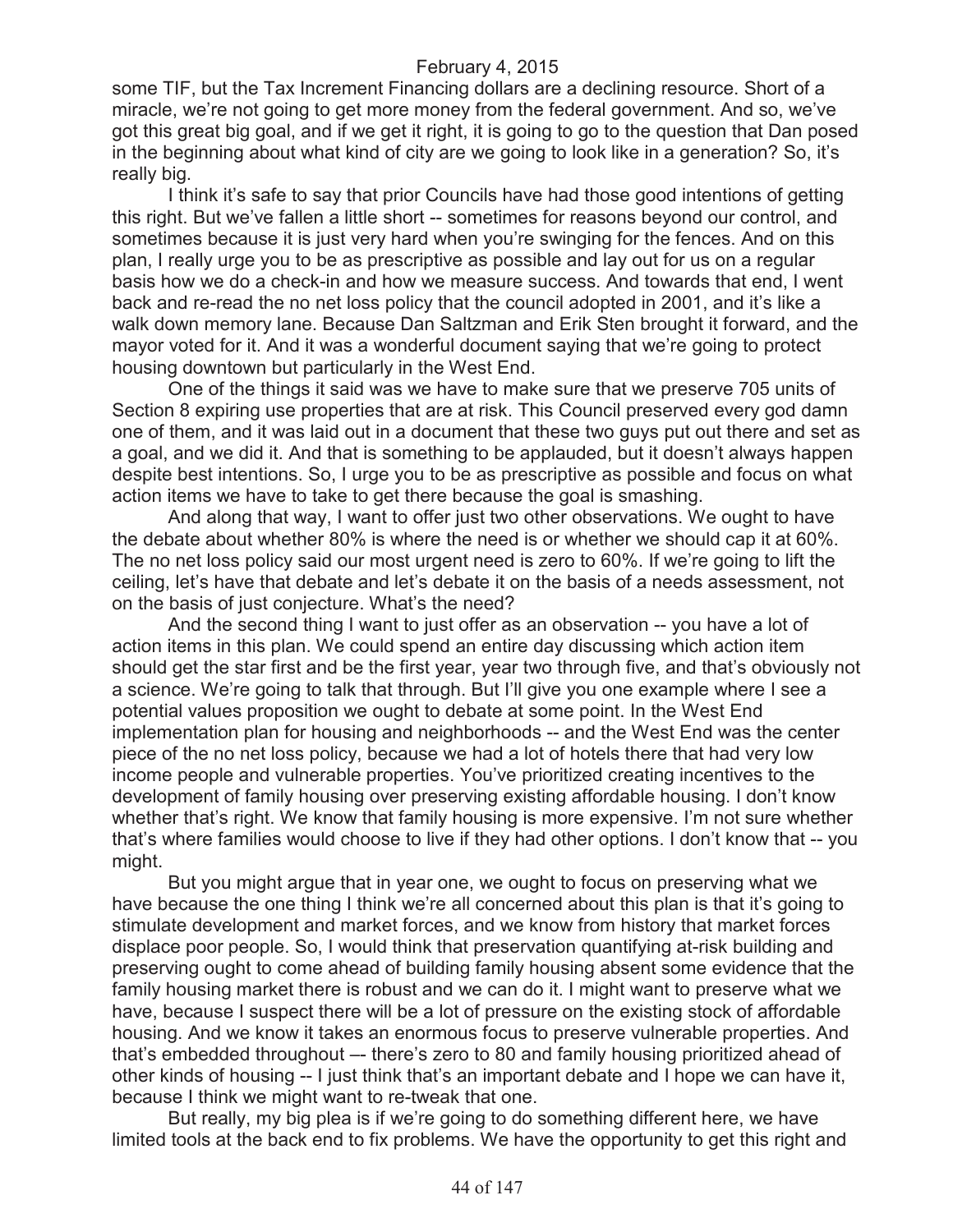some TIF, but the Tax Increment Financing dollars are a declining resource. Short of a miracle, we're not going to get more money from the federal government. And so, we've got this great big goal, and if we get it right, it is going to go to the question that Dan posed in the beginning about what kind of city are we going to look like in a generation? So, it's really big.

I think it's safe to say that prior Councils have had those good intentions of getting this right. But we've fallen a little short -- sometimes for reasons beyond our control, and sometimes because it is just very hard when you're swinging for the fences. And on this plan, I really urge you to be as prescriptive as possible and lay out for us on a regular basis how we do a check-in and how we measure success. And towards that end, I went back and re-read the no net loss policy that the council adopted in 2001, and it's like a walk down memory lane. Because Dan Saltzman and Erik Sten brought it forward, and the mayor voted for it. And it was a wonderful document saying that we're going to protect housing downtown but particularly in the West End.

One of the things it said was we have to make sure that we preserve 705 units of Section 8 expiring use properties that are at risk. This Council preserved every god damn one of them, and it was laid out in a document that these two guys put out there and set as a goal, and we did it. And that is something to be applauded, but it doesn't always happen despite best intentions. So, I urge you to be as prescriptive as possible and focus on what action items we have to take to get there because the goal is smashing.

And along that way, I want to offer just two other observations. We ought to have the debate about whether 80% is where the need is or whether we should cap it at 60%. The no net loss policy said our most urgent need is zero to 60%. If we're going to lift the ceiling, let's have that debate and let's debate it on the basis of a needs assessment, not on the basis of just conjecture. What's the need?

And the second thing I want to just offer as an observation -- you have a lot of action items in this plan. We could spend an entire day discussing which action item should get the star first and be the first year, year two through five, and that's obviously not a science. We're going to talk that through. But I'll give you one example where I see a potential values proposition we ought to debate at some point. In the West End implementation plan for housing and neighborhoods -- and the West End was the center piece of the no net loss policy, because we had a lot of hotels there that had very low income people and vulnerable properties. You've prioritized creating incentives to the development of family housing over preserving existing affordable housing. I don't know whether that's right. We know that family housing is more expensive. I'm not sure whether that's where families would choose to live if they had other options. I don't know that -- you might.

But you might argue that in year one, we ought to focus on preserving what we have because the one thing I think we're all concerned about this plan is that it's going to stimulate development and market forces, and we know from history that market forces displace poor people. So, I would think that preservation quantifying at-risk building and preserving ought to come ahead of building family housing absent some evidence that the family housing market there is robust and we can do it. I might want to preserve what we have, because I suspect there will be a lot of pressure on the existing stock of affordable housing. And we know it takes an enormous focus to preserve vulnerable properties. And that's embedded throughout –- there's zero to 80 and family housing prioritized ahead of other kinds of housing -- I just think that's an important debate and I hope we can have it, because I think we might want to re-tweak that one.

But really, my big plea is if we're going to do something different here, we have limited tools at the back end to fix problems. We have the opportunity to get this right and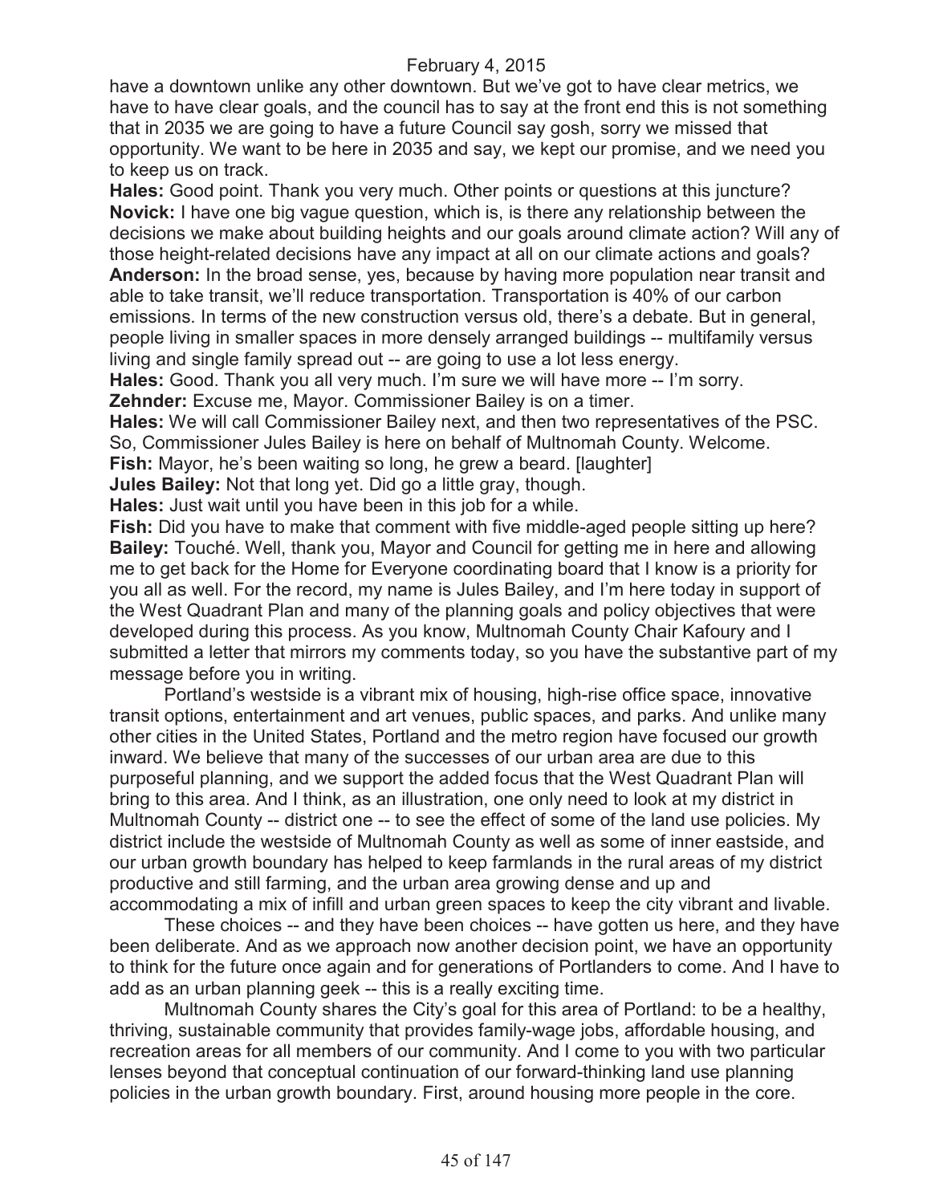have a downtown unlike any other downtown. But we've got to have clear metrics, we have to have clear goals, and the council has to say at the front end this is not something that in 2035 we are going to have a future Council say gosh, sorry we missed that opportunity. We want to be here in 2035 and say, we kept our promise, and we need you to keep us on track.

**Hales:** Good point. Thank you very much. Other points or questions at this juncture?

**Novick:** I have one big vague question, which is, is there any relationship between the decisions we make about building heights and our goals around climate action? Will any of those height-related decisions have any impact at all on our climate actions and goals?

**Anderson:** In the broad sense, yes, because by having more population near transit and able to take transit, we'll reduce transportation. Transportation is 40% of our carbon emissions. In terms of the new construction versus old, there's a debate. But in general, people living in smaller spaces in more densely arranged buildings -- multifamily versus living and single family spread out -- are going to use a lot less energy.

**Hales:** Good. Thank you all very much. I'm sure we will have more -- I'm sorry.

**Zehnder:** Excuse me, Mayor. Commissioner Bailey is on a timer.

**Hales:** We will call Commissioner Bailey next, and then two representatives of the PSC. So, Commissioner Jules Bailey is here on behalf of Multnomah County. Welcome.

**Fish:** Mayor, he's been waiting so long, he grew a beard. [laughter]

**Jules Bailey:** Not that long yet. Did go a little gray, though.

**Hales:** Just wait until you have been in this job for a while.

**Fish:** Did you have to make that comment with five middle-aged people sitting up here?

**Bailey:** Touché. Well, thank you, Mayor and Council for getting me in here and allowing me to get back for the Home for Everyone coordinating board that I know is a priority for you all as well. For the record, my name is Jules Bailey, and I'm here today in support of the West Quadrant Plan and many of the planning goals and policy objectives that were developed during this process. As you know, Multnomah County Chair Kafoury and I submitted a letter that mirrors my comments today, so you have the substantive part of my message before you in writing.

Portland's westside is a vibrant mix of housing, high-rise office space, innovative transit options, entertainment and art venues, public spaces, and parks. And unlike many other cities in the United States, Portland and the metro region have focused our growth inward. We believe that many of the successes of our urban area are due to this purposeful planning, and we support the added focus that the West Quadrant Plan will bring to this area. And I think, as an illustration, one only need to look at my district in Multnomah County -- district one -- to see the effect of some of the land use policies. My district include the westside of Multnomah County as well as some of inner eastside, and our urban growth boundary has helped to keep farmlands in the rural areas of my district productive and still farming, and the urban area growing dense and up and accommodating a mix of infill and urban green spaces to keep the city vibrant and livable.

These choices -- and they have been choices -- have gotten us here, and they have been deliberate. And as we approach now another decision point, we have an opportunity to think for the future once again and for generations of Portlanders to come. And I have to add as an urban planning geek -- this is a really exciting time.

Multnomah County shares the City's goal for this area of Portland: to be a healthy, thriving, sustainable community that provides family-wage jobs, affordable housing, and recreation areas for all members of our community. And I come to you with two particular lenses beyond that conceptual continuation of our forward-thinking land use planning policies in the urban growth boundary. First, around housing more people in the core.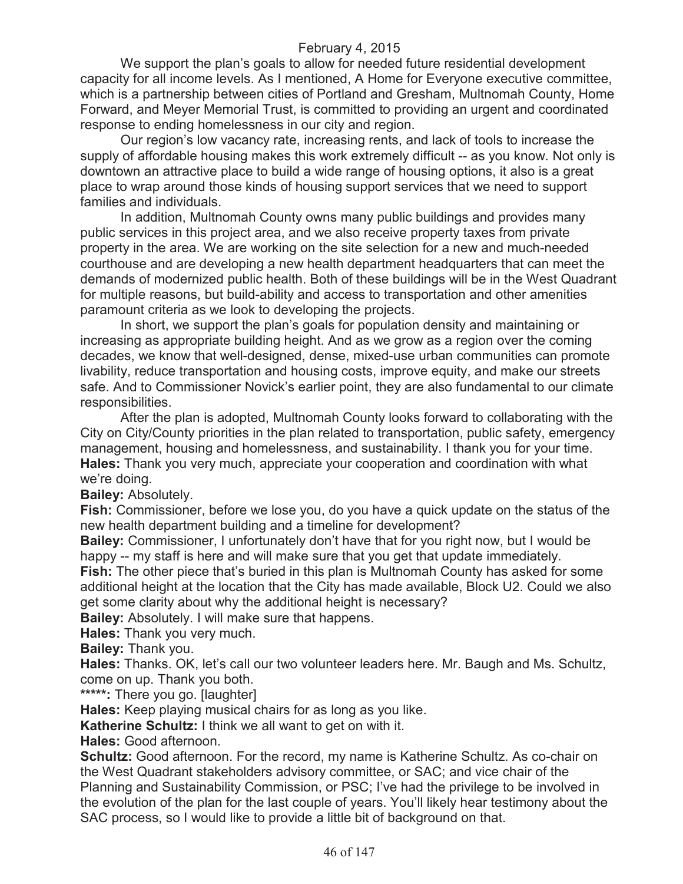We support the plan's goals to allow for needed future residential development capacity for all income levels. As I mentioned, A Home for Everyone executive committee, which is a partnership between cities of Portland and Gresham, Multnomah County, Home Forward, and Meyer Memorial Trust, is committed to providing an urgent and coordinated response to ending homelessness in our city and region.

Our region's low vacancy rate, increasing rents, and lack of tools to increase the supply of affordable housing makes this work extremely difficult -- as you know. Not only is downtown an attractive place to build a wide range of housing options, it also is a great place to wrap around those kinds of housing support services that we need to support families and individuals.

In addition, Multnomah County owns many public buildings and provides many public services in this project area, and we also receive property taxes from private property in the area. We are working on the site selection for a new and much-needed courthouse and are developing a new health department headquarters that can meet the demands of modernized public health. Both of these buildings will be in the West Quadrant for multiple reasons, but build-ability and access to transportation and other amenities paramount criteria as we look to developing the projects.

In short, we support the plan's goals for population density and maintaining or increasing as appropriate building height. And as we grow as a region over the coming decades, we know that well-designed, dense, mixed-use urban communities can promote livability, reduce transportation and housing costs, improve equity, and make our streets safe. And to Commissioner Novick's earlier point, they are also fundamental to our climate responsibilities.

After the plan is adopted, Multnomah County looks forward to collaborating with the City on City/County priorities in the plan related to transportation, public safety, emergency management, housing and homelessness, and sustainability. I thank you for your time.

**Hales:** Thank you very much, appreciate your cooperation and coordination with what we're doing.

**Bailey:** Absolutely.

**Fish:** Commissioner, before we lose you, do you have a quick update on the status of the new health department building and a timeline for development?

**Bailey:** Commissioner, I unfortunately don't have that for you right now, but I would be happy -- my staff is here and will make sure that you get that update immediately.

**Fish:** The other piece that's buried in this plan is Multnomah County has asked for some additional height at the location that the City has made available, Block U2. Could we also get some clarity about why the additional height is necessary?

**Bailey:** Absolutely. I will make sure that happens.

**Hales:** Thank you very much.

**Bailey:** Thank you.

**Hales:** Thanks. OK, let's call our two volunteer leaders here. Mr. Baugh and Ms. Schultz, come on up. Thank you both.

**\*\*\*\*\*:** There you go. [laughter]

**Hales:** Keep playing musical chairs for as long as you like.

**Katherine Schultz:** I think we all want to get on with it.

**Hales:** Good afternoon.

**Schultz:** Good afternoon. For the record, my name is Katherine Schultz. As co-chair on the West Quadrant stakeholders advisory committee, or SAC; and vice chair of the Planning and Sustainability Commission, or PSC; I've had the privilege to be involved in the evolution of the plan for the last couple of years. You'll likely hear testimony about the SAC process, so I would like to provide a little bit of background on that.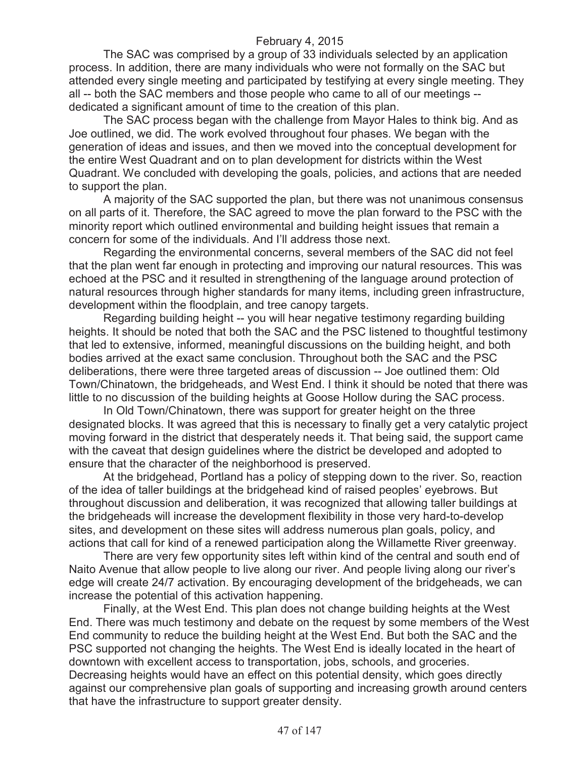The SAC was comprised by a group of 33 individuals selected by an application process. In addition, there are many individuals who were not formally on the SAC but attended every single meeting and participated by testifying at every single meeting. They all -- both the SAC members and those people who came to all of our meetings -- dedicated a significant amount of time to the creation of this plan.

The SAC process began with the challenge from Mayor Hales to think big. And as Joe outlined, we did. The work evolved throughout four phases. We began with the generation of ideas and issues, and then we moved into the conceptual development for the entire West Quadrant and on to plan development for districts within the West Quadrant. We concluded with developing the goals, policies, and actions that are needed to support the plan.

A majority of the SAC supported the plan, but there was not unanimous consensus on all parts of it. Therefore, the SAC agreed to move the plan forward to the PSC with the minority report which outlined environmental and building height issues that remain a concern for some of the individuals. And I'll address those next.

Regarding the environmental concerns, several members of the SAC did not feel that the plan went far enough in protecting and improving our natural resources. This was echoed at the PSC and it resulted in strengthening of the language around protection of natural resources through higher standards for many items, including green infrastructure, development within the floodplain, and tree canopy targets.

Regarding building height -- you will hear negative testimony regarding building heights. It should be noted that both the SAC and the PSC listened to thoughtful testimony that led to extensive, informed, meaningful discussions on the building height, and both bodies arrived at the exact same conclusion. Throughout both the SAC and the PSC deliberations, there were three targeted areas of discussion -- Joe outlined them: Old Town/Chinatown, the bridgeheads, and West End. I think it should be noted that there was little to no discussion of the building heights at Goose Hollow during the SAC process.

In Old Town/Chinatown, there was support for greater height on the three designated blocks. It was agreed that this is necessary to finally get a very catalytic project moving forward in the district that desperately needs it. That being said, the support came with the caveat that design guidelines where the district be developed and adopted to ensure that the character of the neighborhood is preserved.

At the bridgehead, Portland has a policy of stepping down to the river. So, reaction of the idea of taller buildings at the bridgehead kind of raised peoples' eyebrows. But throughout discussion and deliberation, it was recognized that allowing taller buildings at the bridgeheads will increase the development flexibility in those very hard-to-develop sites, and development on these sites will address numerous plan goals, policy, and actions that call for kind of a renewed participation along the Willamette River greenway.

There are very few opportunity sites left within kind of the central and south end of Naito Avenue that allow people to live along our river. And people living along our river's edge will create 24/7 activation. By encouraging development of the bridgeheads, we can increase the potential of this activation happening.

Finally, at the West End. This plan does not change building heights at the West End. There was much testimony and debate on the request by some members of the West End community to reduce the building height at the West End. But both the SAC and the PSC supported not changing the heights. The West End is ideally located in the heart of downtown with excellent access to transportation, jobs, schools, and groceries. Decreasing heights would have an effect on this potential density, which goes directly against our comprehensive plan goals of supporting and increasing growth around centers that have the infrastructure to support greater density.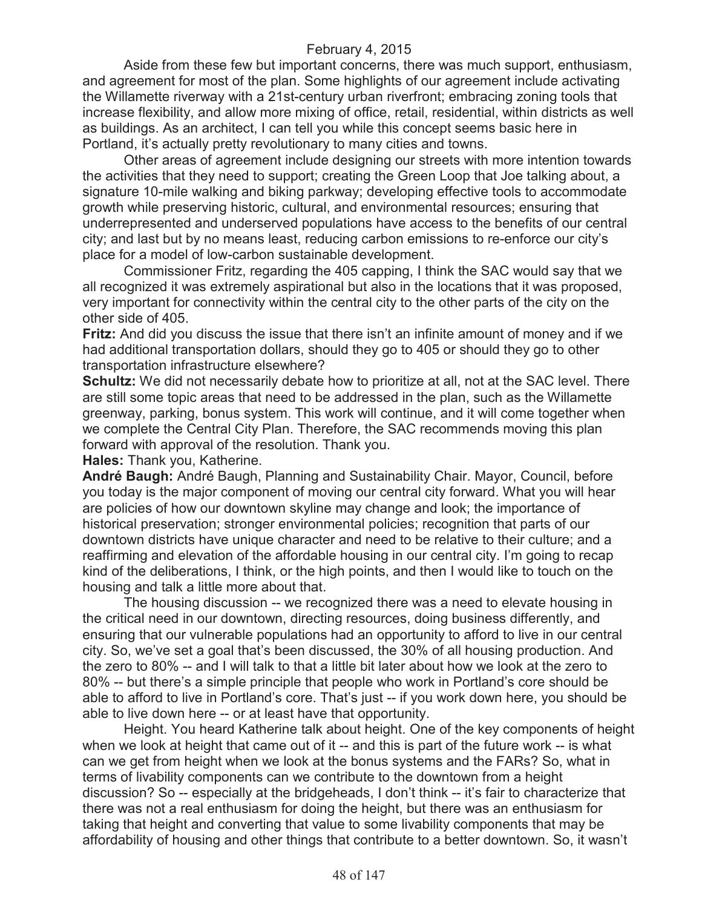February 4, 2015

Aside from these few but important concerns, there was much support, enthusiasm, and agreement for most of the plan. Some highlights of our agreement include activating the Willamette riverway with a 21st-century urban riverfront; embracing zoning tools that increase flexibility, and allow more mixing of office, retail, residential, within districts as well as buildings. As an architect, I can tell you while this concept seems basic here in Portland, it's actually pretty revolutionary to many cities and towns.

Other areas of agreement include designing our streets with more intention towards the activities that they need to support; creating the Green Loop that Joe talking about, a signature 10-mile walking and biking parkway; developing effective tools to accommodate growth while preserving historic, cultural, and environmental resources; ensuring that underrepresented and underserved populations have access to the benefits of our central city; and last but by no means least, reducing carbon emissions to re-enforce our city's place for a model of low-carbon sustainable development.

Commissioner Fritz, regarding the 405 capping, I think the SAC would say that we all recognized it was extremely aspirational but also in the locations that it was proposed, very important for connectivity within the central city to the other parts of the city on the other side of 405.

**Fritz:** And did you discuss the issue that there isn't an infinite amount of money and if we had additional transportation dollars, should they go to 405 or should they go to other transportation infrastructure elsewhere?

**Schultz:** We did not necessarily debate how to prioritize at all, not at the SAC level. There are still some topic areas that need to be addressed in the plan, such as the Willamette greenway, parking, bonus system. This work will continue, and it will come together when we complete the Central City Plan. Therefore, the SAC recommends moving this plan forward with approval of the resolution. Thank you.

**Hales:** Thank you, Katherine.

**André Baugh:** André Baugh, Planning and Sustainability Chair. Mayor, Council, before you today is the major component of moving our central city forward. What you will hear are policies of how our downtown skyline may change and look; the importance of historical preservation; stronger environmental policies; recognition that parts of our downtown districts have unique character and need to be relative to their culture; and a reaffirming and elevation of the affordable housing in our central city. I'm going to recap kind of the deliberations, I think, or the high points, and then I would like to touch on the housing and talk a little more about that.

The housing discussion -- we recognized there was a need to elevate housing in the critical need in our downtown, directing resources, doing business differently, and ensuring that our vulnerable populations had an opportunity to afford to live in our central city. So, we've set a goal that's been discussed, the 30% of all housing production. And the zero to 80% -- and I will talk to that a little bit later about how we look at the zero to 80% -- but there's a simple principle that people who work in Portland's core should be able to afford to live in Portland's core. That's just -- if you work down here, you should be able to live down here -- or at least have that opportunity.

Height. You heard Katherine talk about height. One of the key components of height when we look at height that came out of it -- and this is part of the future work -- is what can we get from height when we look at the bonus systems and the FARs? So, what in terms of livability components can we contribute to the downtown from a height discussion? So -- especially at the bridgeheads, I don't think -- it's fair to characterize that there was not a real enthusiasm for doing the height, but there was an enthusiasm for taking that height and converting that value to some livability components that may be affordability of housing and other things that contribute to a better downtown. So, it wasn't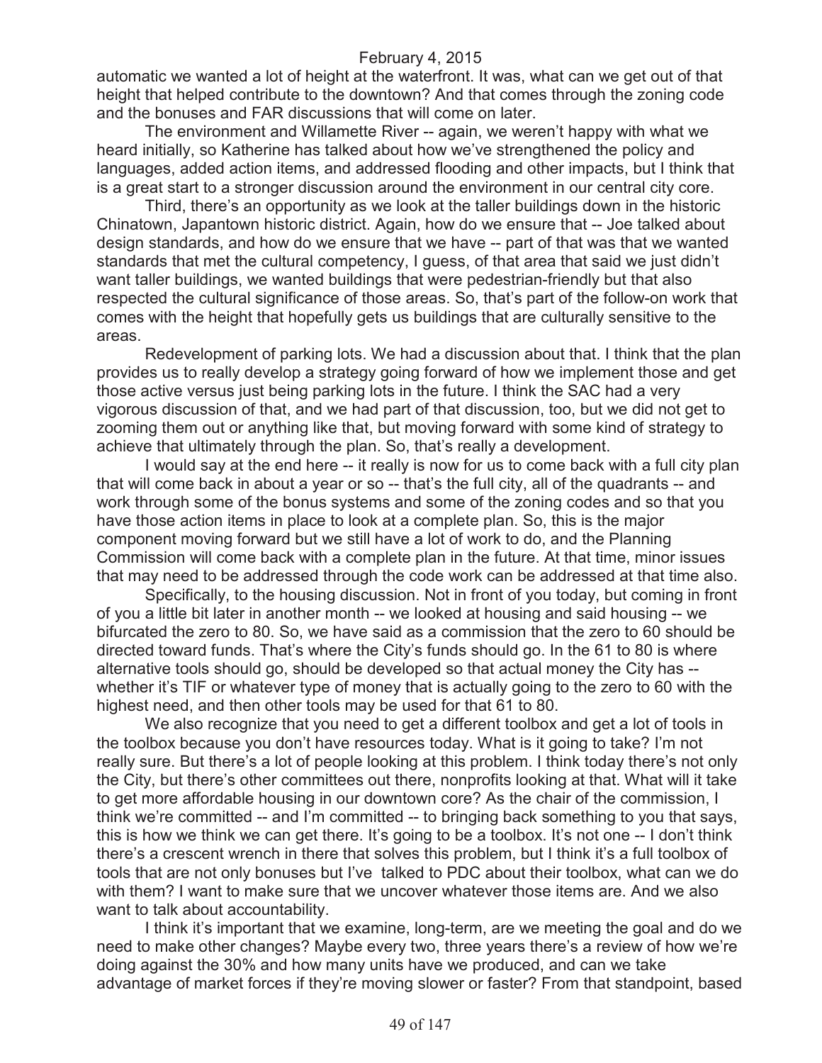automatic we wanted a lot of height at the waterfront. It was, what can we get out of that height that helped contribute to the downtown? And that comes through the zoning code and the bonuses and FAR discussions that will come on later.

The environment and Willamette River -- again, we weren't happy with what we heard initially, so Katherine has talked about how we've strengthened the policy and languages, added action items, and addressed flooding and other impacts, but I think that is a great start to a stronger discussion around the environment in our central city core.

Third, there's an opportunity as we look at the taller buildings down in the historic Chinatown, Japantown historic district. Again, how do we ensure that -- Joe talked about design standards, and how do we ensure that we have -- part of that was that we wanted standards that met the cultural competency, I guess, of that area that said we just didn't want taller buildings, we wanted buildings that were pedestrian-friendly but that also respected the cultural significance of those areas. So, that's part of the follow-on work that comes with the height that hopefully gets us buildings that are culturally sensitive to the areas.

Redevelopment of parking lots. We had a discussion about that. I think that the plan provides us to really develop a strategy going forward of how we implement those and get those active versus just being parking lots in the future. I think the SAC had a very vigorous discussion of that, and we had part of that discussion, too, but we did not get to zooming them out or anything like that, but moving forward with some kind of strategy to achieve that ultimately through the plan. So, that's really a development.

I would say at the end here -- it really is now for us to come back with a full city plan that will come back in about a year or so -- that's the full city, all of the quadrants -- and work through some of the bonus systems and some of the zoning codes and so that you have those action items in place to look at a complete plan. So, this is the major component moving forward but we still have a lot of work to do, and the Planning Commission will come back with a complete plan in the future. At that time, minor issues that may need to be addressed through the code work can be addressed at that time also.

Specifically, to the housing discussion. Not in front of you today, but coming in front of you a little bit later in another month -- we looked at housing and said housing -- we bifurcated the zero to 80. So, we have said as a commission that the zero to 60 should be directed toward funds. That's where the City's funds should go. In the 61 to 80 is where alternative tools should go, should be developed so that actual money the City has -- whether it's TIF or whatever type of money that is actually going to the zero to 60 with the highest need, and then other tools may be used for that 61 to 80.

We also recognize that you need to get a different toolbox and get a lot of tools in the toolbox because you don't have resources today. What is it going to take? I'm not really sure. But there's a lot of people looking at this problem. I think today there's not only the City, but there's other committees out there, nonprofits looking at that. What will it take to get more affordable housing in our downtown core? As the chair of the commission, I think we're committed -- and I'm committed -- to bringing back something to you that says, this is how we think we can get there. It's going to be a toolbox. It's not one -- I don't think there's a crescent wrench in there that solves this problem, but I think it's a full toolbox of tools that are not only bonuses but I've talked to PDC about their toolbox, what can we do with them? I want to make sure that we uncover whatever those items are. And we also want to talk about accountability.

I think it's important that we examine, long-term, are we meeting the goal and do we need to make other changes? Maybe every two, three years there's a review of how we're doing against the 30% and how many units have we produced, and can we take advantage of market forces if they're moving slower or faster? From that standpoint, based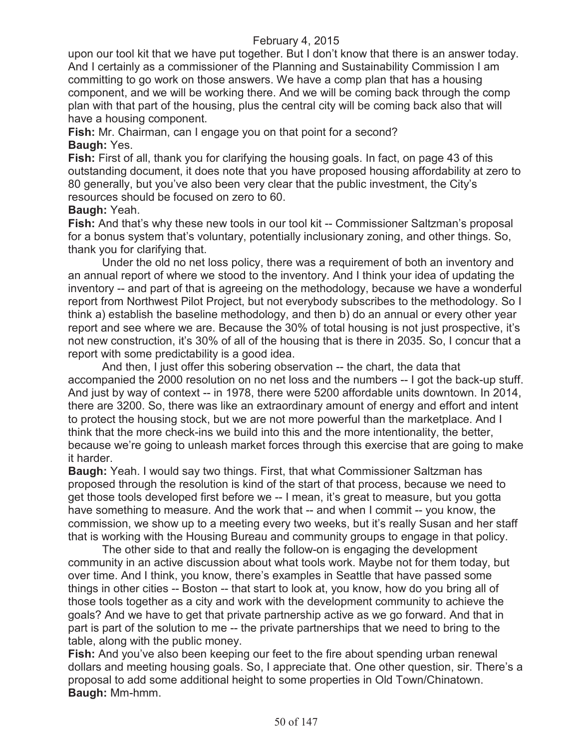upon our tool kit that we have put together. But I don't know that there is an answer today. And I certainly as a commissioner of the Planning and Sustainability Commission I am committing to go work on those answers. We have a comp plan that has a housing component, and we will be working there. And we will be coming back through the comp plan with that part of the housing, plus the central city will be coming back also that will have a housing component.

**Fish:** Mr. Chairman, can I engage you on that point for a second?

**Baugh:** Yes.

**Fish:** First of all, thank you for clarifying the housing goals. In fact, on page 43 of this outstanding document, it does note that you have proposed housing affordability at zero to 80 generally, but you've also been very clear that the public investment, the City's resources should be focused on zero to 60.

**Baugh:** Yeah.

**Fish:** And that's why these new tools in our tool kit -- Commissioner Saltzman's proposal for a bonus system that's voluntary, potentially inclusionary zoning, and other things. So, thank you for clarifying that.

Under the old no net loss policy, there was a requirement of both an inventory and an annual report of where we stood to the inventory. And I think your idea of updating the inventory -- and part of that is agreeing on the methodology, because we have a wonderful report from Northwest Pilot Project, but not everybody subscribes to the methodology. So I think a) establish the baseline methodology, and then b) do an annual or every other year report and see where we are. Because the 30% of total housing is not just prospective, it's not new construction, it's 30% of all of the housing that is there in 2035. So, I concur that a report with some predictability is a good idea.

And then, I just offer this sobering observation -- the chart, the data that accompanied the 2000 resolution on no net loss and the numbers -- I got the back-up stuff. And just by way of context -- in 1978, there were 5200 affordable units downtown. In 2014, there are 3200. So, there was like an extraordinary amount of energy and effort and intent to protect the housing stock, but we are not more powerful than the marketplace. And I think that the more check-ins we build into this and the more intentionality, the better, because we're going to unleash market forces through this exercise that are going to make it harder.

**Baugh:** Yeah. I would say two things. First, that what Commissioner Saltzman has proposed through the resolution is kind of the start of that process, because we need to get those tools developed first before we -- I mean, it's great to measure, but you gotta have something to measure. And the work that -- and when I commit -- you know, the commission, we show up to a meeting every two weeks, but it's really Susan and her staff that is working with the Housing Bureau and community groups to engage in that policy.

The other side to that and really the follow-on is engaging the development community in an active discussion about what tools work. Maybe not for them today, but over time. And I think, you know, there's examples in Seattle that have passed some things in other cities -- Boston -- that start to look at, you know, how do you bring all of those tools together as a city and work with the development community to achieve the goals? And we have to get that private partnership active as we go forward. And that in part is part of the solution to me -- the private partnerships that we need to bring to the table, along with the public money.

**Fish:** And you've also been keeping our feet to the fire about spending urban renewal dollars and meeting housing goals. So, I appreciate that. One other question, sir. There's a proposal to add some additional height to some properties in Old Town/Chinatown.

**Baugh:** Mm-hmm.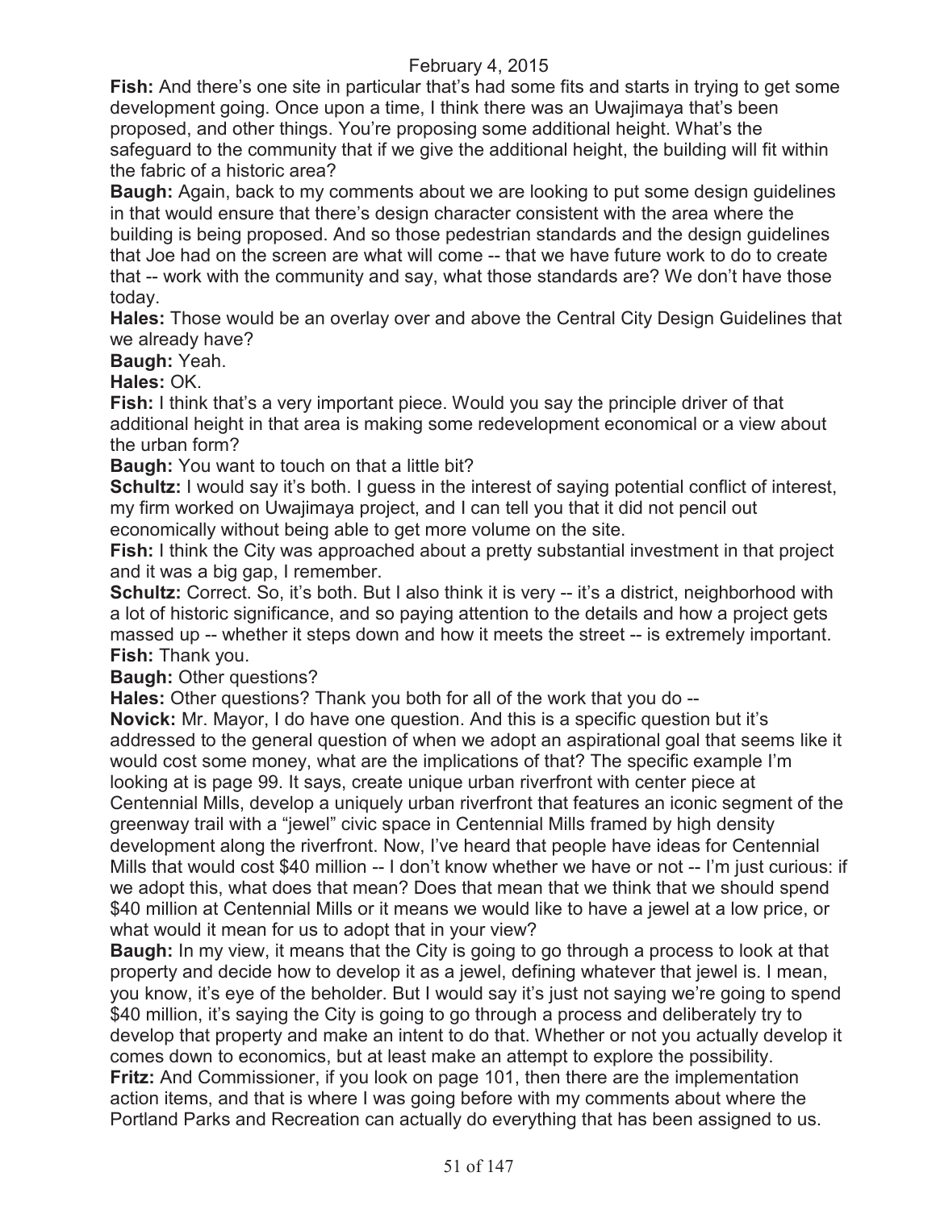**Fish:** And there's one site in particular that's had some fits and starts in trying to get some development going. Once upon a time, I think there was an Uwajimaya that's been proposed, and other things. You're proposing some additional height. What's the safeguard to the community that if we give the additional height, the building will fit within the fabric of a historic area?

**Baugh:** Again, back to my comments about we are looking to put some design guidelines in that would ensure that there's design character consistent with the area where the building is being proposed. And so those pedestrian standards and the design guidelines that Joe had on the screen are what will come -- that we have future work to do to create that -- work with the community and say, what those standards are? We don't have those today.

**Hales:** Those would be an overlay over and above the Central City Design Guidelines that we already have?

**Baugh:** Yeah.

**Hales:** OK.

**Fish:** I think that's a very important piece. Would you say the principle driver of that additional height in that area is making some redevelopment economical or a view about the urban form?

**Baugh:** You want to touch on that a little bit?

**Schultz:** I would say it's both. I guess in the interest of saying potential conflict of interest, my firm worked on Uwajimaya project, and I can tell you that it did not pencil out economically without being able to get more volume on the site.

**Fish:** I think the City was approached about a pretty substantial investment in that project and it was a big gap, I remember.

**Schultz:** Correct. So, it's both. But I also think it is very -- it's a district, neighborhood with a lot of historic significance, and so paying attention to the details and how a project gets massed up -- whether it steps down and how it meets the street -- is extremely important.

**Fish:** Thank you.

**Baugh:** Other questions?

**Hales:** Other questions? Thank you both for all of the work that you do --

**Novick:** Mr. Mayor, I do have one question. And this is a specific question but it's addressed to the general question of when we adopt an aspirational goal that seems like it would cost some money, what are the implications of that? The specific example I'm looking at is page 99. It says, create unique urban riverfront with center piece at Centennial Mills, develop a uniquely urban riverfront that features an iconic segment of the greenway trail with a "jewel" civic space in Centennial Mills framed by high density development along the riverfront. Now, I've heard that people have ideas for Centennial Mills that would cost $40 million -- I don't know whether we have or not -- I'm just curious: if we adopt this, what does that mean? Does that mean that we think that we should spend $40 million at Centennial Mills or it means we would like to have a jewel at a low price, or what would it mean for us to adopt that in your view?

**Baugh:** In my view, it means that the City is going to go through a process to look at that property and decide how to develop it as a jewel, defining whatever that jewel is. I mean, you know, it's eye of the beholder. But I would say it's just not saying we're going to spend $40 million, it's saying the City is going to go through a process and deliberately try to develop that property and make an intent to do that. Whether or not you actually develop it comes down to economics, but at least make an attempt to explore the possibility.

**Fritz:** And Commissioner, if you look on page 101, then there are the implementation action items, and that is where I was going before with my comments about where the Portland Parks and Recreation can actually do everything that has been assigned to us.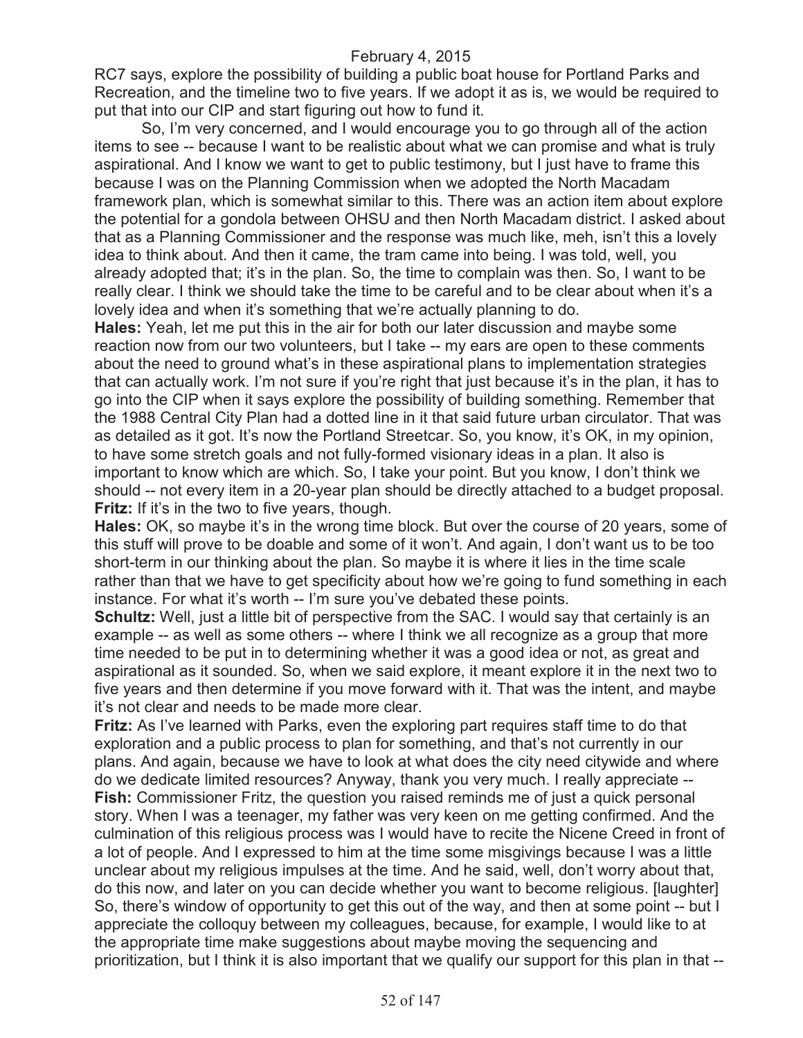RC7 says, explore the possibility of building a public boat house for Portland Parks and Recreation, and the timeline two to five years. If we adopt it as is, we would be required to put that into our CIP and start figuring out how to fund it.

So, I'm very concerned, and I would encourage you to go through all of the action items to see -- because I want to be realistic about what we can promise and what is truly aspirational. And I know we want to get to public testimony, but I just have to frame this because I was on the Planning Commission when we adopted the North Macadam framework plan, which is somewhat similar to this. There was an action item about explore the potential for a gondola between OHSU and then North Macadam district. I asked about that as a Planning Commissioner and the response was much like, meh, isn't this a lovely idea to think about. And then it came, the tram came into being. I was told, well, you already adopted that; it's in the plan. So, the time to complain was then. So, I want to be really clear. I think we should take the time to be careful and to be clear about when it's a lovely idea and when it's something that we're actually planning to do.

**Hales:** Yeah, let me put this in the air for both our later discussion and maybe some reaction now from our two volunteers, but I take -- my ears are open to these comments about the need to ground what's in these aspirational plans to implementation strategies that can actually work. I'm not sure if you're right that just because it's in the plan, it has to go into the CIP when it says explore the possibility of building something. Remember that the 1988 Central City Plan had a dotted line in it that said future urban circulator. That was as detailed as it got. It's now the Portland Streetcar. So, you know, it's OK, in my opinion, to have some stretch goals and not fully-formed visionary ideas in a plan. It also is important to know which are which. So, I take your point. But you know, I don't think we should -- not every item in a 20-year plan should be directly attached to a budget proposal.

**Fritz:** If it's in the two to five years, though.

**Hales:** OK, so maybe it's in the wrong time block. But over the course of 20 years, some of this stuff will prove to be doable and some of it won't. And again, I don't want us to be too short-term in our thinking about the plan. So maybe it is where it lies in the time scale rather than that we have to get specificity about how we're going to fund something in each instance. For what it's worth -- I'm sure you've debated these points.

**Schultz:** Well, just a little bit of perspective from the SAC. I would say that certainly is an example -- as well as some others -- where I think we all recognize as a group that more time needed to be put in to determining whether it was a good idea or not, as great and aspirational as it sounded. So, when we said explore, it meant explore it in the next two to five years and then determine if you move forward with it. That was the intent, and maybe it's not clear and needs to be made more clear.

**Fritz:** As I've learned with Parks, even the exploring part requires staff time to do that exploration and a public process to plan for something, and that's not currently in our plans. And again, because we have to look at what does the city need citywide and where do we dedicate limited resources? Anyway, thank you very much. I really appreciate --

**Fish:** Commissioner Fritz, the question you raised reminds me of just a quick personal story. When I was a teenager, my father was very keen on me getting confirmed. And the culmination of this religious process was I would have to recite the Nicene Creed in front of a lot of people. And I expressed to him at the time some misgivings because I was a little unclear about my religious impulses at the time. And he said, well, don't worry about that, do this now, and later on you can decide whether you want to become religious. [laughter] So, there's window of opportunity to get this out of the way, and then at some point -- but I appreciate the colloquy between my colleagues, because, for example, I would like to at the appropriate time make suggestions about maybe moving the sequencing and prioritization, but I think it is also important that we qualify our support for this plan in that --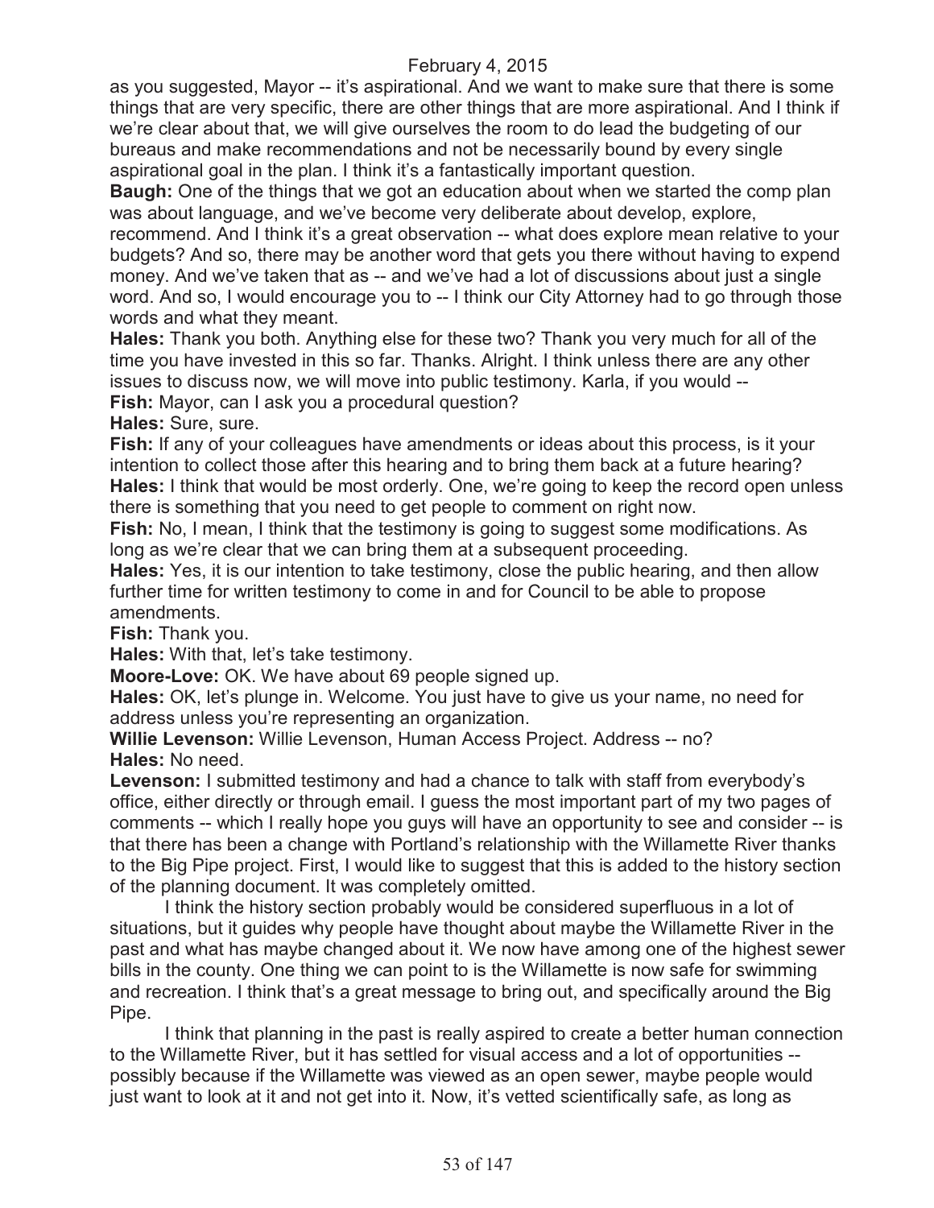as you suggested, Mayor -- it's aspirational. And we want to make sure that there is some things that are very specific, there are other things that are more aspirational. And I think if we're clear about that, we will give ourselves the room to do lead the budgeting of our bureaus and make recommendations and not be necessarily bound by every single aspirational goal in the plan. I think it's a fantastically important question.

**Baugh:** One of the things that we got an education about when we started the comp plan was about language, and we've become very deliberate about develop, explore, recommend. And I think it's a great observation -- what does explore mean relative to your budgets? And so, there may be another word that gets you there without having to expend money. And we've taken that as -- and we've had a lot of discussions about just a single word. And so, I would encourage you to -- I think our City Attorney had to go through those words and what they meant.

**Hales:** Thank you both. Anything else for these two? Thank you very much for all of the time you have invested in this so far. Thanks. Alright. I think unless there are any other issues to discuss now, we will move into public testimony. Karla, if you would --

**Fish:** Mayor, can I ask you a procedural question?

**Hales:** Sure, sure.

**Fish:** If any of your colleagues have amendments or ideas about this process, is it your intention to collect those after this hearing and to bring them back at a future hearing?

**Hales:** I think that would be most orderly. One, we're going to keep the record open unless there is something that you need to get people to comment on right now.

**Fish:** No, I mean, I think that the testimony is going to suggest some modifications. As long as we're clear that we can bring them at a subsequent proceeding.

**Hales:** Yes, it is our intention to take testimony, close the public hearing, and then allow further time for written testimony to come in and for Council to be able to propose amendments.

**Fish:** Thank you.

**Hales:** With that, let's take testimony.

**Moore-Love:** OK. We have about 69 people signed up.

**Hales:** OK, let's plunge in. Welcome. You just have to give us your name, no need for address unless you're representing an organization.

**Willie Levenson:** Willie Levenson, Human Access Project. Address -- no?

**Hales:** No need.

**Levenson:** I submitted testimony and had a chance to talk with staff from everybody's office, either directly or through email. I guess the most important part of my two pages of comments -- which I really hope you guys will have an opportunity to see and consider -- is that there has been a change with Portland's relationship with the Willamette River thanks to the Big Pipe project. First, I would like to suggest that this is added to the history section of the planning document. It was completely omitted.

I think the history section probably would be considered superfluous in a lot of situations, but it guides why people have thought about maybe the Willamette River in the past and what has maybe changed about it. We now have among one of the highest sewer bills in the county. One thing we can point to is the Willamette is now safe for swimming and recreation. I think that's a great message to bring out, and specifically around the Big Pipe.

I think that planning in the past is really aspired to create a better human connection to the Willamette River, but it has settled for visual access and a lot of opportunities -- possibly because if the Willamette was viewed as an open sewer, maybe people would just want to look at it and not get into it. Now, it's vetted scientifically safe, as long as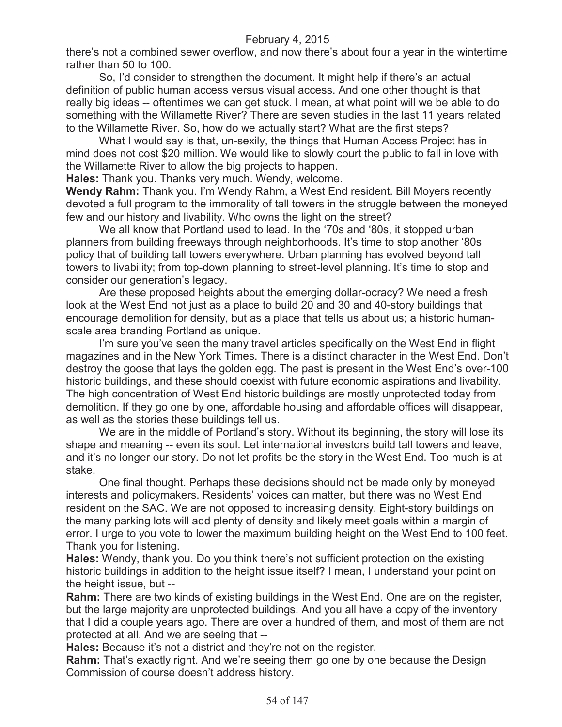there's not a combined sewer overflow, and now there's about four a year in the wintertime rather than 50 to 100.

So, I'd consider to strengthen the document. It might help if there's an actual definition of public human access versus visual access. And one other thought is that really big ideas -- oftentimes we can get stuck. I mean, at what point will we be able to do something with the Willamette River? There are seven studies in the last 11 years related to the Willamette River. So, how do we actually start? What are the first steps?

What I would say is that, un-sexily, the things that Human Access Project has in mind does not cost $20 million. We would like to slowly court the public to fall in love with the Willamette River to allow the big projects to happen.

**Hales:** Thank you. Thanks very much. Wendy, welcome.

**Wendy Rahm:** Thank you. I'm Wendy Rahm, a West End resident. Bill Moyers recently devoted a full program to the immorality of tall towers in the struggle between the moneyed few and our history and livability. Who owns the light on the street?

We all know that Portland used to lead. In the '70s and '80s, it stopped urban planners from building freeways through neighborhoods. It's time to stop another '80s policy that of building tall towers everywhere. Urban planning has evolved beyond tall towers to livability; from top-down planning to street-level planning. It's time to stop and consider our generation's legacy.

Are these proposed heights about the emerging dollar-ocracy? We need a fresh look at the West End not just as a place to build 20 and 30 and 40-story buildings that encourage demolition for density, but as a place that tells us about us; a historic human-scale area branding Portland as unique.

I'm sure you've seen the many travel articles specifically on the West End in flight magazines and in the New York Times. There is a distinct character in the West End. Don't destroy the goose that lays the golden egg. The past is present in the West End's over-100 historic buildings, and these should coexist with future economic aspirations and livability. The high concentration of West End historic buildings are mostly unprotected today from demolition. If they go one by one, affordable housing and affordable offices will disappear, as well as the stories these buildings tell us.

We are in the middle of Portland's story. Without its beginning, the story will lose its shape and meaning -- even its soul. Let international investors build tall towers and leave, and it's no longer our story. Do not let profits be the story in the West End. Too much is at stake.

One final thought. Perhaps these decisions should not be made only by moneyed interests and policymakers. Residents' voices can matter, but there was no West End resident on the SAC. We are not opposed to increasing density. Eight-story buildings on the many parking lots will add plenty of density and likely meet goals within a margin of error. I urge to you vote to lower the maximum building height on the West End to 100 feet. Thank you for listening.

**Hales:** Wendy, thank you. Do you think there's not sufficient protection on the existing historic buildings in addition to the height issue itself? I mean, I understand your point on the height issue, but --

**Rahm:** There are two kinds of existing buildings in the West End. One are on the register, but the large majority are unprotected buildings. And you all have a copy of the inventory that I did a couple years ago. There are over a hundred of them, and most of them are not protected at all. And we are seeing that --

**Hales:** Because it's not a district and they're not on the register.

**Rahm:** That's exactly right. And we're seeing them go one by one because the Design Commission of course doesn't address history.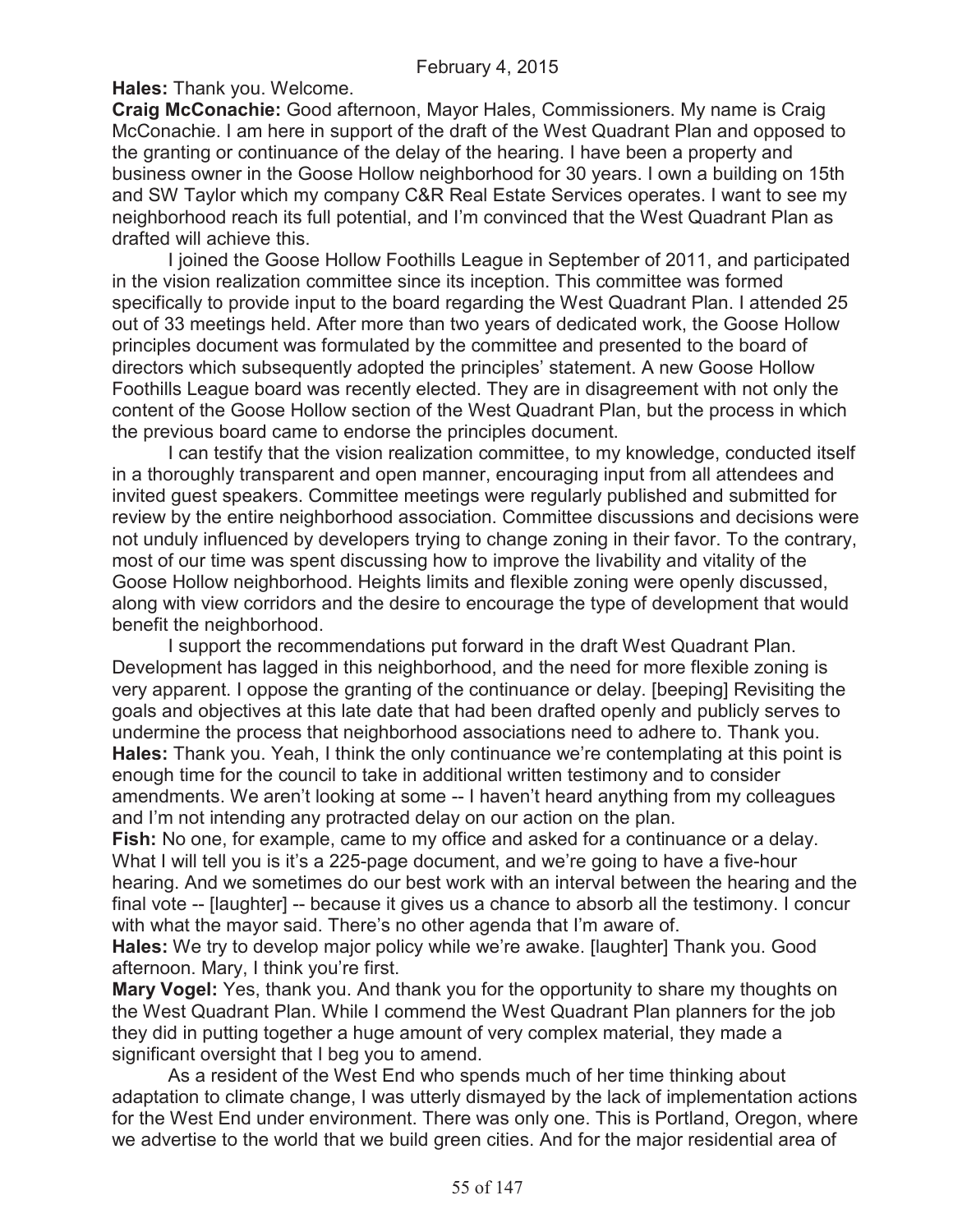**Hales:** Thank you. Welcome.

**Craig McConachie:** Good afternoon, Mayor Hales, Commissioners. My name is Craig McConachie. I am here in support of the draft of the West Quadrant Plan and opposed to the granting or continuance of the delay of the hearing. I have been a property and business owner in the Goose Hollow neighborhood for 30 years. I own a building on 15th and SW Taylor which my company C&R Real Estate Services operates. I want to see my neighborhood reach its full potential, and I'm convinced that the West Quadrant Plan as drafted will achieve this.

I joined the Goose Hollow Foothills League in September of 2011, and participated in the vision realization committee since its inception. This committee was formed specifically to provide input to the board regarding the West Quadrant Plan. I attended 25 out of 33 meetings held. After more than two years of dedicated work, the Goose Hollow principles document was formulated by the committee and presented to the board of directors which subsequently adopted the principles' statement. A new Goose Hollow Foothills League board was recently elected. They are in disagreement with not only the content of the Goose Hollow section of the West Quadrant Plan, but the process in which the previous board came to endorse the principles document.

I can testify that the vision realization committee, to my knowledge, conducted itself in a thoroughly transparent and open manner, encouraging input from all attendees and invited guest speakers. Committee meetings were regularly published and submitted for review by the entire neighborhood association. Committee discussions and decisions were not unduly influenced by developers trying to change zoning in their favor. To the contrary, most of our time was spent discussing how to improve the livability and vitality of the Goose Hollow neighborhood. Heights limits and flexible zoning were openly discussed, along with view corridors and the desire to encourage the type of development that would benefit the neighborhood.

I support the recommendations put forward in the draft West Quadrant Plan. Development has lagged in this neighborhood, and the need for more flexible zoning is very apparent. I oppose the granting of the continuance or delay. [beeping] Revisiting the goals and objectives at this late date that had been drafted openly and publicly serves to undermine the process that neighborhood associations need to adhere to. Thank you.

**Hales:** Thank you. Yeah, I think the only continuance we're contemplating at this point is enough time for the council to take in additional written testimony and to consider amendments. We aren't looking at some -- I haven't heard anything from my colleagues and I'm not intending any protracted delay on our action on the plan.

**Fish:** No one, for example, came to my office and asked for a continuance or a delay. What I will tell you is it's a 225-page document, and we're going to have a five-hour hearing. And we sometimes do our best work with an interval between the hearing and the final vote -- [laughter] -- because it gives us a chance to absorb all the testimony. I concur with what the mayor said. There's no other agenda that I'm aware of.

**Hales:** We try to develop major policy while we're awake. [laughter] Thank you. Good afternoon. Mary, I think you're first.

**Mary Vogel:** Yes, thank you. And thank you for the opportunity to share my thoughts on the West Quadrant Plan. While I commend the West Quadrant Plan planners for the job they did in putting together a huge amount of very complex material, they made a significant oversight that I beg you to amend.

As a resident of the West End who spends much of her time thinking about adaptation to climate change, I was utterly dismayed by the lack of implementation actions for the West End under environment. There was only one. This is Portland, Oregon, where we advertise to the world that we build green cities. And for the major residential area of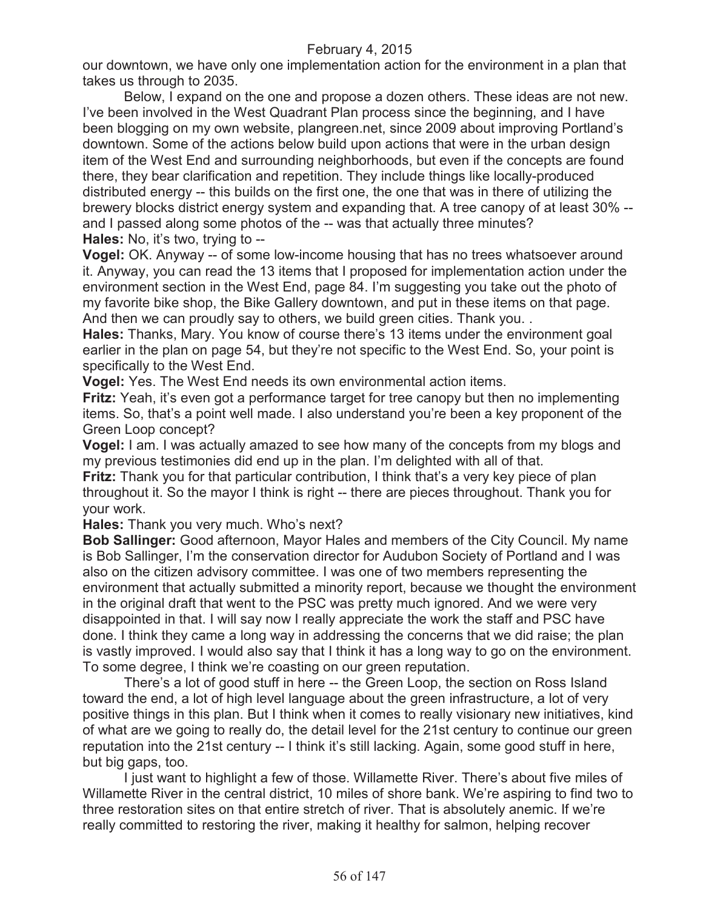our downtown, we have only one implementation action for the environment in a plan that takes us through to 2035.

Below, I expand on the one and propose a dozen others. These ideas are not new. I've been involved in the West Quadrant Plan process since the beginning, and I have been blogging on my own website, plangreen.net, since 2009 about improving Portland's downtown. Some of the actions below build upon actions that were in the urban design item of the West End and surrounding neighborhoods, but even if the concepts are found there, they bear clarification and repetition. They include things like locally-produced distributed energy -- this builds on the first one, the one that was in there of utilizing the brewery blocks district energy system and expanding that. A tree canopy of at least 30% -- and I passed along some photos of the -- was that actually three minutes?

**Hales:** No, it's two, trying to --

**Vogel:** OK. Anyway -- of some low-income housing that has no trees whatsoever around it. Anyway, you can read the 13 items that I proposed for implementation action under the environment section in the West End, page 84. I'm suggesting you take out the photo of my favorite bike shop, the Bike Gallery downtown, and put in these items on that page. And then we can proudly say to others, we build green cities. Thank you. .

**Hales:** Thanks, Mary. You know of course there's 13 items under the environment goal earlier in the plan on page 54, but they're not specific to the West End. So, your point is specifically to the West End.

**Vogel:** Yes. The West End needs its own environmental action items.

**Fritz:** Yeah, it's even got a performance target for tree canopy but then no implementing items. So, that's a point well made. I also understand you're been a key proponent of the Green Loop concept?

**Vogel:** I am. I was actually amazed to see how many of the concepts from my blogs and my previous testimonies did end up in the plan. I'm delighted with all of that.

**Fritz:** Thank you for that particular contribution, I think that's a very key piece of plan throughout it. So the mayor I think is right -- there are pieces throughout. Thank you for your work.

**Hales:** Thank you very much. Who's next?

**Bob Sallinger:** Good afternoon, Mayor Hales and members of the City Council. My name is Bob Sallinger, I'm the conservation director for Audubon Society of Portland and I was also on the citizen advisory committee. I was one of two members representing the environment that actually submitted a minority report, because we thought the environment in the original draft that went to the PSC was pretty much ignored. And we were very disappointed in that. I will say now I really appreciate the work the staff and PSC have done. I think they came a long way in addressing the concerns that we did raise; the plan is vastly improved. I would also say that I think it has a long way to go on the environment. To some degree, I think we're coasting on our green reputation.

There's a lot of good stuff in here -- the Green Loop, the section on Ross Island toward the end, a lot of high level language about the green infrastructure, a lot of very positive things in this plan. But I think when it comes to really visionary new initiatives, kind of what are we going to really do, the detail level for the 21st century to continue our green reputation into the 21st century -- I think it's still lacking. Again, some good stuff in here, but big gaps, too.

I just want to highlight a few of those. Willamette River. There's about five miles of Willamette River in the central district, 10 miles of shore bank. We're aspiring to find two to three restoration sites on that entire stretch of river. That is absolutely anemic. If we're really committed to restoring the river, making it healthy for salmon, helping recover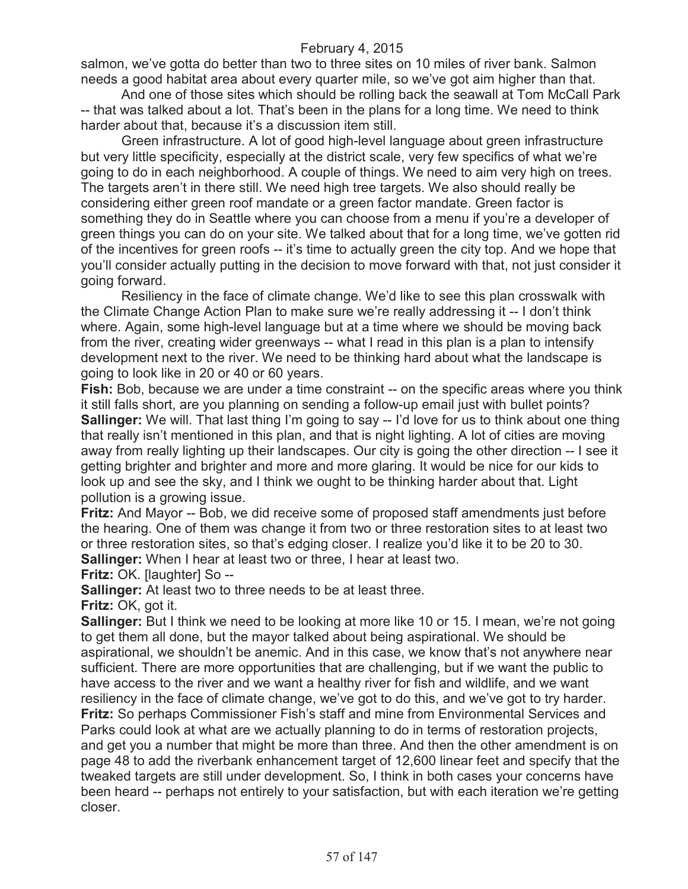salmon, we've gotta do better than two to three sites on 10 miles of river bank. Salmon needs a good habitat area about every quarter mile, so we've got aim higher than that.

And one of those sites which should be rolling back the seawall at Tom McCall Park -- that was talked about a lot. That's been in the plans for a long time. We need to think harder about that, because it's a discussion item still.

Green infrastructure. A lot of good high-level language about green infrastructure but very little specificity, especially at the district scale, very few specifics of what we're going to do in each neighborhood. A couple of things. We need to aim very high on trees. The targets aren't in there still. We need high tree targets. We also should really be considering either green roof mandate or a green factor mandate. Green factor is something they do in Seattle where you can choose from a menu if you're a developer of green things you can do on your site. We talked about that for a long time, we've gotten rid of the incentives for green roofs -- it's time to actually green the city top. And we hope that you'll consider actually putting in the decision to move forward with that, not just consider it going forward.

Resiliency in the face of climate change. We'd like to see this plan crosswalk with the Climate Change Action Plan to make sure we're really addressing it -- I don't think where. Again, some high-level language but at a time where we should be moving back from the river, creating wider greenways -- what I read in this plan is a plan to intensify development next to the river. We need to be thinking hard about what the landscape is going to look like in 20 or 40 or 60 years.

**Fish:** Bob, because we are under a time constraint -- on the specific areas where you think it still falls short, are you planning on sending a follow-up email just with bullet points?

**Sallinger:** We will. That last thing I'm going to say -- I'd love for us to think about one thing that really isn't mentioned in this plan, and that is night lighting. A lot of cities are moving away from really lighting up their landscapes. Our city is going the other direction -- I see it getting brighter and brighter and more and more glaring. It would be nice for our kids to look up and see the sky, and I think we ought to be thinking harder about that. Light pollution is a growing issue.

**Fritz:** And Mayor -- Bob, we did receive some of proposed staff amendments just before the hearing. One of them was change it from two or three restoration sites to at least two or three restoration sites, so that's edging closer. I realize you'd like it to be 20 to 30.

**Sallinger:** When I hear at least two or three, I hear at least two.

**Fritz:** OK. [laughter] So --

**Sallinger:** At least two to three needs to be at least three.

**Fritz:** OK, got it.

**Sallinger:** But I think we need to be looking at more like 10 or 15. I mean, we're not going to get them all done, but the mayor talked about being aspirational. We should be aspirational, we shouldn't be anemic. And in this case, we know that's not anywhere near sufficient. There are more opportunities that are challenging, but if we want the public to have access to the river and we want a healthy river for fish and wildlife, and we want resiliency in the face of climate change, we've got to do this, and we've got to try harder.

**Fritz:** So perhaps Commissioner Fish's staff and mine from Environmental Services and Parks could look at what are we actually planning to do in terms of restoration projects, and get you a number that might be more than three. And then the other amendment is on page 48 to add the riverbank enhancement target of 12,600 linear feet and specify that the tweaked targets are still under development. So, I think in both cases your concerns have been heard -- perhaps not entirely to your satisfaction, but with each iteration we're getting closer.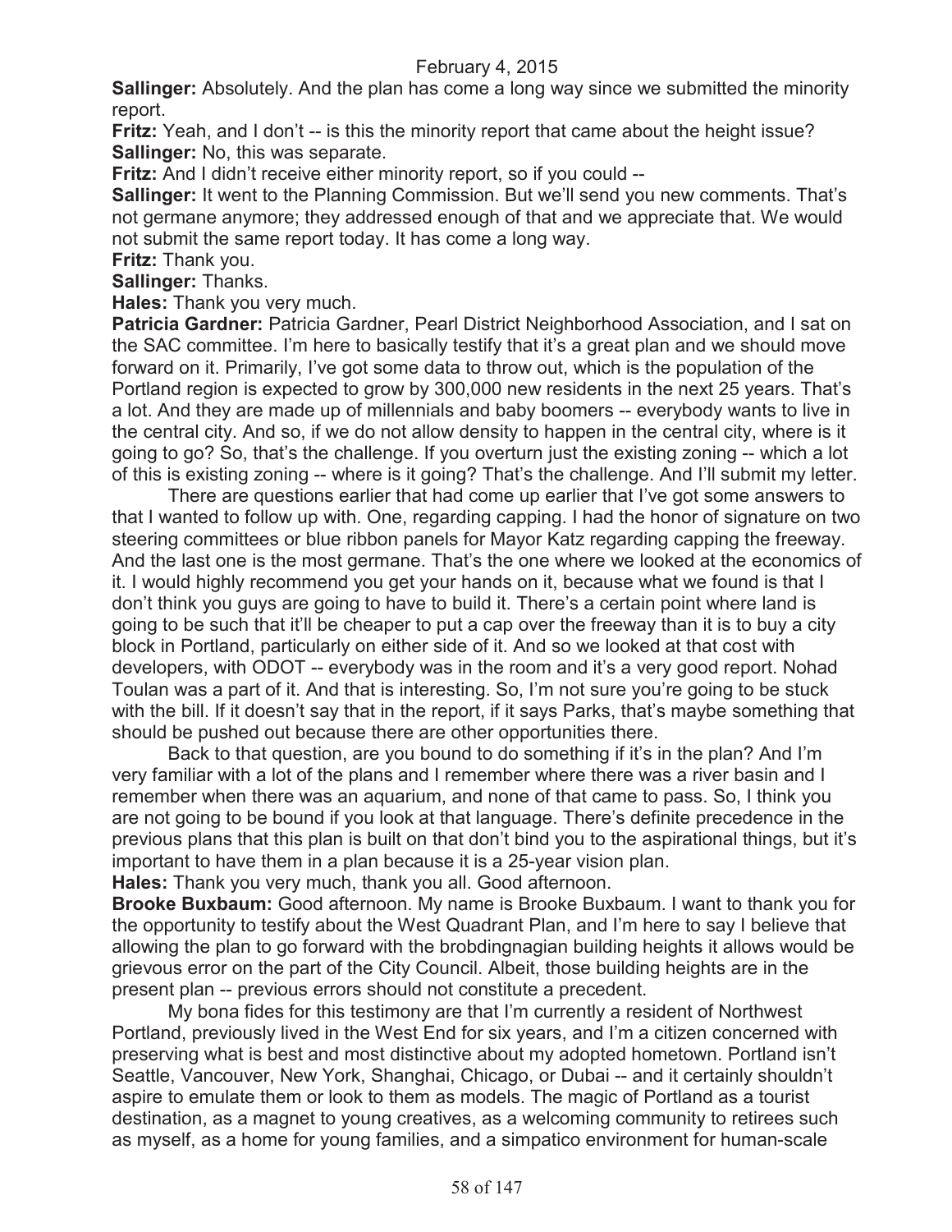**Sallinger:** Absolutely. And the plan has come a long way since we submitted the minority report.

**Fritz:** Yeah, and I don't -- is this the minority report that came about the height issue?

**Sallinger:** No, this was separate.

**Fritz:** And I didn't receive either minority report, so if you could --

**Sallinger:** It went to the Planning Commission. But we'll send you new comments. That's not germane anymore; they addressed enough of that and we appreciate that. We would not submit the same report today. It has come a long way.

**Fritz:** Thank you.

**Sallinger:** Thanks.

**Hales:** Thank you very much.

**Patricia Gardner:** Patricia Gardner, Pearl District Neighborhood Association, and I sat on the SAC committee. I'm here to basically testify that it's a great plan and we should move forward on it. Primarily, I've got some data to throw out, which is the population of the Portland region is expected to grow by 300,000 new residents in the next 25 years. That's a lot. And they are made up of millennials and baby boomers -- everybody wants to live in the central city. And so, if we do not allow density to happen in the central city, where is it going to go? So, that's the challenge. If you overturn just the existing zoning -- which a lot of this is existing zoning -- where is it going? That's the challenge. And I'll submit my letter.

There are questions earlier that had come up earlier that I've got some answers to that I wanted to follow up with. One, regarding capping. I had the honor of signature on two steering committees or blue ribbon panels for Mayor Katz regarding capping the freeway. And the last one is the most germane. That's the one where we looked at the economics of it. I would highly recommend you get your hands on it, because what we found is that I don't think you guys are going to have to build it. There's a certain point where land is going to be such that it'll be cheaper to put a cap over the freeway than it is to buy a city block in Portland, particularly on either side of it. And so we looked at that cost with developers, with ODOT -- everybody was in the room and it's a very good report. Nohad Toulan was a part of it. And that is interesting. So, I'm not sure you're going to be stuck with the bill. If it doesn't say that in the report, if it says Parks, that's maybe something that should be pushed out because there are other opportunities there.

Back to that question, are you bound to do something if it's in the plan? And I'm very familiar with a lot of the plans and I remember where there was a river basin and I remember when there was an aquarium, and none of that came to pass. So, I think you are not going to be bound if you look at that language. There's definite precedence in the previous plans that this plan is built on that don't bind you to the aspirational things, but it's important to have them in a plan because it is a 25-year vision plan.

**Hales:** Thank you very much, thank you all. Good afternoon.

**Brooke Buxbaum:** Good afternoon. My name is Brooke Buxbaum. I want to thank you for the opportunity to testify about the West Quadrant Plan, and I'm here to say I believe that allowing the plan to go forward with the brobdingnagian building heights it allows would be grievous error on the part of the City Council. Albeit, those building heights are in the present plan -- previous errors should not constitute a precedent.

My bona fides for this testimony are that I'm currently a resident of Northwest Portland, previously lived in the West End for six years, and I'm a citizen concerned with preserving what is best and most distinctive about my adopted hometown. Portland isn't Seattle, Vancouver, New York, Shanghai, Chicago, or Dubai -- and it certainly shouldn't aspire to emulate them or look to them as models. The magic of Portland as a tourist destination, as a magnet to young creatives, as a welcoming community to retirees such as myself, as a home for young families, and a simpatico environment for human-scale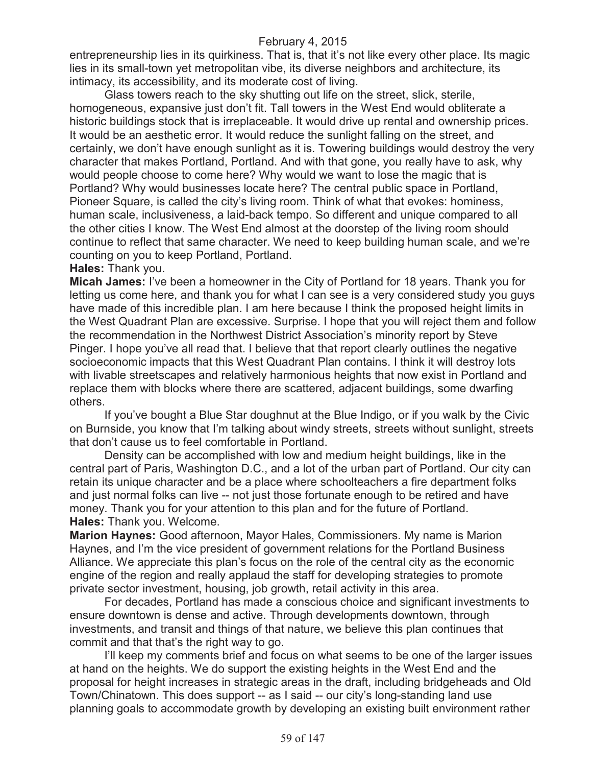entrepreneurship lies in its quirkiness. That is, that it's not like every other place. Its magic lies in its small-town yet metropolitan vibe, its diverse neighbors and architecture, its intimacy, its accessibility, and its moderate cost of living.

Glass towers reach to the sky shutting out life on the street, slick, sterile, homogeneous, expansive just don't fit. Tall towers in the West End would obliterate a historic buildings stock that is irreplaceable. It would drive up rental and ownership prices. It would be an aesthetic error. It would reduce the sunlight falling on the street, and certainly, we don't have enough sunlight as it is. Towering buildings would destroy the very character that makes Portland, Portland. And with that gone, you really have to ask, why would people choose to come here? Why would we want to lose the magic that is Portland? Why would businesses locate here? The central public space in Portland, Pioneer Square, is called the city's living room. Think of what that evokes: hominess, human scale, inclusiveness, a laid-back tempo. So different and unique compared to all the other cities I know. The West End almost at the doorstep of the living room should continue to reflect that same character. We need to keep building human scale, and we're counting on you to keep Portland, Portland.

**Hales:** Thank you.

**Micah James:** I've been a homeowner in the City of Portland for 18 years. Thank you for letting us come here, and thank you for what I can see is a very considered study you guys have made of this incredible plan. I am here because I think the proposed height limits in the West Quadrant Plan are excessive. Surprise. I hope that you will reject them and follow the recommendation in the Northwest District Association's minority report by Steve Pinger. I hope you've all read that. I believe that that report clearly outlines the negative socioeconomic impacts that this West Quadrant Plan contains. I think it will destroy lots with livable streetscapes and relatively harmonious heights that now exist in Portland and replace them with blocks where there are scattered, adjacent buildings, some dwarfing others.

If you've bought a Blue Star doughnut at the Blue Indigo, or if you walk by the Civic on Burnside, you know that I'm talking about windy streets, streets without sunlight, streets that don't cause us to feel comfortable in Portland.

Density can be accomplished with low and medium height buildings, like in the central part of Paris, Washington D.C., and a lot of the urban part of Portland. Our city can retain its unique character and be a place where schoolteachers a fire department folks and just normal folks can live -- not just those fortunate enough to be retired and have money. Thank you for your attention to this plan and for the future of Portland.

**Hales:** Thank you. Welcome.

**Marion Haynes:** Good afternoon, Mayor Hales, Commissioners. My name is Marion Haynes, and I'm the vice president of government relations for the Portland Business Alliance. We appreciate this plan's focus on the role of the central city as the economic engine of the region and really applaud the staff for developing strategies to promote private sector investment, housing, job growth, retail activity in this area.

For decades, Portland has made a conscious choice and significant investments to ensure downtown is dense and active. Through developments downtown, through investments, and transit and things of that nature, we believe this plan continues that commit and that that's the right way to go.

I'll keep my comments brief and focus on what seems to be one of the larger issues at hand on the heights. We do support the existing heights in the West End and the proposal for height increases in strategic areas in the draft, including bridgeheads and Old Town/Chinatown. This does support -- as I said -- our city's long-standing land use planning goals to accommodate growth by developing an existing built environment rather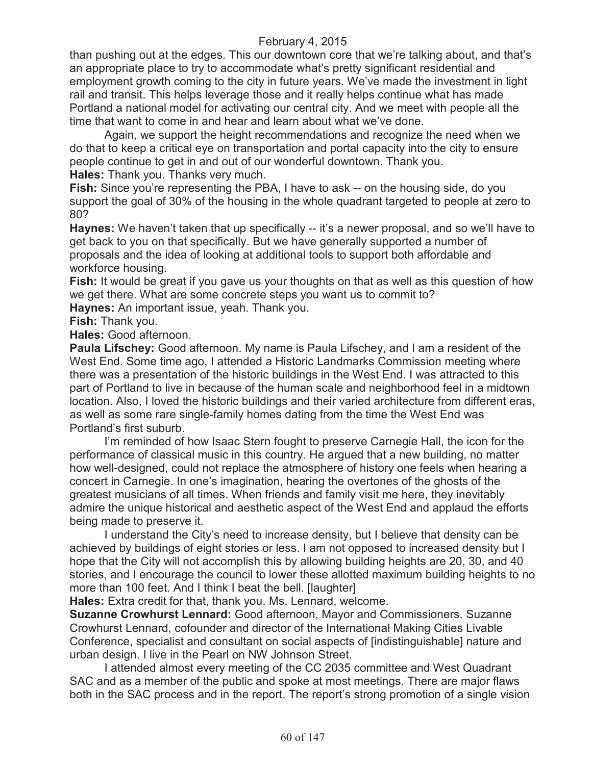than pushing out at the edges. This our downtown core that we're talking about, and that's an appropriate place to try to accommodate what's pretty significant residential and employment growth coming to the city in future years. We've made the investment in light rail and transit. This helps leverage those and it really helps continue what has made Portland a national model for activating our central city. And we meet with people all the time that want to come in and hear and learn about what we've done.

Again, we support the height recommendations and recognize the need when we do that to keep a critical eye on transportation and portal capacity into the city to ensure people continue to get in and out of our wonderful downtown. Thank you.

**Hales:** Thank you. Thanks very much.

**Fish:** Since you're representing the PBA, I have to ask -- on the housing side, do you support the goal of 30% of the housing in the whole quadrant targeted to people at zero to 80?

**Haynes:** We haven't taken that up specifically -- it's a newer proposal, and so we'll have to get back to you on that specifically. But we have generally supported a number of proposals and the idea of looking at additional tools to support both affordable and workforce housing.

**Fish:** It would be great if you gave us your thoughts on that as well as this question of how we get there. What are some concrete steps you want us to commit to?

**Haynes:** An important issue, yeah. Thank you.

**Fish:** Thank you.

**Hales:** Good afternoon.

**Paula Lifschey:** Good afternoon. My name is Paula Lifschey, and I am a resident of the West End. Some time ago, I attended a Historic Landmarks Commission meeting where there was a presentation of the historic buildings in the West End. I was attracted to this part of Portland to live in because of the human scale and neighborhood feel in a midtown location. Also, I loved the historic buildings and their varied architecture from different eras, as well as some rare single-family homes dating from the time the West End was Portland's first suburb.

I'm reminded of how Isaac Stern fought to preserve Carnegie Hall, the icon for the performance of classical music in this country. He argued that a new building, no matter how well-designed, could not replace the atmosphere of history one feels when hearing a concert in Carnegie. In one's imagination, hearing the overtones of the ghosts of the greatest musicians of all times. When friends and family visit me here, they inevitably admire the unique historical and aesthetic aspect of the West End and applaud the efforts being made to preserve it.

I understand the City's need to increase density, but I believe that density can be achieved by buildings of eight stories or less. I am not opposed to increased density but I hope that the City will not accomplish this by allowing building heights are 20, 30, and 40 stories, and I encourage the council to lower these allotted maximum building heights to no more than 100 feet. And I think I beat the bell. [laughter]

**Hales:** Extra credit for that, thank you. Ms. Lennard, welcome.

**Suzanne Crowhurst Lennard:** Good afternoon, Mayor and Commissioners. Suzanne Crowhurst Lennard, cofounder and director of the International Making Cities Livable Conference, specialist and consultant on social aspects of [indistinguishable] nature and urban design. I live in the Pearl on NW Johnson Street.

I attended almost every meeting of the CC 2035 committee and West Quadrant SAC and as a member of the public and spoke at most meetings. There are major flaws both in the SAC process and in the report. The report's strong promotion of a single vision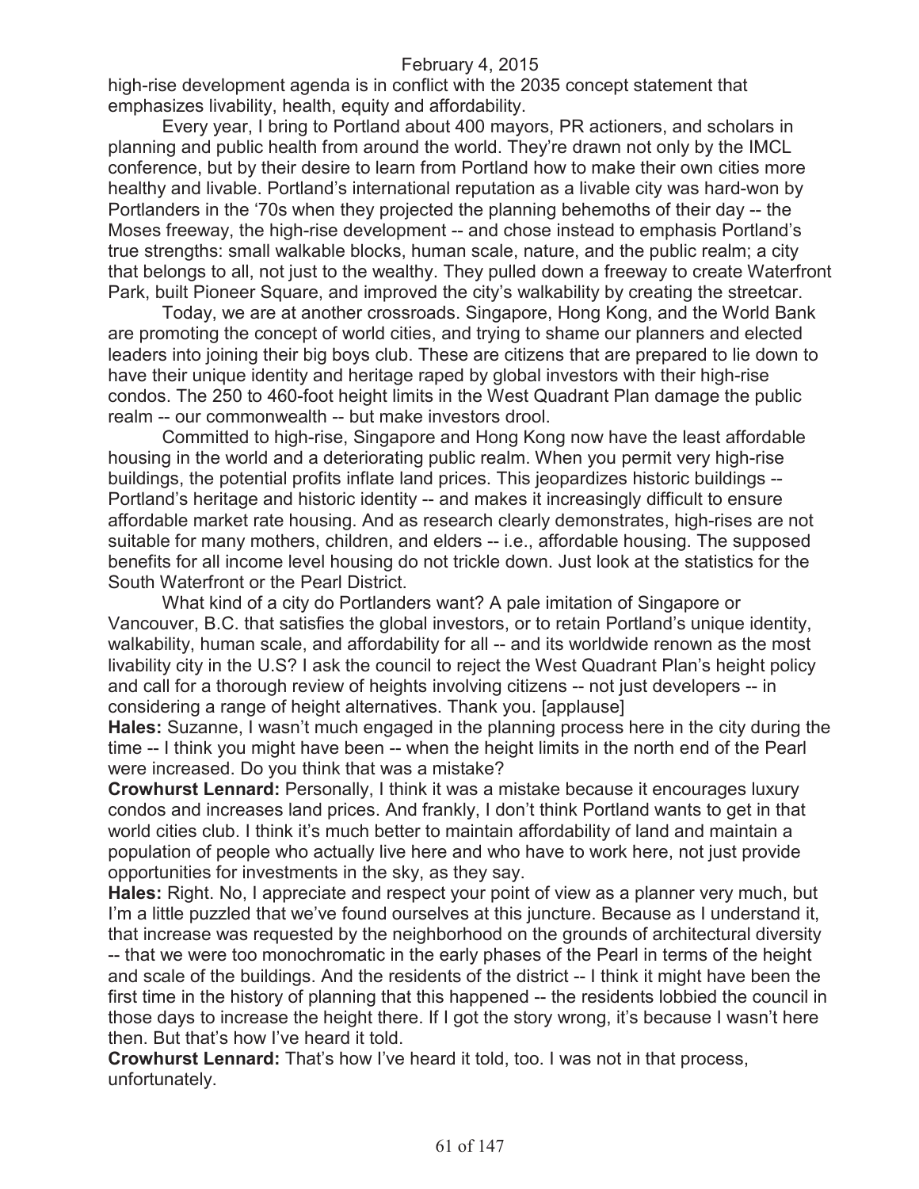high-rise development agenda is in conflict with the 2035 concept statement that emphasizes livability, health, equity and affordability.

Every year, I bring to Portland about 400 mayors, PR actioners, and scholars in planning and public health from around the world. They're drawn not only by the IMCL conference, but by their desire to learn from Portland how to make their own cities more healthy and livable. Portland's international reputation as a livable city was hard-won by Portlanders in the '70s when they projected the planning behemoths of their day -- the Moses freeway, the high-rise development -- and chose instead to emphasis Portland's true strengths: small walkable blocks, human scale, nature, and the public realm; a city that belongs to all, not just to the wealthy. They pulled down a freeway to create Waterfront Park, built Pioneer Square, and improved the city's walkability by creating the streetcar.

Today, we are at another crossroads. Singapore, Hong Kong, and the World Bank are promoting the concept of world cities, and trying to shame our planners and elected leaders into joining their big boys club. These are citizens that are prepared to lie down to have their unique identity and heritage raped by global investors with their high-rise condos. The 250 to 460-foot height limits in the West Quadrant Plan damage the public realm -- our commonwealth -- but make investors drool.

Committed to high-rise, Singapore and Hong Kong now have the least affordable housing in the world and a deteriorating public realm. When you permit very high-rise buildings, the potential profits inflate land prices. This jeopardizes historic buildings -- Portland's heritage and historic identity -- and makes it increasingly difficult to ensure affordable market rate housing. And as research clearly demonstrates, high-rises are not suitable for many mothers, children, and elders -- i.e., affordable housing. The supposed benefits for all income level housing do not trickle down. Just look at the statistics for the South Waterfront or the Pearl District.

What kind of a city do Portlanders want? A pale imitation of Singapore or Vancouver, B.C. that satisfies the global investors, or to retain Portland's unique identity, walkability, human scale, and affordability for all -- and its worldwide renown as the most livability city in the U.S? I ask the council to reject the West Quadrant Plan's height policy and call for a thorough review of heights involving citizens -- not just developers -- in considering a range of height alternatives. Thank you. [applause]

**Hales:** Suzanne, I wasn't much engaged in the planning process here in the city during the time -- I think you might have been -- when the height limits in the north end of the Pearl were increased. Do you think that was a mistake?

**Crowhurst Lennard:** Personally, I think it was a mistake because it encourages luxury condos and increases land prices. And frankly, I don't think Portland wants to get in that world cities club. I think it's much better to maintain affordability of land and maintain a population of people who actually live here and who have to work here, not just provide opportunities for investments in the sky, as they say.

**Hales:** Right. No, I appreciate and respect your point of view as a planner very much, but I'm a little puzzled that we've found ourselves at this juncture. Because as I understand it, that increase was requested by the neighborhood on the grounds of architectural diversity -- that we were too monochromatic in the early phases of the Pearl in terms of the height and scale of the buildings. And the residents of the district -- I think it might have been the first time in the history of planning that this happened -- the residents lobbied the council in those days to increase the height there. If I got the story wrong, it's because I wasn't here then. But that's how I've heard it told.

**Crowhurst Lennard:** That's how I've heard it told, too. I was not in that process, unfortunately.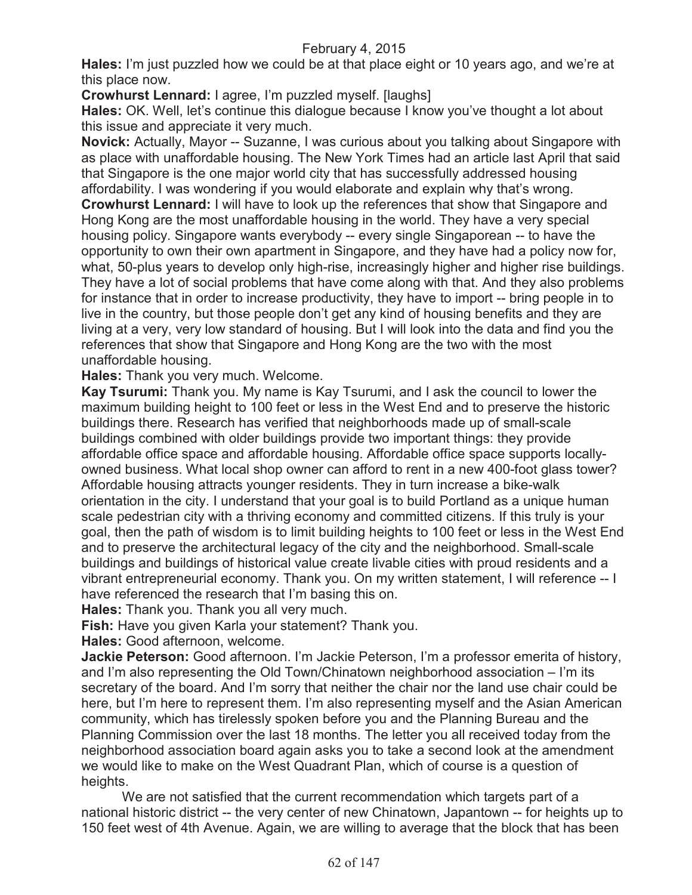**Hales:** I'm just puzzled how we could be at that place eight or 10 years ago, and we're at this place now.

**Crowhurst Lennard:** I agree, I'm puzzled myself. [laughs]

**Hales:** OK. Well, let's continue this dialogue because I know you've thought a lot about this issue and appreciate it very much.

**Novick:** Actually, Mayor -- Suzanne, I was curious about you talking about Singapore with as place with unaffordable housing. The New York Times had an article last April that said that Singapore is the one major world city that has successfully addressed housing affordability. I was wondering if you would elaborate and explain why that's wrong.

**Crowhurst Lennard:** I will have to look up the references that show that Singapore and Hong Kong are the most unaffordable housing in the world. They have a very special housing policy. Singapore wants everybody -- every single Singaporean -- to have the opportunity to own their own apartment in Singapore, and they have had a policy now for, what, 50-plus years to develop only high-rise, increasingly higher and higher rise buildings. They have a lot of social problems that have come along with that. And they also problems for instance that in order to increase productivity, they have to import -- bring people in to live in the country, but those people don't get any kind of housing benefits and they are living at a very, very low standard of housing. But I will look into the data and find you the references that show that Singapore and Hong Kong are the two with the most unaffordable housing.

**Hales:** Thank you very much. Welcome.

**Kay Tsurumi:** Thank you. My name is Kay Tsurumi, and I ask the council to lower the maximum building height to 100 feet or less in the West End and to preserve the historic buildings there. Research has verified that neighborhoods made up of small-scale buildings combined with older buildings provide two important things: they provide affordable office space and affordable housing. Affordable office space supports locally-owned business. What local shop owner can afford to rent in a new 400-foot glass tower? Affordable housing attracts younger residents. They in turn increase a bike-walk orientation in the city. I understand that your goal is to build Portland as a unique human scale pedestrian city with a thriving economy and committed citizens. If this truly is your goal, then the path of wisdom is to limit building heights to 100 feet or less in the West End and to preserve the architectural legacy of the city and the neighborhood. Small-scale buildings and buildings of historical value create livable cities with proud residents and a vibrant entrepreneurial economy. Thank you. On my written statement, I will reference -- I have referenced the research that I'm basing this on.

**Hales:** Thank you. Thank you all very much.

**Fish:** Have you given Karla your statement? Thank you.

**Hales:** Good afternoon, welcome.

**Jackie Peterson:** Good afternoon. I'm Jackie Peterson, I'm a professor emerita of history, and I'm also representing the Old Town/Chinatown neighborhood association – I'm its secretary of the board. And I'm sorry that neither the chair nor the land use chair could be here, but I'm here to represent them. I'm also representing myself and the Asian American community, which has tirelessly spoken before you and the Planning Bureau and the Planning Commission over the last 18 months. The letter you all received today from the neighborhood association board again asks you to take a second look at the amendment we would like to make on the West Quadrant Plan, which of course is a question of heights.

We are not satisfied that the current recommendation which targets part of a national historic district -- the very center of new Chinatown, Japantown -- for heights up to 150 feet west of 4th Avenue. Again, we are willing to average that the block that has been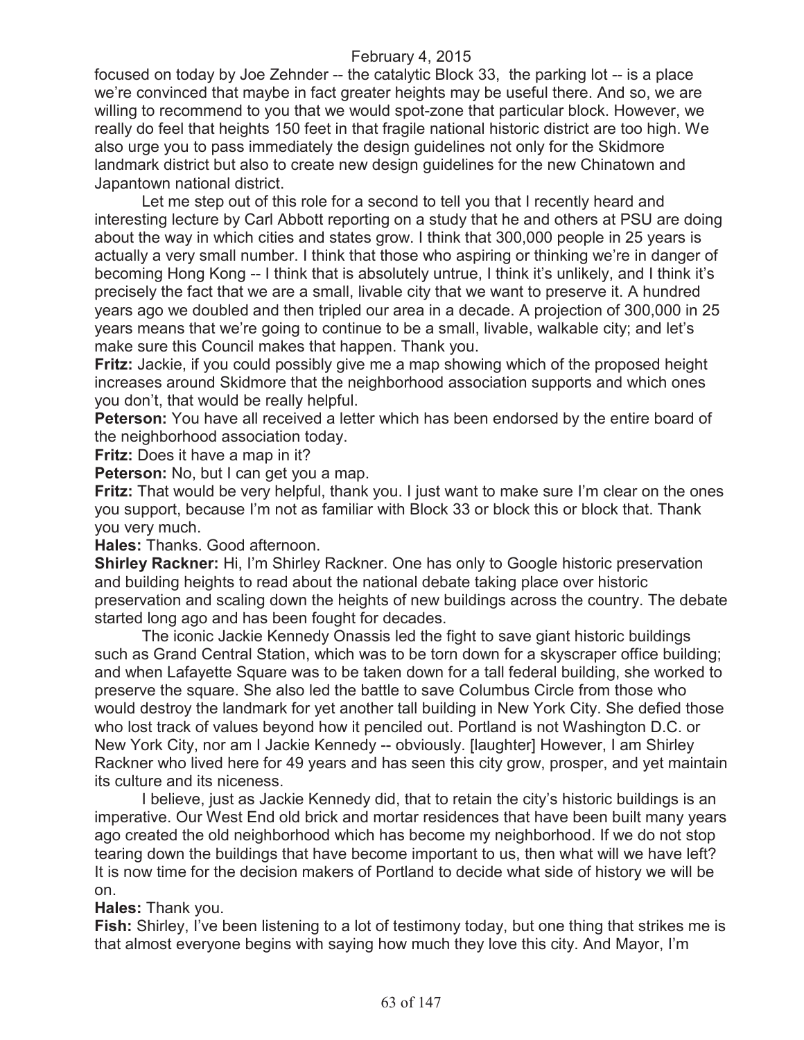focused on today by Joe Zehnder -- the catalytic Block 33, the parking lot -- is a place we're convinced that maybe in fact greater heights may be useful there. And so, we are willing to recommend to you that we would spot-zone that particular block. However, we really do feel that heights 150 feet in that fragile national historic district are too high. We also urge you to pass immediately the design guidelines not only for the Skidmore landmark district but also to create new design guidelines for the new Chinatown and Japantown national district.

Let me step out of this role for a second to tell you that I recently heard and interesting lecture by Carl Abbott reporting on a study that he and others at PSU are doing about the way in which cities and states grow. I think that 300,000 people in 25 years is actually a very small number. I think that those who aspiring or thinking we're in danger of becoming Hong Kong -- I think that is absolutely untrue, I think it's unlikely, and I think it's precisely the fact that we are a small, livable city that we want to preserve it. A hundred years ago we doubled and then tripled our area in a decade. A projection of 300,000 in 25 years means that we're going to continue to be a small, livable, walkable city; and let's make sure this Council makes that happen. Thank you.

**Fritz:** Jackie, if you could possibly give me a map showing which of the proposed height increases around Skidmore that the neighborhood association supports and which ones you don't, that would be really helpful.

**Peterson:** You have all received a letter which has been endorsed by the entire board of the neighborhood association today.

**Fritz:** Does it have a map in it?

**Peterson:** No, but I can get you a map.

**Fritz:** That would be very helpful, thank you. I just want to make sure I'm clear on the ones you support, because I'm not as familiar with Block 33 or block this or block that. Thank you very much.

**Hales:** Thanks. Good afternoon.

**Shirley Rackner:** Hi, I'm Shirley Rackner. One has only to Google historic preservation and building heights to read about the national debate taking place over historic preservation and scaling down the heights of new buildings across the country. The debate started long ago and has been fought for decades.

The iconic Jackie Kennedy Onassis led the fight to save giant historic buildings such as Grand Central Station, which was to be torn down for a skyscraper office building; and when Lafayette Square was to be taken down for a tall federal building, she worked to preserve the square. She also led the battle to save Columbus Circle from those who would destroy the landmark for yet another tall building in New York City. She defied those who lost track of values beyond how it penciled out. Portland is not Washington D.C. or New York City, nor am I Jackie Kennedy -- obviously. [laughter] However, I am Shirley Rackner who lived here for 49 years and has seen this city grow, prosper, and yet maintain its culture and its niceness.

I believe, just as Jackie Kennedy did, that to retain the city's historic buildings is an imperative. Our West End old brick and mortar residences that have been built many years ago created the old neighborhood which has become my neighborhood. If we do not stop tearing down the buildings that have become important to us, then what will we have left? It is now time for the decision makers of Portland to decide what side of history we will be on.

**Hales:** Thank you.

**Fish:** Shirley, I've been listening to a lot of testimony today, but one thing that strikes me is that almost everyone begins with saying how much they love this city. And Mayor, I'm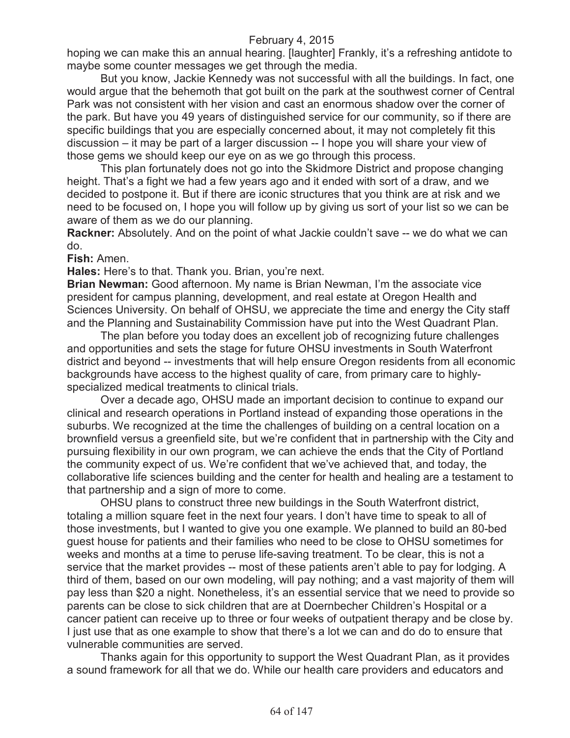hoping we can make this an annual hearing. [laughter] Frankly, it's a refreshing antidote to maybe some counter messages we get through the media.

But you know, Jackie Kennedy was not successful with all the buildings. In fact, one would argue that the behemoth that got built on the park at the southwest corner of Central Park was not consistent with her vision and cast an enormous shadow over the corner of the park. But have you 49 years of distinguished service for our community, so if there are specific buildings that you are especially concerned about, it may not completely fit this discussion – it may be part of a larger discussion -- I hope you will share your view of those gems we should keep our eye on as we go through this process.

This plan fortunately does not go into the Skidmore District and propose changing height. That's a fight we had a few years ago and it ended with sort of a draw, and we decided to postpone it. But if there are iconic structures that you think are at risk and we need to be focused on, I hope you will follow up by giving us sort of your list so we can be aware of them as we do our planning.

**Rackner:** Absolutely. And on the point of what Jackie couldn't save -- we do what we can do.

**Fish:** Amen.

**Hales:** Here's to that. Thank you. Brian, you're next.

**Brian Newman:** Good afternoon. My name is Brian Newman, I'm the associate vice president for campus planning, development, and real estate at Oregon Health and Sciences University. On behalf of OHSU, we appreciate the time and energy the City staff and the Planning and Sustainability Commission have put into the West Quadrant Plan.

The plan before you today does an excellent job of recognizing future challenges and opportunities and sets the stage for future OHSU investments in South Waterfront district and beyond -- investments that will help ensure Oregon residents from all economic backgrounds have access to the highest quality of care, from primary care to highly-specialized medical treatments to clinical trials.

Over a decade ago, OHSU made an important decision to continue to expand our clinical and research operations in Portland instead of expanding those operations in the suburbs. We recognized at the time the challenges of building on a central location on a brownfield versus a greenfield site, but we're confident that in partnership with the City and pursuing flexibility in our own program, we can achieve the ends that the City of Portland the community expect of us. We're confident that we've achieved that, and today, the collaborative life sciences building and the center for health and healing are a testament to that partnership and a sign of more to come.

OHSU plans to construct three new buildings in the South Waterfront district, totaling a million square feet in the next four years. I don't have time to speak to all of those investments, but I wanted to give you one example. We planned to build an 80-bed guest house for patients and their families who need to be close to OHSU sometimes for weeks and months at a time to peruse life-saving treatment. To be clear, this is not a service that the market provides -- most of these patients aren't able to pay for lodging. A third of them, based on our own modeling, will pay nothing; and a vast majority of them will pay less than $20 a night. Nonetheless, it's an essential service that we need to provide so parents can be close to sick children that are at Doernbecher Children's Hospital or a cancer patient can receive up to three or four weeks of outpatient therapy and be close by. I just use that as one example to show that there's a lot we can and do do to ensure that vulnerable communities are served.

Thanks again for this opportunity to support the West Quadrant Plan, as it provides a sound framework for all that we do. While our health care providers and educators and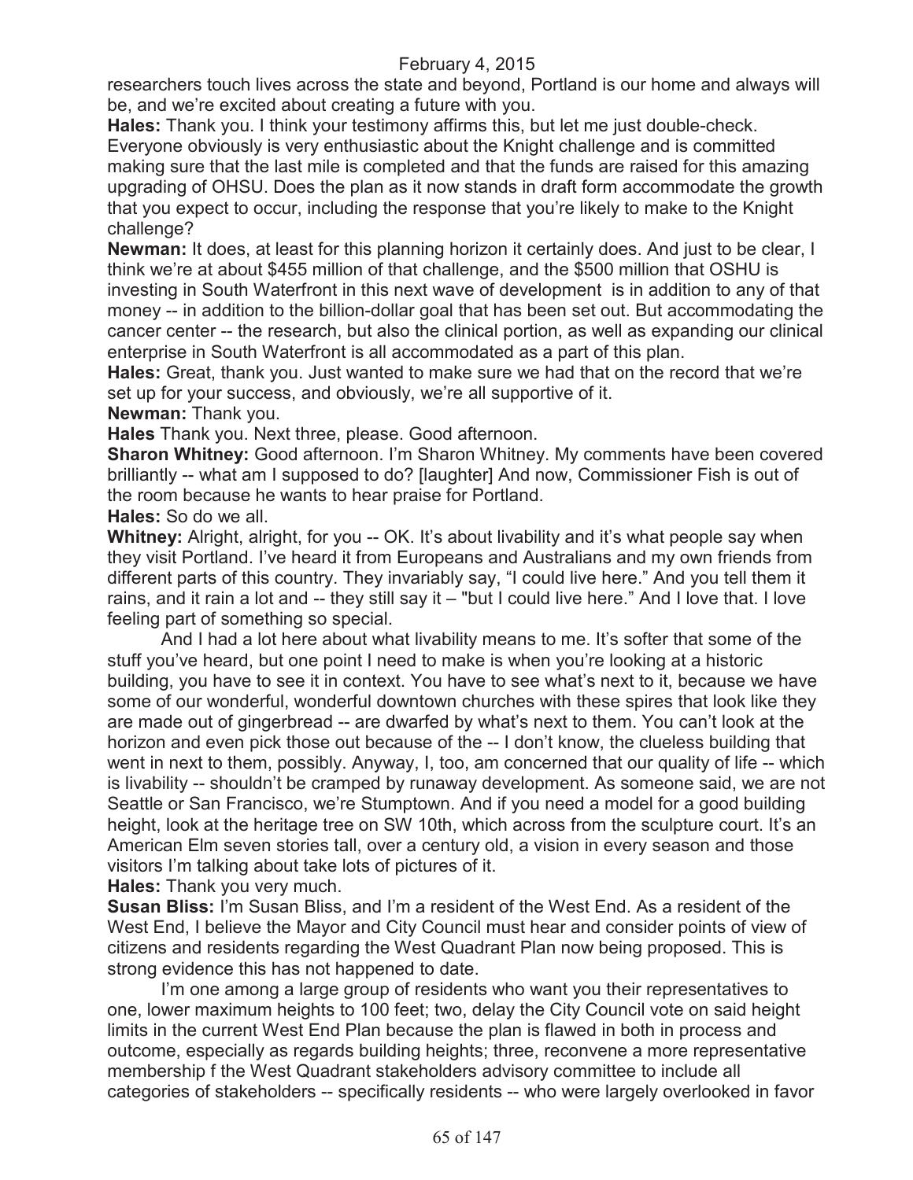researchers touch lives across the state and beyond, Portland is our home and always will be, and we're excited about creating a future with you.

**Hales:** Thank you. I think your testimony affirms this, but let me just double-check. Everyone obviously is very enthusiastic about the Knight challenge and is committed making sure that the last mile is completed and that the funds are raised for this amazing upgrading of OHSU. Does the plan as it now stands in draft form accommodate the growth that you expect to occur, including the response that you're likely to make to the Knight challenge?

**Newman:** It does, at least for this planning horizon it certainly does. And just to be clear, I think we're at about $455 million of that challenge, and the $500 million that OSHU is investing in South Waterfront in this next wave of development is in addition to any of that money -- in addition to the billion-dollar goal that has been set out. But accommodating the cancer center -- the research, but also the clinical portion, as well as expanding our clinical enterprise in South Waterfront is all accommodated as a part of this plan.

**Hales:** Great, thank you. Just wanted to make sure we had that on the record that we're set up for your success, and obviously, we're all supportive of it.

**Newman:** Thank you.

**Hales** Thank you. Next three, please. Good afternoon.

**Sharon Whitney:** Good afternoon. I'm Sharon Whitney. My comments have been covered brilliantly -- what am I supposed to do? [laughter] And now, Commissioner Fish is out of the room because he wants to hear praise for Portland.

**Hales:** So do we all.

**Whitney:** Alright, alright, for you -- OK. It's about livability and it's what people say when they visit Portland. I've heard it from Europeans and Australians and my own friends from different parts of this country. They invariably say, "I could live here." And you tell them it rains, and it rain a lot and -- they still say it – "but I could live here." And I love that. I love feeling part of something so special.

And I had a lot here about what livability means to me. It's softer that some of the stuff you've heard, but one point I need to make is when you're looking at a historic building, you have to see it in context. You have to see what's next to it, because we have some of our wonderful, wonderful downtown churches with these spires that look like they are made out of gingerbread -- are dwarfed by what's next to them. You can't look at the horizon and even pick those out because of the -- I don't know, the clueless building that went in next to them, possibly. Anyway, I, too, am concerned that our quality of life -- which is livability -- shouldn't be cramped by runaway development. As someone said, we are not Seattle or San Francisco, we're Stumptown. And if you need a model for a good building height, look at the heritage tree on SW 10th, which across from the sculpture court. It's an American Elm seven stories tall, over a century old, a vision in every season and those visitors I'm talking about take lots of pictures of it.

**Hales:** Thank you very much.

**Susan Bliss:** I'm Susan Bliss, and I'm a resident of the West End. As a resident of the West End, I believe the Mayor and City Council must hear and consider points of view of citizens and residents regarding the West Quadrant Plan now being proposed. This is strong evidence this has not happened to date.

I'm one among a large group of residents who want you their representatives to one, lower maximum heights to 100 feet; two, delay the City Council vote on said height limits in the current West End Plan because the plan is flawed in both in process and outcome, especially as regards building heights; three, reconvene a more representative membership f the West Quadrant stakeholders advisory committee to include all categories of stakeholders -- specifically residents -- who were largely overlooked in favor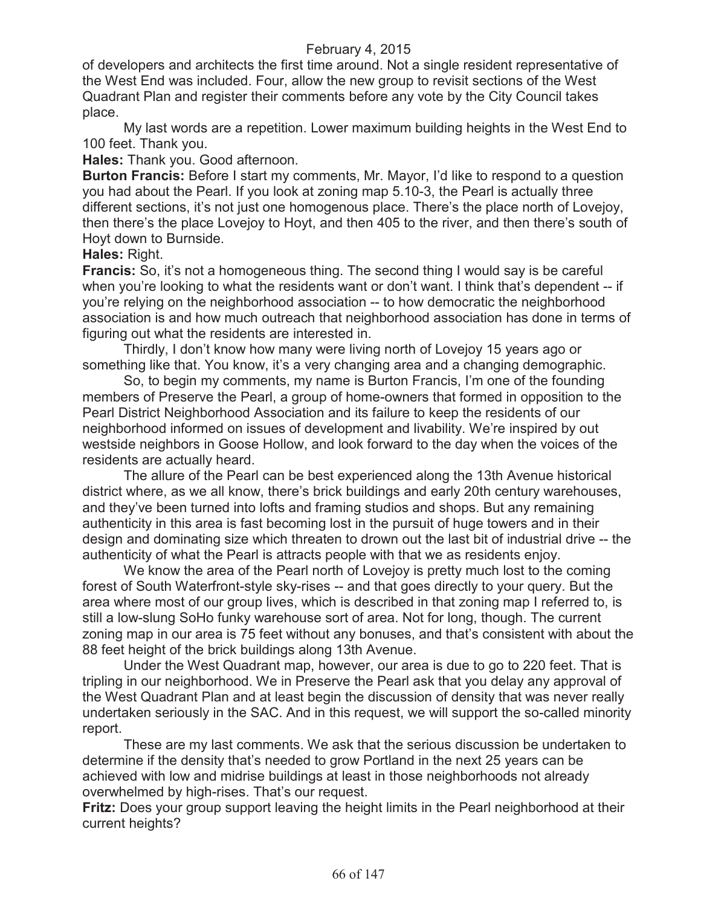of developers and architects the first time around. Not a single resident representative of the West End was included. Four, allow the new group to revisit sections of the West Quadrant Plan and register their comments before any vote by the City Council takes place.

My last words are a repetition. Lower maximum building heights in the West End to 100 feet. Thank you.

**Hales:** Thank you. Good afternoon.

**Burton Francis:** Before I start my comments, Mr. Mayor, I'd like to respond to a question you had about the Pearl. If you look at zoning map 5.10-3, the Pearl is actually three different sections, it's not just one homogenous place. There's the place north of Lovejoy, then there's the place Lovejoy to Hoyt, and then 405 to the river, and then there's south of Hoyt down to Burnside.

**Hales:** Right.

**Francis:** So, it's not a homogeneous thing. The second thing I would say is be careful when you're looking to what the residents want or don't want. I think that's dependent -- if you're relying on the neighborhood association -- to how democratic the neighborhood association is and how much outreach that neighborhood association has done in terms of figuring out what the residents are interested in.

Thirdly, I don't know how many were living north of Lovejoy 15 years ago or something like that. You know, it's a very changing area and a changing demographic.

So, to begin my comments, my name is Burton Francis, I'm one of the founding members of Preserve the Pearl, a group of home-owners that formed in opposition to the Pearl District Neighborhood Association and its failure to keep the residents of our neighborhood informed on issues of development and livability. We're inspired by out westside neighbors in Goose Hollow, and look forward to the day when the voices of the residents are actually heard.

The allure of the Pearl can be best experienced along the 13th Avenue historical district where, as we all know, there's brick buildings and early 20th century warehouses, and they've been turned into lofts and framing studios and shops. But any remaining authenticity in this area is fast becoming lost in the pursuit of huge towers and in their design and dominating size which threaten to drown out the last bit of industrial drive -- the authenticity of what the Pearl is attracts people with that we as residents enjoy.

We know the area of the Pearl north of Lovejoy is pretty much lost to the coming forest of South Waterfront-style sky-rises -- and that goes directly to your query. But the area where most of our group lives, which is described in that zoning map I referred to, is still a low-slung SoHo funky warehouse sort of area. Not for long, though. The current zoning map in our area is 75 feet without any bonuses, and that's consistent with about the 88 feet height of the brick buildings along 13th Avenue.

Under the West Quadrant map, however, our area is due to go to 220 feet. That is tripling in our neighborhood. We in Preserve the Pearl ask that you delay any approval of the West Quadrant Plan and at least begin the discussion of density that was never really undertaken seriously in the SAC. And in this request, we will support the so-called minority report.

These are my last comments. We ask that the serious discussion be undertaken to determine if the density that's needed to grow Portland in the next 25 years can be achieved with low and midrise buildings at least in those neighborhoods not already overwhelmed by high-rises. That's our request.

**Fritz:** Does your group support leaving the height limits in the Pearl neighborhood at their current heights?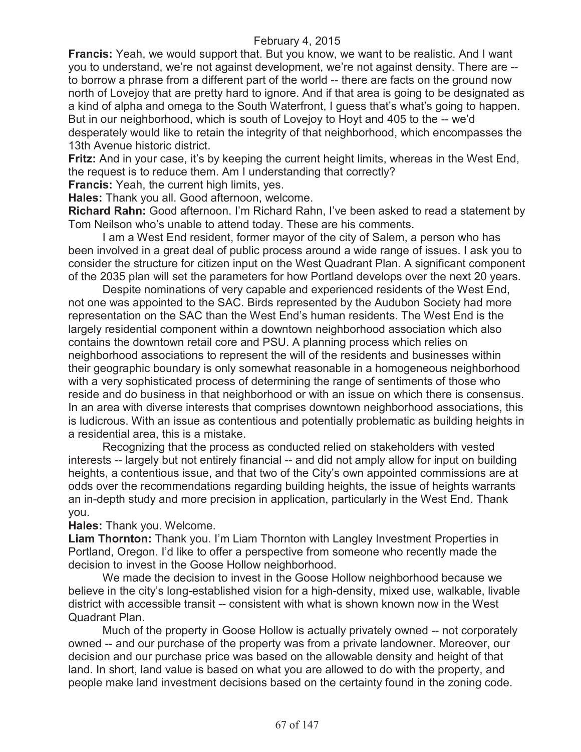February 4, 2015

**Francis:** Yeah, we would support that. But you know, we want to be realistic. And I want you to understand, we're not against development, we're not against density. There are -- to borrow a phrase from a different part of the world -- there are facts on the ground now north of Lovejoy that are pretty hard to ignore. And if that area is going to be designated as a kind of alpha and omega to the South Waterfront, I guess that's what's going to happen. But in our neighborhood, which is south of Lovejoy to Hoyt and 405 to the -- we'd desperately would like to retain the integrity of that neighborhood, which encompasses the 13th Avenue historic district.

**Fritz:** And in your case, it's by keeping the current height limits, whereas in the West End, the request is to reduce them. Am I understanding that correctly?

**Francis:** Yeah, the current high limits, yes.

**Hales:** Thank you all. Good afternoon, welcome.

**Richard Rahn:** Good afternoon. I'm Richard Rahn, I've been asked to read a statement by Tom Neilson who's unable to attend today. These are his comments.

I am a West End resident, former mayor of the city of Salem, a person who has been involved in a great deal of public process around a wide range of issues. I ask you to consider the structure for citizen input on the West Quadrant Plan. A significant component of the 2035 plan will set the parameters for how Portland develops over the next 20 years.

Despite nominations of very capable and experienced residents of the West End, not one was appointed to the SAC. Birds represented by the Audubon Society had more representation on the SAC than the West End's human residents. The West End is the largely residential component within a downtown neighborhood association which also contains the downtown retail core and PSU. A planning process which relies on neighborhood associations to represent the will of the residents and businesses within their geographic boundary is only somewhat reasonable in a homogeneous neighborhood with a very sophisticated process of determining the range of sentiments of those who reside and do business in that neighborhood or with an issue on which there is consensus. In an area with diverse interests that comprises downtown neighborhood associations, this is ludicrous. With an issue as contentious and potentially problematic as building heights in a residential area, this is a mistake.

Recognizing that the process as conducted relied on stakeholders with vested interests -- largely but not entirely financial -- and did not amply allow for input on building heights, a contentious issue, and that two of the City's own appointed commissions are at odds over the recommendations regarding building heights, the issue of heights warrants an in-depth study and more precision in application, particularly in the West End. Thank you.

**Hales:** Thank you. Welcome.

**Liam Thornton:** Thank you. I'm Liam Thornton with Langley Investment Properties in Portland, Oregon. I'd like to offer a perspective from someone who recently made the decision to invest in the Goose Hollow neighborhood.

We made the decision to invest in the Goose Hollow neighborhood because we believe in the city's long-established vision for a high-density, mixed use, walkable, livable district with accessible transit -- consistent with what is shown known now in the West Quadrant Plan.

Much of the property in Goose Hollow is actually privately owned -- not corporately owned -- and our purchase of the property was from a private landowner. Moreover, our decision and our purchase price was based on the allowable density and height of that land. In short, land value is based on what you are allowed to do with the property, and people make land investment decisions based on the certainty found in the zoning code.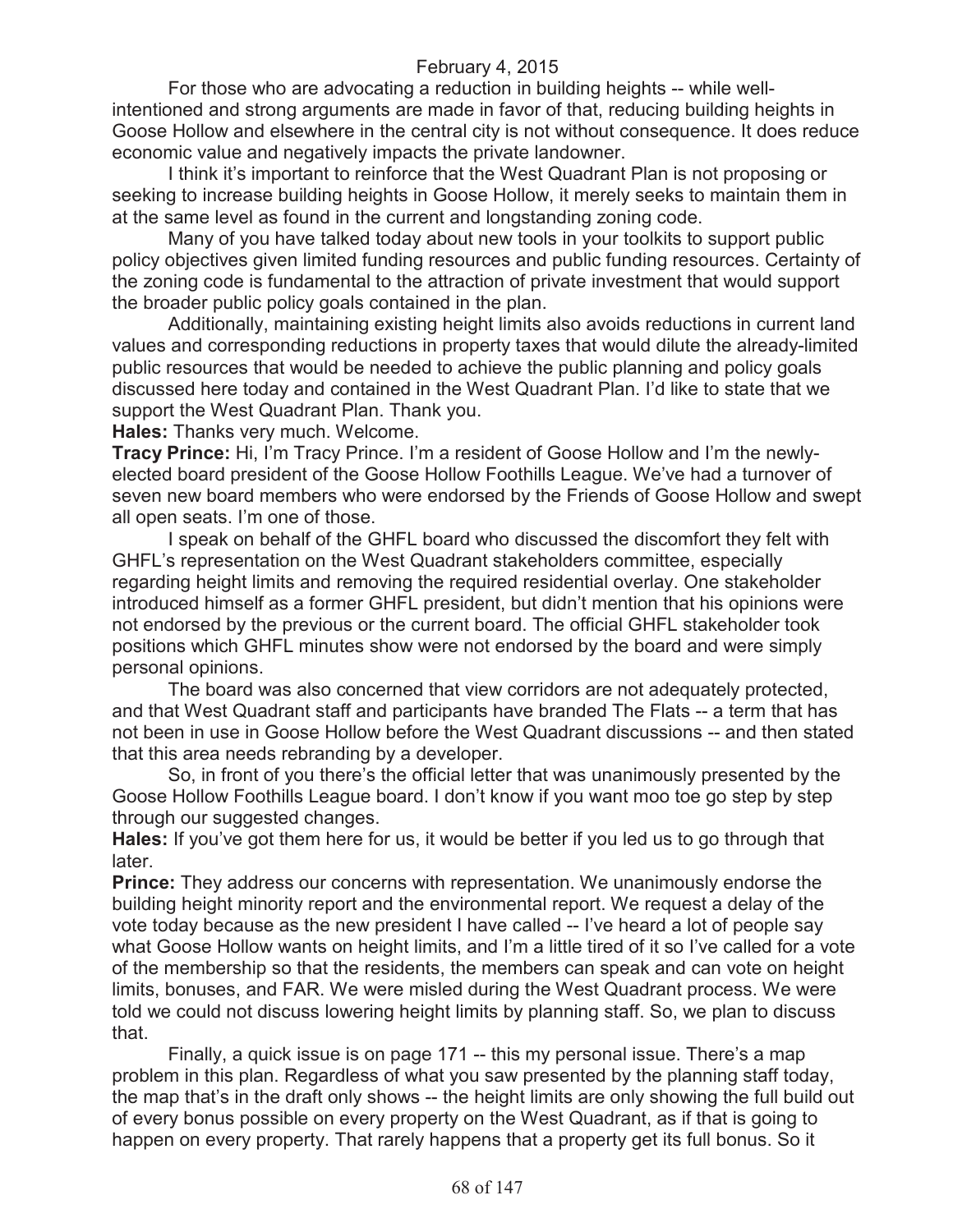For those who are advocating a reduction in building heights -- while well-intentioned and strong arguments are made in favor of that, reducing building heights in Goose Hollow and elsewhere in the central city is not without consequence. It does reduce economic value and negatively impacts the private landowner.

I think it's important to reinforce that the West Quadrant Plan is not proposing or seeking to increase building heights in Goose Hollow, it merely seeks to maintain them in at the same level as found in the current and longstanding zoning code.

Many of you have talked today about new tools in your toolkits to support public policy objectives given limited funding resources and public funding resources. Certainty of the zoning code is fundamental to the attraction of private investment that would support the broader public policy goals contained in the plan.

Additionally, maintaining existing height limits also avoids reductions in current land values and corresponding reductions in property taxes that would dilute the already-limited public resources that would be needed to achieve the public planning and policy goals discussed here today and contained in the West Quadrant Plan. I'd like to state that we support the West Quadrant Plan. Thank you.

**Hales:** Thanks very much. Welcome.

**Tracy Prince:** Hi, I'm Tracy Prince. I'm a resident of Goose Hollow and I'm the newly-elected board president of the Goose Hollow Foothills League. We've had a turnover of seven new board members who were endorsed by the Friends of Goose Hollow and swept all open seats. I'm one of those.

I speak on behalf of the GHFL board who discussed the discomfort they felt with GHFL's representation on the West Quadrant stakeholders committee, especially regarding height limits and removing the required residential overlay. One stakeholder introduced himself as a former GHFL president, but didn't mention that his opinions were not endorsed by the previous or the current board. The official GHFL stakeholder took positions which GHFL minutes show were not endorsed by the board and were simply personal opinions.

The board was also concerned that view corridors are not adequately protected, and that West Quadrant staff and participants have branded The Flats -- a term that has not been in use in Goose Hollow before the West Quadrant discussions -- and then stated that this area needs rebranding by a developer.

So, in front of you there's the official letter that was unanimously presented by the Goose Hollow Foothills League board. I don't know if you want moo toe go step by step through our suggested changes.

**Hales:** If you've got them here for us, it would be better if you led us to go through that later.

**Prince:** They address our concerns with representation. We unanimously endorse the building height minority report and the environmental report. We request a delay of the vote today because as the new president I have called -- I've heard a lot of people say what Goose Hollow wants on height limits, and I'm a little tired of it so I've called for a vote of the membership so that the residents, the members can speak and can vote on height limits, bonuses, and FAR. We were misled during the West Quadrant process. We were told we could not discuss lowering height limits by planning staff. So, we plan to discuss that.

Finally, a quick issue is on page 171 -- this my personal issue. There's a map problem in this plan. Regardless of what you saw presented by the planning staff today, the map that's in the draft only shows -- the height limits are only showing the full build out of every bonus possible on every property on the West Quadrant, as if that is going to happen on every property. That rarely happens that a property get its full bonus. So it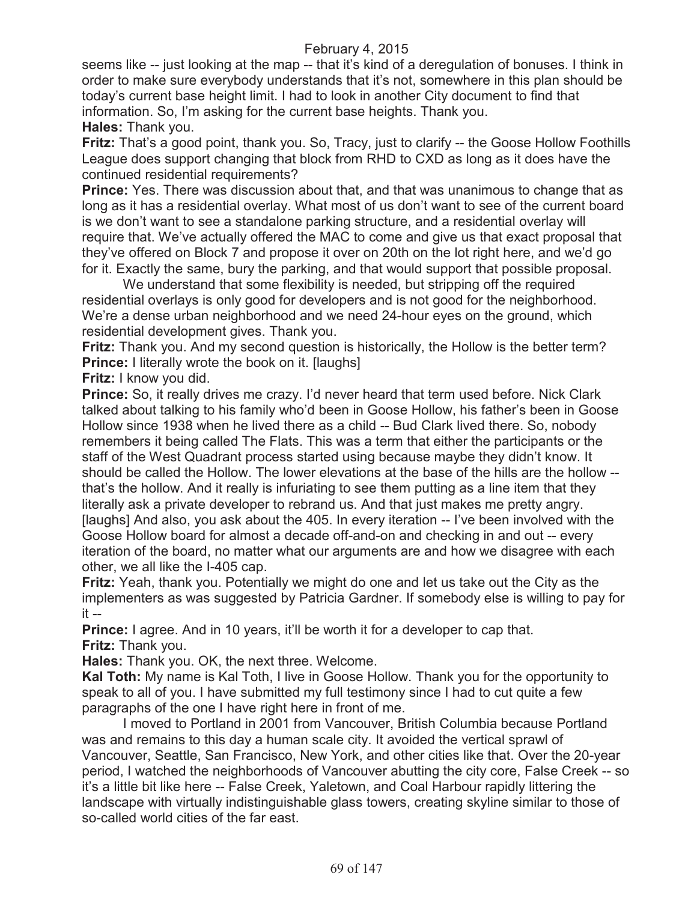seems like -- just looking at the map -- that it's kind of a deregulation of bonuses. I think in order to make sure everybody understands that it's not, somewhere in this plan should be today's current base height limit. I had to look in another City document to find that information. So, I'm asking for the current base heights. Thank you.

**Hales:** Thank you.

**Fritz:** That's a good point, thank you. So, Tracy, just to clarify -- the Goose Hollow Foothills League does support changing that block from RHD to CXD as long as it does have the continued residential requirements?

**Prince:** Yes. There was discussion about that, and that was unanimous to change that as long as it has a residential overlay. What most of us don't want to see of the current board is we don't want to see a standalone parking structure, and a residential overlay will require that. We've actually offered the MAC to come and give us that exact proposal that they've offered on Block 7 and propose it over on 20th on the lot right here, and we'd go for it. Exactly the same, bury the parking, and that would support that possible proposal.

We understand that some flexibility is needed, but stripping off the required residential overlays is only good for developers and is not good for the neighborhood. We're a dense urban neighborhood and we need 24-hour eyes on the ground, which residential development gives. Thank you.

**Fritz:** Thank you. And my second question is historically, the Hollow is the better term?

**Prince:** I literally wrote the book on it. [laughs]

**Fritz:** I know you did.

**Prince:** So, it really drives me crazy. I'd never heard that term used before. Nick Clark talked about talking to his family who'd been in Goose Hollow, his father's been in Goose Hollow since 1938 when he lived there as a child -- Bud Clark lived there. So, nobody remembers it being called The Flats. This was a term that either the participants or the staff of the West Quadrant process started using because maybe they didn't know. It should be called the Hollow. The lower elevations at the base of the hills are the hollow -- that's the hollow. And it really is infuriating to see them putting as a line item that they literally ask a private developer to rebrand us. And that just makes me pretty angry. [laughs] And also, you ask about the 405. In every iteration -- I've been involved with the Goose Hollow board for almost a decade off-and-on and checking in and out -- every iteration of the board, no matter what our arguments are and how we disagree with each other, we all like the I-405 cap.

**Fritz:** Yeah, thank you. Potentially we might do one and let us take out the City as the implementers as was suggested by Patricia Gardner. If somebody else is willing to pay for it --

**Prince:** I agree. And in 10 years, it'll be worth it for a developer to cap that.

**Fritz:** Thank you.

**Hales:** Thank you. OK, the next three. Welcome.

**Kal Toth:** My name is Kal Toth, I live in Goose Hollow. Thank you for the opportunity to speak to all of you. I have submitted my full testimony since I had to cut quite a few paragraphs of the one I have right here in front of me.

I moved to Portland in 2001 from Vancouver, British Columbia because Portland was and remains to this day a human scale city. It avoided the vertical sprawl of Vancouver, Seattle, San Francisco, New York, and other cities like that. Over the 20-year period, I watched the neighborhoods of Vancouver abutting the city core, False Creek -- so it's a little bit like here -- False Creek, Yaletown, and Coal Harbour rapidly littering the landscape with virtually indistinguishable glass towers, creating skyline similar to those of so-called world cities of the far east.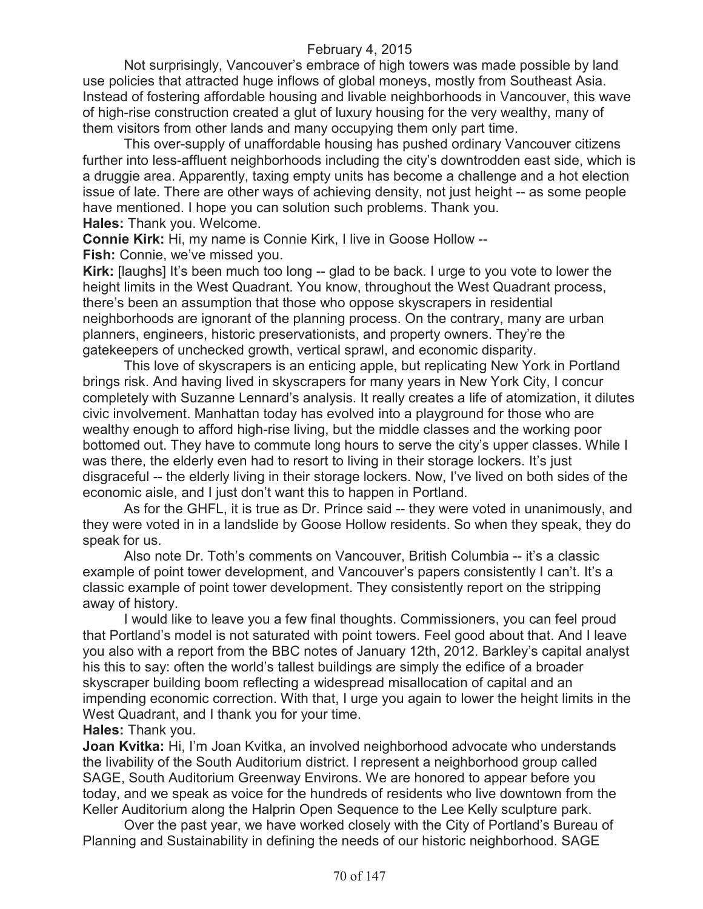Not surprisingly, Vancouver's embrace of high towers was made possible by land use policies that attracted huge inflows of global moneys, mostly from Southeast Asia. Instead of fostering affordable housing and livable neighborhoods in Vancouver, this wave of high-rise construction created a glut of luxury housing for the very wealthy, many of them visitors from other lands and many occupying them only part time.

This over-supply of unaffordable housing has pushed ordinary Vancouver citizens further into less-affluent neighborhoods including the city's downtrodden east side, which is a druggie area. Apparently, taxing empty units has become a challenge and a hot election issue of late. There are other ways of achieving density, not just height -- as some people have mentioned. I hope you can solution such problems. Thank you.

**Hales:** Thank you. Welcome.

**Connie Kirk:** Hi, my name is Connie Kirk, I live in Goose Hollow --

**Fish:** Connie, we've missed you.

**Kirk:** [laughs] It's been much too long -- glad to be back. I urge to you vote to lower the height limits in the West Quadrant. You know, throughout the West Quadrant process, there's been an assumption that those who oppose skyscrapers in residential neighborhoods are ignorant of the planning process. On the contrary, many are urban planners, engineers, historic preservationists, and property owners. They're the gatekeepers of unchecked growth, vertical sprawl, and economic disparity.

This love of skyscrapers is an enticing apple, but replicating New York in Portland brings risk. And having lived in skyscrapers for many years in New York City, I concur completely with Suzanne Lennard's analysis. It really creates a life of atomization, it dilutes civic involvement. Manhattan today has evolved into a playground for those who are wealthy enough to afford high-rise living, but the middle classes and the working poor bottomed out. They have to commute long hours to serve the city's upper classes. While I was there, the elderly even had to resort to living in their storage lockers. It's just disgraceful -- the elderly living in their storage lockers. Now, I've lived on both sides of the economic aisle, and I just don't want this to happen in Portland.

As for the GHFL, it is true as Dr. Prince said -- they were voted in unanimously, and they were voted in in a landslide by Goose Hollow residents. So when they speak, they do speak for us.

Also note Dr. Toth's comments on Vancouver, British Columbia -- it's a classic example of point tower development, and Vancouver's papers consistently I can't. It's a classic example of point tower development. They consistently report on the stripping away of history.

I would like to leave you a few final thoughts. Commissioners, you can feel proud that Portland's model is not saturated with point towers. Feel good about that. And I leave you also with a report from the BBC notes of January 12th, 2012. Barkley's capital analyst his this to say: often the world's tallest buildings are simply the edifice of a broader skyscraper building boom reflecting a widespread misallocation of capital and an impending economic correction. With that, I urge you again to lower the height limits in the West Quadrant, and I thank you for your time.

**Hales:** Thank you.

**Joan Kvitka:** Hi, I'm Joan Kvitka, an involved neighborhood advocate who understands the livability of the South Auditorium district. I represent a neighborhood group called SAGE, South Auditorium Greenway Environs. We are honored to appear before you today, and we speak as voice for the hundreds of residents who live downtown from the Keller Auditorium along the Halprin Open Sequence to the Lee Kelly sculpture park.

Over the past year, we have worked closely with the City of Portland's Bureau of Planning and Sustainability in defining the needs of our historic neighborhood. SAGE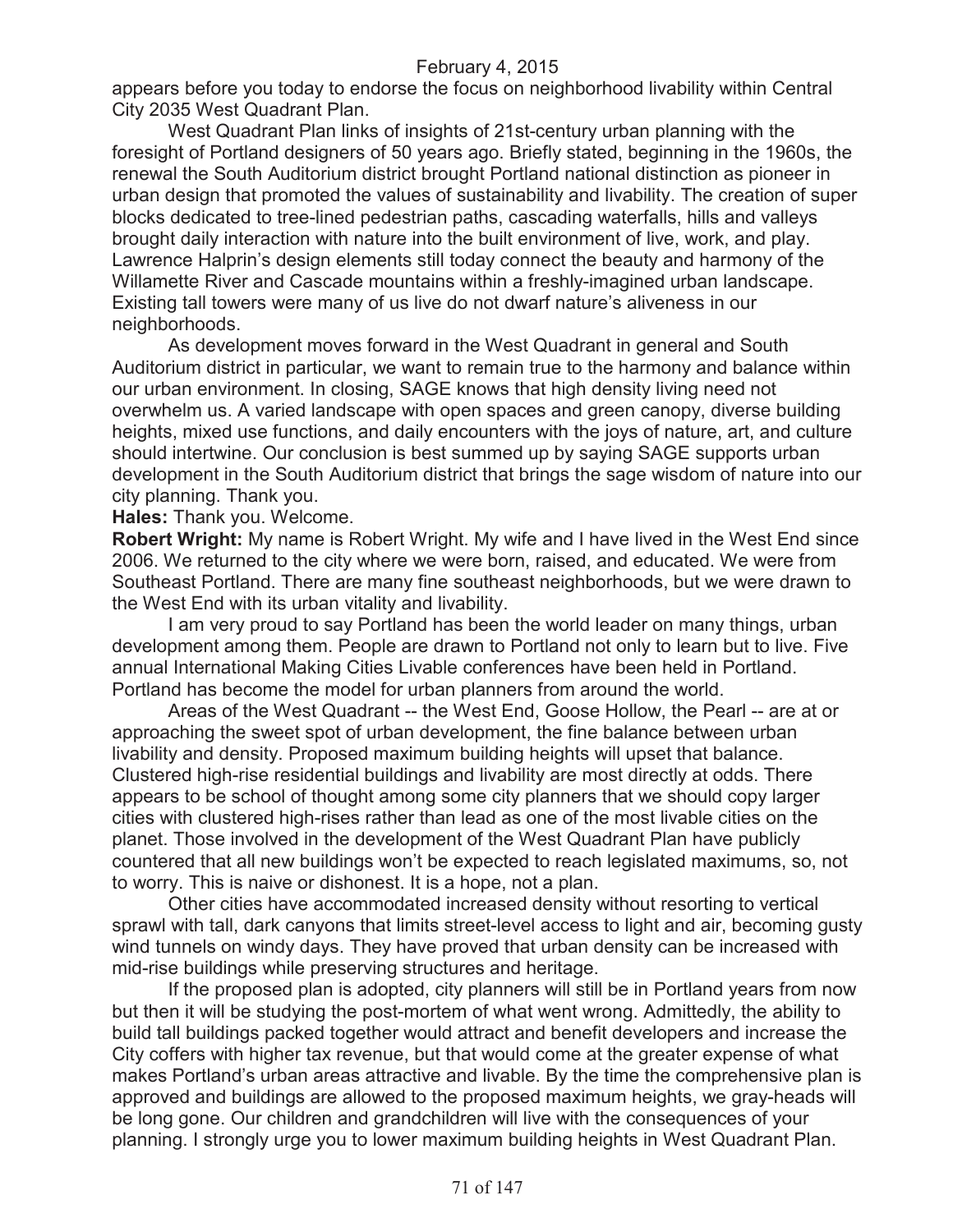appears before you today to endorse the focus on neighborhood livability within Central City 2035 West Quadrant Plan.

West Quadrant Plan links of insights of 21st-century urban planning with the foresight of Portland designers of 50 years ago. Briefly stated, beginning in the 1960s, the renewal the South Auditorium district brought Portland national distinction as pioneer in urban design that promoted the values of sustainability and livability. The creation of super blocks dedicated to tree-lined pedestrian paths, cascading waterfalls, hills and valleys brought daily interaction with nature into the built environment of live, work, and play. Lawrence Halprin's design elements still today connect the beauty and harmony of the Willamette River and Cascade mountains within a freshly-imagined urban landscape. Existing tall towers were many of us live do not dwarf nature's aliveness in our neighborhoods.

As development moves forward in the West Quadrant in general and South Auditorium district in particular, we want to remain true to the harmony and balance within our urban environment. In closing, SAGE knows that high density living need not overwhelm us. A varied landscape with open spaces and green canopy, diverse building heights, mixed use functions, and daily encounters with the joys of nature, art, and culture should intertwine. Our conclusion is best summed up by saying SAGE supports urban development in the South Auditorium district that brings the sage wisdom of nature into our city planning. Thank you.

**Hales:** Thank you. Welcome.

**Robert Wright:** My name is Robert Wright. My wife and I have lived in the West End since 2006. We returned to the city where we were born, raised, and educated. We were from Southeast Portland. There are many fine southeast neighborhoods, but we were drawn to the West End with its urban vitality and livability.

I am very proud to say Portland has been the world leader on many things, urban development among them. People are drawn to Portland not only to learn but to live. Five annual International Making Cities Livable conferences have been held in Portland. Portland has become the model for urban planners from around the world.

Areas of the West Quadrant -- the West End, Goose Hollow, the Pearl -- are at or approaching the sweet spot of urban development, the fine balance between urban livability and density. Proposed maximum building heights will upset that balance. Clustered high-rise residential buildings and livability are most directly at odds. There appears to be school of thought among some city planners that we should copy larger cities with clustered high-rises rather than lead as one of the most livable cities on the planet. Those involved in the development of the West Quadrant Plan have publicly countered that all new buildings won't be expected to reach legislated maximums, so, not to worry. This is naive or dishonest. It is a hope, not a plan.

Other cities have accommodated increased density without resorting to vertical sprawl with tall, dark canyons that limits street-level access to light and air, becoming gusty wind tunnels on windy days. They have proved that urban density can be increased with mid-rise buildings while preserving structures and heritage.

If the proposed plan is adopted, city planners will still be in Portland years from now but then it will be studying the post-mortem of what went wrong. Admittedly, the ability to build tall buildings packed together would attract and benefit developers and increase the City coffers with higher tax revenue, but that would come at the greater expense of what makes Portland's urban areas attractive and livable. By the time the comprehensive plan is approved and buildings are allowed to the proposed maximum heights, we gray-heads will be long gone. Our children and grandchildren will live with the consequences of your planning. I strongly urge you to lower maximum building heights in West Quadrant Plan.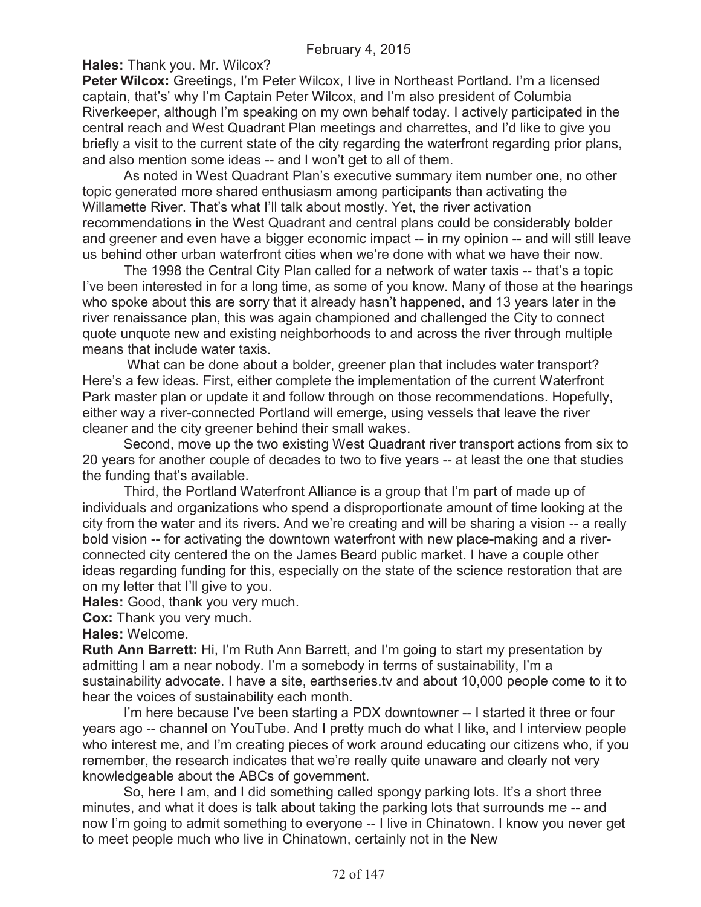**Hales:** Thank you. Mr. Wilcox?

**Peter Wilcox:** Greetings, I'm Peter Wilcox, I live in Northeast Portland. I'm a licensed captain, that's' why I'm Captain Peter Wilcox, and I'm also president of Columbia Riverkeeper, although I'm speaking on my own behalf today. I actively participated in the central reach and West Quadrant Plan meetings and charrettes, and I'd like to give you briefly a visit to the current state of the city regarding the waterfront regarding prior plans, and also mention some ideas -- and I won't get to all of them.

As noted in West Quadrant Plan's executive summary item number one, no other topic generated more shared enthusiasm among participants than activating the Willamette River. That's what I'll talk about mostly. Yet, the river activation recommendations in the West Quadrant and central plans could be considerably bolder and greener and even have a bigger economic impact -- in my opinion -- and will still leave us behind other urban waterfront cities when we're done with what we have their now.

The 1998 the Central City Plan called for a network of water taxis -- that's a topic I've been interested in for a long time, as some of you know. Many of those at the hearings who spoke about this are sorry that it already hasn't happened, and 13 years later in the river renaissance plan, this was again championed and challenged the City to connect quote unquote new and existing neighborhoods to and across the river through multiple means that include water taxis.

What can be done about a bolder, greener plan that includes water transport? Here's a few ideas. First, either complete the implementation of the current Waterfront Park master plan or update it and follow through on those recommendations. Hopefully, either way a river-connected Portland will emerge, using vessels that leave the river cleaner and the city greener behind their small wakes.

Second, move up the two existing West Quadrant river transport actions from six to 20 years for another couple of decades to two to five years -- at least the one that studies the funding that's available.

Third, the Portland Waterfront Alliance is a group that I'm part of made up of individuals and organizations who spend a disproportionate amount of time looking at the city from the water and its rivers. And we're creating and will be sharing a vision -- a really bold vision -- for activating the downtown waterfront with new place-making and a river-connected city centered the on the James Beard public market. I have a couple other ideas regarding funding for this, especially on the state of the science restoration that are on my letter that I'll give to you.

**Hales:** Good, thank you very much.

**Cox:** Thank you very much.

**Hales:** Welcome.

**Ruth Ann Barrett:** Hi, I'm Ruth Ann Barrett, and I'm going to start my presentation by admitting I am a near nobody. I'm a somebody in terms of sustainability, I'm a sustainability advocate. I have a site, earthseries.tv and about 10,000 people come to it to hear the voices of sustainability each month.

I'm here because I've been starting a PDX downtowner -- I started it three or four years ago -- channel on YouTube. And I pretty much do what I like, and I interview people who interest me, and I'm creating pieces of work around educating our citizens who, if you remember, the research indicates that we're really quite unaware and clearly not very knowledgeable about the ABCs of government.

So, here I am, and I did something called spongy parking lots. It's a short three minutes, and what it does is talk about taking the parking lots that surrounds me -- and now I'm going to admit something to everyone -- I live in Chinatown. I know you never get to meet people much who live in Chinatown, certainly not in the New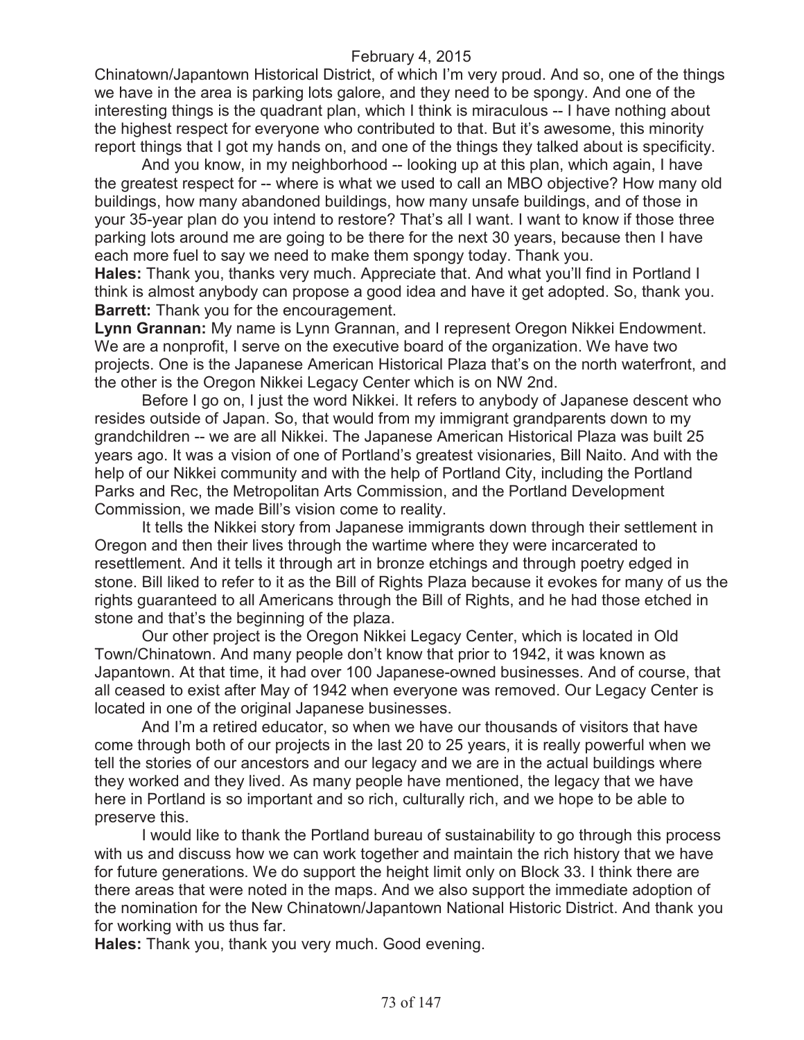Chinatown/Japantown Historical District, of which I'm very proud. And so, one of the things we have in the area is parking lots galore, and they need to be spongy. And one of the interesting things is the quadrant plan, which I think is miraculous -- I have nothing about the highest respect for everyone who contributed to that. But it's awesome, this minority report things that I got my hands on, and one of the things they talked about is specificity.

And you know, in my neighborhood -- looking up at this plan, which again, I have the greatest respect for -- where is what we used to call an MBO objective? How many old buildings, how many abandoned buildings, how many unsafe buildings, and of those in your 35-year plan do you intend to restore? That's all I want. I want to know if those three parking lots around me are going to be there for the next 30 years, because then I have each more fuel to say we need to make them spongy today. Thank you.

**Hales:** Thank you, thanks very much. Appreciate that. And what you'll find in Portland I think is almost anybody can propose a good idea and have it get adopted. So, thank you.

**Barrett:** Thank you for the encouragement.

**Lynn Grannan:** My name is Lynn Grannan, and I represent Oregon Nikkei Endowment. We are a nonprofit, I serve on the executive board of the organization. We have two projects. One is the Japanese American Historical Plaza that's on the north waterfront, and the other is the Oregon Nikkei Legacy Center which is on NW 2nd.

Before I go on, I just the word Nikkei. It refers to anybody of Japanese descent who resides outside of Japan. So, that would from my immigrant grandparents down to my grandchildren -- we are all Nikkei. The Japanese American Historical Plaza was built 25 years ago. It was a vision of one of Portland's greatest visionaries, Bill Naito. And with the help of our Nikkei community and with the help of Portland City, including the Portland Parks and Rec, the Metropolitan Arts Commission, and the Portland Development Commission, we made Bill's vision come to reality.

It tells the Nikkei story from Japanese immigrants down through their settlement in Oregon and then their lives through the wartime where they were incarcerated to resettlement. And it tells it through art in bronze etchings and through poetry edged in stone. Bill liked to refer to it as the Bill of Rights Plaza because it evokes for many of us the rights guaranteed to all Americans through the Bill of Rights, and he had those etched in stone and that's the beginning of the plaza.

Our other project is the Oregon Nikkei Legacy Center, which is located in Old Town/Chinatown. And many people don't know that prior to 1942, it was known as Japantown. At that time, it had over 100 Japanese-owned businesses. And of course, that all ceased to exist after May of 1942 when everyone was removed. Our Legacy Center is located in one of the original Japanese businesses.

And I'm a retired educator, so when we have our thousands of visitors that have come through both of our projects in the last 20 to 25 years, it is really powerful when we tell the stories of our ancestors and our legacy and we are in the actual buildings where they worked and they lived. As many people have mentioned, the legacy that we have here in Portland is so important and so rich, culturally rich, and we hope to be able to preserve this.

I would like to thank the Portland bureau of sustainability to go through this process with us and discuss how we can work together and maintain the rich history that we have for future generations. We do support the height limit only on Block 33. I think there are there areas that were noted in the maps. And we also support the immediate adoption of the nomination for the New Chinatown/Japantown National Historic District. And thank you for working with us thus far.

**Hales:** Thank you, thank you very much. Good evening.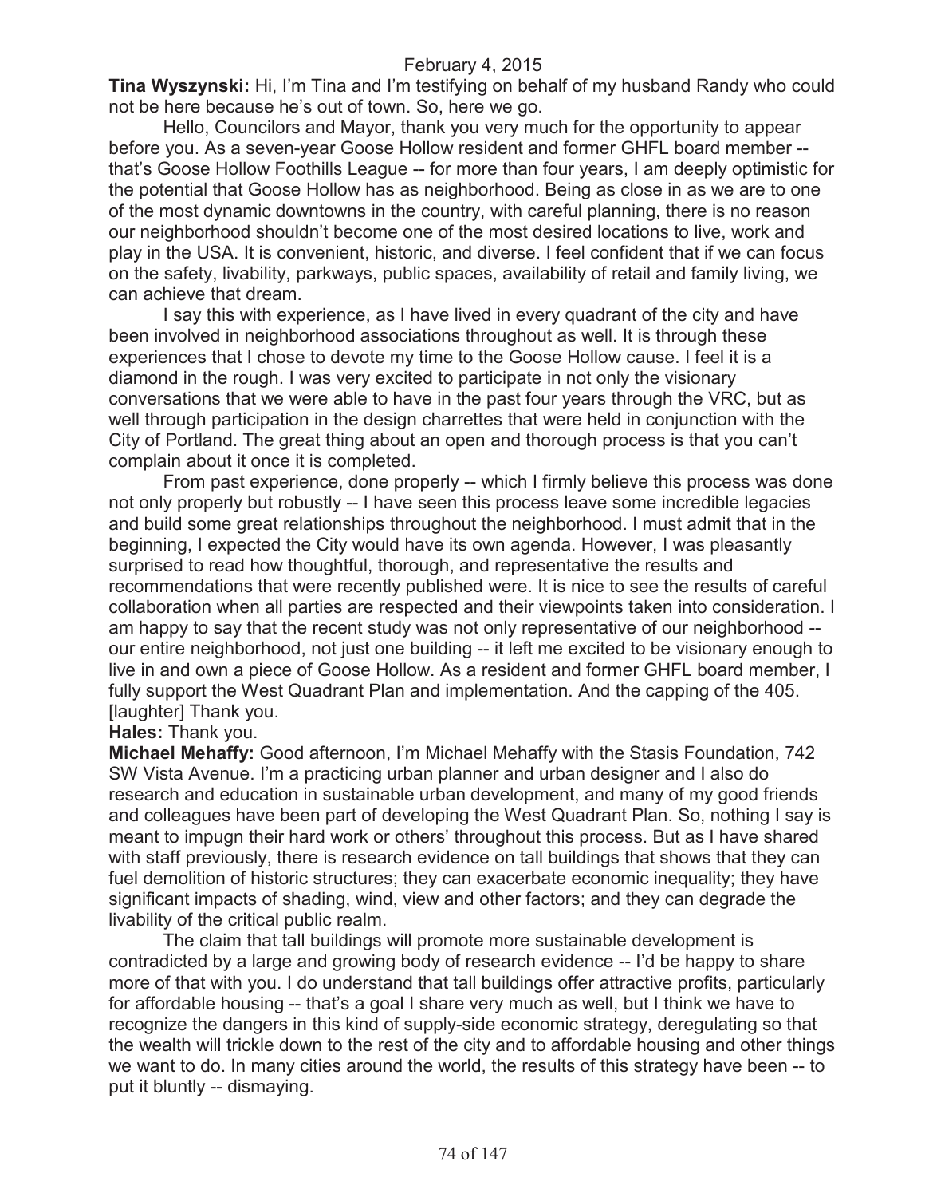**Tina Wyszynski:** Hi, I'm Tina and I'm testifying on behalf of my husband Randy who could not be here because he's out of town. So, here we go.

Hello, Councilors and Mayor, thank you very much for the opportunity to appear before you. As a seven-year Goose Hollow resident and former GHFL board member -- that's Goose Hollow Foothills League -- for more than four years, I am deeply optimistic for the potential that Goose Hollow has as neighborhood. Being as close in as we are to one of the most dynamic downtowns in the country, with careful planning, there is no reason our neighborhood shouldn't become one of the most desired locations to live, work and play in the USA. It is convenient, historic, and diverse. I feel confident that if we can focus on the safety, livability, parkways, public spaces, availability of retail and family living, we can achieve that dream.

I say this with experience, as I have lived in every quadrant of the city and have been involved in neighborhood associations throughout as well. It is through these experiences that I chose to devote my time to the Goose Hollow cause. I feel it is a diamond in the rough. I was very excited to participate in not only the visionary conversations that we were able to have in the past four years through the VRC, but as well through participation in the design charrettes that were held in conjunction with the City of Portland. The great thing about an open and thorough process is that you can't complain about it once it is completed.

From past experience, done properly -- which I firmly believe this process was done not only properly but robustly -- I have seen this process leave some incredible legacies and build some great relationships throughout the neighborhood. I must admit that in the beginning, I expected the City would have its own agenda. However, I was pleasantly surprised to read how thoughtful, thorough, and representative the results and recommendations that were recently published were. It is nice to see the results of careful collaboration when all parties are respected and their viewpoints taken into consideration. I am happy to say that the recent study was not only representative of our neighborhood -- our entire neighborhood, not just one building -- it left me excited to be visionary enough to live in and own a piece of Goose Hollow. As a resident and former GHFL board member, I fully support the West Quadrant Plan and implementation. And the capping of the 405. [laughter] Thank you.

**Hales:** Thank you.

**Michael Mehaffy:** Good afternoon, I'm Michael Mehaffy with the Stasis Foundation, 742 SW Vista Avenue. I'm a practicing urban planner and urban designer and I also do research and education in sustainable urban development, and many of my good friends and colleagues have been part of developing the West Quadrant Plan. So, nothing I say is meant to impugn their hard work or others' throughout this process. But as I have shared with staff previously, there is research evidence on tall buildings that shows that they can fuel demolition of historic structures; they can exacerbate economic inequality; they have significant impacts of shading, wind, view and other factors; and they can degrade the livability of the critical public realm.

The claim that tall buildings will promote more sustainable development is contradicted by a large and growing body of research evidence -- I'd be happy to share more of that with you. I do understand that tall buildings offer attractive profits, particularly for affordable housing -- that's a goal I share very much as well, but I think we have to recognize the dangers in this kind of supply-side economic strategy, deregulating so that the wealth will trickle down to the rest of the city and to affordable housing and other things we want to do. In many cities around the world, the results of this strategy have been -- to put it bluntly -- dismaying.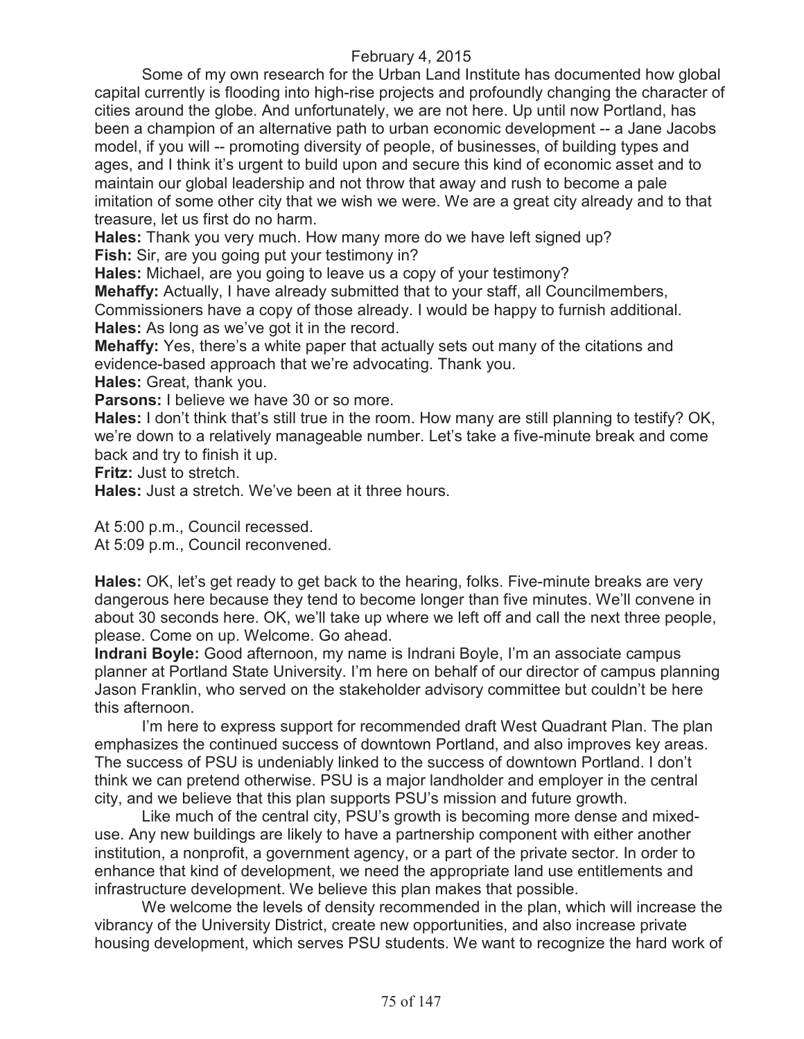February 4, 2015

Some of my own research for the Urban Land Institute has documented how global capital currently is flooding into high-rise projects and profoundly changing the character of cities around the globe. And unfortunately, we are not here. Up until now Portland, has been a champion of an alternative path to urban economic development -- a Jane Jacobs model, if you will -- promoting diversity of people, of businesses, of building types and ages, and I think it's urgent to build upon and secure this kind of economic asset and to maintain our global leadership and not throw that away and rush to become a pale imitation of some other city that we wish we were. We are a great city already and to that treasure, let us first do no harm.

**Hales:** Thank you very much. How many more do we have left signed up?

**Fish:** Sir, are you going put your testimony in?

**Hales:** Michael, are you going to leave us a copy of your testimony?

**Mehaffy:** Actually, I have already submitted that to your staff, all Councilmembers, Commissioners have a copy of those already. I would be happy to furnish additional.

**Hales:** As long as we've got it in the record.

**Mehaffy:** Yes, there's a white paper that actually sets out many of the citations and evidence-based approach that we're advocating. Thank you.

**Hales:** Great, thank you.

**Parsons:** I believe we have 30 or so more.

**Hales:** I don't think that's still true in the room. How many are still planning to testify? OK, we're down to a relatively manageable number. Let's take a five-minute break and come back and try to finish it up.

**Fritz:** Just to stretch.

**Hales:** Just a stretch. We've been at it three hours.

At 5:00 p.m., Council recessed.
At 5:09 p.m., Council reconvened.

**Hales:** OK, let's get ready to get back to the hearing, folks. Five-minute breaks are very dangerous here because they tend to become longer than five minutes. We'll convene in about 30 seconds here. OK, we'll take up where we left off and call the next three people, please. Come on up. Welcome. Go ahead.

**Indrani Boyle:** Good afternoon, my name is Indrani Boyle, I'm an associate campus planner at Portland State University. I'm here on behalf of our director of campus planning Jason Franklin, who served on the stakeholder advisory committee but couldn't be here this afternoon.

I'm here to express support for recommended draft West Quadrant Plan. The plan emphasizes the continued success of downtown Portland, and also improves key areas. The success of PSU is undeniably linked to the success of downtown Portland. I don't think we can pretend otherwise. PSU is a major landholder and employer in the central city, and we believe that this plan supports PSU's mission and future growth.

Like much of the central city, PSU's growth is becoming more dense and mixed-use. Any new buildings are likely to have a partnership component with either another institution, a nonprofit, a government agency, or a part of the private sector. In order to enhance that kind of development, we need the appropriate land use entitlements and infrastructure development. We believe this plan makes that possible.

We welcome the levels of density recommended in the plan, which will increase the vibrancy of the University District, create new opportunities, and also increase private housing development, which serves PSU students. We want to recognize the hard work of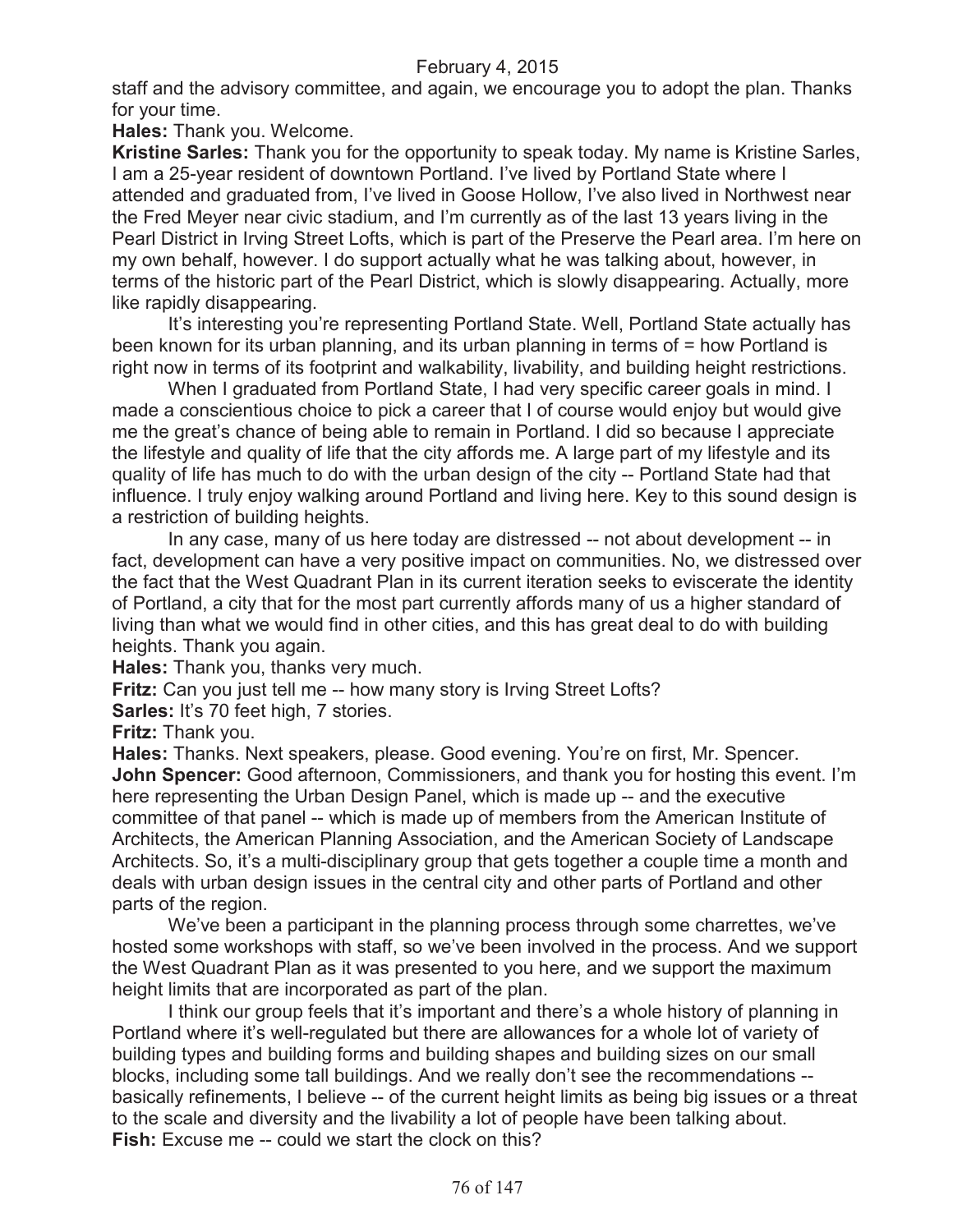staff and the advisory committee, and again, we encourage you to adopt the plan. Thanks for your time.

**Hales:** Thank you. Welcome.

**Kristine Sarles:** Thank you for the opportunity to speak today. My name is Kristine Sarles, I am a 25-year resident of downtown Portland. I've lived by Portland State where I attended and graduated from, I've lived in Goose Hollow, I've also lived in Northwest near the Fred Meyer near civic stadium, and I'm currently as of the last 13 years living in the Pearl District in Irving Street Lofts, which is part of the Preserve the Pearl area. I'm here on my own behalf, however. I do support actually what he was talking about, however, in terms of the historic part of the Pearl District, which is slowly disappearing. Actually, more like rapidly disappearing.

It's interesting you're representing Portland State. Well, Portland State actually has been known for its urban planning, and its urban planning in terms of = how Portland is right now in terms of its footprint and walkability, livability, and building height restrictions.

When I graduated from Portland State, I had very specific career goals in mind. I made a conscientious choice to pick a career that I of course would enjoy but would give me the great's chance of being able to remain in Portland. I did so because I appreciate the lifestyle and quality of life that the city affords me. A large part of my lifestyle and its quality of life has much to do with the urban design of the city -- Portland State had that influence. I truly enjoy walking around Portland and living here. Key to this sound design is a restriction of building heights.

In any case, many of us here today are distressed -- not about development -- in fact, development can have a very positive impact on communities. No, we distressed over the fact that the West Quadrant Plan in its current iteration seeks to eviscerate the identity of Portland, a city that for the most part currently affords many of us a higher standard of living than what we would find in other cities, and this has great deal to do with building heights. Thank you again.

**Hales:** Thank you, thanks very much.

**Fritz:** Can you just tell me -- how many story is Irving Street Lofts?

**Sarles:** It's 70 feet high, 7 stories.

**Fritz:** Thank you.

**Hales:** Thanks. Next speakers, please. Good evening. You're on first, Mr. Spencer.

**John Spencer:** Good afternoon, Commissioners, and thank you for hosting this event. I'm here representing the Urban Design Panel, which is made up -- and the executive committee of that panel -- which is made up of members from the American Institute of Architects, the American Planning Association, and the American Society of Landscape Architects. So, it's a multi-disciplinary group that gets together a couple time a month and deals with urban design issues in the central city and other parts of Portland and other parts of the region.

We've been a participant in the planning process through some charrettes, we've hosted some workshops with staff, so we've been involved in the process. And we support the West Quadrant Plan as it was presented to you here, and we support the maximum height limits that are incorporated as part of the plan.

I think our group feels that it's important and there's a whole history of planning in Portland where it's well-regulated but there are allowances for a whole lot of variety of building types and building forms and building shapes and building sizes on our small blocks, including some tall buildings. And we really don't see the recommendations -- basically refinements, I believe -- of the current height limits as being big issues or a threat to the scale and diversity and the livability a lot of people have been talking about.

**Fish:** Excuse me -- could we start the clock on this?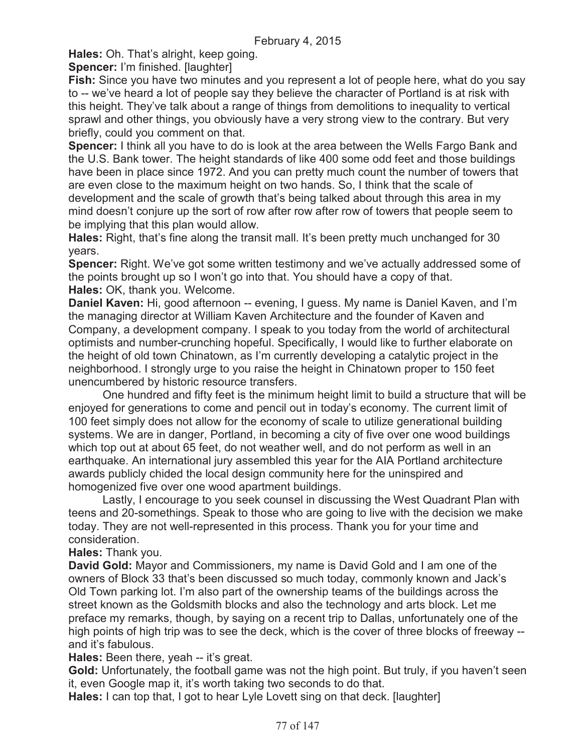**Hales:** Oh. That's alright, keep going.

**Spencer:** I'm finished. [laughter]

**Fish:** Since you have two minutes and you represent a lot of people here, what do you say to -- we've heard a lot of people say they believe the character of Portland is at risk with this height. They've talk about a range of things from demolitions to inequality to vertical sprawl and other things, you obviously have a very strong view to the contrary. But very briefly, could you comment on that.

**Spencer:** I think all you have to do is look at the area between the Wells Fargo Bank and the U.S. Bank tower. The height standards of like 400 some odd feet and those buildings have been in place since 1972. And you can pretty much count the number of towers that are even close to the maximum height on two hands. So, I think that the scale of development and the scale of growth that's being talked about through this area in my mind doesn't conjure up the sort of row after row after row of towers that people seem to be implying that this plan would allow.

**Hales:** Right, that's fine along the transit mall. It's been pretty much unchanged for 30 years.

**Spencer:** Right. We've got some written testimony and we've actually addressed some of the points brought up so I won't go into that. You should have a copy of that.

**Hales:** OK, thank you. Welcome.

**Daniel Kaven:** Hi, good afternoon -- evening, I guess. My name is Daniel Kaven, and I'm the managing director at William Kaven Architecture and the founder of Kaven and Company, a development company. I speak to you today from the world of architectural optimists and number-crunching hopeful. Specifically, I would like to further elaborate on the height of old town Chinatown, as I'm currently developing a catalytic project in the neighborhood. I strongly urge to you raise the height in Chinatown proper to 150 feet unencumbered by historic resource transfers.

One hundred and fifty feet is the minimum height limit to build a structure that will be enjoyed for generations to come and pencil out in today's economy. The current limit of 100 feet simply does not allow for the economy of scale to utilize generational building systems. We are in danger, Portland, in becoming a city of five over one wood buildings which top out at about 65 feet, do not weather well, and do not perform as well in an earthquake. An international jury assembled this year for the AIA Portland architecture awards publicly chided the local design community here for the uninspired and homogenized five over one wood apartment buildings.

Lastly, I encourage to you seek counsel in discussing the West Quadrant Plan with teens and 20-somethings. Speak to those who are going to live with the decision we make today. They are not well-represented in this process. Thank you for your time and consideration.

**Hales:** Thank you.

**David Gold:** Mayor and Commissioners, my name is David Gold and I am one of the owners of Block 33 that's been discussed so much today, commonly known and Jack's Old Town parking lot. I'm also part of the ownership teams of the buildings across the street known as the Goldsmith blocks and also the technology and arts block. Let me preface my remarks, though, by saying on a recent trip to Dallas, unfortunately one of the high points of high trip was to see the deck, which is the cover of three blocks of freeway -- and it's fabulous.

**Hales:** Been there, yeah -- it's great.

**Gold:** Unfortunately, the football game was not the high point. But truly, if you haven't seen it, even Google map it, it's worth taking two seconds to do that.

**Hales:** I can top that, I got to hear Lyle Lovett sing on that deck. [laughter]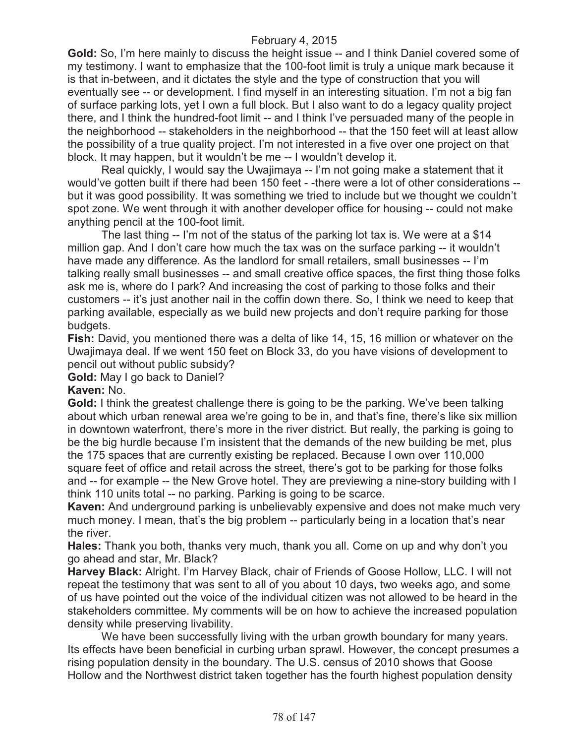**Gold:** So, I'm here mainly to discuss the height issue -- and I think Daniel covered some of my testimony. I want to emphasize that the 100-foot limit is truly a unique mark because it is that in-between, and it dictates the style and the type of construction that you will eventually see -- or development. I find myself in an interesting situation. I'm not a big fan of surface parking lots, yet I own a full block. But I also want to do a legacy quality project there, and I think the hundred-foot limit -- and I think I've persuaded many of the people in the neighborhood -- stakeholders in the neighborhood -- that the 150 feet will at least allow the possibility of a true quality project. I'm not interested in a five over one project on that block. It may happen, but it wouldn't be me -- I wouldn't develop it.

Real quickly, I would say the Uwajimaya -- I'm not going make a statement that it would've gotten built if there had been 150 feet - -there were a lot of other considerations -- but it was good possibility. It was something we tried to include but we thought we couldn't spot zone. We went through it with another developer office for housing -- could not make anything pencil at the 100-foot limit.

The last thing -- I'm not of the status of the parking lot tax is. We were at a $14 million gap. And I don't care how much the tax was on the surface parking -- it wouldn't have made any difference. As the landlord for small retailers, small businesses -- I'm talking really small businesses -- and small creative office spaces, the first thing those folks ask me is, where do I park? And increasing the cost of parking to those folks and their customers -- it's just another nail in the coffin down there. So, I think we need to keep that parking available, especially as we build new projects and don't require parking for those budgets.

**Fish:** David, you mentioned there was a delta of like 14, 15, 16 million or whatever on the Uwajimaya deal. If we went 150 feet on Block 33, do you have visions of development to pencil out without public subsidy?

**Gold:** May I go back to Daniel?

**Kaven:** No.

**Gold:** I think the greatest challenge there is going to be the parking. We've been talking about which urban renewal area we're going to be in, and that's fine, there's like six million in downtown waterfront, there's more in the river district. But really, the parking is going to be the big hurdle because I'm insistent that the demands of the new building be met, plus the 175 spaces that are currently existing be replaced. Because I own over 110,000 square feet of office and retail across the street, there's got to be parking for those folks and -- for example -- the New Grove hotel. They are previewing a nine-story building with I think 110 units total -- no parking. Parking is going to be scarce.

**Kaven:** And underground parking is unbelievably expensive and does not make much very much money. I mean, that's the big problem -- particularly being in a location that's near the river.

**Hales:** Thank you both, thanks very much, thank you all. Come on up and why don't you go ahead and star, Mr. Black?

**Harvey Black:** Alright. I'm Harvey Black, chair of Friends of Goose Hollow, LLC. I will not repeat the testimony that was sent to all of you about 10 days, two weeks ago, and some of us have pointed out the voice of the individual citizen was not allowed to be heard in the stakeholders committee. My comments will be on how to achieve the increased population density while preserving livability.

We have been successfully living with the urban growth boundary for many years. Its effects have been beneficial in curbing urban sprawl. However, the concept presumes a rising population density in the boundary. The U.S. census of 2010 shows that Goose Hollow and the Northwest district taken together has the fourth highest population density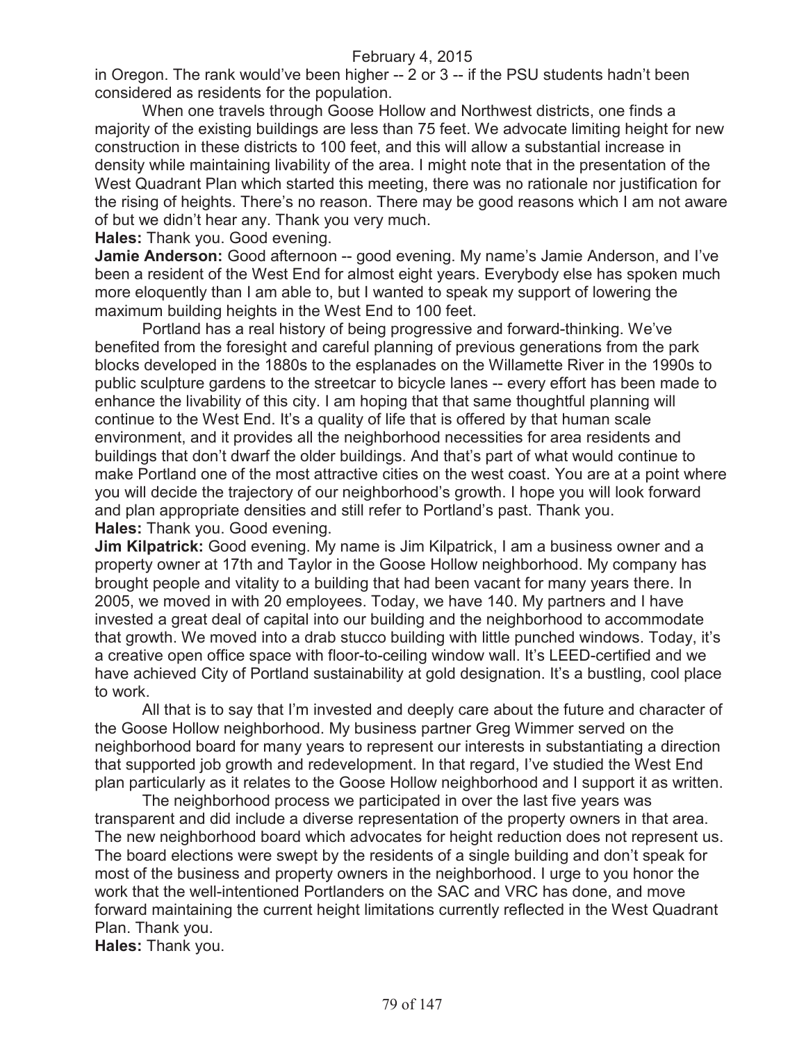in Oregon. The rank would've been higher -- 2 or 3 -- if the PSU students hadn't been considered as residents for the population.

When one travels through Goose Hollow and Northwest districts, one finds a majority of the existing buildings are less than 75 feet. We advocate limiting height for new construction in these districts to 100 feet, and this will allow a substantial increase in density while maintaining livability of the area. I might note that in the presentation of the West Quadrant Plan which started this meeting, there was no rationale nor justification for the rising of heights. There's no reason. There may be good reasons which I am not aware of but we didn't hear any. Thank you very much.

**Hales:** Thank you. Good evening.

**Jamie Anderson:** Good afternoon -- good evening. My name's Jamie Anderson, and I've been a resident of the West End for almost eight years. Everybody else has spoken much more eloquently than I am able to, but I wanted to speak my support of lowering the maximum building heights in the West End to 100 feet.

Portland has a real history of being progressive and forward-thinking. We've benefited from the foresight and careful planning of previous generations from the park blocks developed in the 1880s to the esplanades on the Willamette River in the 1990s to public sculpture gardens to the streetcar to bicycle lanes -- every effort has been made to enhance the livability of this city. I am hoping that that same thoughtful planning will continue to the West End. It's a quality of life that is offered by that human scale environment, and it provides all the neighborhood necessities for area residents and buildings that don't dwarf the older buildings. And that's part of what would continue to make Portland one of the most attractive cities on the west coast. You are at a point where you will decide the trajectory of our neighborhood's growth. I hope you will look forward and plan appropriate densities and still refer to Portland's past. Thank you.

**Hales:** Thank you. Good evening.

**Jim Kilpatrick:** Good evening. My name is Jim Kilpatrick, I am a business owner and a property owner at 17th and Taylor in the Goose Hollow neighborhood. My company has brought people and vitality to a building that had been vacant for many years there. In 2005, we moved in with 20 employees. Today, we have 140. My partners and I have invested a great deal of capital into our building and the neighborhood to accommodate that growth. We moved into a drab stucco building with little punched windows. Today, it's a creative open office space with floor-to-ceiling window wall. It's LEED-certified and we have achieved City of Portland sustainability at gold designation. It's a bustling, cool place to work.

All that is to say that I'm invested and deeply care about the future and character of the Goose Hollow neighborhood. My business partner Greg Wimmer served on the neighborhood board for many years to represent our interests in substantiating a direction that supported job growth and redevelopment. In that regard, I've studied the West End plan particularly as it relates to the Goose Hollow neighborhood and I support it as written.

The neighborhood process we participated in over the last five years was transparent and did include a diverse representation of the property owners in that area. The new neighborhood board which advocates for height reduction does not represent us. The board elections were swept by the residents of a single building and don't speak for most of the business and property owners in the neighborhood. I urge to you honor the work that the well-intentioned Portlanders on the SAC and VRC has done, and move forward maintaining the current height limitations currently reflected in the West Quadrant Plan. Thank you.

**Hales:** Thank you.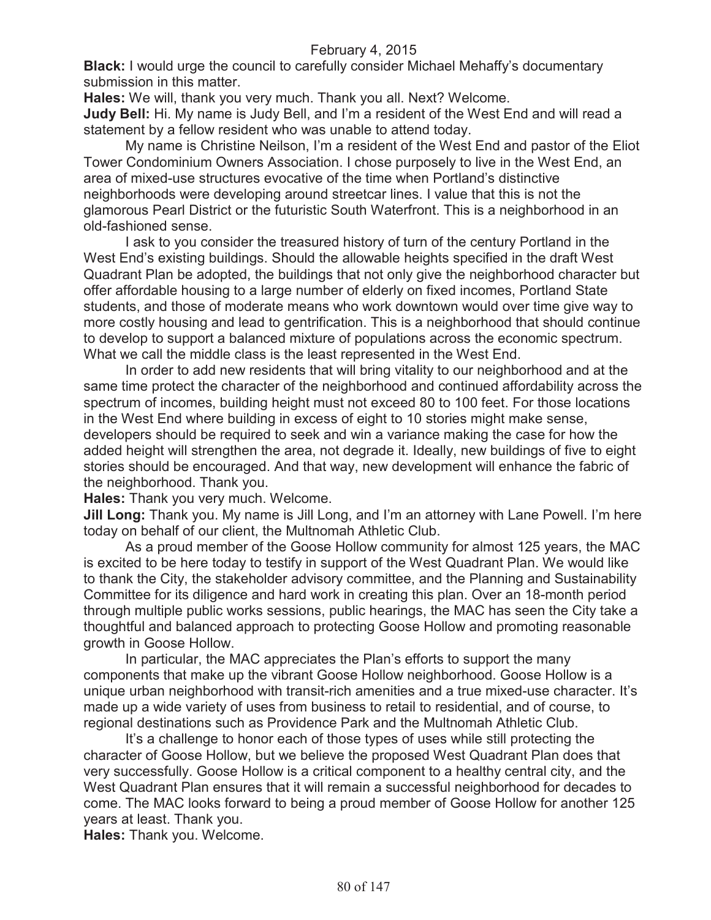February 4, 2015

**Black:** I would urge the council to carefully consider Michael Mehaffy's documentary submission in this matter.

**Hales:** We will, thank you very much. Thank you all. Next? Welcome.

**Judy Bell:** Hi. My name is Judy Bell, and I'm a resident of the West End and will read a statement by a fellow resident who was unable to attend today.

My name is Christine Neilson, I'm a resident of the West End and pastor of the Eliot Tower Condominium Owners Association. I chose purposely to live in the West End, an area of mixed-use structures evocative of the time when Portland's distinctive neighborhoods were developing around streetcar lines. I value that this is not the glamorous Pearl District or the futuristic South Waterfront. This is a neighborhood in an old-fashioned sense.

I ask to you consider the treasured history of turn of the century Portland in the West End's existing buildings. Should the allowable heights specified in the draft West Quadrant Plan be adopted, the buildings that not only give the neighborhood character but offer affordable housing to a large number of elderly on fixed incomes, Portland State students, and those of moderate means who work downtown would over time give way to more costly housing and lead to gentrification. This is a neighborhood that should continue to develop to support a balanced mixture of populations across the economic spectrum. What we call the middle class is the least represented in the West End.

In order to add new residents that will bring vitality to our neighborhood and at the same time protect the character of the neighborhood and continued affordability across the spectrum of incomes, building height must not exceed 80 to 100 feet. For those locations in the West End where building in excess of eight to 10 stories might make sense, developers should be required to seek and win a variance making the case for how the added height will strengthen the area, not degrade it. Ideally, new buildings of five to eight stories should be encouraged. And that way, new development will enhance the fabric of the neighborhood. Thank you.

**Hales:** Thank you very much. Welcome.

**Jill Long:** Thank you. My name is Jill Long, and I'm an attorney with Lane Powell. I'm here today on behalf of our client, the Multnomah Athletic Club.

As a proud member of the Goose Hollow community for almost 125 years, the MAC is excited to be here today to testify in support of the West Quadrant Plan. We would like to thank the City, the stakeholder advisory committee, and the Planning and Sustainability Committee for its diligence and hard work in creating this plan. Over an 18-month period through multiple public works sessions, public hearings, the MAC has seen the City take a thoughtful and balanced approach to protecting Goose Hollow and promoting reasonable growth in Goose Hollow.

In particular, the MAC appreciates the Plan's efforts to support the many components that make up the vibrant Goose Hollow neighborhood. Goose Hollow is a unique urban neighborhood with transit-rich amenities and a true mixed-use character. It's made up a wide variety of uses from business to retail to residential, and of course, to regional destinations such as Providence Park and the Multnomah Athletic Club.

It's a challenge to honor each of those types of uses while still protecting the character of Goose Hollow, but we believe the proposed West Quadrant Plan does that very successfully. Goose Hollow is a critical component to a healthy central city, and the West Quadrant Plan ensures that it will remain a successful neighborhood for decades to come. The MAC looks forward to being a proud member of Goose Hollow for another 125 years at least. Thank you.

**Hales:** Thank you. Welcome.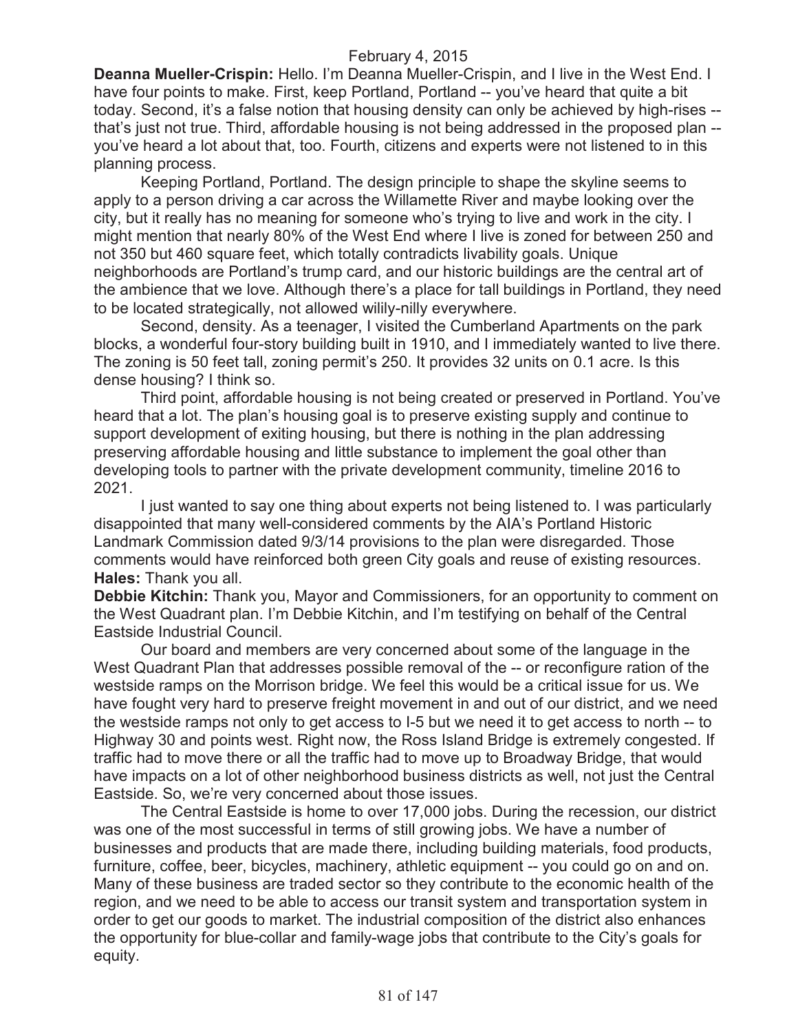February 4, 2015

**Deanna Mueller-Crispin:** Hello. I'm Deanna Mueller-Crispin, and I live in the West End. I have four points to make. First, keep Portland, Portland -- you've heard that quite a bit today. Second, it's a false notion that housing density can only be achieved by high-rises -- that's just not true. Third, affordable housing is not being addressed in the proposed plan -- you've heard a lot about that, too. Fourth, citizens and experts were not listened to in this planning process.

Keeping Portland, Portland. The design principle to shape the skyline seems to apply to a person driving a car across the Willamette River and maybe looking over the city, but it really has no meaning for someone who's trying to live and work in the city. I might mention that nearly 80% of the West End where I live is zoned for between 250 and not 350 but 460 square feet, which totally contradicts livability goals. Unique neighborhoods are Portland's trump card, and our historic buildings are the central art of the ambience that we love. Although there's a place for tall buildings in Portland, they need to be located strategically, not allowed wilily-nilly everywhere.

Second, density. As a teenager, I visited the Cumberland Apartments on the park blocks, a wonderful four-story building built in 1910, and I immediately wanted to live there. The zoning is 50 feet tall, zoning permit's 250. It provides 32 units on 0.1 acre. Is this dense housing? I think so.

Third point, affordable housing is not being created or preserved in Portland. You've heard that a lot. The plan's housing goal is to preserve existing supply and continue to support development of exiting housing, but there is nothing in the plan addressing preserving affordable housing and little substance to implement the goal other than developing tools to partner with the private development community, timeline 2016 to 2021.

I just wanted to say one thing about experts not being listened to. I was particularly disappointed that many well-considered comments by the AIA's Portland Historic Landmark Commission dated 9/3/14 provisions to the plan were disregarded. Those comments would have reinforced both green City goals and reuse of existing resources.

**Hales:** Thank you all.

**Debbie Kitchin:** Thank you, Mayor and Commissioners, for an opportunity to comment on the West Quadrant plan. I'm Debbie Kitchin, and I'm testifying on behalf of the Central Eastside Industrial Council.

Our board and members are very concerned about some of the language in the West Quadrant Plan that addresses possible removal of the -- or reconfigure ration of the westside ramps on the Morrison bridge. We feel this would be a critical issue for us. We have fought very hard to preserve freight movement in and out of our district, and we need the westside ramps not only to get access to I-5 but we need it to get access to north -- to Highway 30 and points west. Right now, the Ross Island Bridge is extremely congested. If traffic had to move there or all the traffic had to move up to Broadway Bridge, that would have impacts on a lot of other neighborhood business districts as well, not just the Central Eastside. So, we're very concerned about those issues.

The Central Eastside is home to over 17,000 jobs. During the recession, our district was one of the most successful in terms of still growing jobs. We have a number of businesses and products that are made there, including building materials, food products, furniture, coffee, beer, bicycles, machinery, athletic equipment -- you could go on and on. Many of these business are traded sector so they contribute to the economic health of the region, and we need to be able to access our transit system and transportation system in order to get our goods to market. The industrial composition of the district also enhances the opportunity for blue-collar and family-wage jobs that contribute to the City's goals for equity.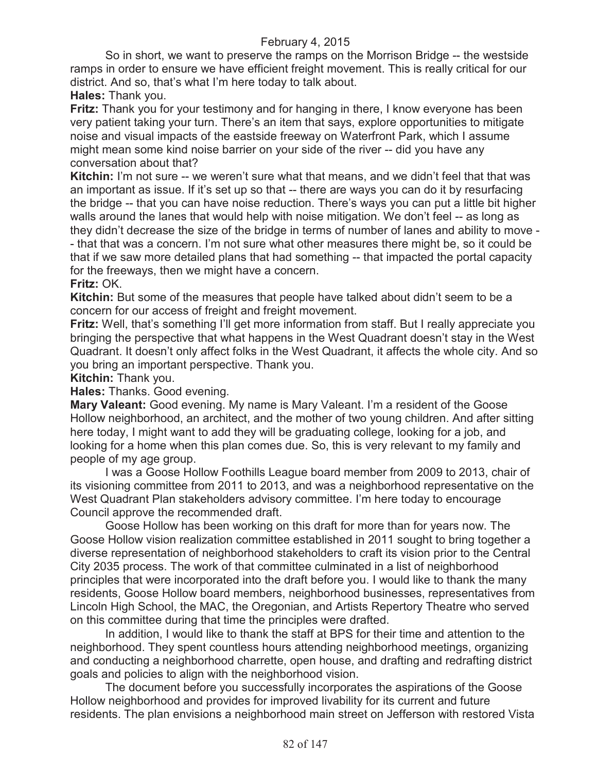So in short, we want to preserve the ramps on the Morrison Bridge -- the westside ramps in order to ensure we have efficient freight movement. This is really critical for our district. And so, that's what I'm here today to talk about.

**Hales:** Thank you.

**Fritz:** Thank you for your testimony and for hanging in there, I know everyone has been very patient taking your turn. There's an item that says, explore opportunities to mitigate noise and visual impacts of the eastside freeway on Waterfront Park, which I assume might mean some kind noise barrier on your side of the river -- did you have any conversation about that?

**Kitchin:** I'm not sure -- we weren't sure what that means, and we didn't feel that that was an important as issue. If it's set up so that -- there are ways you can do it by resurfacing the bridge -- that you can have noise reduction. There's ways you can put a little bit higher walls around the lanes that would help with noise mitigation. We don't feel -- as long as they didn't decrease the size of the bridge in terms of number of lanes and ability to move -- that that was a concern. I'm not sure what other measures there might be, so it could be that if we saw more detailed plans that had something -- that impacted the portal capacity for the freeways, then we might have a concern.

**Fritz:** OK.

**Kitchin:** But some of the measures that people have talked about didn't seem to be a concern for our access of freight and freight movement.

**Fritz:** Well, that's something I'll get more information from staff. But I really appreciate you bringing the perspective that what happens in the West Quadrant doesn't stay in the West Quadrant. It doesn't only affect folks in the West Quadrant, it affects the whole city. And so you bring an important perspective. Thank you.

**Kitchin:** Thank you.

**Hales:** Thanks. Good evening.

**Mary Valeant:** Good evening. My name is Mary Valeant. I'm a resident of the Goose Hollow neighborhood, an architect, and the mother of two young children. And after sitting here today, I might want to add they will be graduating college, looking for a job, and looking for a home when this plan comes due. So, this is very relevant to my family and people of my age group.

I was a Goose Hollow Foothills League board member from 2009 to 2013, chair of its visioning committee from 2011 to 2013, and was a neighborhood representative on the West Quadrant Plan stakeholders advisory committee. I'm here today to encourage Council approve the recommended draft.

Goose Hollow has been working on this draft for more than for years now. The Goose Hollow vision realization committee established in 2011 sought to bring together a diverse representation of neighborhood stakeholders to craft its vision prior to the Central City 2035 process. The work of that committee culminated in a list of neighborhood principles that were incorporated into the draft before you. I would like to thank the many residents, Goose Hollow board members, neighborhood businesses, representatives from Lincoln High School, the MAC, the Oregonian, and Artists Repertory Theatre who served on this committee during that time the principles were drafted.

In addition, I would like to thank the staff at BPS for their time and attention to the neighborhood. They spent countless hours attending neighborhood meetings, organizing and conducting a neighborhood charrette, open house, and drafting and redrafting district goals and policies to align with the neighborhood vision.

The document before you successfully incorporates the aspirations of the Goose Hollow neighborhood and provides for improved livability for its current and future residents. The plan envisions a neighborhood main street on Jefferson with restored Vista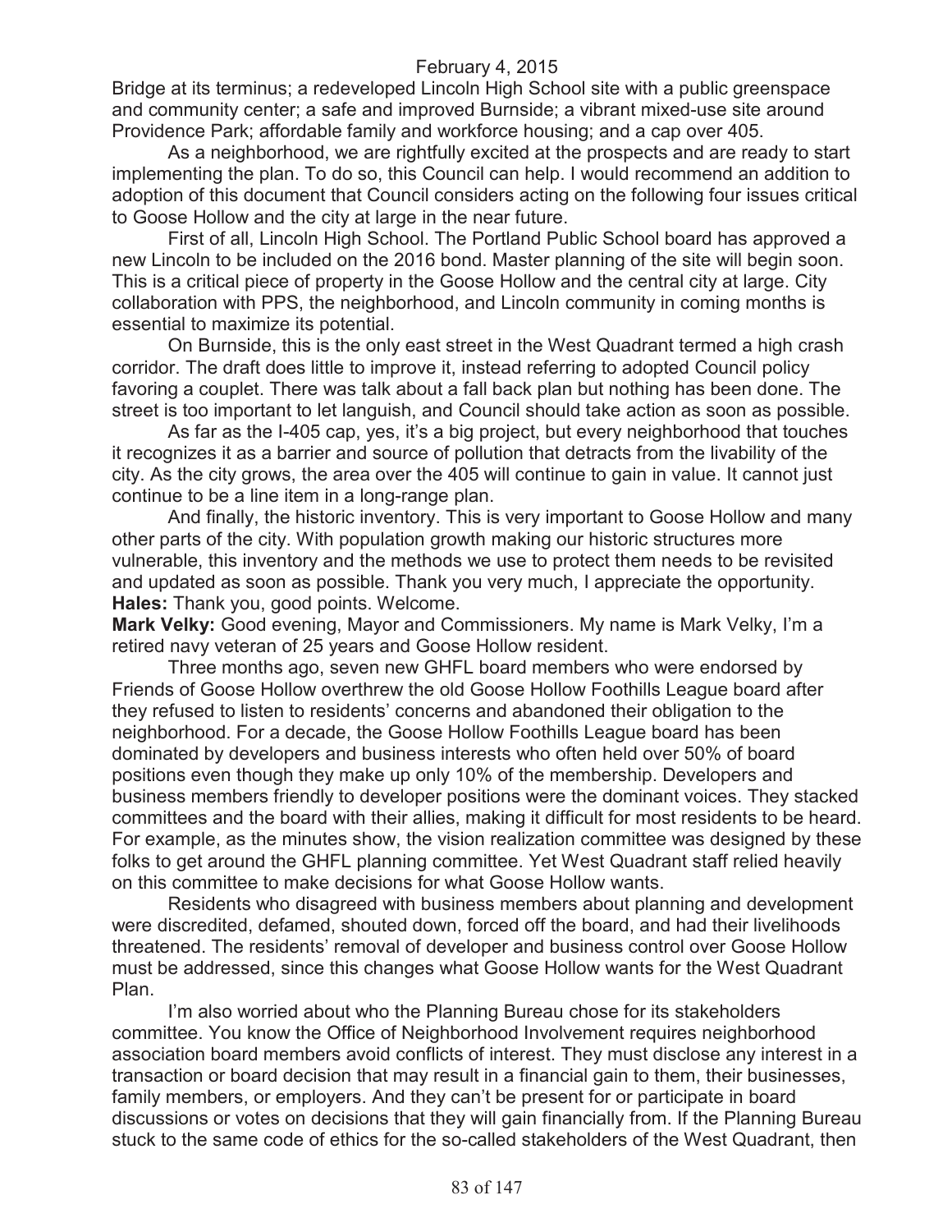Bridge at its terminus; a redeveloped Lincoln High School site with a public greenspace and community center; a safe and improved Burnside; a vibrant mixed-use site around Providence Park; affordable family and workforce housing; and a cap over 405.

As a neighborhood, we are rightfully excited at the prospects and are ready to start implementing the plan. To do so, this Council can help. I would recommend an addition to adoption of this document that Council considers acting on the following four issues critical to Goose Hollow and the city at large in the near future.

First of all, Lincoln High School. The Portland Public School board has approved a new Lincoln to be included on the 2016 bond. Master planning of the site will begin soon. This is a critical piece of property in the Goose Hollow and the central city at large. City collaboration with PPS, the neighborhood, and Lincoln community in coming months is essential to maximize its potential.

On Burnside, this is the only east street in the West Quadrant termed a high crash corridor. The draft does little to improve it, instead referring to adopted Council policy favoring a couplet. There was talk about a fall back plan but nothing has been done. The street is too important to let languish, and Council should take action as soon as possible.

As far as the I-405 cap, yes, it's a big project, but every neighborhood that touches it recognizes it as a barrier and source of pollution that detracts from the livability of the city. As the city grows, the area over the 405 will continue to gain in value. It cannot just continue to be a line item in a long-range plan.

And finally, the historic inventory. This is very important to Goose Hollow and many other parts of the city. With population growth making our historic structures more vulnerable, this inventory and the methods we use to protect them needs to be revisited and updated as soon as possible. Thank you very much, I appreciate the opportunity.

**Hales:** Thank you, good points. Welcome.

**Mark Velky:** Good evening, Mayor and Commissioners. My name is Mark Velky, I'm a retired navy veteran of 25 years and Goose Hollow resident.

Three months ago, seven new GHFL board members who were endorsed by Friends of Goose Hollow overthrew the old Goose Hollow Foothills League board after they refused to listen to residents' concerns and abandoned their obligation to the neighborhood. For a decade, the Goose Hollow Foothills League board has been dominated by developers and business interests who often held over 50% of board positions even though they make up only 10% of the membership. Developers and business members friendly to developer positions were the dominant voices. They stacked committees and the board with their allies, making it difficult for most residents to be heard. For example, as the minutes show, the vision realization committee was designed by these folks to get around the GHFL planning committee. Yet West Quadrant staff relied heavily on this committee to make decisions for what Goose Hollow wants.

Residents who disagreed with business members about planning and development were discredited, defamed, shouted down, forced off the board, and had their livelihoods threatened. The residents' removal of developer and business control over Goose Hollow must be addressed, since this changes what Goose Hollow wants for the West Quadrant Plan.

I'm also worried about who the Planning Bureau chose for its stakeholders committee. You know the Office of Neighborhood Involvement requires neighborhood association board members avoid conflicts of interest. They must disclose any interest in a transaction or board decision that may result in a financial gain to them, their businesses, family members, or employers. And they can't be present for or participate in board discussions or votes on decisions that they will gain financially from. If the Planning Bureau stuck to the same code of ethics for the so-called stakeholders of the West Quadrant, then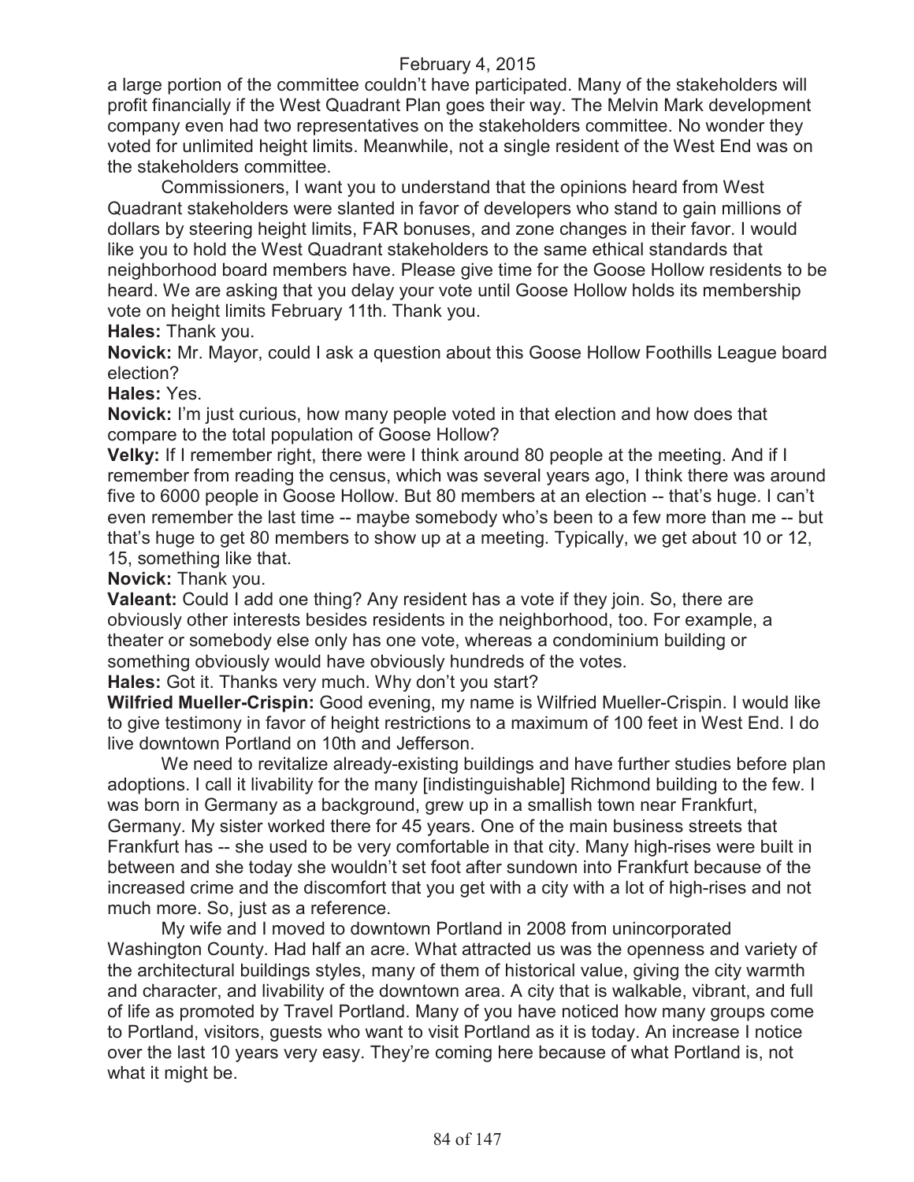a large portion of the committee couldn't have participated. Many of the stakeholders will profit financially if the West Quadrant Plan goes their way. The Melvin Mark development company even had two representatives on the stakeholders committee. No wonder they voted for unlimited height limits. Meanwhile, not a single resident of the West End was on the stakeholders committee.

Commissioners, I want you to understand that the opinions heard from West Quadrant stakeholders were slanted in favor of developers who stand to gain millions of dollars by steering height limits, FAR bonuses, and zone changes in their favor. I would like you to hold the West Quadrant stakeholders to the same ethical standards that neighborhood board members have. Please give time for the Goose Hollow residents to be heard. We are asking that you delay your vote until Goose Hollow holds its membership vote on height limits February 11th. Thank you.

**Hales:** Thank you.

**Novick:** Mr. Mayor, could I ask a question about this Goose Hollow Foothills League board election?

**Hales:** Yes.

**Novick:** I'm just curious, how many people voted in that election and how does that compare to the total population of Goose Hollow?

**Velky:** If I remember right, there were I think around 80 people at the meeting. And if I remember from reading the census, which was several years ago, I think there was around five to 6000 people in Goose Hollow. But 80 members at an election -- that's huge. I can't even remember the last time -- maybe somebody who's been to a few more than me -- but that's huge to get 80 members to show up at a meeting. Typically, we get about 10 or 12, 15, something like that.

**Novick:** Thank you.

**Valeant:** Could I add one thing? Any resident has a vote if they join. So, there are obviously other interests besides residents in the neighborhood, too. For example, a theater or somebody else only has one vote, whereas a condominium building or something obviously would have obviously hundreds of the votes.

**Hales:** Got it. Thanks very much. Why don't you start?

**Wilfried Mueller-Crispin:** Good evening, my name is Wilfried Mueller-Crispin. I would like to give testimony in favor of height restrictions to a maximum of 100 feet in West End. I do live downtown Portland on 10th and Jefferson.

We need to revitalize already-existing buildings and have further studies before plan adoptions. I call it livability for the many [indistinguishable] Richmond building to the few. I was born in Germany as a background, grew up in a smallish town near Frankfurt, Germany. My sister worked there for 45 years. One of the main business streets that Frankfurt has -- she used to be very comfortable in that city. Many high-rises were built in between and she today she wouldn't set foot after sundown into Frankfurt because of the increased crime and the discomfort that you get with a city with a lot of high-rises and not much more. So, just as a reference.

My wife and I moved to downtown Portland in 2008 from unincorporated Washington County. Had half an acre. What attracted us was the openness and variety of the architectural buildings styles, many of them of historical value, giving the city warmth and character, and livability of the downtown area. A city that is walkable, vibrant, and full of life as promoted by Travel Portland. Many of you have noticed how many groups come to Portland, visitors, guests who want to visit Portland as it is today. An increase I notice over the last 10 years very easy. They're coming here because of what Portland is, not what it might be.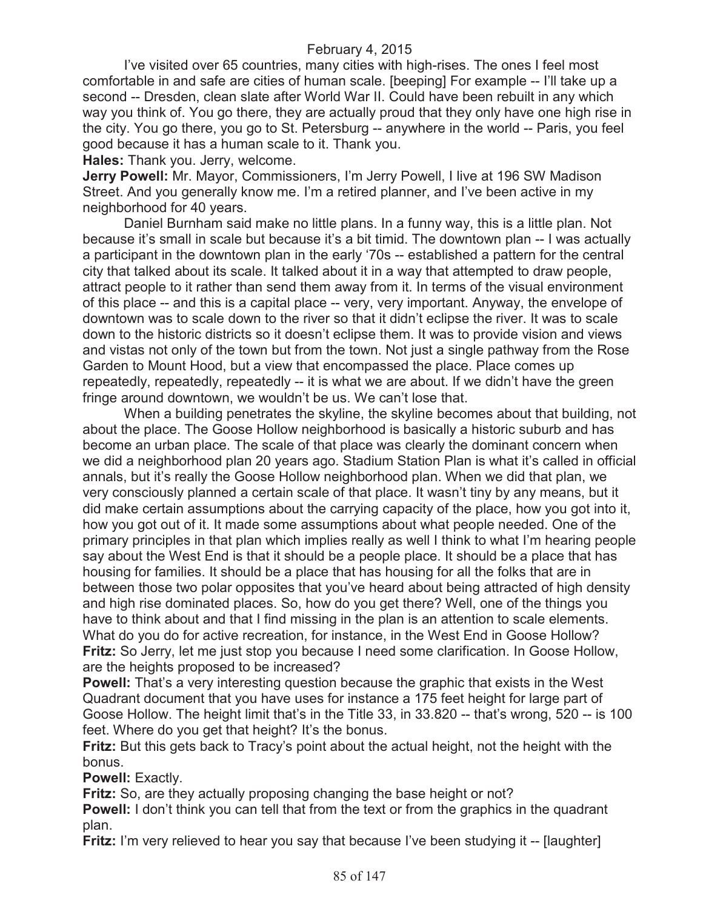I've visited over 65 countries, many cities with high-rises. The ones I feel most comfortable in and safe are cities of human scale. [beeping] For example -- I'll take up a second -- Dresden, clean slate after World War II. Could have been rebuilt in any which way you think of. You go there, they are actually proud that they only have one high rise in the city. You go there, you go to St. Petersburg -- anywhere in the world -- Paris, you feel good because it has a human scale to it. Thank you.

**Hales:** Thank you. Jerry, welcome.

**Jerry Powell:** Mr. Mayor, Commissioners, I'm Jerry Powell, I live at 196 SW Madison Street. And you generally know me. I'm a retired planner, and I've been active in my neighborhood for 40 years.

Daniel Burnham said make no little plans. In a funny way, this is a little plan. Not because it's small in scale but because it's a bit timid. The downtown plan -- I was actually a participant in the downtown plan in the early '70s -- established a pattern for the central city that talked about its scale. It talked about it in a way that attempted to draw people, attract people to it rather than send them away from it. In terms of the visual environment of this place -- and this is a capital place -- very, very important. Anyway, the envelope of downtown was to scale down to the river so that it didn't eclipse the river. It was to scale down to the historic districts so it doesn't eclipse them. It was to provide vision and views and vistas not only of the town but from the town. Not just a single pathway from the Rose Garden to Mount Hood, but a view that encompassed the place. Place comes up repeatedly, repeatedly, repeatedly -- it is what we are about. If we didn't have the green fringe around downtown, we wouldn't be us. We can't lose that.

When a building penetrates the skyline, the skyline becomes about that building, not about the place. The Goose Hollow neighborhood is basically a historic suburb and has become an urban place. The scale of that place was clearly the dominant concern when we did a neighborhood plan 20 years ago. Stadium Station Plan is what it's called in official annals, but it's really the Goose Hollow neighborhood plan. When we did that plan, we very consciously planned a certain scale of that place. It wasn't tiny by any means, but it did make certain assumptions about the carrying capacity of the place, how you got into it, how you got out of it. It made some assumptions about what people needed. One of the primary principles in that plan which implies really as well I think to what I'm hearing people say about the West End is that it should be a people place. It should be a place that has housing for families. It should be a place that has housing for all the folks that are in between those two polar opposites that you've heard about being attracted of high density and high rise dominated places. So, how do you get there? Well, one of the things you have to think about and that I find missing in the plan is an attention to scale elements. What do you do for active recreation, for instance, in the West End in Goose Hollow?

**Fritz:** So Jerry, let me just stop you because I need some clarification. In Goose Hollow, are the heights proposed to be increased?

**Powell:** That's a very interesting question because the graphic that exists in the West Quadrant document that you have uses for instance a 175 feet height for large part of Goose Hollow. The height limit that's in the Title 33, in 33.820 -- that's wrong, 520 -- is 100 feet. Where do you get that height? It's the bonus.

**Fritz:** But this gets back to Tracy's point about the actual height, not the height with the bonus.

**Powell:** Exactly.

**Fritz:** So, are they actually proposing changing the base height or not?

**Powell:** I don't think you can tell that from the text or from the graphics in the quadrant plan.

**Fritz:** I'm very relieved to hear you say that because I've been studying it -- [laughter]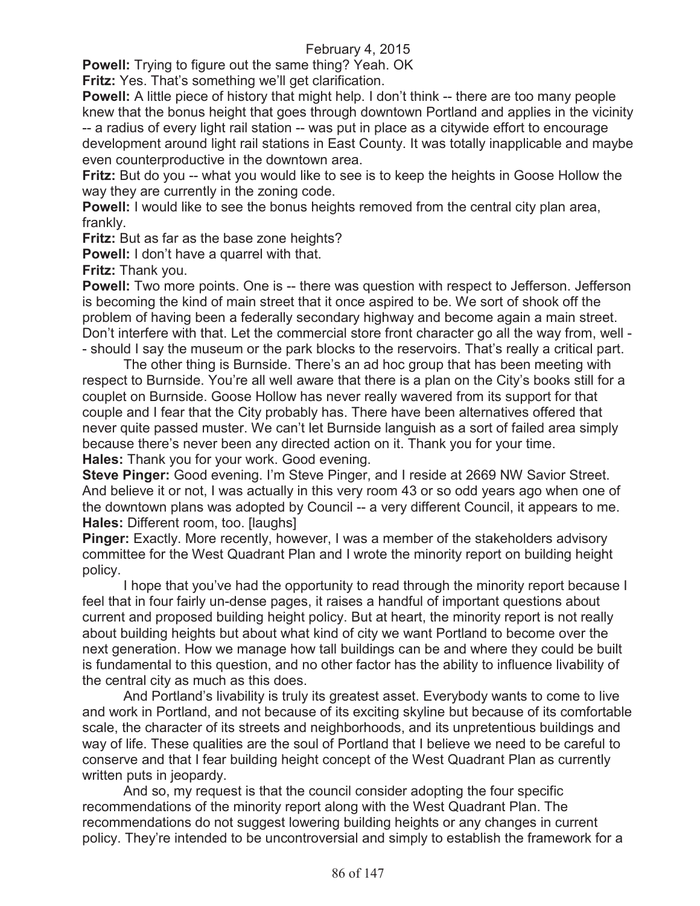February 4, 2015

**Powell:** Trying to figure out the same thing? Yeah. OK

**Fritz:** Yes. That's something we'll get clarification.

**Powell:** A little piece of history that might help. I don't think -- there are too many people knew that the bonus height that goes through downtown Portland and applies in the vicinity -- a radius of every light rail station -- was put in place as a citywide effort to encourage development around light rail stations in East County. It was totally inapplicable and maybe even counterproductive in the downtown area.

**Fritz:** But do you -- what you would like to see is to keep the heights in Goose Hollow the way they are currently in the zoning code.

**Powell:** I would like to see the bonus heights removed from the central city plan area, frankly.

**Fritz:** But as far as the base zone heights?

**Powell:** I don't have a quarrel with that.

**Fritz:** Thank you.

**Powell:** Two more points. One is -- there was question with respect to Jefferson. Jefferson is becoming the kind of main street that it once aspired to be. We sort of shook off the problem of having been a federally secondary highway and become again a main street. Don't interfere with that. Let the commercial store front character go all the way from, well -- should I say the museum or the park blocks to the reservoirs. That's really a critical part.

The other thing is Burnside. There's an ad hoc group that has been meeting with respect to Burnside. You're all well aware that there is a plan on the City's books still for a couplet on Burnside. Goose Hollow has never really wavered from its support for that couple and I fear that the City probably has. There have been alternatives offered that never quite passed muster. We can't let Burnside languish as a sort of failed area simply because there's never been any directed action on it. Thank you for your time.

**Hales:** Thank you for your work. Good evening.

**Steve Pinger:** Good evening. I'm Steve Pinger, and I reside at 2669 NW Savior Street. And believe it or not, I was actually in this very room 43 or so odd years ago when one of the downtown plans was adopted by Council -- a very different Council, it appears to me.

**Hales:** Different room, too. [laughs]

**Pinger:** Exactly. More recently, however, I was a member of the stakeholders advisory committee for the West Quadrant Plan and I wrote the minority report on building height policy.

I hope that you've had the opportunity to read through the minority report because I feel that in four fairly un-dense pages, it raises a handful of important questions about current and proposed building height policy. But at heart, the minority report is not really about building heights but about what kind of city we want Portland to become over the next generation. How we manage how tall buildings can be and where they could be built is fundamental to this question, and no other factor has the ability to influence livability of the central city as much as this does.

And Portland's livability is truly its greatest asset. Everybody wants to come to live and work in Portland, and not because of its exciting skyline but because of its comfortable scale, the character of its streets and neighborhoods, and its unpretentious buildings and way of life. These qualities are the soul of Portland that I believe we need to be careful to conserve and that I fear building height concept of the West Quadrant Plan as currently written puts in jeopardy.

And so, my request is that the council consider adopting the four specific recommendations of the minority report along with the West Quadrant Plan. The recommendations do not suggest lowering building heights or any changes in current policy. They're intended to be uncontroversial and simply to establish the framework for a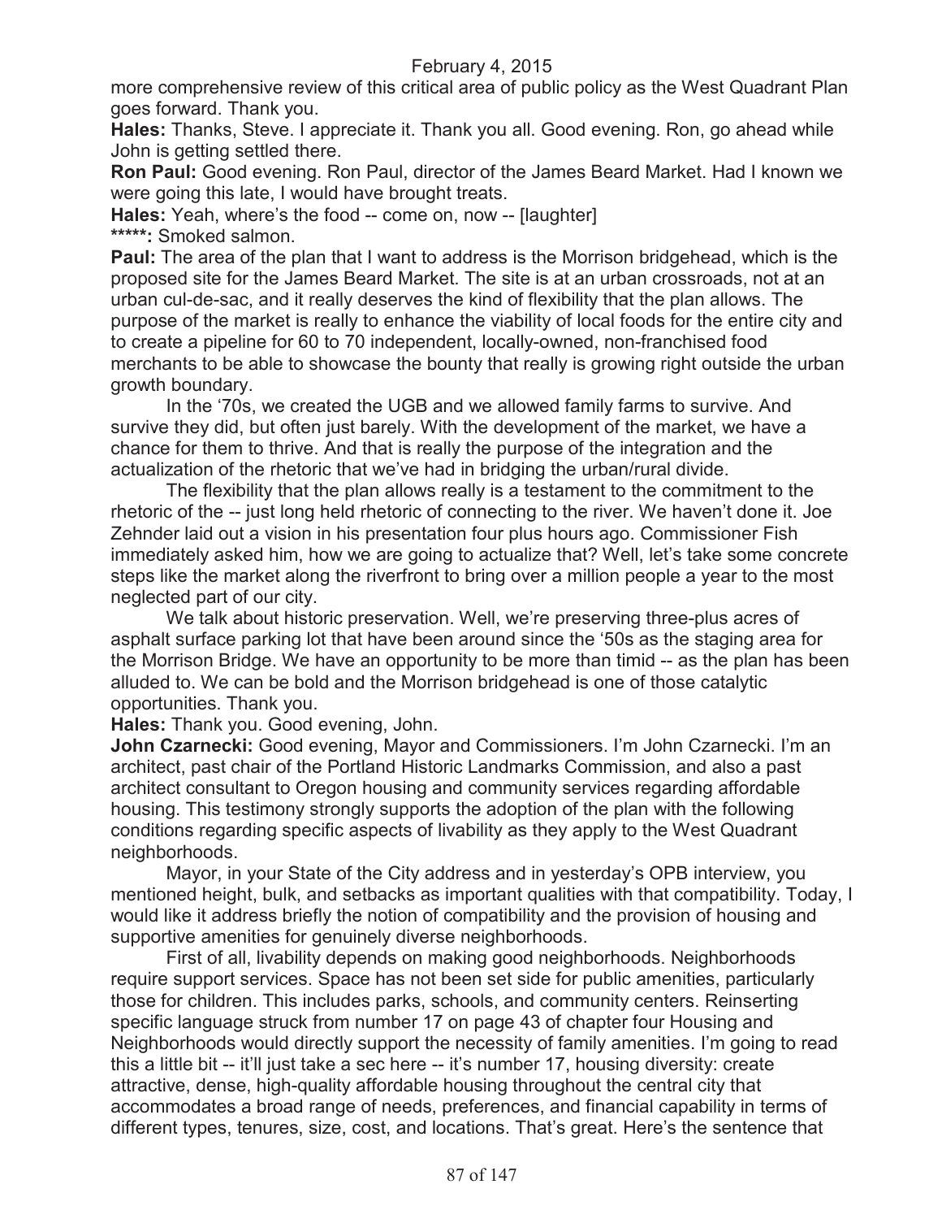more comprehensive review of this critical area of public policy as the West Quadrant Plan goes forward. Thank you.

**Hales:** Thanks, Steve. I appreciate it. Thank you all. Good evening. Ron, go ahead while John is getting settled there.

**Ron Paul:** Good evening. Ron Paul, director of the James Beard Market. Had I known we were going this late, I would have brought treats.

**Hales:** Yeah, where's the food -- come on, now -- [laughter]

*****: Smoked salmon.

**Paul:** The area of the plan that I want to address is the Morrison bridgehead, which is the proposed site for the James Beard Market. The site is at an urban crossroads, not at an urban cul-de-sac, and it really deserves the kind of flexibility that the plan allows. The purpose of the market is really to enhance the viability of local foods for the entire city and to create a pipeline for 60 to 70 independent, locally-owned, non-franchised food merchants to be able to showcase the bounty that really is growing right outside the urban growth boundary.

In the '70s, we created the UGB and we allowed family farms to survive. And survive they did, but often just barely. With the development of the market, we have a chance for them to thrive. And that is really the purpose of the integration and the actualization of the rhetoric that we've had in bridging the urban/rural divide.

The flexibility that the plan allows really is a testament to the commitment to the rhetoric of the -- just long held rhetoric of connecting to the river. We haven't done it. Joe Zehnder laid out a vision in his presentation four plus hours ago. Commissioner Fish immediately asked him, how we are going to actualize that? Well, let's take some concrete steps like the market along the riverfront to bring over a million people a year to the most neglected part of our city.

We talk about historic preservation. Well, we're preserving three-plus acres of asphalt surface parking lot that have been around since the '50s as the staging area for the Morrison Bridge. We have an opportunity to be more than timid -- as the plan has been alluded to. We can be bold and the Morrison bridgehead is one of those catalytic opportunities. Thank you.

**Hales:** Thank you. Good evening, John.

**John Czarnecki:** Good evening, Mayor and Commissioners. I'm John Czarnecki. I'm an architect, past chair of the Portland Historic Landmarks Commission, and also a past architect consultant to Oregon housing and community services regarding affordable housing. This testimony strongly supports the adoption of the plan with the following conditions regarding specific aspects of livability as they apply to the West Quadrant neighborhoods.

Mayor, in your State of the City address and in yesterday's OPB interview, you mentioned height, bulk, and setbacks as important qualities with that compatibility. Today, I would like it address briefly the notion of compatibility and the provision of housing and supportive amenities for genuinely diverse neighborhoods.

First of all, livability depends on making good neighborhoods. Neighborhoods require support services. Space has not been set side for public amenities, particularly those for children. This includes parks, schools, and community centers. Reinserting specific language struck from number 17 on page 43 of chapter four Housing and Neighborhoods would directly support the necessity of family amenities. I'm going to read this a little bit -- it'll just take a sec here -- it's number 17, housing diversity: create attractive, dense, high-quality affordable housing throughout the central city that accommodates a broad range of needs, preferences, and financial capability in terms of different types, tenures, size, cost, and locations. That's great. Here's the sentence that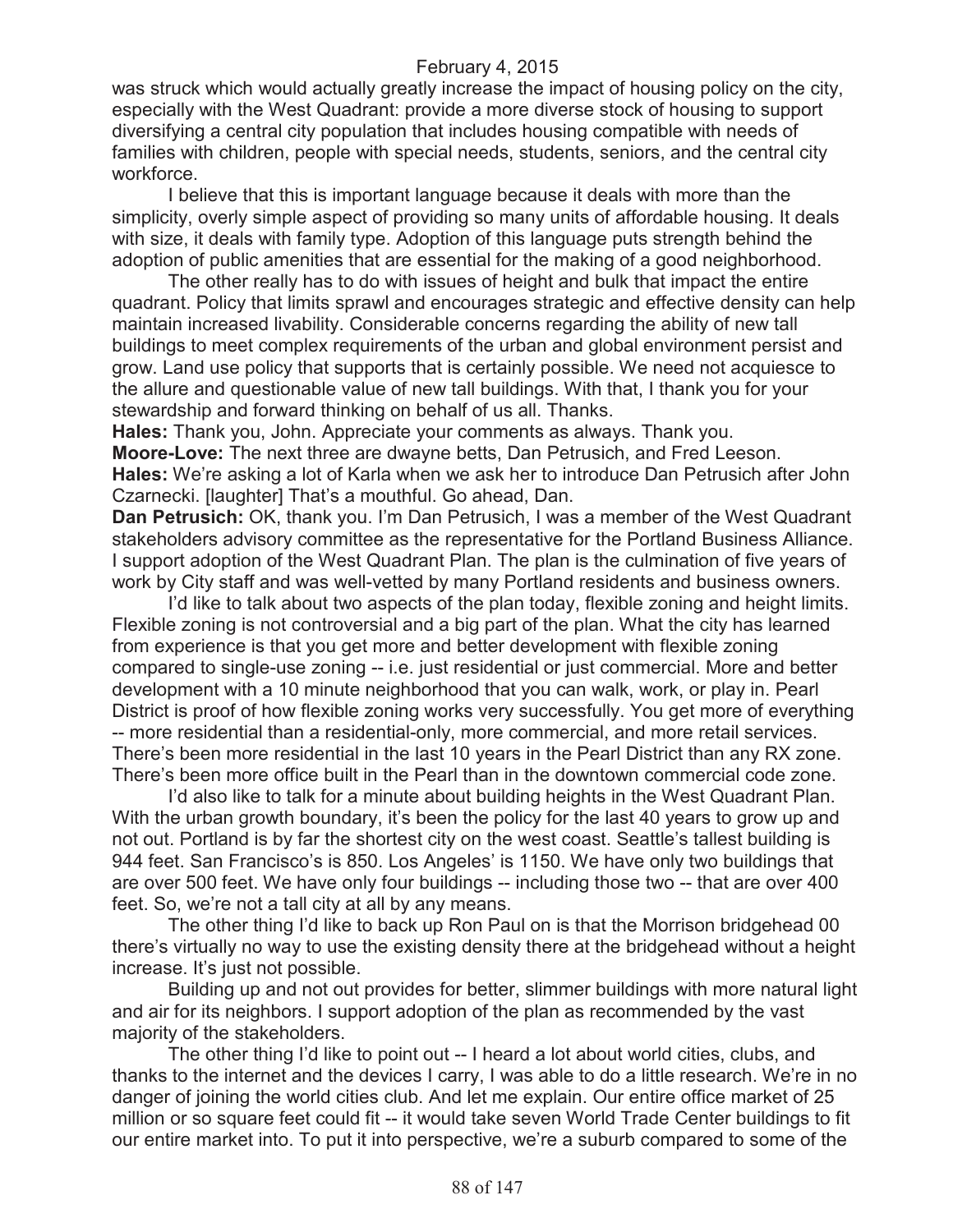was struck which would actually greatly increase the impact of housing policy on the city, especially with the West Quadrant: provide a more diverse stock of housing to support diversifying a central city population that includes housing compatible with needs of families with children, people with special needs, students, seniors, and the central city workforce.

I believe that this is important language because it deals with more than the simplicity, overly simple aspect of providing so many units of affordable housing. It deals with size, it deals with family type. Adoption of this language puts strength behind the adoption of public amenities that are essential for the making of a good neighborhood.

The other really has to do with issues of height and bulk that impact the entire quadrant. Policy that limits sprawl and encourages strategic and effective density can help maintain increased livability. Considerable concerns regarding the ability of new tall buildings to meet complex requirements of the urban and global environment persist and grow. Land use policy that supports that is certainly possible. We need not acquiesce to the allure and questionable value of new tall buildings. With that, I thank you for your stewardship and forward thinking on behalf of us all. Thanks.

**Hales:** Thank you, John. Appreciate your comments as always. Thank you.

**Moore-Love:** The next three are dwayne betts, Dan Petrusich, and Fred Leeson.

**Hales:** We're asking a lot of Karla when we ask her to introduce Dan Petrusich after John Czarnecki. [laughter] That's a mouthful. Go ahead, Dan.

**Dan Petrusich:** OK, thank you. I'm Dan Petrusich, I was a member of the West Quadrant stakeholders advisory committee as the representative for the Portland Business Alliance. I support adoption of the West Quadrant Plan. The plan is the culmination of five years of work by City staff and was well-vetted by many Portland residents and business owners.

I'd like to talk about two aspects of the plan today, flexible zoning and height limits. Flexible zoning is not controversial and a big part of the plan. What the city has learned from experience is that you get more and better development with flexible zoning compared to single-use zoning -- i.e. just residential or just commercial. More and better development with a 10 minute neighborhood that you can walk, work, or play in. Pearl District is proof of how flexible zoning works very successfully. You get more of everything -- more residential than a residential-only, more commercial, and more retail services. There's been more residential in the last 10 years in the Pearl District than any RX zone. There's been more office built in the Pearl than in the downtown commercial code zone.

I'd also like to talk for a minute about building heights in the West Quadrant Plan. With the urban growth boundary, it's been the policy for the last 40 years to grow up and not out. Portland is by far the shortest city on the west coast. Seattle's tallest building is 944 feet. San Francisco's is 850. Los Angeles' is 1150. We have only two buildings that are over 500 feet. We have only four buildings -- including those two -- that are over 400 feet. So, we're not a tall city at all by any means.

The other thing I'd like to back up Ron Paul on is that the Morrison bridgehead 00 there's virtually no way to use the existing density there at the bridgehead without a height increase. It's just not possible.

Building up and not out provides for better, slimmer buildings with more natural light and air for its neighbors. I support adoption of the plan as recommended by the vast majority of the stakeholders.

The other thing I'd like to point out -- I heard a lot about world cities, clubs, and thanks to the internet and the devices I carry, I was able to do a little research. We're in no danger of joining the world cities club. And let me explain. Our entire office market of 25 million or so square feet could fit -- it would take seven World Trade Center buildings to fit our entire market into. To put it into perspective, we're a suburb compared to some of the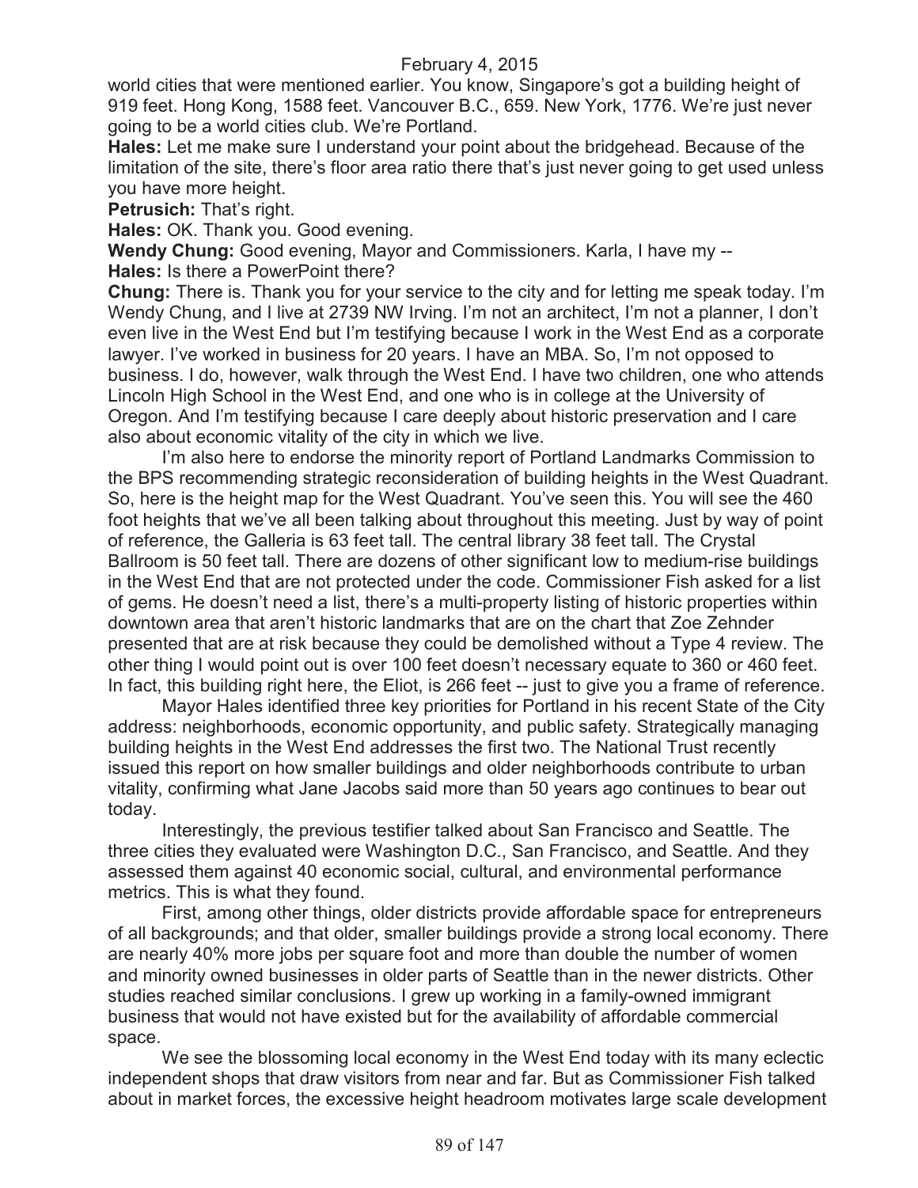world cities that were mentioned earlier. You know, Singapore's got a building height of 919 feet. Hong Kong, 1588 feet. Vancouver B.C., 659. New York, 1776. We're just never going to be a world cities club. We're Portland.

**Hales:** Let me make sure I understand your point about the bridgehead. Because of the limitation of the site, there's floor area ratio there that's just never going to get used unless you have more height.

**Petrusich:** That's right.

**Hales:** OK. Thank you. Good evening.

**Wendy Chung:** Good evening, Mayor and Commissioners. Karla, I have my --

**Hales:** Is there a PowerPoint there?

**Chung:** There is. Thank you for your service to the city and for letting me speak today. I'm Wendy Chung, and I live at 2739 NW Irving. I'm not an architect, I'm not a planner, I don't even live in the West End but I'm testifying because I work in the West End as a corporate lawyer. I've worked in business for 20 years. I have an MBA. So, I'm not opposed to business. I do, however, walk through the West End. I have two children, one who attends Lincoln High School in the West End, and one who is in college at the University of Oregon. And I'm testifying because I care deeply about historic preservation and I care also about economic vitality of the city in which we live.

I'm also here to endorse the minority report of Portland Landmarks Commission to the BPS recommending strategic reconsideration of building heights in the West Quadrant. So, here is the height map for the West Quadrant. You've seen this. You will see the 460 foot heights that we've all been talking about throughout this meeting. Just by way of point of reference, the Galleria is 63 feet tall. The central library 38 feet tall. The Crystal Ballroom is 50 feet tall. There are dozens of other significant low to medium-rise buildings in the West End that are not protected under the code. Commissioner Fish asked for a list of gems. He doesn't need a list, there's a multi-property listing of historic properties within downtown area that aren't historic landmarks that are on the chart that Zoe Zehnder presented that are at risk because they could be demolished without a Type 4 review. The other thing I would point out is over 100 feet doesn't necessary equate to 360 or 460 feet. In fact, this building right here, the Eliot, is 266 feet -- just to give you a frame of reference.

Mayor Hales identified three key priorities for Portland in his recent State of the City address: neighborhoods, economic opportunity, and public safety. Strategically managing building heights in the West End addresses the first two. The National Trust recently issued this report on how smaller buildings and older neighborhoods contribute to urban vitality, confirming what Jane Jacobs said more than 50 years ago continues to bear out today.

Interestingly, the previous testifier talked about San Francisco and Seattle. The three cities they evaluated were Washington D.C., San Francisco, and Seattle. And they assessed them against 40 economic social, cultural, and environmental performance metrics. This is what they found.

First, among other things, older districts provide affordable space for entrepreneurs of all backgrounds; and that older, smaller buildings provide a strong local economy. There are nearly 40% more jobs per square foot and more than double the number of women and minority owned businesses in older parts of Seattle than in the newer districts. Other studies reached similar conclusions. I grew up working in a family-owned immigrant business that would not have existed but for the availability of affordable commercial space.

We see the blossoming local economy in the West End today with its many eclectic independent shops that draw visitors from near and far. But as Commissioner Fish talked about in market forces, the excessive height headroom motivates large scale development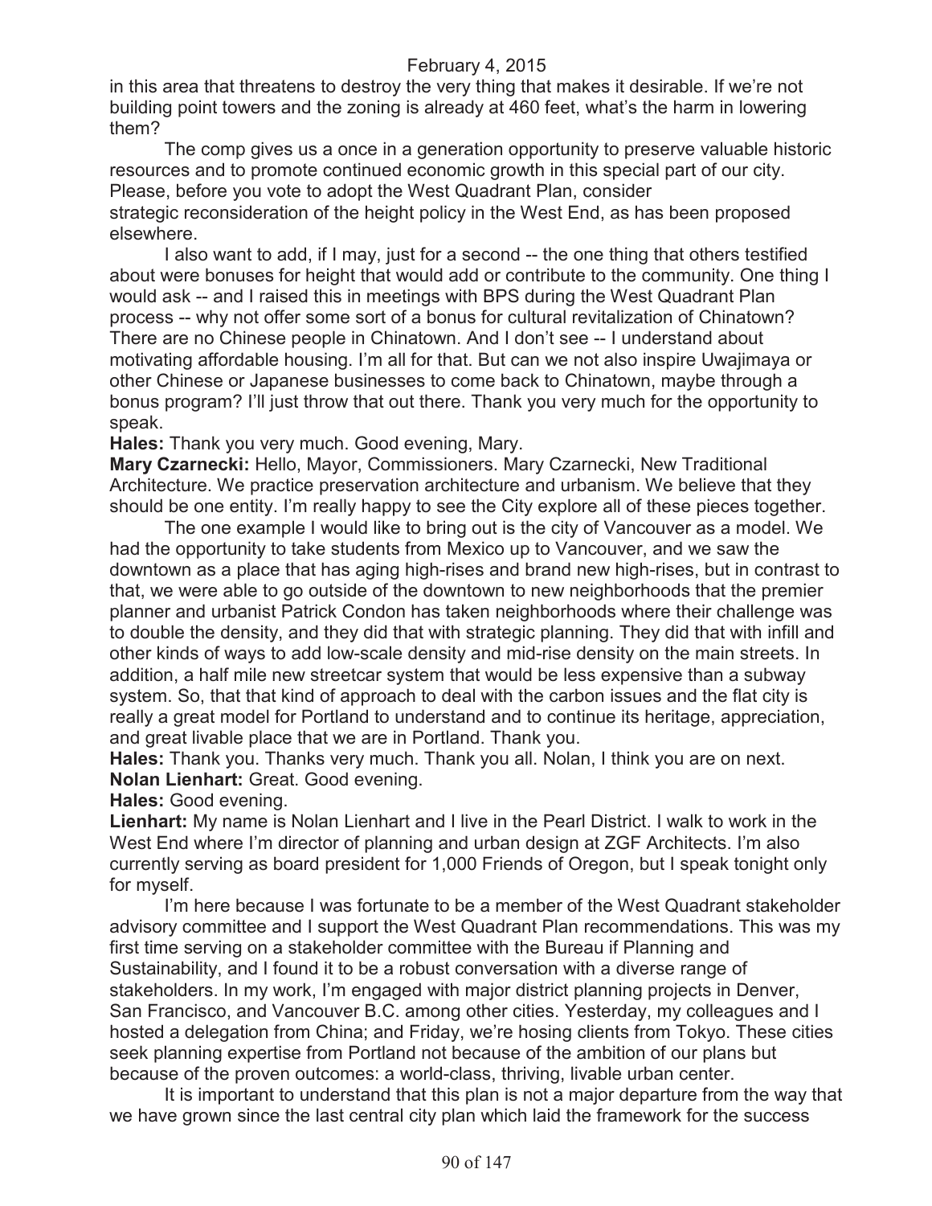in this area that threatens to destroy the very thing that makes it desirable. If we're not building point towers and the zoning is already at 460 feet, what's the harm in lowering them?

The comp gives us a once in a generation opportunity to preserve valuable historic resources and to promote continued economic growth in this special part of our city. Please, before you vote to adopt the West Quadrant Plan, consider strategic reconsideration of the height policy in the West End, as has been proposed elsewhere.

I also want to add, if I may, just for a second -- the one thing that others testified about were bonuses for height that would add or contribute to the community. One thing I would ask -- and I raised this in meetings with BPS during the West Quadrant Plan process -- why not offer some sort of a bonus for cultural revitalization of Chinatown? There are no Chinese people in Chinatown. And I don't see -- I understand about motivating affordable housing. I'm all for that. But can we not also inspire Uwajimaya or other Chinese or Japanese businesses to come back to Chinatown, maybe through a bonus program? I'll just throw that out there. Thank you very much for the opportunity to speak.

**Hales:** Thank you very much. Good evening, Mary.

**Mary Czarnecki:** Hello, Mayor, Commissioners. Mary Czarnecki, New Traditional Architecture. We practice preservation architecture and urbanism. We believe that they should be one entity. I'm really happy to see the City explore all of these pieces together.

The one example I would like to bring out is the city of Vancouver as a model. We had the opportunity to take students from Mexico up to Vancouver, and we saw the downtown as a place that has aging high-rises and brand new high-rises, but in contrast to that, we were able to go outside of the downtown to new neighborhoods that the premier planner and urbanist Patrick Condon has taken neighborhoods where their challenge was to double the density, and they did that with strategic planning. They did that with infill and other kinds of ways to add low-scale density and mid-rise density on the main streets. In addition, a half mile new streetcar system that would be less expensive than a subway system. So, that that kind of approach to deal with the carbon issues and the flat city is really a great model for Portland to understand and to continue its heritage, appreciation, and great livable place that we are in Portland. Thank you.

**Hales:** Thank you. Thanks very much. Thank you all. Nolan, I think you are on next.

**Nolan Lienhart:** Great. Good evening.

**Hales:** Good evening.

**Lienhart:** My name is Nolan Lienhart and I live in the Pearl District. I walk to work in the West End where I'm director of planning and urban design at ZGF Architects. I'm also currently serving as board president for 1,000 Friends of Oregon, but I speak tonight only for myself.

I'm here because I was fortunate to be a member of the West Quadrant stakeholder advisory committee and I support the West Quadrant Plan recommendations. This was my first time serving on a stakeholder committee with the Bureau if Planning and Sustainability, and I found it to be a robust conversation with a diverse range of stakeholders. In my work, I'm engaged with major district planning projects in Denver, San Francisco, and Vancouver B.C. among other cities. Yesterday, my colleagues and I hosted a delegation from China; and Friday, we're hosing clients from Tokyo. These cities seek planning expertise from Portland not because of the ambition of our plans but because of the proven outcomes: a world-class, thriving, livable urban center.

It is important to understand that this plan is not a major departure from the way that we have grown since the last central city plan which laid the framework for the success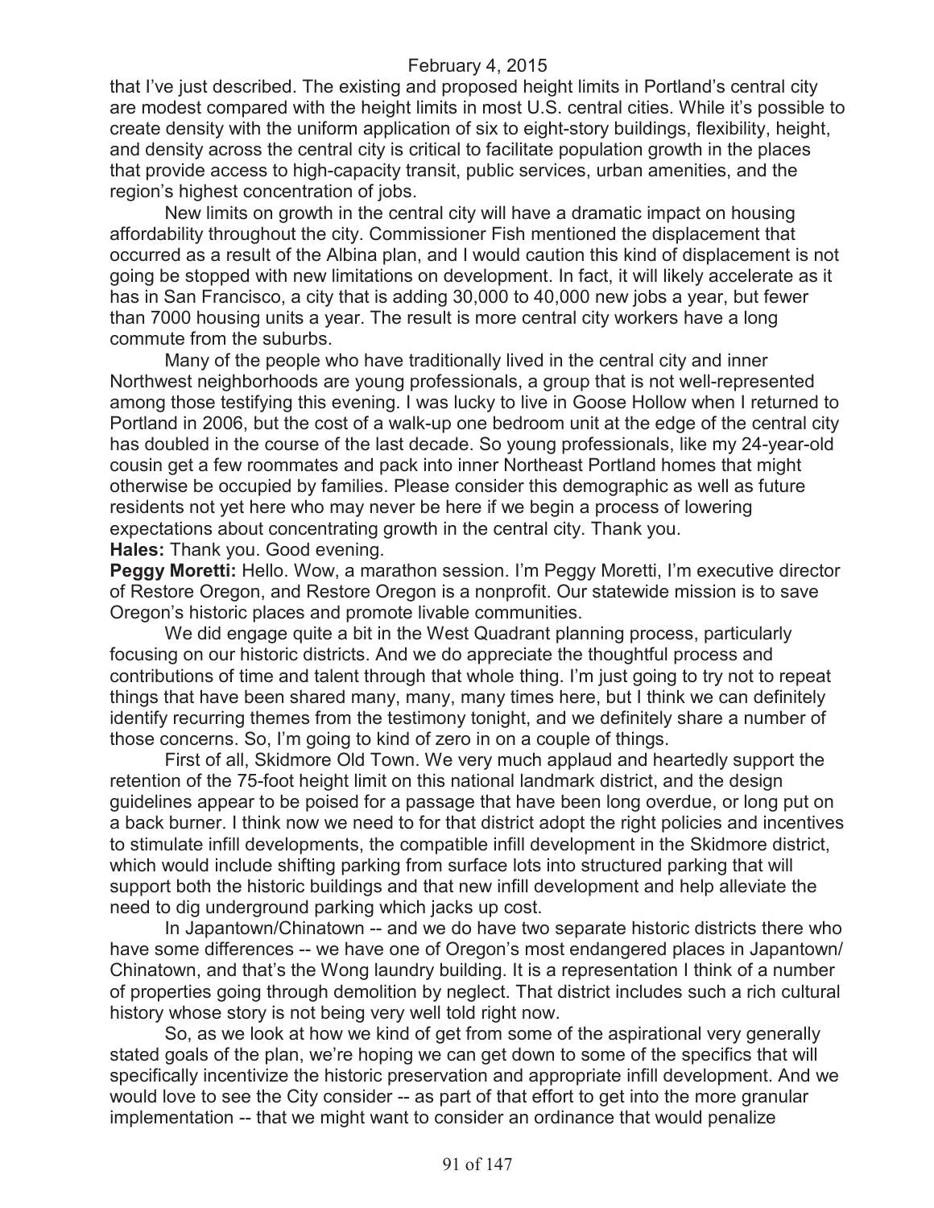that I've just described. The existing and proposed height limits in Portland's central city are modest compared with the height limits in most U.S. central cities. While it's possible to create density with the uniform application of six to eight-story buildings, flexibility, height, and density across the central city is critical to facilitate population growth in the places that provide access to high-capacity transit, public services, urban amenities, and the region's highest concentration of jobs.

New limits on growth in the central city will have a dramatic impact on housing affordability throughout the city. Commissioner Fish mentioned the displacement that occurred as a result of the Albina plan, and I would caution this kind of displacement is not going be stopped with new limitations on development. In fact, it will likely accelerate as it has in San Francisco, a city that is adding 30,000 to 40,000 new jobs a year, but fewer than 7000 housing units a year. The result is more central city workers have a long commute from the suburbs.

Many of the people who have traditionally lived in the central city and inner Northwest neighborhoods are young professionals, a group that is not well-represented among those testifying this evening. I was lucky to live in Goose Hollow when I returned to Portland in 2006, but the cost of a walk-up one bedroom unit at the edge of the central city has doubled in the course of the last decade. So young professionals, like my 24-year-old cousin get a few roommates and pack into inner Northeast Portland homes that might otherwise be occupied by families. Please consider this demographic as well as future residents not yet here who may never be here if we begin a process of lowering expectations about concentrating growth in the central city. Thank you.

**Hales:** Thank you. Good evening.

**Peggy Moretti:** Hello. Wow, a marathon session. I'm Peggy Moretti, I'm executive director of Restore Oregon, and Restore Oregon is a nonprofit. Our statewide mission is to save Oregon's historic places and promote livable communities.

We did engage quite a bit in the West Quadrant planning process, particularly focusing on our historic districts. And we do appreciate the thoughtful process and contributions of time and talent through that whole thing. I'm just going to try not to repeat things that have been shared many, many, many times here, but I think we can definitely identify recurring themes from the testimony tonight, and we definitely share a number of those concerns. So, I'm going to kind of zero in on a couple of things.

First of all, Skidmore Old Town. We very much applaud and heartedly support the retention of the 75-foot height limit on this national landmark district, and the design guidelines appear to be poised for a passage that have been long overdue, or long put on a back burner. I think now we need to for that district adopt the right policies and incentives to stimulate infill developments, the compatible infill development in the Skidmore district, which would include shifting parking from surface lots into structured parking that will support both the historic buildings and that new infill development and help alleviate the need to dig underground parking which jacks up cost.

In Japantown/Chinatown -- and we do have two separate historic districts there who have some differences -- we have one of Oregon's most endangered places in Japantown/ Chinatown, and that's the Wong laundry building. It is a representation I think of a number of properties going through demolition by neglect. That district includes such a rich cultural history whose story is not being very well told right now.

So, as we look at how we kind of get from some of the aspirational very generally stated goals of the plan, we're hoping we can get down to some of the specifics that will specifically incentivize the historic preservation and appropriate infill development. And we would love to see the City consider -- as part of that effort to get into the more granular implementation -- that we might want to consider an ordinance that would penalize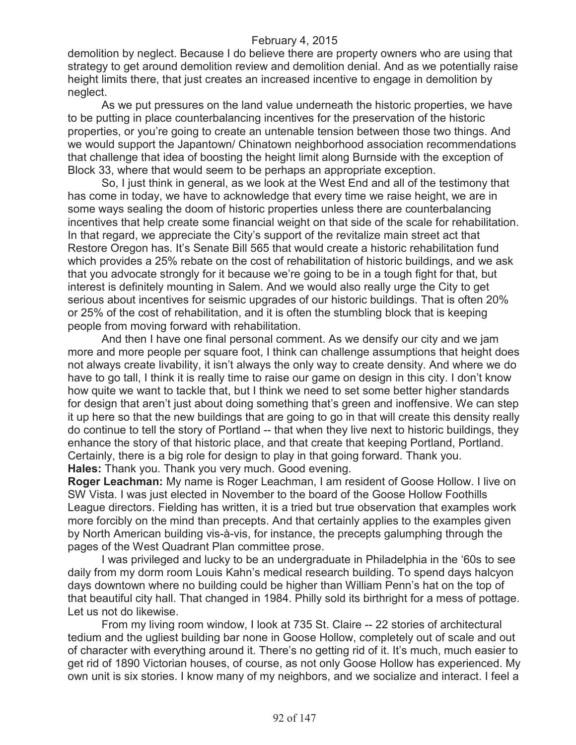demolition by neglect. Because I do believe there are property owners who are using that strategy to get around demolition review and demolition denial. And as we potentially raise height limits there, that just creates an increased incentive to engage in demolition by neglect.

As we put pressures on the land value underneath the historic properties, we have to be putting in place counterbalancing incentives for the preservation of the historic properties, or you're going to create an untenable tension between those two things. And we would support the Japantown/ Chinatown neighborhood association recommendations that challenge that idea of boosting the height limit along Burnside with the exception of Block 33, where that would seem to be perhaps an appropriate exception.

So, I just think in general, as we look at the West End and all of the testimony that has come in today, we have to acknowledge that every time we raise height, we are in some ways sealing the doom of historic properties unless there are counterbalancing incentives that help create some financial weight on that side of the scale for rehabilitation. In that regard, we appreciate the City's support of the revitalize main street act that Restore Oregon has. It's Senate Bill 565 that would create a historic rehabilitation fund which provides a 25% rebate on the cost of rehabilitation of historic buildings, and we ask that you advocate strongly for it because we're going to be in a tough fight for that, but interest is definitely mounting in Salem. And we would also really urge the City to get serious about incentives for seismic upgrades of our historic buildings. That is often 20% or 25% of the cost of rehabilitation, and it is often the stumbling block that is keeping people from moving forward with rehabilitation.

And then I have one final personal comment. As we densify our city and we jam more and more people per square foot, I think can challenge assumptions that height does not always create livability, it isn't always the only way to create density. And where we do have to go tall, I think it is really time to raise our game on design in this city. I don't know how quite we want to tackle that, but I think we need to set some better higher standards for design that aren't just about doing something that's green and inoffensive. We can step it up here so that the new buildings that are going to go in that will create this density really do continue to tell the story of Portland -- that when they live next to historic buildings, they enhance the story of that historic place, and that create that keeping Portland, Portland. Certainly, there is a big role for design to play in that going forward. Thank you.

**Hales:** Thank you. Thank you very much. Good evening.

**Roger Leachman:** My name is Roger Leachman, I am resident of Goose Hollow. I live on SW Vista. I was just elected in November to the board of the Goose Hollow Foothills League directors. Fielding has written, it is a tried but true observation that examples work more forcibly on the mind than precepts. And that certainly applies to the examples given by North American building vis-à-vis, for instance, the precepts galumphing through the pages of the West Quadrant Plan committee prose.

I was privileged and lucky to be an undergraduate in Philadelphia in the '60s to see daily from my dorm room Louis Kahn's medical research building. To spend days halcyon days downtown where no building could be higher than William Penn's hat on the top of that beautiful city hall. That changed in 1984. Philly sold its birthright for a mess of pottage. Let us not do likewise.

From my living room window, I look at 735 St. Claire -- 22 stories of architectural tedium and the ugliest building bar none in Goose Hollow, completely out of scale and out of character with everything around it. There's no getting rid of it. It's much, much easier to get rid of 1890 Victorian houses, of course, as not only Goose Hollow has experienced. My own unit is six stories. I know many of my neighbors, and we socialize and interact. I feel a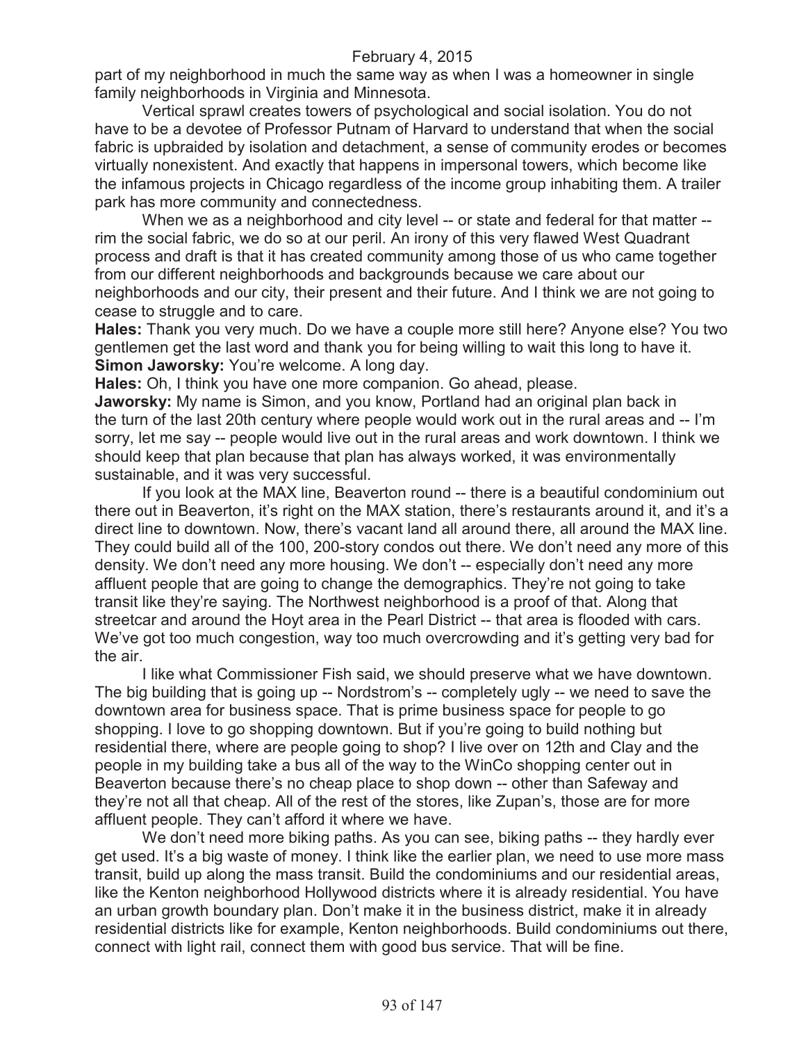part of my neighborhood in much the same way as when I was a homeowner in single family neighborhoods in Virginia and Minnesota.

Vertical sprawl creates towers of psychological and social isolation. You do not have to be a devotee of Professor Putnam of Harvard to understand that when the social fabric is upbraided by isolation and detachment, a sense of community erodes or becomes virtually nonexistent. And exactly that happens in impersonal towers, which become like the infamous projects in Chicago regardless of the income group inhabiting them. A trailer park has more community and connectedness.

When we as a neighborhood and city level -- or state and federal for that matter -- rim the social fabric, we do so at our peril. An irony of this very flawed West Quadrant process and draft is that it has created community among those of us who came together from our different neighborhoods and backgrounds because we care about our neighborhoods and our city, their present and their future. And I think we are not going to cease to struggle and to care.

**Hales:** Thank you very much. Do we have a couple more still here? Anyone else? You two gentlemen get the last word and thank you for being willing to wait this long to have it.

**Simon Jaworsky:** You're welcome. A long day.

**Hales:** Oh, I think you have one more companion. Go ahead, please.

**Jaworsky:** My name is Simon, and you know, Portland had an original plan back in the turn of the last 20th century where people would work out in the rural areas and -- I'm sorry, let me say -- people would live out in the rural areas and work downtown. I think we should keep that plan because that plan has always worked, it was environmentally sustainable, and it was very successful.

If you look at the MAX line, Beaverton round -- there is a beautiful condominium out there out in Beaverton, it's right on the MAX station, there's restaurants around it, and it's a direct line to downtown. Now, there's vacant land all around there, all around the MAX line. They could build all of the 100, 200-story condos out there. We don't need any more of this density. We don't need any more housing. We don't -- especially don't need any more affluent people that are going to change the demographics. They're not going to take transit like they're saying. The Northwest neighborhood is a proof of that. Along that streetcar and around the Hoyt area in the Pearl District -- that area is flooded with cars. We've got too much congestion, way too much overcrowding and it's getting very bad for the air.

I like what Commissioner Fish said, we should preserve what we have downtown. The big building that is going up -- Nordstrom's -- completely ugly -- we need to save the downtown area for business space. That is prime business space for people to go shopping. I love to go shopping downtown. But if you're going to build nothing but residential there, where are people going to shop? I live over on 12th and Clay and the people in my building take a bus all of the way to the WinCo shopping center out in Beaverton because there's no cheap place to shop down -- other than Safeway and they're not all that cheap. All of the rest of the stores, like Zupan's, those are for more affluent people. They can't afford it where we have.

We don't need more biking paths. As you can see, biking paths -- they hardly ever get used. It's a big waste of money. I think like the earlier plan, we need to use more mass transit, build up along the mass transit. Build the condominiums and our residential areas, like the Kenton neighborhood Hollywood districts where it is already residential. You have an urban growth boundary plan. Don't make it in the business district, make it in already residential districts like for example, Kenton neighborhoods. Build condominiums out there, connect with light rail, connect them with good bus service. That will be fine.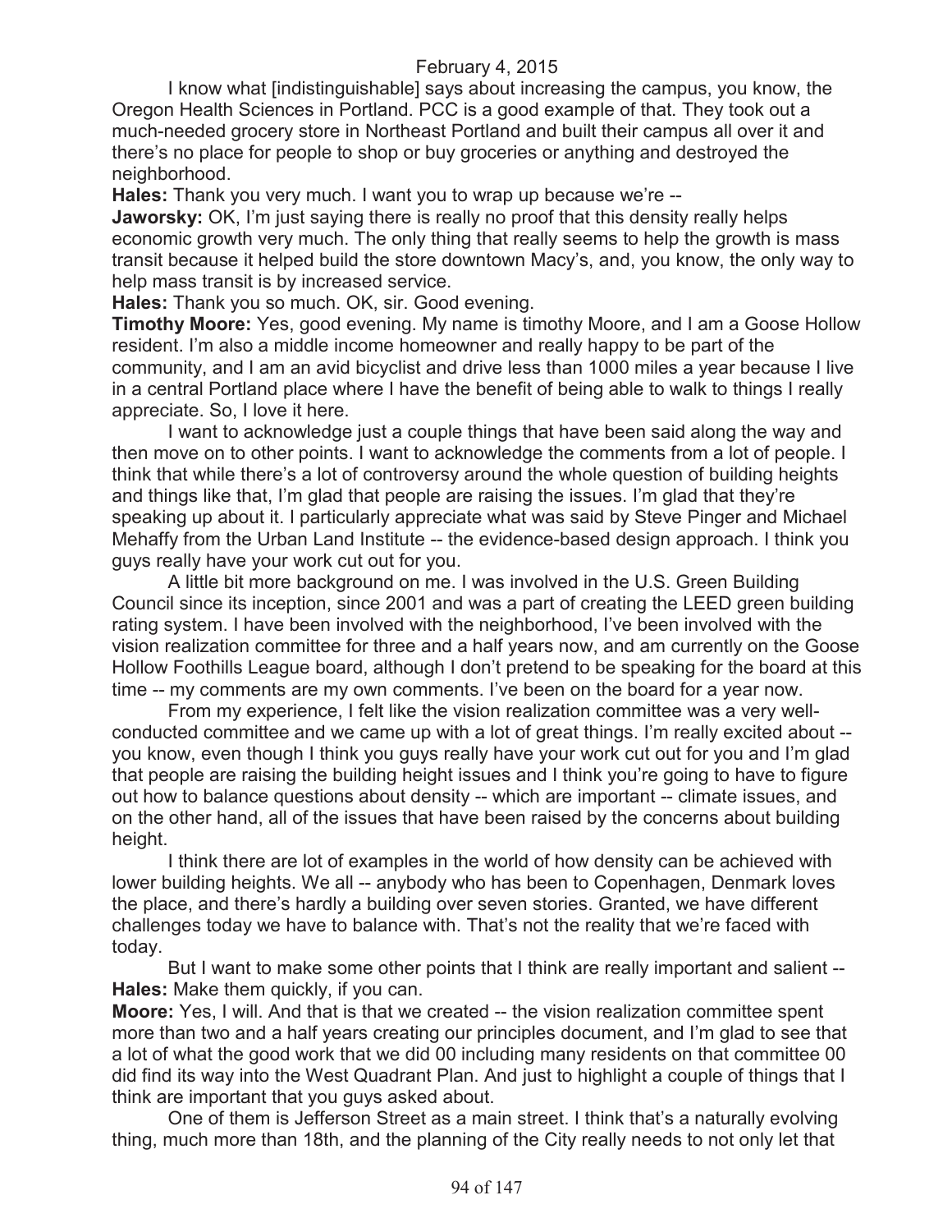February 4, 2015

I know what [indistinguishable] says about increasing the campus, you know, the Oregon Health Sciences in Portland. PCC is a good example of that. They took out a much-needed grocery store in Northeast Portland and built their campus all over it and there's no place for people to shop or buy groceries or anything and destroyed the neighborhood.

**Hales:** Thank you very much. I want you to wrap up because we're --

**Jaworsky:** OK, I'm just saying there is really no proof that this density really helps economic growth very much. The only thing that really seems to help the growth is mass transit because it helped build the store downtown Macy's, and, you know, the only way to help mass transit is by increased service.

**Hales:** Thank you so much. OK, sir. Good evening.

**Timothy Moore:** Yes, good evening. My name is timothy Moore, and I am a Goose Hollow resident. I'm also a middle income homeowner and really happy to be part of the community, and I am an avid bicyclist and drive less than 1000 miles a year because I live in a central Portland place where I have the benefit of being able to walk to things I really appreciate. So, I love it here.

I want to acknowledge just a couple things that have been said along the way and then move on to other points. I want to acknowledge the comments from a lot of people. I think that while there's a lot of controversy around the whole question of building heights and things like that, I'm glad that people are raising the issues. I'm glad that they're speaking up about it. I particularly appreciate what was said by Steve Pinger and Michael Mehaffy from the Urban Land Institute -- the evidence-based design approach. I think you guys really have your work cut out for you.

A little bit more background on me. I was involved in the U.S. Green Building Council since its inception, since 2001 and was a part of creating the LEED green building rating system. I have been involved with the neighborhood, I've been involved with the vision realization committee for three and a half years now, and am currently on the Goose Hollow Foothills League board, although I don't pretend to be speaking for the board at this time -- my comments are my own comments. I've been on the board for a year now.

From my experience, I felt like the vision realization committee was a very well-conducted committee and we came up with a lot of great things. I'm really excited about -- you know, even though I think you guys really have your work cut out for you and I'm glad that people are raising the building height issues and I think you're going to have to figure out how to balance questions about density -- which are important -- climate issues, and on the other hand, all of the issues that have been raised by the concerns about building height.

I think there are lot of examples in the world of how density can be achieved with lower building heights. We all -- anybody who has been to Copenhagen, Denmark loves the place, and there's hardly a building over seven stories. Granted, we have different challenges today we have to balance with. That's not the reality that we're faced with today.

But I want to make some other points that I think are really important and salient --

**Hales:** Make them quickly, if you can.

**Moore:** Yes, I will. And that is that we created -- the vision realization committee spent more than two and a half years creating our principles document, and I'm glad to see that a lot of what the good work that we did 00 including many residents on that committee 00 did find its way into the West Quadrant Plan. And just to highlight a couple of things that I think are important that you guys asked about.

One of them is Jefferson Street as a main street. I think that's a naturally evolving thing, much more than 18th, and the planning of the City really needs to not only let that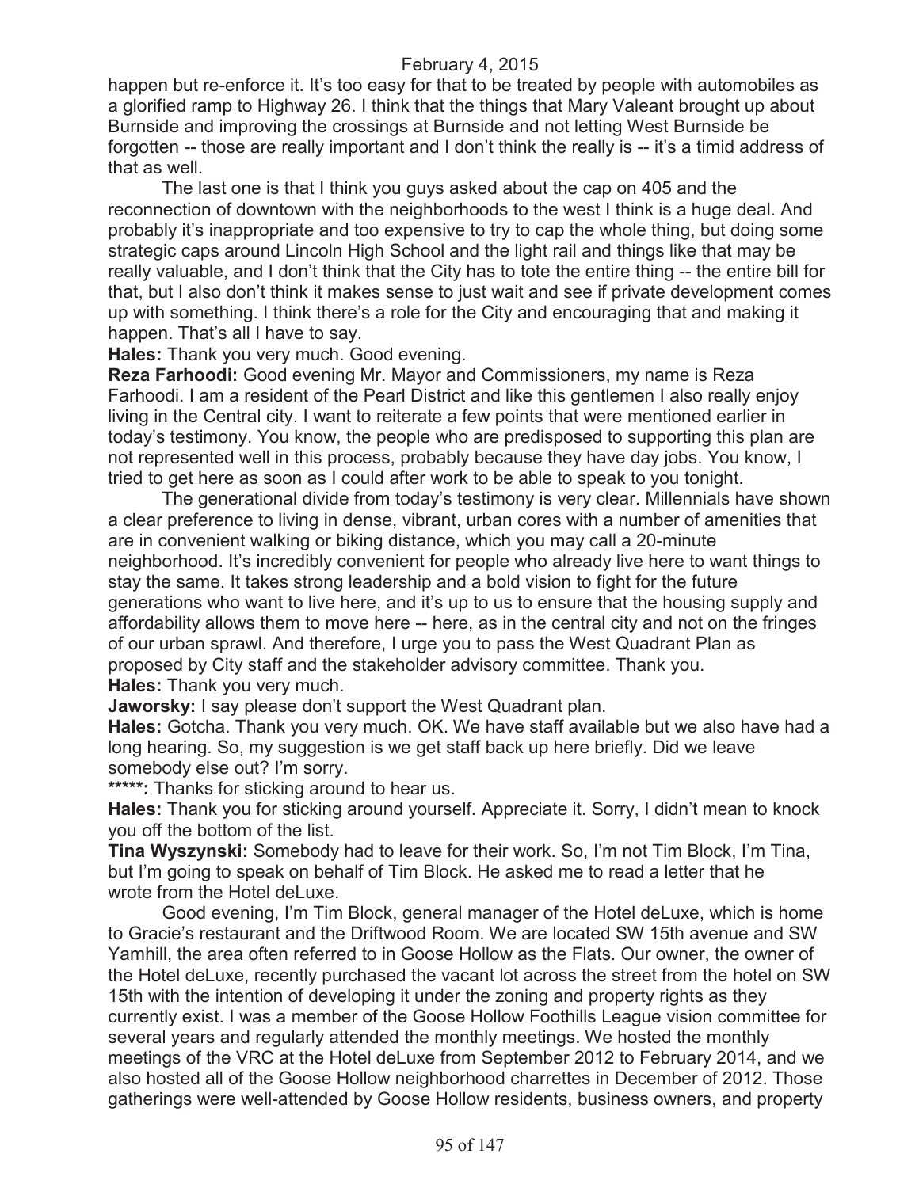happen but re-enforce it. It's too easy for that to be treated by people with automobiles as a glorified ramp to Highway 26. I think that the things that Mary Valeant brought up about Burnside and improving the crossings at Burnside and not letting West Burnside be forgotten -- those are really important and I don't think the really is -- it's a timid address of that as well.

The last one is that I think you guys asked about the cap on 405 and the reconnection of downtown with the neighborhoods to the west I think is a huge deal. And probably it's inappropriate and too expensive to try to cap the whole thing, but doing some strategic caps around Lincoln High School and the light rail and things like that may be really valuable, and I don't think that the City has to tote the entire thing -- the entire bill for that, but I also don't think it makes sense to just wait and see if private development comes up with something. I think there's a role for the City and encouraging that and making it happen. That's all I have to say.

**Hales:** Thank you very much. Good evening.

**Reza Farhoodi:** Good evening Mr. Mayor and Commissioners, my name is Reza Farhoodi. I am a resident of the Pearl District and like this gentlemen I also really enjoy living in the Central city. I want to reiterate a few points that were mentioned earlier in today's testimony. You know, the people who are predisposed to supporting this plan are not represented well in this process, probably because they have day jobs. You know, I tried to get here as soon as I could after work to be able to speak to you tonight.

The generational divide from today's testimony is very clear. Millennials have shown a clear preference to living in dense, vibrant, urban cores with a number of amenities that are in convenient walking or biking distance, which you may call a 20-minute neighborhood. It's incredibly convenient for people who already live here to want things to stay the same. It takes strong leadership and a bold vision to fight for the future generations who want to live here, and it's up to us to ensure that the housing supply and affordability allows them to move here -- here, as in the central city and not on the fringes of our urban sprawl. And therefore, I urge you to pass the West Quadrant Plan as proposed by City staff and the stakeholder advisory committee. Thank you.

**Hales:** Thank you very much.

**Jaworsky:** I say please don't support the West Quadrant plan.

**Hales:** Gotcha. Thank you very much. OK. We have staff available but we also have had a long hearing. So, my suggestion is we get staff back up here briefly. Did we leave somebody else out? I'm sorry.

*****: Thanks for sticking around to hear us.

**Hales:** Thank you for sticking around yourself. Appreciate it. Sorry, I didn't mean to knock you off the bottom of the list.

**Tina Wyszynski:** Somebody had to leave for their work. So, I'm not Tim Block, I'm Tina, but I'm going to speak on behalf of Tim Block. He asked me to read a letter that he wrote from the Hotel deLuxe.

Good evening, I'm Tim Block, general manager of the Hotel deLuxe, which is home to Gracie's restaurant and the Driftwood Room. We are located SW 15th avenue and SW Yamhill, the area often referred to in Goose Hollow as the Flats. Our owner, the owner of the Hotel deLuxe, recently purchased the vacant lot across the street from the hotel on SW 15th with the intention of developing it under the zoning and property rights as they currently exist. I was a member of the Goose Hollow Foothills League vision committee for several years and regularly attended the monthly meetings. We hosted the monthly meetings of the VRC at the Hotel deLuxe from September 2012 to February 2014, and we also hosted all of the Goose Hollow neighborhood charrettes in December of 2012. Those gatherings were well-attended by Goose Hollow residents, business owners, and property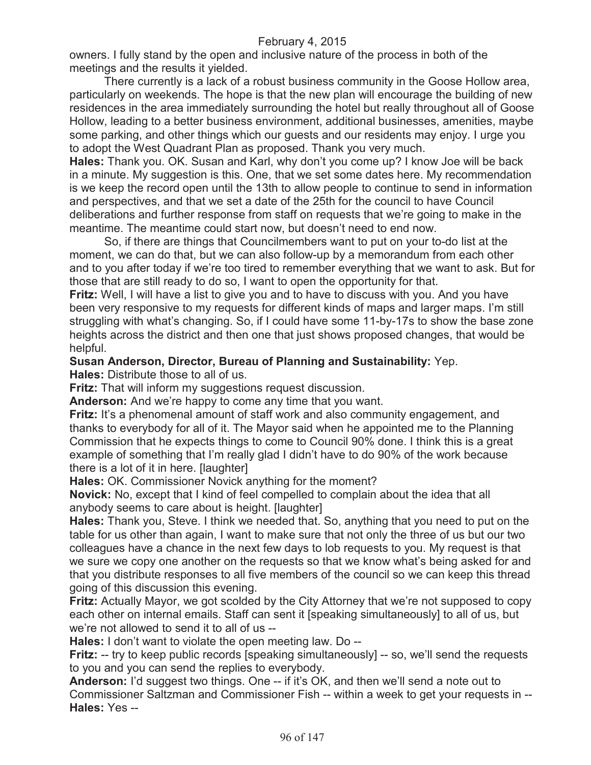owners. I fully stand by the open and inclusive nature of the process in both of the meetings and the results it yielded.

There currently is a lack of a robust business community in the Goose Hollow area, particularly on weekends. The hope is that the new plan will encourage the building of new residences in the area immediately surrounding the hotel but really throughout all of Goose Hollow, leading to a better business environment, additional businesses, amenities, maybe some parking, and other things which our guests and our residents may enjoy. I urge you to adopt the West Quadrant Plan as proposed. Thank you very much.

**Hales:** Thank you. OK. Susan and Karl, why don't you come up? I know Joe will be back in a minute. My suggestion is this. One, that we set some dates here. My recommendation is we keep the record open until the 13th to allow people to continue to send in information and perspectives, and that we set a date of the 25th for the council to have Council deliberations and further response from staff on requests that we're going to make in the meantime. The meantime could start now, but doesn't need to end now.

So, if there are things that Councilmembers want to put on your to-do list at the moment, we can do that, but we can also follow-up by a memorandum from each other and to you after today if we're too tired to remember everything that we want to ask. But for those that are still ready to do so, I want to open the opportunity for that.

**Fritz:** Well, I will have a list to give you and to have to discuss with you. And you have been very responsive to my requests for different kinds of maps and larger maps. I'm still struggling with what's changing. So, if I could have some 11-by-17s to show the base zone heights across the district and then one that just shows proposed changes, that would be helpful.

**Susan Anderson, Director, Bureau of Planning and Sustainability:** Yep.

**Hales:** Distribute those to all of us.

**Fritz:** That will inform my suggestions request discussion.

**Anderson:** And we're happy to come any time that you want.

**Fritz:** It's a phenomenal amount of staff work and also community engagement, and thanks to everybody for all of it. The Mayor said when he appointed me to the Planning Commission that he expects things to come to Council 90% done. I think this is a great example of something that I'm really glad I didn't have to do 90% of the work because there is a lot of it in here. [laughter]

**Hales:** OK. Commissioner Novick anything for the moment?

**Novick:** No, except that I kind of feel compelled to complain about the idea that all anybody seems to care about is height. [laughter]

**Hales:** Thank you, Steve. I think we needed that. So, anything that you need to put on the table for us other than again, I want to make sure that not only the three of us but our two colleagues have a chance in the next few days to lob requests to you. My request is that we sure we copy one another on the requests so that we know what's being asked for and that you distribute responses to all five members of the council so we can keep this thread going of this discussion this evening.

**Fritz:** Actually Mayor, we got scolded by the City Attorney that we're not supposed to copy each other on internal emails. Staff can sent it [speaking simultaneously] to all of us, but we're not allowed to send it to all of us --

**Hales:** I don't want to violate the open meeting law. Do --

**Fritz:** -- try to keep public records [speaking simultaneously] -- so, we'll send the requests to you and you can send the replies to everybody.

**Anderson:** I'd suggest two things. One -- if it's OK, and then we'll send a note out to Commissioner Saltzman and Commissioner Fish -- within a week to get your requests in --

**Hales:** Yes --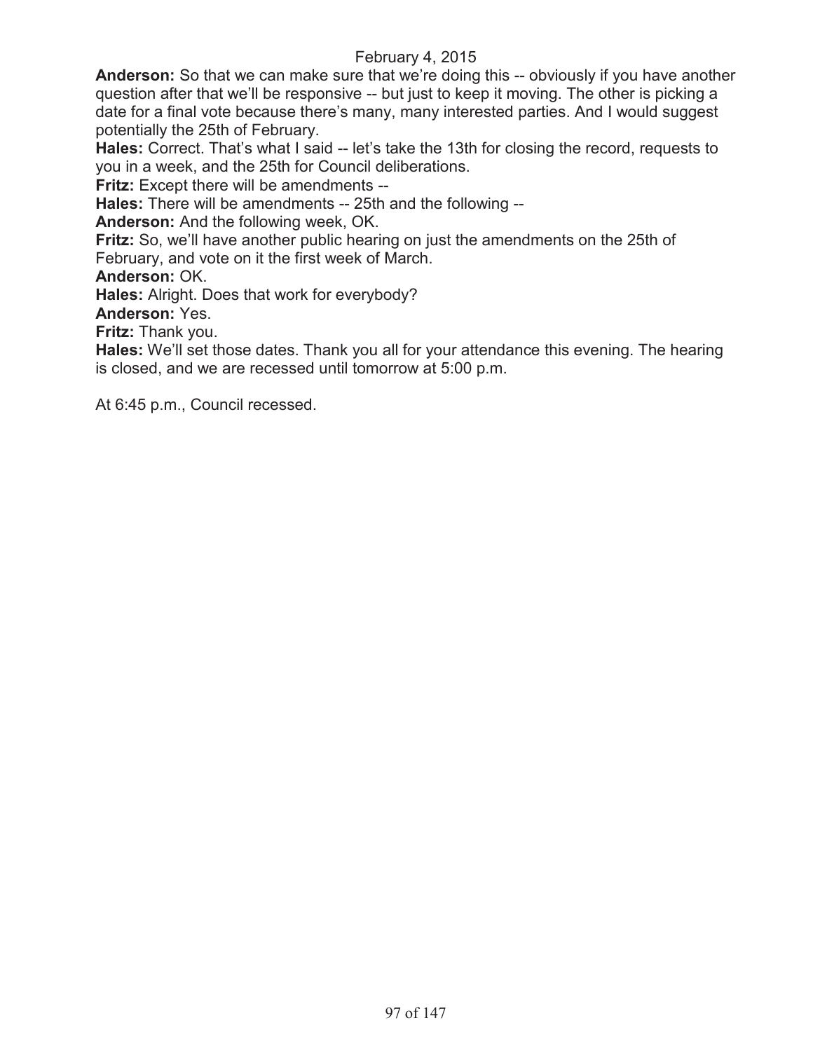**Anderson:** So that we can make sure that we're doing this -- obviously if you have another question after that we'll be responsive -- but just to keep it moving. The other is picking a date for a final vote because there's many, many interested parties. And I would suggest potentially the 25th of February.

**Hales:** Correct. That's what I said -- let's take the 13th for closing the record, requests to you in a week, and the 25th for Council deliberations.

**Fritz:** Except there will be amendments --

**Hales:** There will be amendments -- 25th and the following --

**Anderson:** And the following week, OK.

**Fritz:** So, we'll have another public hearing on just the amendments on the 25th of February, and vote on it the first week of March.

**Anderson:** OK.

**Hales:** Alright. Does that work for everybody?

**Anderson:** Yes.

**Fritz:** Thank you.

**Hales:** We'll set those dates. Thank you all for your attendance this evening. The hearing is closed, and we are recessed until tomorrow at 5:00 p.m.

At 6:45 p.m., Council recessed.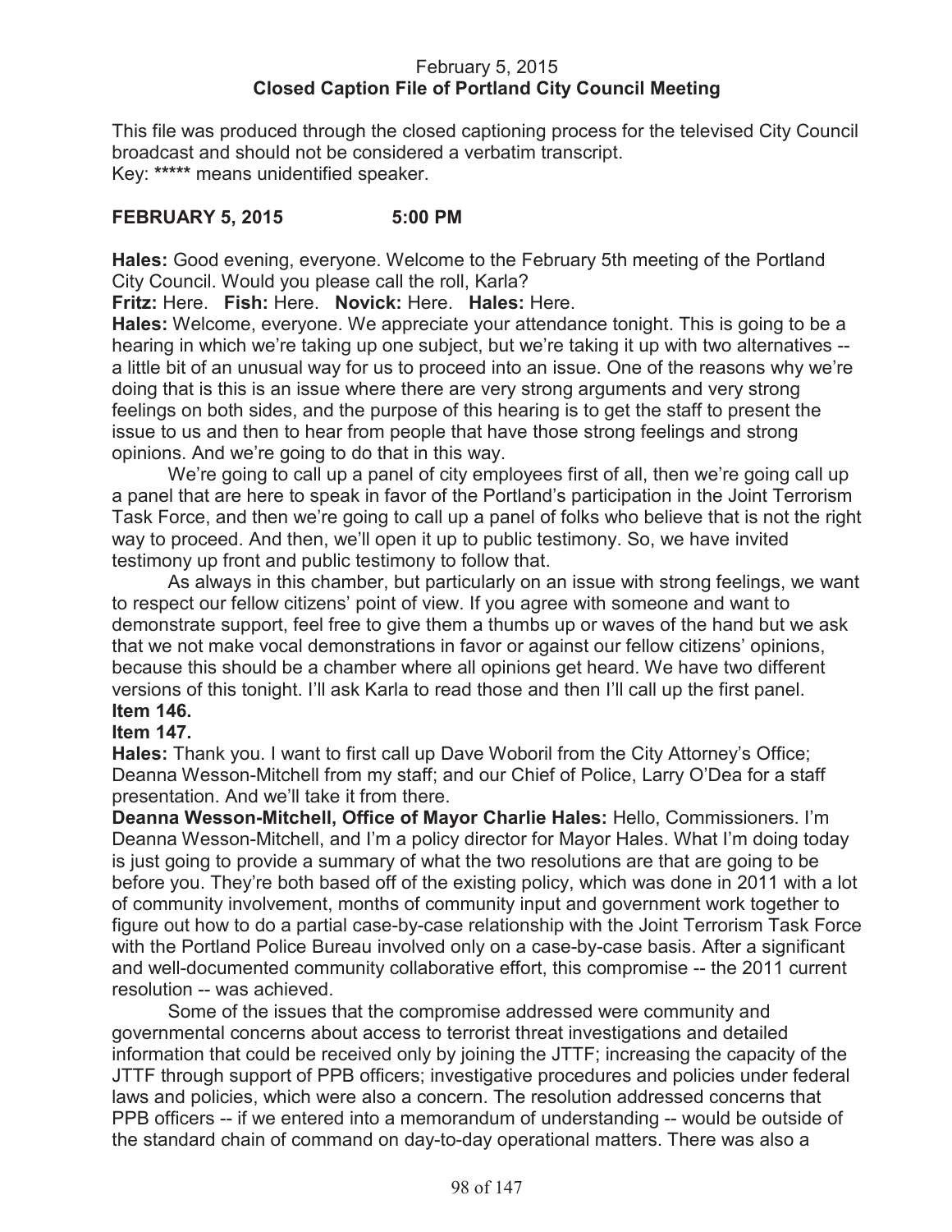February 5, 2015

**Closed Caption File of Portland City Council Meeting**

This file was produced through the closed captioning process for the televised City Council broadcast and should not be considered a verbatim transcript.
Key: ***** means unidentified speaker.

**FEBRUARY 5, 2015 5:00 PM**

**Hales:** Good evening, everyone. Welcome to the February 5th meeting of the Portland City Council. Would you please call the roll, Karla?

**Fritz:** Here. **Fish:** Here. **Novick:** Here. **Hales:** Here.

**Hales:** Welcome, everyone. We appreciate your attendance tonight. This is going to be a hearing in which we're taking up one subject, but we're taking it up with two alternatives -- a little bit of an unusual way for us to proceed into an issue. One of the reasons why we're doing that is this is an issue where there are very strong arguments and very strong feelings on both sides, and the purpose of this hearing is to get the staff to present the issue to us and then to hear from people that have those strong feelings and strong opinions. And we're going to do that in this way.

We're going to call up a panel of city employees first of all, then we're going call up a panel that are here to speak in favor of the Portland's participation in the Joint Terrorism Task Force, and then we're going to call up a panel of folks who believe that is not the right way to proceed. And then, we'll open it up to public testimony. So, we have invited testimony up front and public testimony to follow that.

As always in this chamber, but particularly on an issue with strong feelings, we want to respect our fellow citizens' point of view. If you agree with someone and want to demonstrate support, feel free to give them a thumbs up or waves of the hand but we ask that we not make vocal demonstrations in favor or against our fellow citizens' opinions, because this should be a chamber where all opinions get heard. We have two different versions of this tonight. I'll ask Karla to read those and then I'll call up the first panel.

**Item 146.**

**Item 147.**

**Hales:** Thank you. I want to first call up Dave Woboril from the City Attorney's Office; Deanna Wesson-Mitchell from my staff; and our Chief of Police, Larry O'Dea for a staff presentation. And we'll take it from there.

**Deanna Wesson-Mitchell, Office of Mayor Charlie Hales:** Hello, Commissioners. I'm Deanna Wesson-Mitchell, and I'm a policy director for Mayor Hales. What I'm doing today is just going to provide a summary of what the two resolutions are that are going to be before you. They're both based off of the existing policy, which was done in 2011 with a lot of community involvement, months of community input and government work together to figure out how to do a partial case-by-case relationship with the Joint Terrorism Task Force with the Portland Police Bureau involved only on a case-by-case basis. After a significant and well-documented community collaborative effort, this compromise -- the 2011 current resolution -- was achieved.

Some of the issues that the compromise addressed were community and governmental concerns about access to terrorist threat investigations and detailed information that could be received only by joining the JTTF; increasing the capacity of the JTTF through support of PPB officers; investigative procedures and policies under federal laws and policies, which were also a concern. The resolution addressed concerns that PPB officers -- if we entered into a memorandum of understanding -- would be outside of the standard chain of command on day-to-day operational matters. There was also a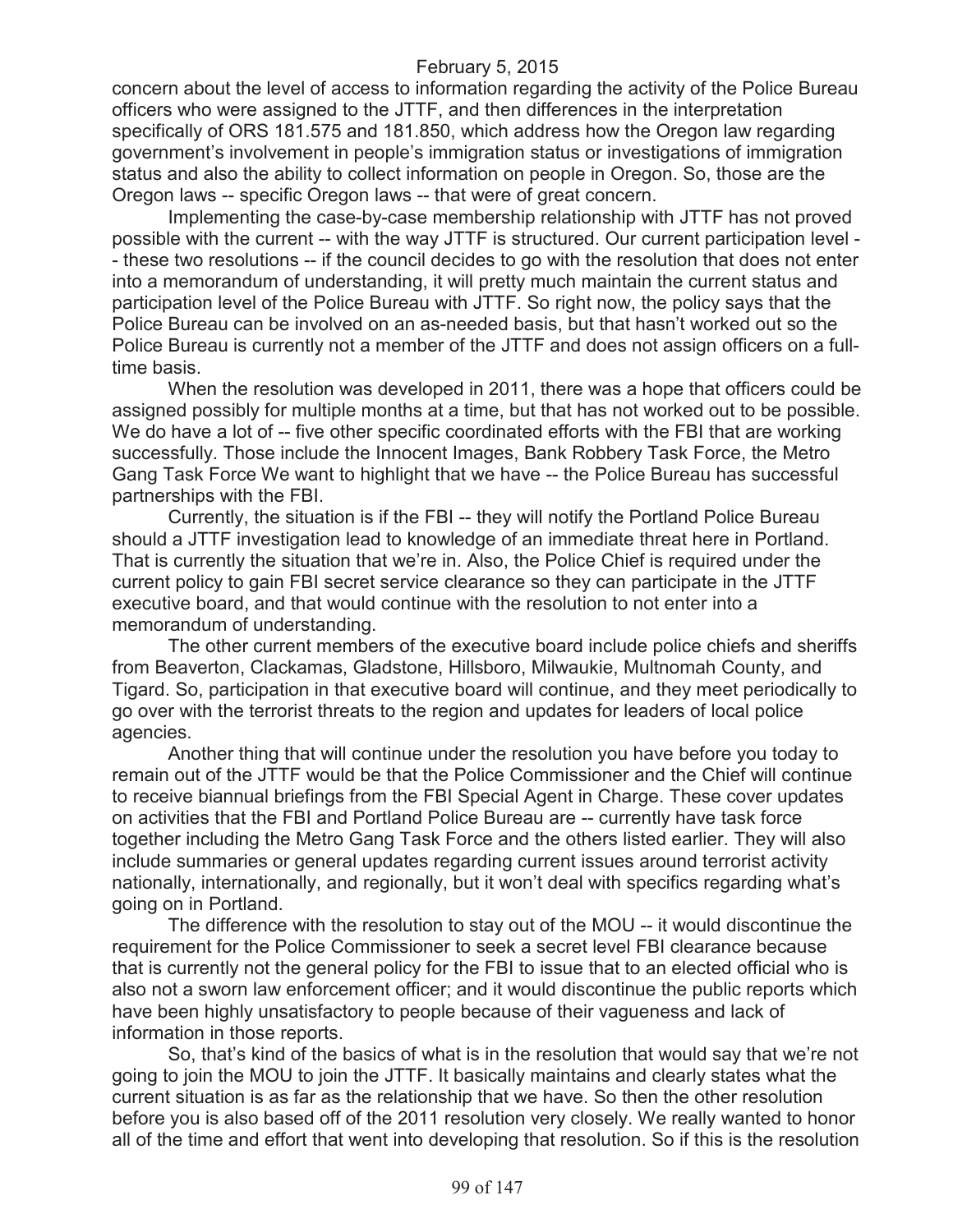concern about the level of access to information regarding the activity of the Police Bureau officers who were assigned to the JTTF, and then differences in the interpretation specifically of ORS 181.575 and 181.850, which address how the Oregon law regarding government's involvement in people's immigration status or investigations of immigration status and also the ability to collect information on people in Oregon. So, those are the Oregon laws -- specific Oregon laws -- that were of great concern.

Implementing the case-by-case membership relationship with JTTF has not proved possible with the current -- with the way JTTF is structured. Our current participation level -- these two resolutions -- if the council decides to go with the resolution that does not enter into a memorandum of understanding, it will pretty much maintain the current status and participation level of the Police Bureau with JTTF. So right now, the policy says that the Police Bureau can be involved on an as-needed basis, but that hasn't worked out so the Police Bureau is currently not a member of the JTTF and does not assign officers on a full-time basis.

When the resolution was developed in 2011, there was a hope that officers could be assigned possibly for multiple months at a time, but that has not worked out to be possible. We do have a lot of -- five other specific coordinated efforts with the FBI that are working successfully. Those include the Innocent Images, Bank Robbery Task Force, the Metro Gang Task Force We want to highlight that we have -- the Police Bureau has successful partnerships with the FBI.

Currently, the situation is if the FBI -- they will notify the Portland Police Bureau should a JTTF investigation lead to knowledge of an immediate threat here in Portland. That is currently the situation that we're in. Also, the Police Chief is required under the current policy to gain FBI secret service clearance so they can participate in the JTTF executive board, and that would continue with the resolution to not enter into a memorandum of understanding.

The other current members of the executive board include police chiefs and sheriffs from Beaverton, Clackamas, Gladstone, Hillsboro, Milwaukie, Multnomah County, and Tigard. So, participation in that executive board will continue, and they meet periodically to go over with the terrorist threats to the region and updates for leaders of local police agencies.

Another thing that will continue under the resolution you have before you today to remain out of the JTTF would be that the Police Commissioner and the Chief will continue to receive biannual briefings from the FBI Special Agent in Charge. These cover updates on activities that the FBI and Portland Police Bureau are -- currently have task force together including the Metro Gang Task Force and the others listed earlier. They will also include summaries or general updates regarding current issues around terrorist activity nationally, internationally, and regionally, but it won't deal with specifics regarding what's going on in Portland.

The difference with the resolution to stay out of the MOU -- it would discontinue the requirement for the Police Commissioner to seek a secret level FBI clearance because that is currently not the general policy for the FBI to issue that to an elected official who is also not a sworn law enforcement officer; and it would discontinue the public reports which have been highly unsatisfactory to people because of their vagueness and lack of information in those reports.

So, that's kind of the basics of what is in the resolution that would say that we're not going to join the MOU to join the JTTF. It basically maintains and clearly states what the current situation is as far as the relationship that we have. So then the other resolution before you is also based off of the 2011 resolution very closely. We really wanted to honor all of the time and effort that went into developing that resolution. So if this is the resolution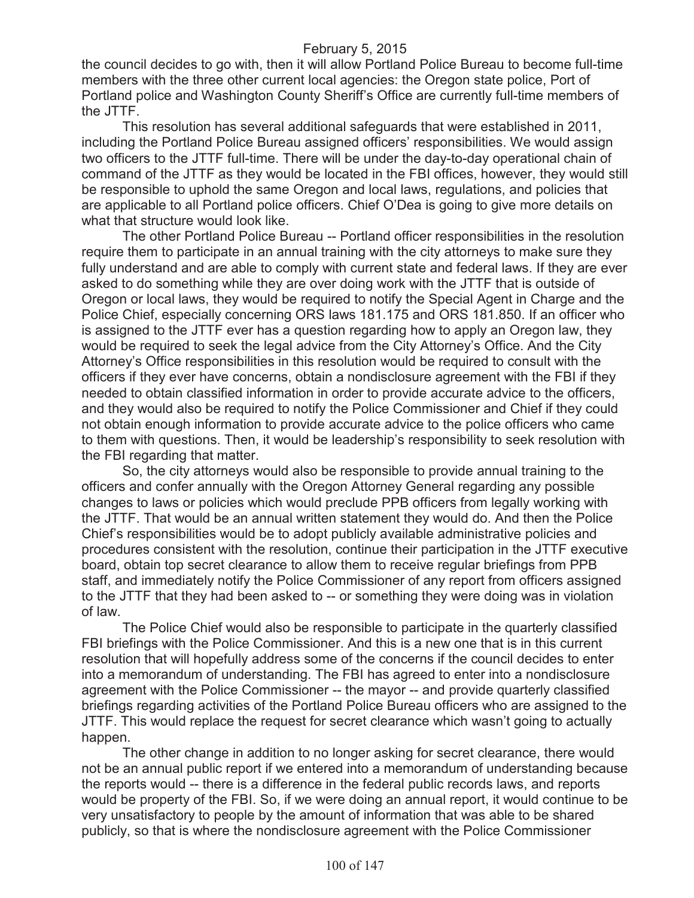the council decides to go with, then it will allow Portland Police Bureau to become full-time members with the three other current local agencies: the Oregon state police, Port of Portland police and Washington County Sheriff's Office are currently full-time members of the JTTF.

This resolution has several additional safeguards that were established in 2011, including the Portland Police Bureau assigned officers' responsibilities. We would assign two officers to the JTTF full-time. There will be under the day-to-day operational chain of command of the JTTF as they would be located in the FBI offices, however, they would still be responsible to uphold the same Oregon and local laws, regulations, and policies that are applicable to all Portland police officers. Chief O'Dea is going to give more details on what that structure would look like.

The other Portland Police Bureau -- Portland officer responsibilities in the resolution require them to participate in an annual training with the city attorneys to make sure they fully understand and are able to comply with current state and federal laws. If they are ever asked to do something while they are over doing work with the JTTF that is outside of Oregon or local laws, they would be required to notify the Special Agent in Charge and the Police Chief, especially concerning ORS laws 181.175 and ORS 181.850. If an officer who is assigned to the JTTF ever has a question regarding how to apply an Oregon law, they would be required to seek the legal advice from the City Attorney's Office. And the City Attorney's Office responsibilities in this resolution would be required to consult with the officers if they ever have concerns, obtain a nondisclosure agreement with the FBI if they needed to obtain classified information in order to provide accurate advice to the officers, and they would also be required to notify the Police Commissioner and Chief if they could not obtain enough information to provide accurate advice to the police officers who came to them with questions. Then, it would be leadership's responsibility to seek resolution with the FBI regarding that matter.

So, the city attorneys would also be responsible to provide annual training to the officers and confer annually with the Oregon Attorney General regarding any possible changes to laws or policies which would preclude PPB officers from legally working with the JTTF. That would be an annual written statement they would do. And then the Police Chief's responsibilities would be to adopt publicly available administrative policies and procedures consistent with the resolution, continue their participation in the JTTF executive board, obtain top secret clearance to allow them to receive regular briefings from PPB staff, and immediately notify the Police Commissioner of any report from officers assigned to the JTTF that they had been asked to -- or something they were doing was in violation of law.

The Police Chief would also be responsible to participate in the quarterly classified FBI briefings with the Police Commissioner. And this is a new one that is in this current resolution that will hopefully address some of the concerns if the council decides to enter into a memorandum of understanding. The FBI has agreed to enter into a nondisclosure agreement with the Police Commissioner -- the mayor -- and provide quarterly classified briefings regarding activities of the Portland Police Bureau officers who are assigned to the JTTF. This would replace the request for secret clearance which wasn't going to actually happen.

The other change in addition to no longer asking for secret clearance, there would not be an annual public report if we entered into a memorandum of understanding because the reports would -- there is a difference in the federal public records laws, and reports would be property of the FBI. So, if we were doing an annual report, it would continue to be very unsatisfactory to people by the amount of information that was able to be shared publicly, so that is where the nondisclosure agreement with the Police Commissioner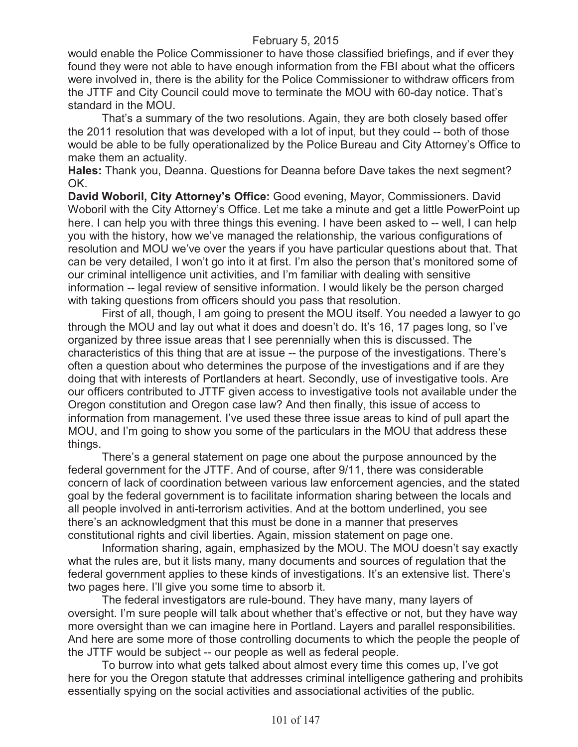would enable the Police Commissioner to have those classified briefings, and if ever they found they were not able to have enough information from the FBI about what the officers were involved in, there is the ability for the Police Commissioner to withdraw officers from the JTTF and City Council could move to terminate the MOU with 60-day notice. That's standard in the MOU.

That's a summary of the two resolutions. Again, they are both closely based offer the 2011 resolution that was developed with a lot of input, but they could -- both of those would be able to be fully operationalized by the Police Bureau and City Attorney's Office to make them an actuality.

**Hales:** Thank you, Deanna. Questions for Deanna before Dave takes the next segment? OK.

**David Woboril, City Attorney's Office:** Good evening, Mayor, Commissioners. David Woboril with the City Attorney's Office. Let me take a minute and get a little PowerPoint up here. I can help you with three things this evening. I have been asked to -- well, I can help you with the history, how we've managed the relationship, the various configurations of resolution and MOU we've over the years if you have particular questions about that. That can be very detailed, I won't go into it at first. I'm also the person that's monitored some of our criminal intelligence unit activities, and I'm familiar with dealing with sensitive information -- legal review of sensitive information. I would likely be the person charged with taking questions from officers should you pass that resolution.

First of all, though, I am going to present the MOU itself. You needed a lawyer to go through the MOU and lay out what it does and doesn't do. It's 16, 17 pages long, so I've organized by three issue areas that I see perennially when this is discussed. The characteristics of this thing that are at issue -- the purpose of the investigations. There's often a question about who determines the purpose of the investigations and if are they doing that with interests of Portlanders at heart. Secondly, use of investigative tools. Are our officers contributed to JTTF given access to investigative tools not available under the Oregon constitution and Oregon case law? And then finally, this issue of access to information from management. I've used these three issue areas to kind of pull apart the MOU, and I'm going to show you some of the particulars in the MOU that address these things.

There's a general statement on page one about the purpose announced by the federal government for the JTTF. And of course, after 9/11, there was considerable concern of lack of coordination between various law enforcement agencies, and the stated goal by the federal government is to facilitate information sharing between the locals and all people involved in anti-terrorism activities. And at the bottom underlined, you see there's an acknowledgment that this must be done in a manner that preserves constitutional rights and civil liberties. Again, mission statement on page one.

Information sharing, again, emphasized by the MOU. The MOU doesn't say exactly what the rules are, but it lists many, many documents and sources of regulation that the federal government applies to these kinds of investigations. It's an extensive list. There's two pages here. I'll give you some time to absorb it.

The federal investigators are rule-bound. They have many, many layers of oversight. I'm sure people will talk about whether that's effective or not, but they have way more oversight than we can imagine here in Portland. Layers and parallel responsibilities. And here are some more of those controlling documents to which the people the people of the JTTF would be subject -- our people as well as federal people.

To burrow into what gets talked about almost every time this comes up, I've got here for you the Oregon statute that addresses criminal intelligence gathering and prohibits essentially spying on the social activities and associational activities of the public.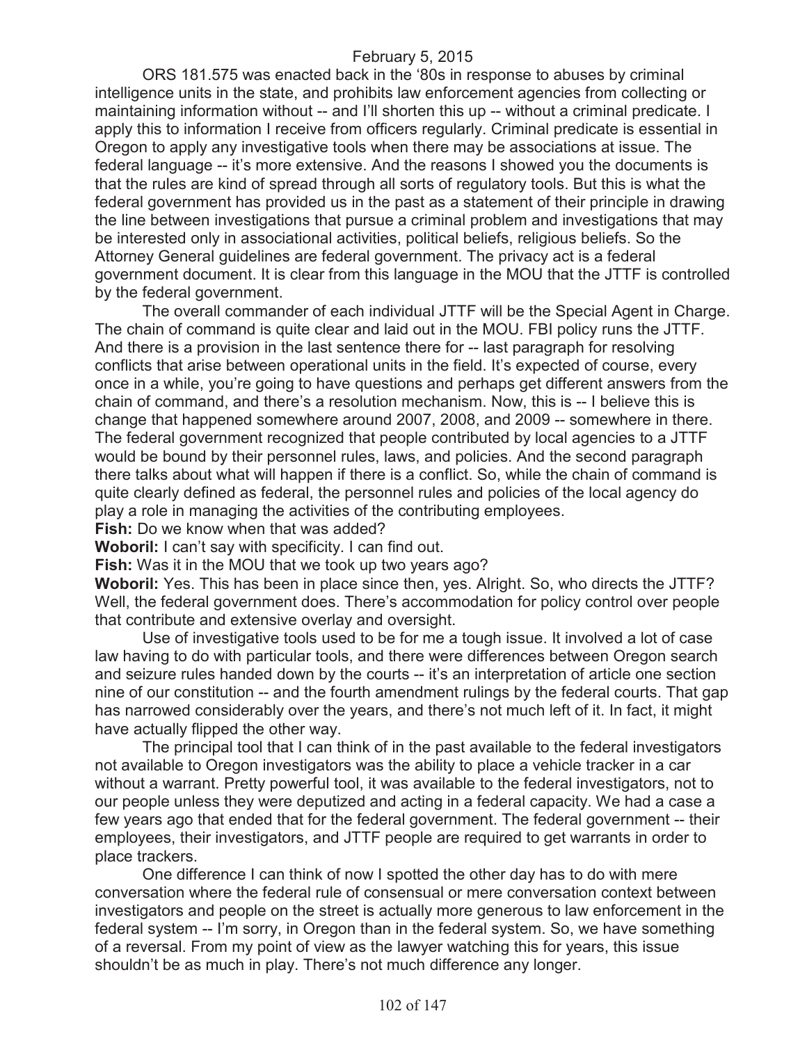ORS 181.575 was enacted back in the '80s in response to abuses by criminal intelligence units in the state, and prohibits law enforcement agencies from collecting or maintaining information without -- and I'll shorten this up -- without a criminal predicate. I apply this to information I receive from officers regularly. Criminal predicate is essential in Oregon to apply any investigative tools when there may be associations at issue. The federal language -- it's more extensive. And the reasons I showed you the documents is that the rules are kind of spread through all sorts of regulatory tools. But this is what the federal government has provided us in the past as a statement of their principle in drawing the line between investigations that pursue a criminal problem and investigations that may be interested only in associational activities, political beliefs, religious beliefs. So the Attorney General guidelines are federal government. The privacy act is a federal government document. It is clear from this language in the MOU that the JTTF is controlled by the federal government.

The overall commander of each individual JTTF will be the Special Agent in Charge. The chain of command is quite clear and laid out in the MOU. FBI policy runs the JTTF. And there is a provision in the last sentence there for -- last paragraph for resolving conflicts that arise between operational units in the field. It's expected of course, every once in a while, you're going to have questions and perhaps get different answers from the chain of command, and there's a resolution mechanism. Now, this is -- I believe this is change that happened somewhere around 2007, 2008, and 2009 -- somewhere in there. The federal government recognized that people contributed by local agencies to a JTTF would be bound by their personnel rules, laws, and policies. And the second paragraph there talks about what will happen if there is a conflict. So, while the chain of command is quite clearly defined as federal, the personnel rules and policies of the local agency do play a role in managing the activities of the contributing employees.

**Fish:** Do we know when that was added?

**Woboril:** I can't say with specificity. I can find out.

**Fish:** Was it in the MOU that we took up two years ago?

**Woboril:** Yes. This has been in place since then, yes. Alright. So, who directs the JTTF? Well, the federal government does. There's accommodation for policy control over people that contribute and extensive overlay and oversight.

Use of investigative tools used to be for me a tough issue. It involved a lot of case law having to do with particular tools, and there were differences between Oregon search and seizure rules handed down by the courts -- it's an interpretation of article one section nine of our constitution -- and the fourth amendment rulings by the federal courts. That gap has narrowed considerably over the years, and there's not much left of it. In fact, it might have actually flipped the other way.

The principal tool that I can think of in the past available to the federal investigators not available to Oregon investigators was the ability to place a vehicle tracker in a car without a warrant. Pretty powerful tool, it was available to the federal investigators, not to our people unless they were deputized and acting in a federal capacity. We had a case a few years ago that ended that for the federal government. The federal government -- their employees, their investigators, and JTTF people are required to get warrants in order to place trackers.

One difference I can think of now I spotted the other day has to do with mere conversation where the federal rule of consensual or mere conversation context between investigators and people on the street is actually more generous to law enforcement in the federal system -- I'm sorry, in Oregon than in the federal system. So, we have something of a reversal. From my point of view as the lawyer watching this for years, this issue shouldn't be as much in play. There's not much difference any longer.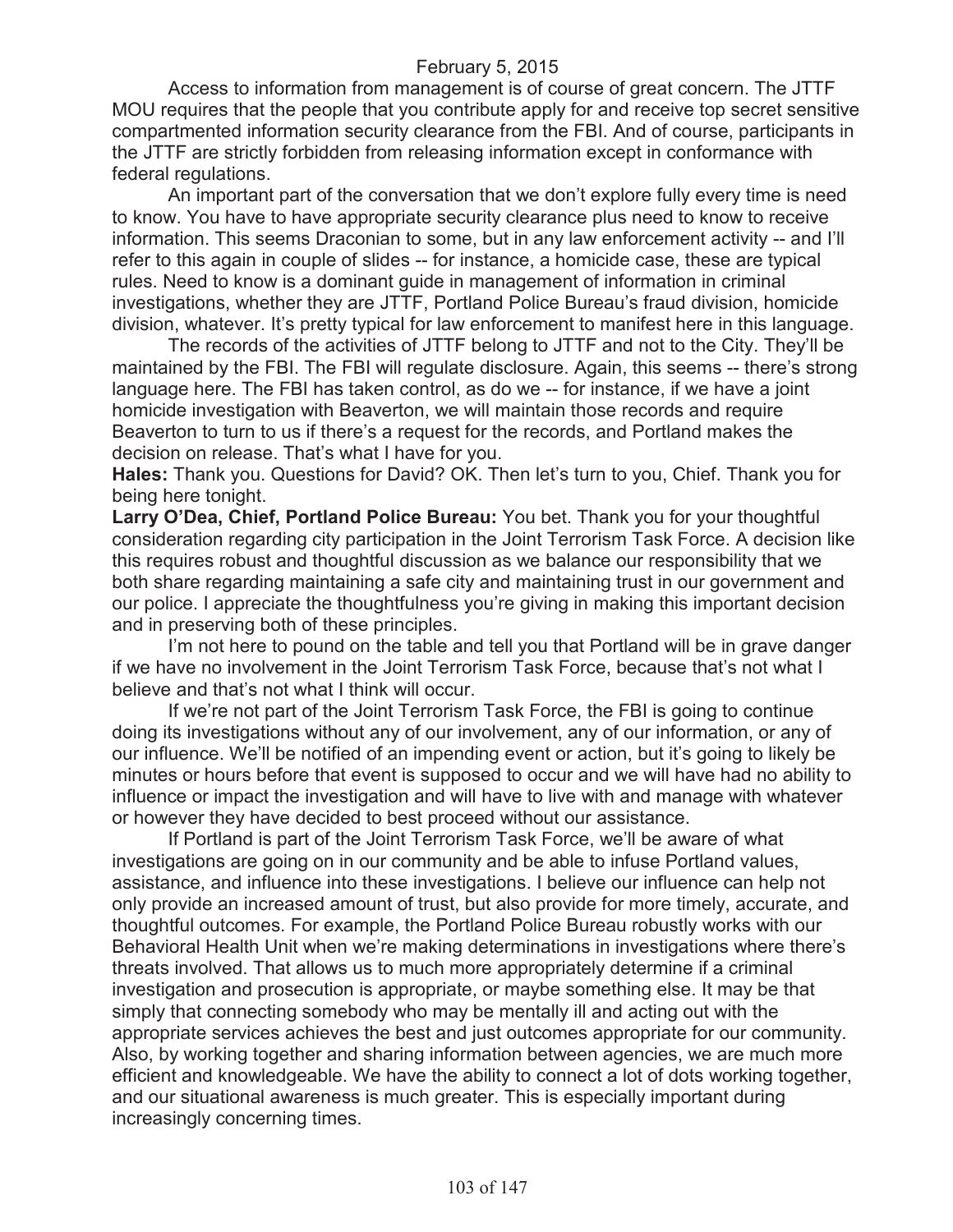February 5, 2015

Access to information from management is of course of great concern. The JTTF MOU requires that the people that you contribute apply for and receive top secret sensitive compartmented information security clearance from the FBI. And of course, participants in the JTTF are strictly forbidden from releasing information except in conformance with federal regulations.

An important part of the conversation that we don't explore fully every time is need to know. You have to have appropriate security clearance plus need to know to receive information. This seems Draconian to some, but in any law enforcement activity -- and I'll refer to this again in couple of slides -- for instance, a homicide case, these are typical rules. Need to know is a dominant guide in management of information in criminal investigations, whether they are JTTF, Portland Police Bureau's fraud division, homicide division, whatever. It's pretty typical for law enforcement to manifest here in this language.

The records of the activities of JTTF belong to JTTF and not to the City. They'll be maintained by the FBI. The FBI will regulate disclosure. Again, this seems -- there's strong language here. The FBI has taken control, as do we -- for instance, if we have a joint homicide investigation with Beaverton, we will maintain those records and require Beaverton to turn to us if there's a request for the records, and Portland makes the decision on release. That's what I have for you.

**Hales:** Thank you. Questions for David? OK. Then let's turn to you, Chief. Thank you for being here tonight.

**Larry O'Dea, Chief, Portland Police Bureau:** You bet. Thank you for your thoughtful consideration regarding city participation in the Joint Terrorism Task Force. A decision like this requires robust and thoughtful discussion as we balance our responsibility that we both share regarding maintaining a safe city and maintaining trust in our government and our police. I appreciate the thoughtfulness you're giving in making this important decision and in preserving both of these principles.

I'm not here to pound on the table and tell you that Portland will be in grave danger if we have no involvement in the Joint Terrorism Task Force, because that's not what I believe and that's not what I think will occur.

If we're not part of the Joint Terrorism Task Force, the FBI is going to continue doing its investigations without any of our involvement, any of our information, or any of our influence. We'll be notified of an impending event or action, but it's going to likely be minutes or hours before that event is supposed to occur and we will have had no ability to influence or impact the investigation and will have to live with and manage with whatever or however they have decided to best proceed without our assistance.

If Portland is part of the Joint Terrorism Task Force, we'll be aware of what investigations are going on in our community and be able to infuse Portland values, assistance, and influence into these investigations. I believe our influence can help not only provide an increased amount of trust, but also provide for more timely, accurate, and thoughtful outcomes. For example, the Portland Police Bureau robustly works with our Behavioral Health Unit when we're making determinations in investigations where there's threats involved. That allows us to much more appropriately determine if a criminal investigation and prosecution is appropriate, or maybe something else. It may be that simply that connecting somebody who may be mentally ill and acting out with the appropriate services achieves the best and just outcomes appropriate for our community. Also, by working together and sharing information between agencies, we are much more efficient and knowledgeable. We have the ability to connect a lot of dots working together, and our situational awareness is much greater. This is especially important during increasingly concerning times.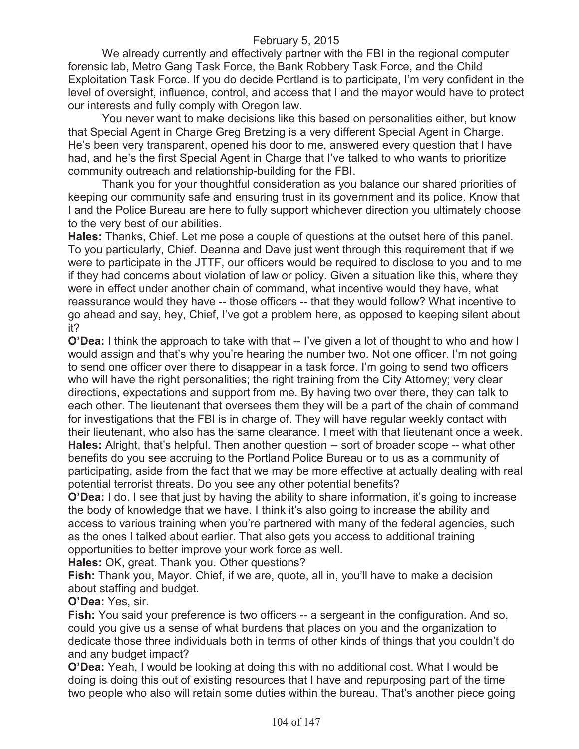We already currently and effectively partner with the FBI in the regional computer forensic lab, Metro Gang Task Force, the Bank Robbery Task Force, and the Child Exploitation Task Force. If you do decide Portland is to participate, I'm very confident in the level of oversight, influence, control, and access that I and the mayor would have to protect our interests and fully comply with Oregon law.

You never want to make decisions like this based on personalities either, but know that Special Agent in Charge Greg Bretzing is a very different Special Agent in Charge. He's been very transparent, opened his door to me, answered every question that I have had, and he's the first Special Agent in Charge that I've talked to who wants to prioritize community outreach and relationship-building for the FBI.

Thank you for your thoughtful consideration as you balance our shared priorities of keeping our community safe and ensuring trust in its government and its police. Know that I and the Police Bureau are here to fully support whichever direction you ultimately choose to the very best of our abilities.

**Hales:** Thanks, Chief. Let me pose a couple of questions at the outset here of this panel. To you particularly, Chief. Deanna and Dave just went through this requirement that if we were to participate in the JTTF, our officers would be required to disclose to you and to me if they had concerns about violation of law or policy. Given a situation like this, where they were in effect under another chain of command, what incentive would they have, what reassurance would they have -- those officers -- that they would follow? What incentive to go ahead and say, hey, Chief, I've got a problem here, as opposed to keeping silent about it?

**O'Dea:** I think the approach to take with that -- I've given a lot of thought to who and how I would assign and that's why you're hearing the number two. Not one officer. I'm not going to send one officer over there to disappear in a task force. I'm going to send two officers who will have the right personalities; the right training from the City Attorney; very clear directions, expectations and support from me. By having two over there, they can talk to each other. The lieutenant that oversees them they will be a part of the chain of command for investigations that the FBI is in charge of. They will have regular weekly contact with their lieutenant, who also has the same clearance. I meet with that lieutenant once a week.

**Hales:** Alright, that's helpful. Then another question -- sort of broader scope -- what other benefits do you see accruing to the Portland Police Bureau or to us as a community of participating, aside from the fact that we may be more effective at actually dealing with real potential terrorist threats. Do you see any other potential benefits?

**O'Dea:** I do. I see that just by having the ability to share information, it's going to increase the body of knowledge that we have. I think it's also going to increase the ability and access to various training when you're partnered with many of the federal agencies, such as the ones I talked about earlier. That also gets you access to additional training opportunities to better improve your work force as well.

**Hales:** OK, great. Thank you. Other questions?

**Fish:** Thank you, Mayor. Chief, if we are, quote, all in, you'll have to make a decision about staffing and budget.

**O'Dea:** Yes, sir.

**Fish:** You said your preference is two officers -- a sergeant in the configuration. And so, could you give us a sense of what burdens that places on you and the organization to dedicate those three individuals both in terms of other kinds of things that you couldn't do and any budget impact?

**O'Dea:** Yeah, I would be looking at doing this with no additional cost. What I would be doing is doing this out of existing resources that I have and repurposing part of the time two people who also will retain some duties within the bureau. That's another piece going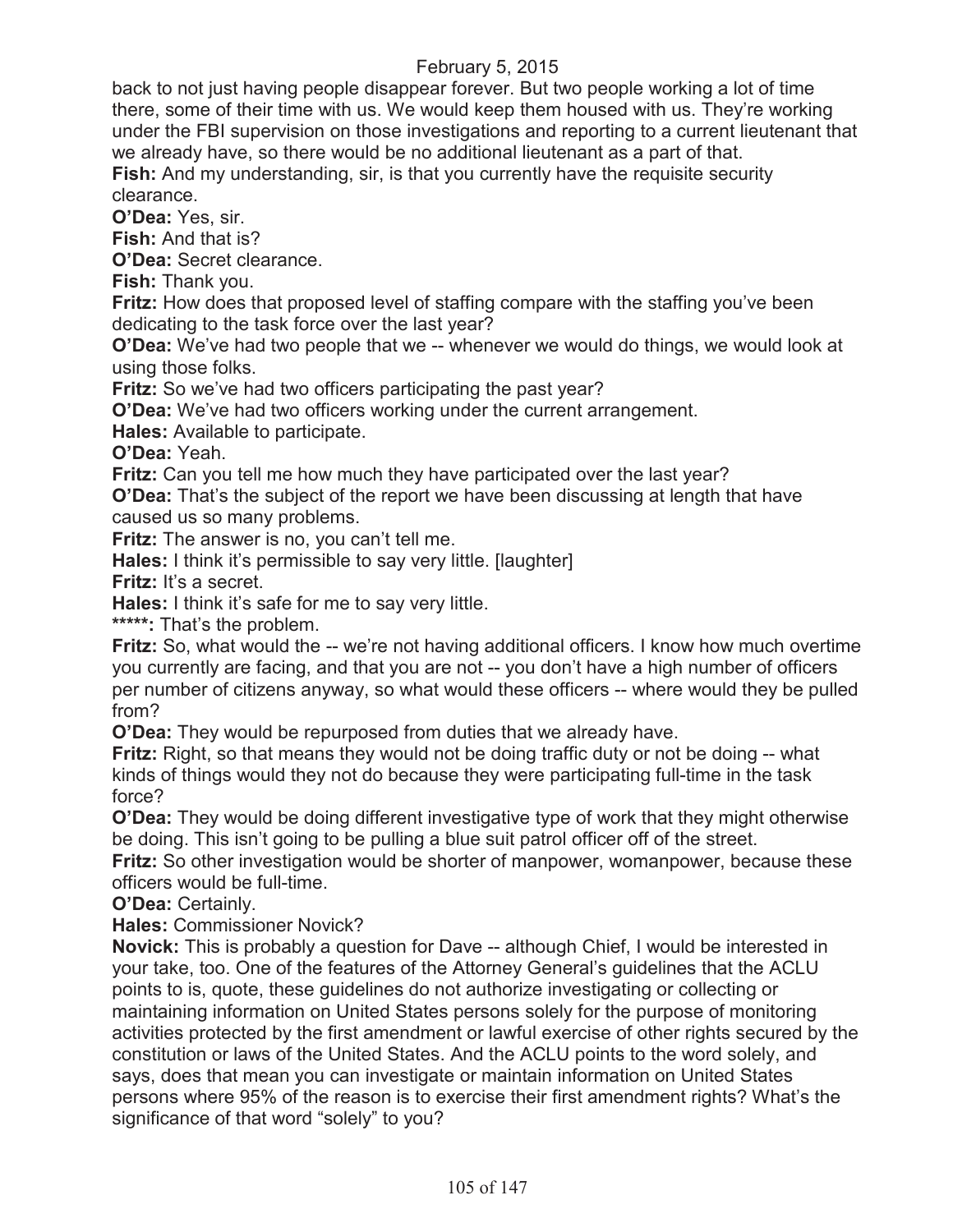back to not just having people disappear forever. But two people working a lot of time there, some of their time with us. We would keep them housed with us. They're working under the FBI supervision on those investigations and reporting to a current lieutenant that we already have, so there would be no additional lieutenant as a part of that.

**Fish:** And my understanding, sir, is that you currently have the requisite security clearance.

**O'Dea:** Yes, sir.

**Fish:** And that is?

**O'Dea:** Secret clearance.

**Fish:** Thank you.

**Fritz:** How does that proposed level of staffing compare with the staffing you've been dedicating to the task force over the last year?

**O'Dea:** We've had two people that we -- whenever we would do things, we would look at using those folks.

**Fritz:** So we've had two officers participating the past year?

**O'Dea:** We've had two officers working under the current arrangement.

**Hales:** Available to participate.

**O'Dea:** Yeah.

**Fritz:** Can you tell me how much they have participated over the last year?

**O'Dea:** That's the subject of the report we have been discussing at length that have caused us so many problems.

**Fritz:** The answer is no, you can't tell me.

**Hales:** I think it's permissible to say very little. [laughter]

**Fritz:** It's a secret.

**Hales:** I think it's safe for me to say very little.

*****:** That's the problem.

**Fritz:** So, what would the -- we're not having additional officers. I know how much overtime you currently are facing, and that you are not -- you don't have a high number of officers per number of citizens anyway, so what would these officers -- where would they be pulled from?

**O'Dea:** They would be repurposed from duties that we already have.

**Fritz:** Right, so that means they would not be doing traffic duty or not be doing -- what kinds of things would they not do because they were participating full-time in the task force?

**O'Dea:** They would be doing different investigative type of work that they might otherwise be doing. This isn't going to be pulling a blue suit patrol officer off of the street.

**Fritz:** So other investigation would be shorter of manpower, womanpower, because these officers would be full-time.

**O'Dea:** Certainly.

**Hales:** Commissioner Novick?

**Novick:** This is probably a question for Dave -- although Chief, I would be interested in your take, too. One of the features of the Attorney General's guidelines that the ACLU points to is, quote, these guidelines do not authorize investigating or collecting or maintaining information on United States persons solely for the purpose of monitoring activities protected by the first amendment or lawful exercise of other rights secured by the constitution or laws of the United States. And the ACLU points to the word solely, and says, does that mean you can investigate or maintain information on United States persons where 95% of the reason is to exercise their first amendment rights? What's the significance of that word "solely" to you?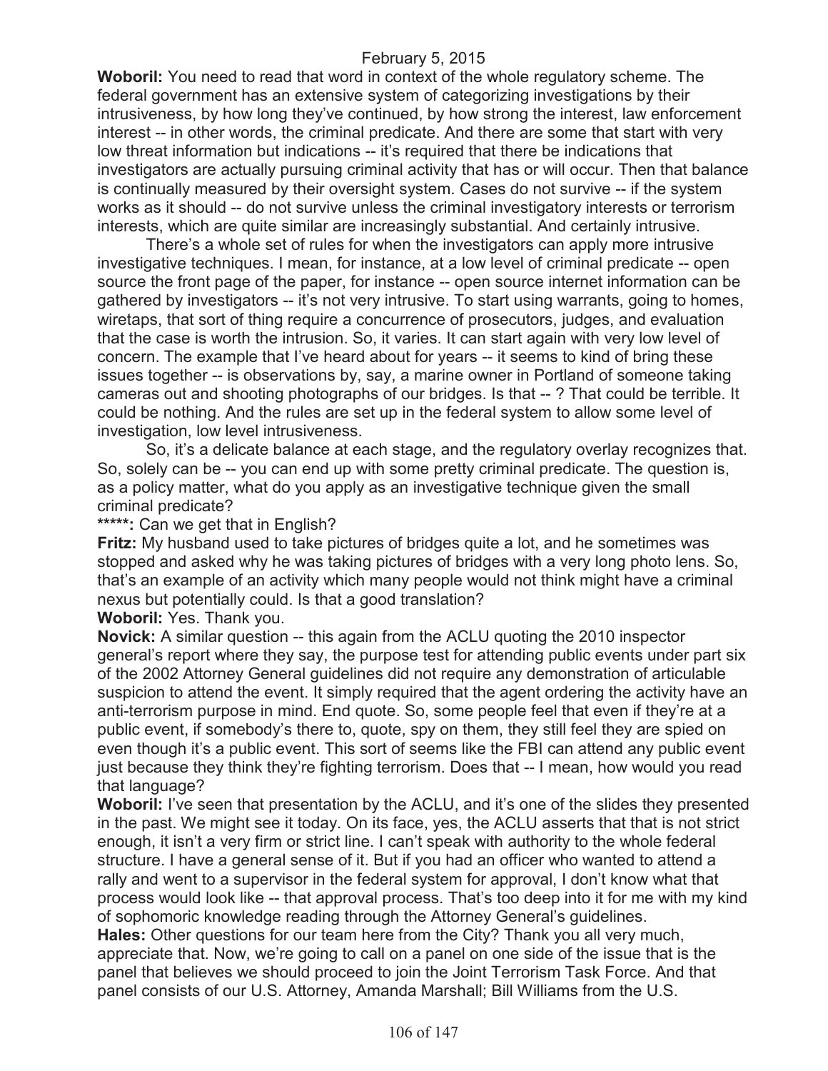**Woboril:** You need to read that word in context of the whole regulatory scheme. The federal government has an extensive system of categorizing investigations by their intrusiveness, by how long they've continued, by how strong the interest, law enforcement interest -- in other words, the criminal predicate. And there are some that start with very low threat information but indications -- it's required that there be indications that investigators are actually pursuing criminal activity that has or will occur. Then that balance is continually measured by their oversight system. Cases do not survive -- if the system works as it should -- do not survive unless the criminal investigatory interests or terrorism interests, which are quite similar are increasingly substantial. And certainly intrusive.

There's a whole set of rules for when the investigators can apply more intrusive investigative techniques. I mean, for instance, at a low level of criminal predicate -- open source the front page of the paper, for instance -- open source internet information can be gathered by investigators -- it's not very intrusive. To start using warrants, going to homes, wiretaps, that sort of thing require a concurrence of prosecutors, judges, and evaluation that the case is worth the intrusion. So, it varies. It can start again with very low level of concern. The example that I've heard about for years -- it seems to kind of bring these issues together -- is observations by, say, a marine owner in Portland of someone taking cameras out and shooting photographs of our bridges. Is that -- ? That could be terrible. It could be nothing. And the rules are set up in the federal system to allow some level of investigation, low level intrusiveness.

So, it's a delicate balance at each stage, and the regulatory overlay recognizes that. So, solely can be -- you can end up with some pretty criminal predicate. The question is, as a policy matter, what do you apply as an investigative technique given the small criminal predicate?

**\*\*\*\*\*:** Can we get that in English?

**Fritz:** My husband used to take pictures of bridges quite a lot, and he sometimes was stopped and asked why he was taking pictures of bridges with a very long photo lens. So, that's an example of an activity which many people would not think might have a criminal nexus but potentially could. Is that a good translation?

**Woboril:** Yes. Thank you.

**Novick:** A similar question -- this again from the ACLU quoting the 2010 inspector general's report where they say, the purpose test for attending public events under part six of the 2002 Attorney General guidelines did not require any demonstration of articulable suspicion to attend the event. It simply required that the agent ordering the activity have an anti-terrorism purpose in mind. End quote. So, some people feel that even if they're at a public event, if somebody's there to, quote, spy on them, they still feel they are spied on even though it's a public event. This sort of seems like the FBI can attend any public event just because they think they're fighting terrorism. Does that -- I mean, how would you read that language?

**Woboril:** I've seen that presentation by the ACLU, and it's one of the slides they presented in the past. We might see it today. On its face, yes, the ACLU asserts that that is not strict enough, it isn't a very firm or strict line. I can't speak with authority to the whole federal structure. I have a general sense of it. But if you had an officer who wanted to attend a rally and went to a supervisor in the federal system for approval, I don't know what that process would look like -- that approval process. That's too deep into it for me with my kind of sophomoric knowledge reading through the Attorney General's guidelines.

**Hales:** Other questions for our team here from the City? Thank you all very much, appreciate that. Now, we're going to call on a panel on one side of the issue that is the panel that believes we should proceed to join the Joint Terrorism Task Force. And that panel consists of our U.S. Attorney, Amanda Marshall; Bill Williams from the U.S.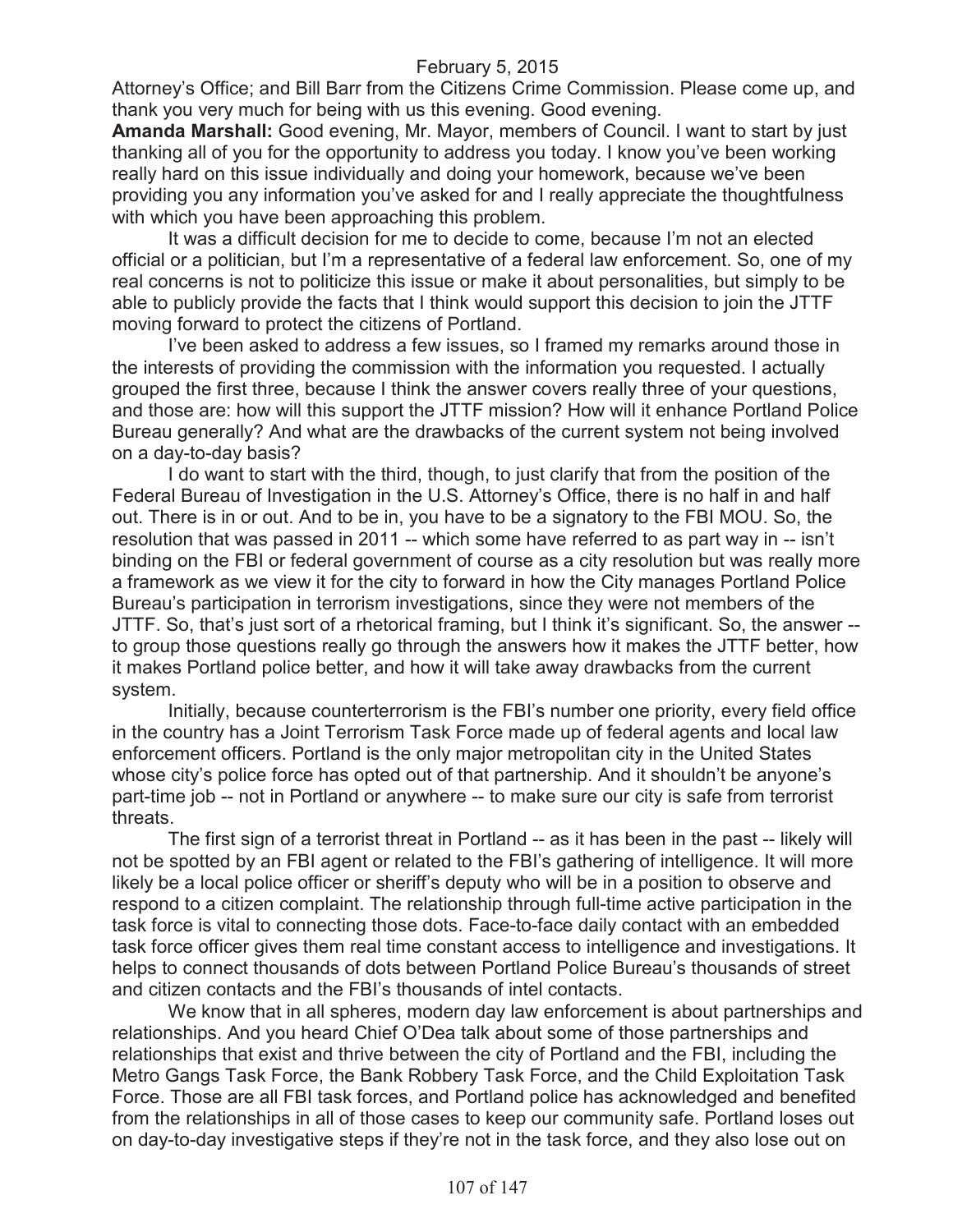Attorney's Office; and Bill Barr from the Citizens Crime Commission. Please come up, and thank you very much for being with us this evening. Good evening.

**Amanda Marshall:** Good evening, Mr. Mayor, members of Council. I want to start by just thanking all of you for the opportunity to address you today. I know you've been working really hard on this issue individually and doing your homework, because we've been providing you any information you've asked for and I really appreciate the thoughtfulness with which you have been approaching this problem.

It was a difficult decision for me to decide to come, because I'm not an elected official or a politician, but I'm a representative of a federal law enforcement. So, one of my real concerns is not to politicize this issue or make it about personalities, but simply to be able to publicly provide the facts that I think would support this decision to join the JTTF moving forward to protect the citizens of Portland.

I've been asked to address a few issues, so I framed my remarks around those in the interests of providing the commission with the information you requested. I actually grouped the first three, because I think the answer covers really three of your questions, and those are: how will this support the JTTF mission? How will it enhance Portland Police Bureau generally? And what are the drawbacks of the current system not being involved on a day-to-day basis?

I do want to start with the third, though, to just clarify that from the position of the Federal Bureau of Investigation in the U.S. Attorney's Office, there is no half in and half out. There is in or out. And to be in, you have to be a signatory to the FBI MOU. So, the resolution that was passed in 2011 -- which some have referred to as part way in -- isn't binding on the FBI or federal government of course as a city resolution but was really more a framework as we view it for the city to forward in how the City manages Portland Police Bureau's participation in terrorism investigations, since they were not members of the JTTF. So, that's just sort of a rhetorical framing, but I think it's significant. So, the answer -- to group those questions really go through the answers how it makes the JTTF better, how it makes Portland police better, and how it will take away drawbacks from the current system.

Initially, because counterterrorism is the FBI's number one priority, every field office in the country has a Joint Terrorism Task Force made up of federal agents and local law enforcement officers. Portland is the only major metropolitan city in the United States whose city's police force has opted out of that partnership. And it shouldn't be anyone's part-time job -- not in Portland or anywhere -- to make sure our city is safe from terrorist threats.

The first sign of a terrorist threat in Portland -- as it has been in the past -- likely will not be spotted by an FBI agent or related to the FBI's gathering of intelligence. It will more likely be a local police officer or sheriff's deputy who will be in a position to observe and respond to a citizen complaint. The relationship through full-time active participation in the task force is vital to connecting those dots. Face-to-face daily contact with an embedded task force officer gives them real time constant access to intelligence and investigations. It helps to connect thousands of dots between Portland Police Bureau's thousands of street and citizen contacts and the FBI's thousands of intel contacts.

We know that in all spheres, modern day law enforcement is about partnerships and relationships. And you heard Chief O'Dea talk about some of those partnerships and relationships that exist and thrive between the city of Portland and the FBI, including the Metro Gangs Task Force, the Bank Robbery Task Force, and the Child Exploitation Task Force. Those are all FBI task forces, and Portland police has acknowledged and benefited from the relationships in all of those cases to keep our community safe. Portland loses out on day-to-day investigative steps if they're not in the task force, and they also lose out on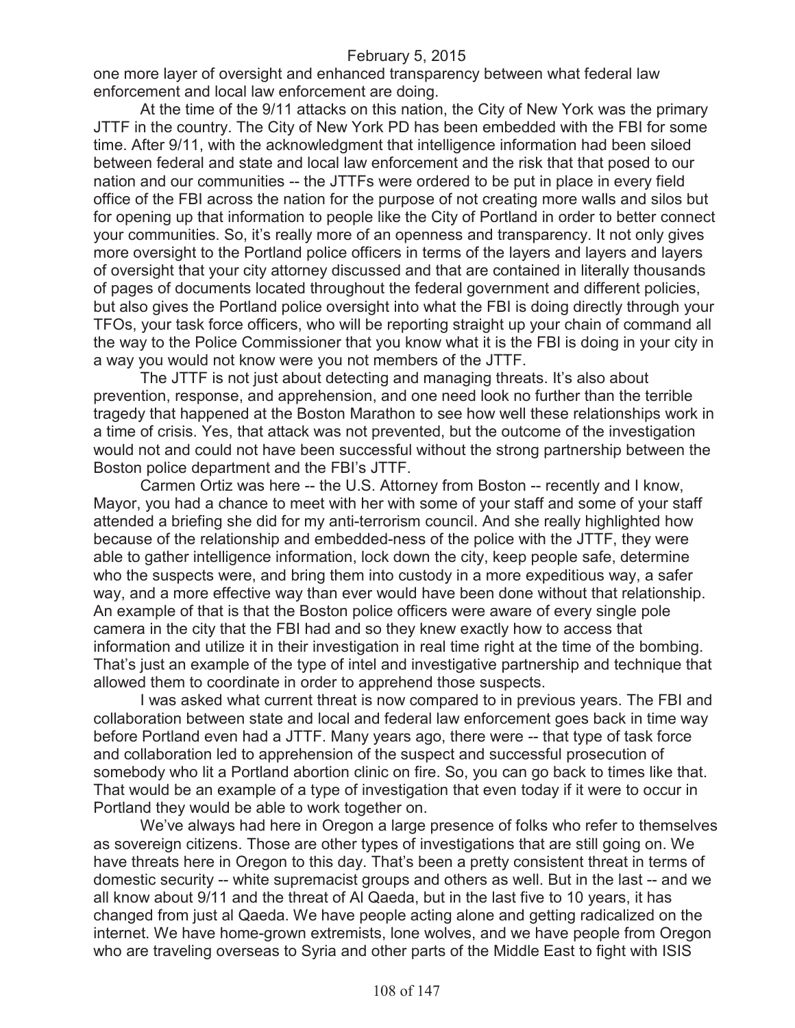one more layer of oversight and enhanced transparency between what federal law enforcement and local law enforcement are doing.

At the time of the 9/11 attacks on this nation, the City of New York was the primary JTTF in the country. The City of New York PD has been embedded with the FBI for some time. After 9/11, with the acknowledgment that intelligence information had been siloed between federal and state and local law enforcement and the risk that that posed to our nation and our communities -- the JTTFs were ordered to be put in place in every field office of the FBI across the nation for the purpose of not creating more walls and silos but for opening up that information to people like the City of Portland in order to better connect your communities. So, it's really more of an openness and transparency. It not only gives more oversight to the Portland police officers in terms of the layers and layers and layers of oversight that your city attorney discussed and that are contained in literally thousands of pages of documents located throughout the federal government and different policies, but also gives the Portland police oversight into what the FBI is doing directly through your TFOs, your task force officers, who will be reporting straight up your chain of command all the way to the Police Commissioner that you know what it is the FBI is doing in your city in a way you would not know were you not members of the JTTF.

The JTTF is not just about detecting and managing threats. It's also about prevention, response, and apprehension, and one need look no further than the terrible tragedy that happened at the Boston Marathon to see how well these relationships work in a time of crisis. Yes, that attack was not prevented, but the outcome of the investigation would not and could not have been successful without the strong partnership between the Boston police department and the FBI's JTTF.

Carmen Ortiz was here -- the U.S. Attorney from Boston -- recently and I know, Mayor, you had a chance to meet with her with some of your staff and some of your staff attended a briefing she did for my anti-terrorism council. And she really highlighted how because of the relationship and embedded-ness of the police with the JTTF, they were able to gather intelligence information, lock down the city, keep people safe, determine who the suspects were, and bring them into custody in a more expeditious way, a safer way, and a more effective way than ever would have been done without that relationship. An example of that is that the Boston police officers were aware of every single pole camera in the city that the FBI had and so they knew exactly how to access that information and utilize it in their investigation in real time right at the time of the bombing. That's just an example of the type of intel and investigative partnership and technique that allowed them to coordinate in order to apprehend those suspects.

I was asked what current threat is now compared to in previous years. The FBI and collaboration between state and local and federal law enforcement goes back in time way before Portland even had a JTTF. Many years ago, there were -- that type of task force and collaboration led to apprehension of the suspect and successful prosecution of somebody who lit a Portland abortion clinic on fire. So, you can go back to times like that. That would be an example of a type of investigation that even today if it were to occur in Portland they would be able to work together on.

We've always had here in Oregon a large presence of folks who refer to themselves as sovereign citizens. Those are other types of investigations that are still going on. We have threats here in Oregon to this day. That's been a pretty consistent threat in terms of domestic security -- white supremacist groups and others as well. But in the last -- and we all know about 9/11 and the threat of Al Qaeda, but in the last five to 10 years, it has changed from just al Qaeda. We have people acting alone and getting radicalized on the internet. We have home-grown extremists, lone wolves, and we have people from Oregon who are traveling overseas to Syria and other parts of the Middle East to fight with ISIS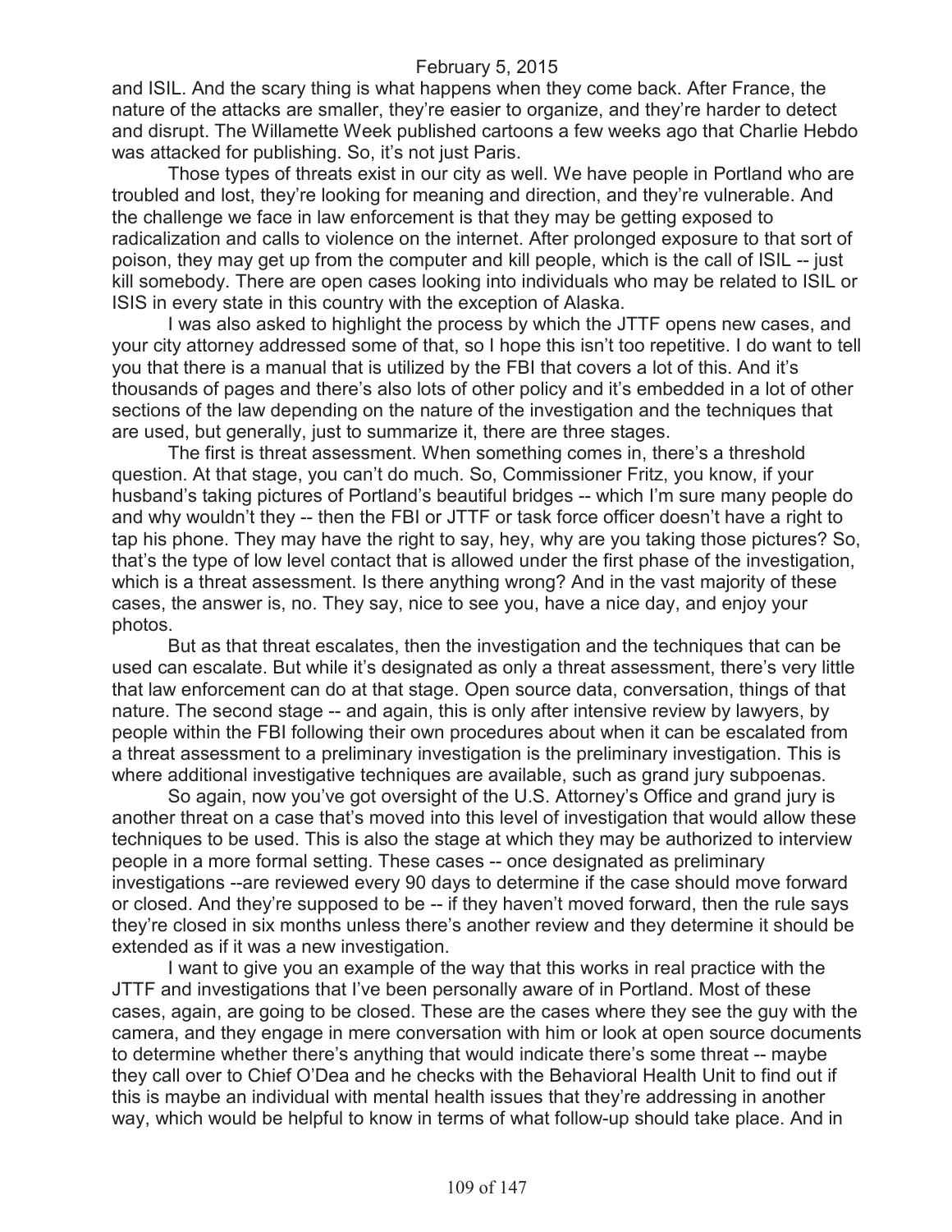and ISIL. And the scary thing is what happens when they come back. After France, the nature of the attacks are smaller, they're easier to organize, and they're harder to detect and disrupt. The Willamette Week published cartoons a few weeks ago that Charlie Hebdo was attacked for publishing. So, it's not just Paris.

Those types of threats exist in our city as well. We have people in Portland who are troubled and lost, they're looking for meaning and direction, and they're vulnerable. And the challenge we face in law enforcement is that they may be getting exposed to radicalization and calls to violence on the internet. After prolonged exposure to that sort of poison, they may get up from the computer and kill people, which is the call of ISIL -- just kill somebody. There are open cases looking into individuals who may be related to ISIL or ISIS in every state in this country with the exception of Alaska.

I was also asked to highlight the process by which the JTTF opens new cases, and your city attorney addressed some of that, so I hope this isn't too repetitive. I do want to tell you that there is a manual that is utilized by the FBI that covers a lot of this. And it's thousands of pages and there's also lots of other policy and it's embedded in a lot of other sections of the law depending on the nature of the investigation and the techniques that are used, but generally, just to summarize it, there are three stages.

The first is threat assessment. When something comes in, there's a threshold question. At that stage, you can't do much. So, Commissioner Fritz, you know, if your husband's taking pictures of Portland's beautiful bridges -- which I'm sure many people do and why wouldn't they -- then the FBI or JTTF or task force officer doesn't have a right to tap his phone. They may have the right to say, hey, why are you taking those pictures? So, that's the type of low level contact that is allowed under the first phase of the investigation, which is a threat assessment. Is there anything wrong? And in the vast majority of these cases, the answer is, no. They say, nice to see you, have a nice day, and enjoy your photos.

But as that threat escalates, then the investigation and the techniques that can be used can escalate. But while it's designated as only a threat assessment, there's very little that law enforcement can do at that stage. Open source data, conversation, things of that nature. The second stage -- and again, this is only after intensive review by lawyers, by people within the FBI following their own procedures about when it can be escalated from a threat assessment to a preliminary investigation is the preliminary investigation. This is where additional investigative techniques are available, such as grand jury subpoenas.

So again, now you've got oversight of the U.S. Attorney's Office and grand jury is another threat on a case that's moved into this level of investigation that would allow these techniques to be used. This is also the stage at which they may be authorized to interview people in a more formal setting. These cases -- once designated as preliminary investigations --are reviewed every 90 days to determine if the case should move forward or closed. And they're supposed to be -- if they haven't moved forward, then the rule says they're closed in six months unless there's another review and they determine it should be extended as if it was a new investigation.

I want to give you an example of the way that this works in real practice with the JTTF and investigations that I've been personally aware of in Portland. Most of these cases, again, are going to be closed. These are the cases where they see the guy with the camera, and they engage in mere conversation with him or look at open source documents to determine whether there's anything that would indicate there's some threat -- maybe they call over to Chief O'Dea and he checks with the Behavioral Health Unit to find out if this is maybe an individual with mental health issues that they're addressing in another way, which would be helpful to know in terms of what follow-up should take place. And in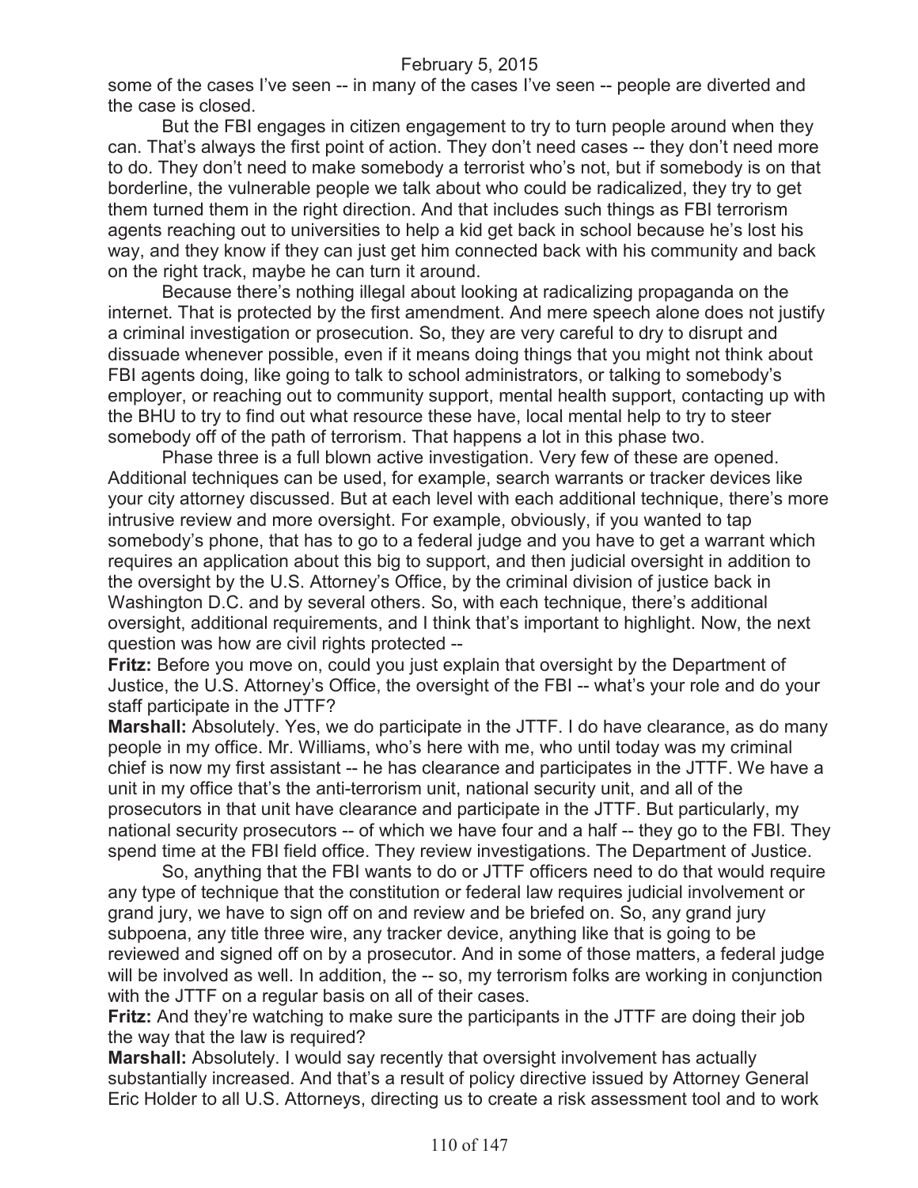some of the cases I've seen -- in many of the cases I've seen -- people are diverted and the case is closed.

But the FBI engages in citizen engagement to try to turn people around when they can. That's always the first point of action. They don't need cases -- they don't need more to do. They don't need to make somebody a terrorist who's not, but if somebody is on that borderline, the vulnerable people we talk about who could be radicalized, they try to get them turned them in the right direction. And that includes such things as FBI terrorism agents reaching out to universities to help a kid get back in school because he's lost his way, and they know if they can just get him connected back with his community and back on the right track, maybe he can turn it around.

Because there's nothing illegal about looking at radicalizing propaganda on the internet. That is protected by the first amendment. And mere speech alone does not justify a criminal investigation or prosecution. So, they are very careful to dry to disrupt and dissuade whenever possible, even if it means doing things that you might not think about FBI agents doing, like going to talk to school administrators, or talking to somebody's employer, or reaching out to community support, mental health support, contacting up with the BHU to try to find out what resource these have, local mental help to try to steer somebody off of the path of terrorism. That happens a lot in this phase two.

Phase three is a full blown active investigation. Very few of these are opened. Additional techniques can be used, for example, search warrants or tracker devices like your city attorney discussed. But at each level with each additional technique, there's more intrusive review and more oversight. For example, obviously, if you wanted to tap somebody's phone, that has to go to a federal judge and you have to get a warrant which requires an application about this big to support, and then judicial oversight in addition to the oversight by the U.S. Attorney's Office, by the criminal division of justice back in Washington D.C. and by several others. So, with each technique, there's additional oversight, additional requirements, and I think that's important to highlight. Now, the next question was how are civil rights protected --

**Fritz:** Before you move on, could you just explain that oversight by the Department of Justice, the U.S. Attorney's Office, the oversight of the FBI -- what's your role and do your staff participate in the JTTF?

**Marshall:** Absolutely. Yes, we do participate in the JTTF. I do have clearance, as do many people in my office. Mr. Williams, who's here with me, who until today was my criminal chief is now my first assistant -- he has clearance and participates in the JTTF. We have a unit in my office that's the anti-terrorism unit, national security unit, and all of the prosecutors in that unit have clearance and participate in the JTTF. But particularly, my national security prosecutors -- of which we have four and a half -- they go to the FBI. They spend time at the FBI field office. They review investigations. The Department of Justice.

So, anything that the FBI wants to do or JTTF officers need to do that would require any type of technique that the constitution or federal law requires judicial involvement or grand jury, we have to sign off on and review and be briefed on. So, any grand jury subpoena, any title three wire, any tracker device, anything like that is going to be reviewed and signed off on by a prosecutor. And in some of those matters, a federal judge will be involved as well. In addition, the -- so, my terrorism folks are working in conjunction with the JTTF on a regular basis on all of their cases.

**Fritz:** And they're watching to make sure the participants in the JTTF are doing their job the way that the law is required?

**Marshall:** Absolutely. I would say recently that oversight involvement has actually substantially increased. And that's a result of policy directive issued by Attorney General Eric Holder to all U.S. Attorneys, directing us to create a risk assessment tool and to work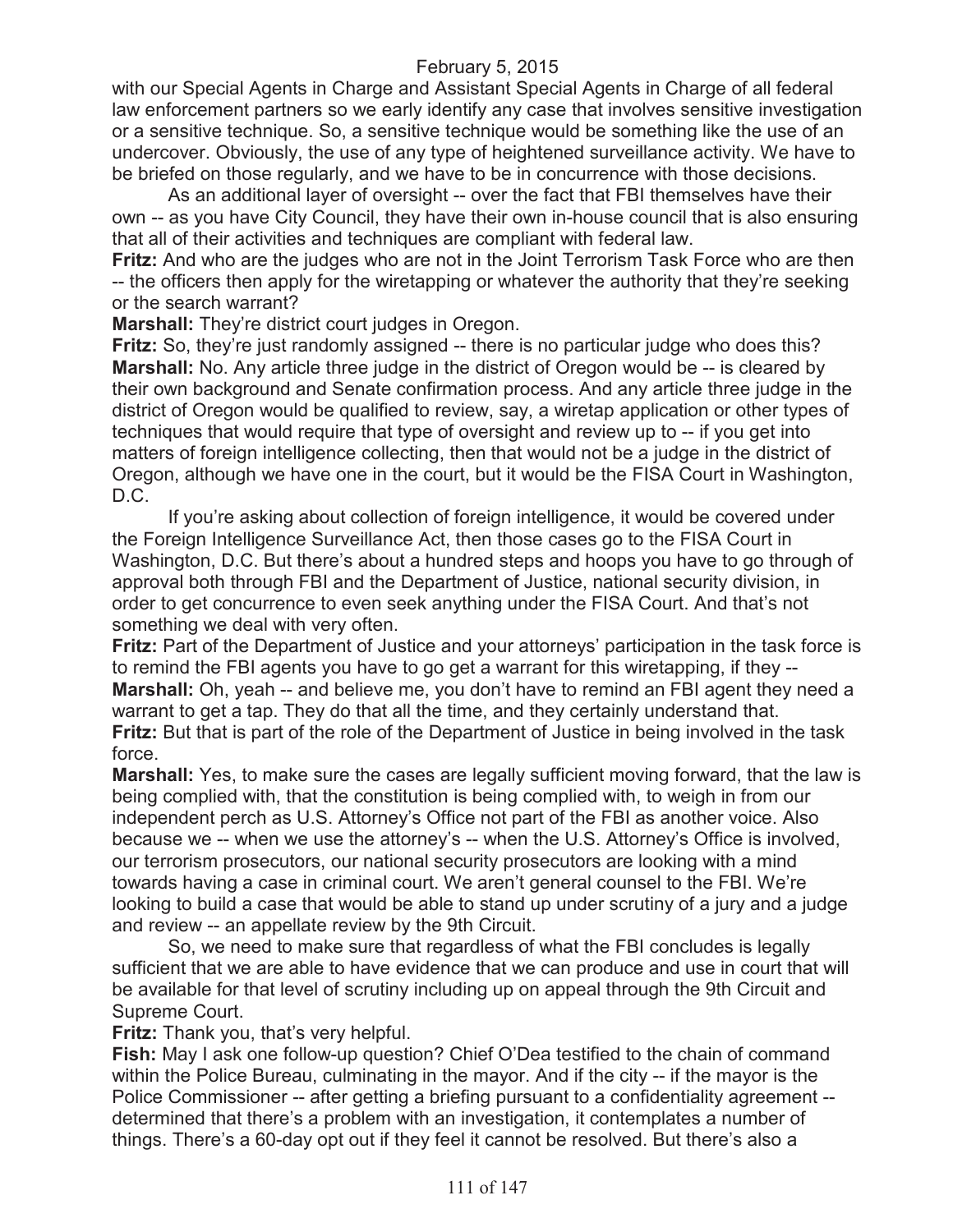with our Special Agents in Charge and Assistant Special Agents in Charge of all federal law enforcement partners so we early identify any case that involves sensitive investigation or a sensitive technique. So, a sensitive technique would be something like the use of an undercover. Obviously, the use of any type of heightened surveillance activity. We have to be briefed on those regularly, and we have to be in concurrence with those decisions.

As an additional layer of oversight -- over the fact that FBI themselves have their own -- as you have City Council, they have their own in-house council that is also ensuring that all of their activities and techniques are compliant with federal law.

**Fritz:** And who are the judges who are not in the Joint Terrorism Task Force who are then -- the officers then apply for the wiretapping or whatever the authority that they're seeking or the search warrant?

**Marshall:** They're district court judges in Oregon.

**Fritz:** So, they're just randomly assigned -- there is no particular judge who does this?

**Marshall:** No. Any article three judge in the district of Oregon would be -- is cleared by their own background and Senate confirmation process. And any article three judge in the district of Oregon would be qualified to review, say, a wiretap application or other types of techniques that would require that type of oversight and review up to -- if you get into matters of foreign intelligence collecting, then that would not be a judge in the district of Oregon, although we have one in the court, but it would be the FISA Court in Washington, D.C.

If you're asking about collection of foreign intelligence, it would be covered under the Foreign Intelligence Surveillance Act, then those cases go to the FISA Court in Washington, D.C. But there's about a hundred steps and hoops you have to go through of approval both through FBI and the Department of Justice, national security division, in order to get concurrence to even seek anything under the FISA Court. And that's not something we deal with very often.

**Fritz:** Part of the Department of Justice and your attorneys' participation in the task force is to remind the FBI agents you have to go get a warrant for this wiretapping, if they --

**Marshall:** Oh, yeah -- and believe me, you don't have to remind an FBI agent they need a warrant to get a tap. They do that all the time, and they certainly understand that.

**Fritz:** But that is part of the role of the Department of Justice in being involved in the task force.

**Marshall:** Yes, to make sure the cases are legally sufficient moving forward, that the law is being complied with, that the constitution is being complied with, to weigh in from our independent perch as U.S. Attorney's Office not part of the FBI as another voice. Also because we -- when we use the attorney's -- when the U.S. Attorney's Office is involved, our terrorism prosecutors, our national security prosecutors are looking with a mind towards having a case in criminal court. We aren't general counsel to the FBI. We're looking to build a case that would be able to stand up under scrutiny of a jury and a judge and review -- an appellate review by the 9th Circuit.

So, we need to make sure that regardless of what the FBI concludes is legally sufficient that we are able to have evidence that we can produce and use in court that will be available for that level of scrutiny including up on appeal through the 9th Circuit and Supreme Court.

**Fritz:** Thank you, that's very helpful.

**Fish:** May I ask one follow-up question? Chief O'Dea testified to the chain of command within the Police Bureau, culminating in the mayor. And if the city -- if the mayor is the Police Commissioner -- after getting a briefing pursuant to a confidentiality agreement -- determined that there's a problem with an investigation, it contemplates a number of things. There's a 60-day opt out if they feel it cannot be resolved. But there's also a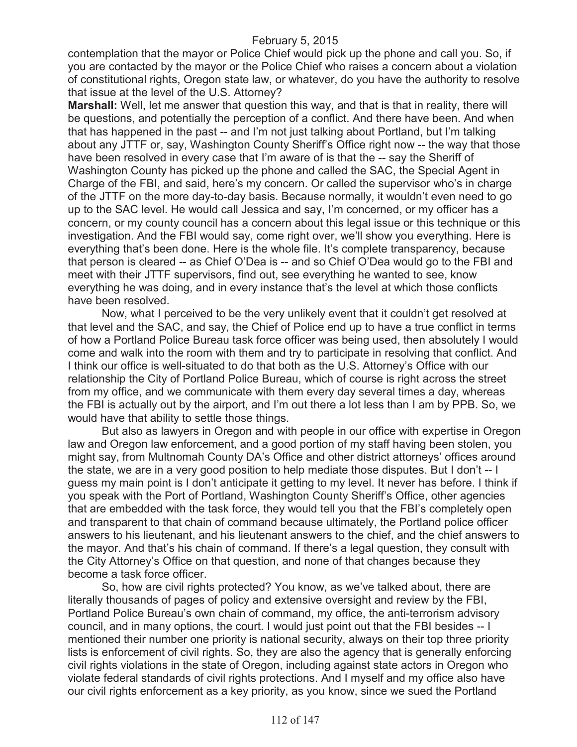contemplation that the mayor or Police Chief would pick up the phone and call you. So, if you are contacted by the mayor or the Police Chief who raises a concern about a violation of constitutional rights, Oregon state law, or whatever, do you have the authority to resolve that issue at the level of the U.S. Attorney?

**Marshall:** Well, let me answer that question this way, and that is that in reality, there will be questions, and potentially the perception of a conflict. And there have been. And when that has happened in the past -- and I'm not just talking about Portland, but I'm talking about any JTTF or, say, Washington County Sheriff's Office right now -- the way that those have been resolved in every case that I'm aware of is that the -- say the Sheriff of Washington County has picked up the phone and called the SAC, the Special Agent in Charge of the FBI, and said, here's my concern. Or called the supervisor who's in charge of the JTTF on the more day-to-day basis. Because normally, it wouldn't even need to go up to the SAC level. He would call Jessica and say, I'm concerned, or my officer has a concern, or my county council has a concern about this legal issue or this technique or this investigation. And the FBI would say, come right over, we'll show you everything. Here is everything that's been done. Here is the whole file. It's complete transparency, because that person is cleared -- as Chief O'Dea is -- and so Chief O'Dea would go to the FBI and meet with their JTTF supervisors, find out, see everything he wanted to see, know everything he was doing, and in every instance that's the level at which those conflicts have been resolved.

Now, what I perceived to be the very unlikely event that it couldn't get resolved at that level and the SAC, and say, the Chief of Police end up to have a true conflict in terms of how a Portland Police Bureau task force officer was being used, then absolutely I would come and walk into the room with them and try to participate in resolving that conflict. And I think our office is well-situated to do that both as the U.S. Attorney's Office with our relationship the City of Portland Police Bureau, which of course is right across the street from my office, and we communicate with them every day several times a day, whereas the FBI is actually out by the airport, and I'm out there a lot less than I am by PPB. So, we would have that ability to settle those things.

But also as lawyers in Oregon and with people in our office with expertise in Oregon law and Oregon law enforcement, and a good portion of my staff having been stolen, you might say, from Multnomah County DA's Office and other district attorneys' offices around the state, we are in a very good position to help mediate those disputes. But I don't -- I guess my main point is I don't anticipate it getting to my level. It never has before. I think if you speak with the Port of Portland, Washington County Sheriff's Office, other agencies that are embedded with the task force, they would tell you that the FBI's completely open and transparent to that chain of command because ultimately, the Portland police officer answers to his lieutenant, and his lieutenant answers to the chief, and the chief answers to the mayor. And that's his chain of command. If there's a legal question, they consult with the City Attorney's Office on that question, and none of that changes because they become a task force officer.

So, how are civil rights protected? You know, as we've talked about, there are literally thousands of pages of policy and extensive oversight and review by the FBI, Portland Police Bureau's own chain of command, my office, the anti-terrorism advisory council, and in many options, the court. I would just point out that the FBI besides -- I mentioned their number one priority is national security, always on their top three priority lists is enforcement of civil rights. So, they are also the agency that is generally enforcing civil rights violations in the state of Oregon, including against state actors in Oregon who violate federal standards of civil rights protections. And I myself and my office also have our civil rights enforcement as a key priority, as you know, since we sued the Portland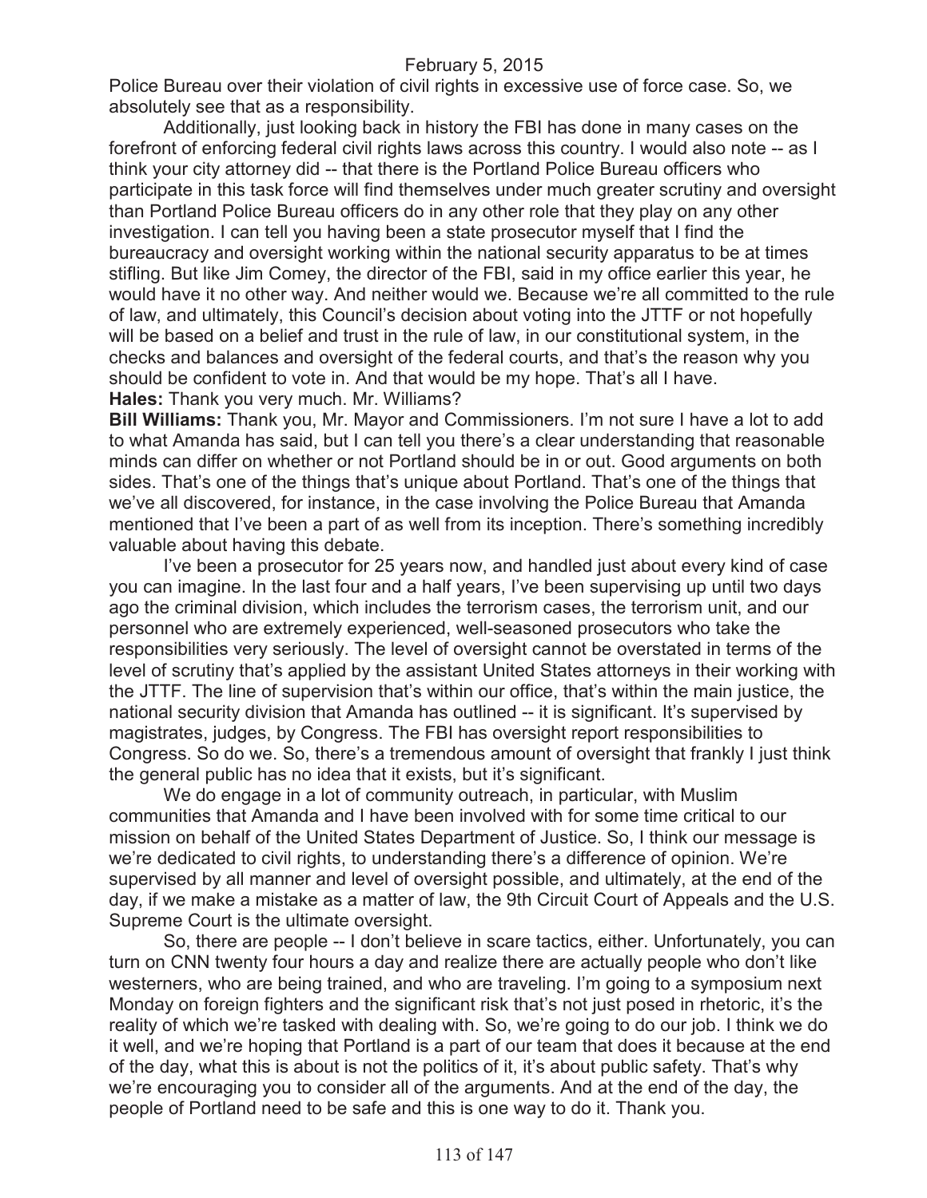Police Bureau over their violation of civil rights in excessive use of force case. So, we absolutely see that as a responsibility.

Additionally, just looking back in history the FBI has done in many cases on the forefront of enforcing federal civil rights laws across this country. I would also note -- as I think your city attorney did -- that there is the Portland Police Bureau officers who participate in this task force will find themselves under much greater scrutiny and oversight than Portland Police Bureau officers do in any other role that they play on any other investigation. I can tell you having been a state prosecutor myself that I find the bureaucracy and oversight working within the national security apparatus to be at times stifling. But like Jim Comey, the director of the FBI, said in my office earlier this year, he would have it no other way. And neither would we. Because we're all committed to the rule of law, and ultimately, this Council's decision about voting into the JTTF or not hopefully will be based on a belief and trust in the rule of law, in our constitutional system, in the checks and balances and oversight of the federal courts, and that's the reason why you should be confident to vote in. And that would be my hope. That's all I have.

**Hales:** Thank you very much. Mr. Williams?

**Bill Williams:** Thank you, Mr. Mayor and Commissioners. I'm not sure I have a lot to add to what Amanda has said, but I can tell you there's a clear understanding that reasonable minds can differ on whether or not Portland should be in or out. Good arguments on both sides. That's one of the things that's unique about Portland. That's one of the things that we've all discovered, for instance, in the case involving the Police Bureau that Amanda mentioned that I've been a part of as well from its inception. There's something incredibly valuable about having this debate.

I've been a prosecutor for 25 years now, and handled just about every kind of case you can imagine. In the last four and a half years, I've been supervising up until two days ago the criminal division, which includes the terrorism cases, the terrorism unit, and our personnel who are extremely experienced, well-seasoned prosecutors who take the responsibilities very seriously. The level of oversight cannot be overstated in terms of the level of scrutiny that's applied by the assistant United States attorneys in their working with the JTTF. The line of supervision that's within our office, that's within the main justice, the national security division that Amanda has outlined -- it is significant. It's supervised by magistrates, judges, by Congress. The FBI has oversight report responsibilities to Congress. So do we. So, there's a tremendous amount of oversight that frankly I just think the general public has no idea that it exists, but it's significant.

We do engage in a lot of community outreach, in particular, with Muslim communities that Amanda and I have been involved with for some time critical to our mission on behalf of the United States Department of Justice. So, I think our message is we're dedicated to civil rights, to understanding there's a difference of opinion. We're supervised by all manner and level of oversight possible, and ultimately, at the end of the day, if we make a mistake as a matter of law, the 9th Circuit Court of Appeals and the U.S. Supreme Court is the ultimate oversight.

So, there are people -- I don't believe in scare tactics, either. Unfortunately, you can turn on CNN twenty four hours a day and realize there are actually people who don't like westerners, who are being trained, and who are traveling. I'm going to a symposium next Monday on foreign fighters and the significant risk that's not just posed in rhetoric, it's the reality of which we're tasked with dealing with. So, we're going to do our job. I think we do it well, and we're hoping that Portland is a part of our team that does it because at the end of the day, what this is about is not the politics of it, it's about public safety. That's why we're encouraging you to consider all of the arguments. And at the end of the day, the people of Portland need to be safe and this is one way to do it. Thank you.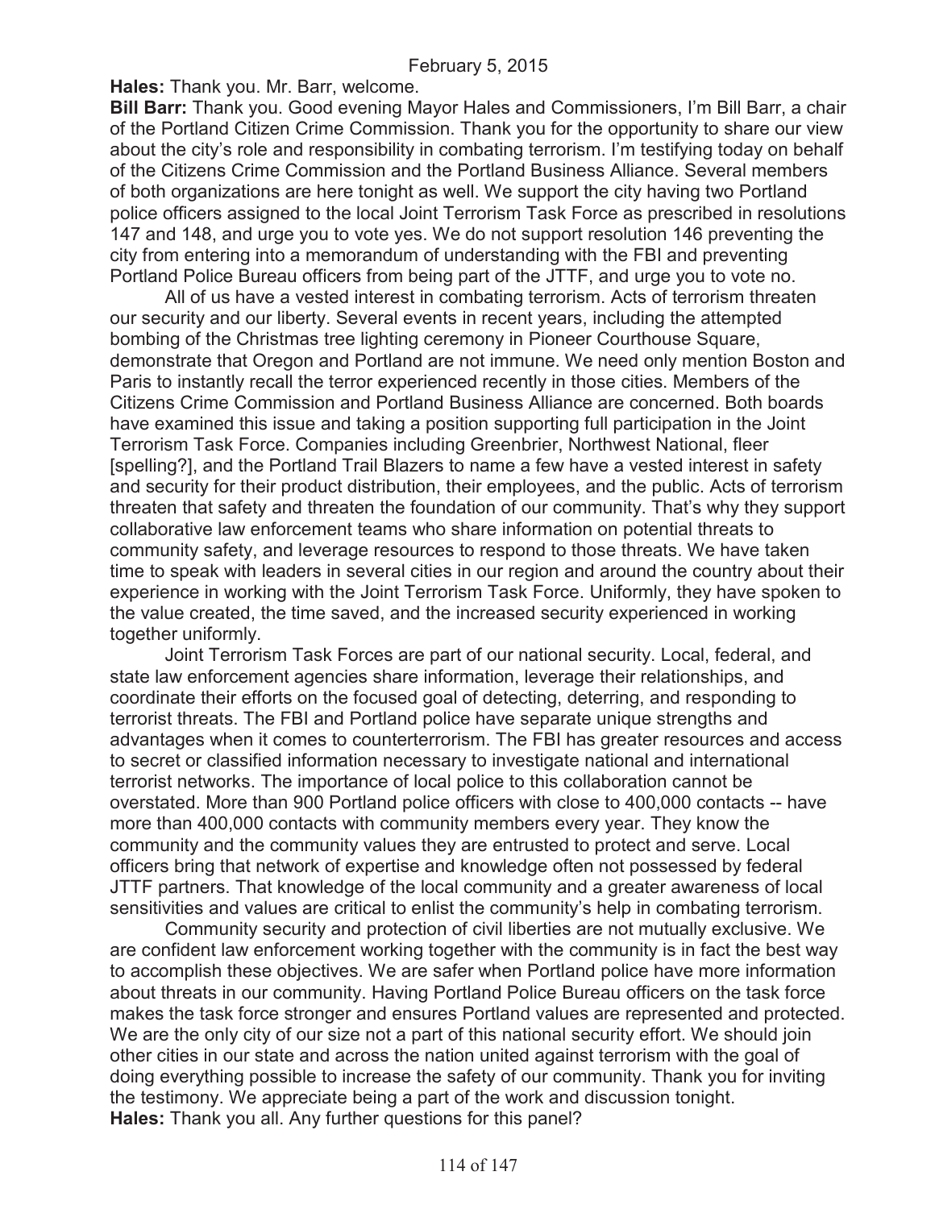**Hales:** Thank you. Mr. Barr, welcome.

**Bill Barr:** Thank you. Good evening Mayor Hales and Commissioners, I'm Bill Barr, a chair of the Portland Citizen Crime Commission. Thank you for the opportunity to share our view about the city's role and responsibility in combating terrorism. I'm testifying today on behalf of the Citizens Crime Commission and the Portland Business Alliance. Several members of both organizations are here tonight as well. We support the city having two Portland police officers assigned to the local Joint Terrorism Task Force as prescribed in resolutions 147 and 148, and urge you to vote yes. We do not support resolution 146 preventing the city from entering into a memorandum of understanding with the FBI and preventing Portland Police Bureau officers from being part of the JTTF, and urge you to vote no.

All of us have a vested interest in combating terrorism. Acts of terrorism threaten our security and our liberty. Several events in recent years, including the attempted bombing of the Christmas tree lighting ceremony in Pioneer Courthouse Square, demonstrate that Oregon and Portland are not immune. We need only mention Boston and Paris to instantly recall the terror experienced recently in those cities. Members of the Citizens Crime Commission and Portland Business Alliance are concerned. Both boards have examined this issue and taking a position supporting full participation in the Joint Terrorism Task Force. Companies including Greenbrier, Northwest National, fleer [spelling?], and the Portland Trail Blazers to name a few have a vested interest in safety and security for their product distribution, their employees, and the public. Acts of terrorism threaten that safety and threaten the foundation of our community. That's why they support collaborative law enforcement teams who share information on potential threats to community safety, and leverage resources to respond to those threats. We have taken time to speak with leaders in several cities in our region and around the country about their experience in working with the Joint Terrorism Task Force. Uniformly, they have spoken to the value created, the time saved, and the increased security experienced in working together uniformly.

Joint Terrorism Task Forces are part of our national security. Local, federal, and state law enforcement agencies share information, leverage their relationships, and coordinate their efforts on the focused goal of detecting, deterring, and responding to terrorist threats. The FBI and Portland police have separate unique strengths and advantages when it comes to counterterrorism. The FBI has greater resources and access to secret or classified information necessary to investigate national and international terrorist networks. The importance of local police to this collaboration cannot be overstated. More than 900 Portland police officers with close to 400,000 contacts -- have more than 400,000 contacts with community members every year. They know the community and the community values they are entrusted to protect and serve. Local officers bring that network of expertise and knowledge often not possessed by federal JTTF partners. That knowledge of the local community and a greater awareness of local sensitivities and values are critical to enlist the community's help in combating terrorism.

Community security and protection of civil liberties are not mutually exclusive. We are confident law enforcement working together with the community is in fact the best way to accomplish these objectives. We are safer when Portland police have more information about threats in our community. Having Portland Police Bureau officers on the task force makes the task force stronger and ensures Portland values are represented and protected. We are the only city of our size not a part of this national security effort. We should join other cities in our state and across the nation united against terrorism with the goal of doing everything possible to increase the safety of our community. Thank you for inviting the testimony. We appreciate being a part of the work and discussion tonight.

**Hales:** Thank you all. Any further questions for this panel?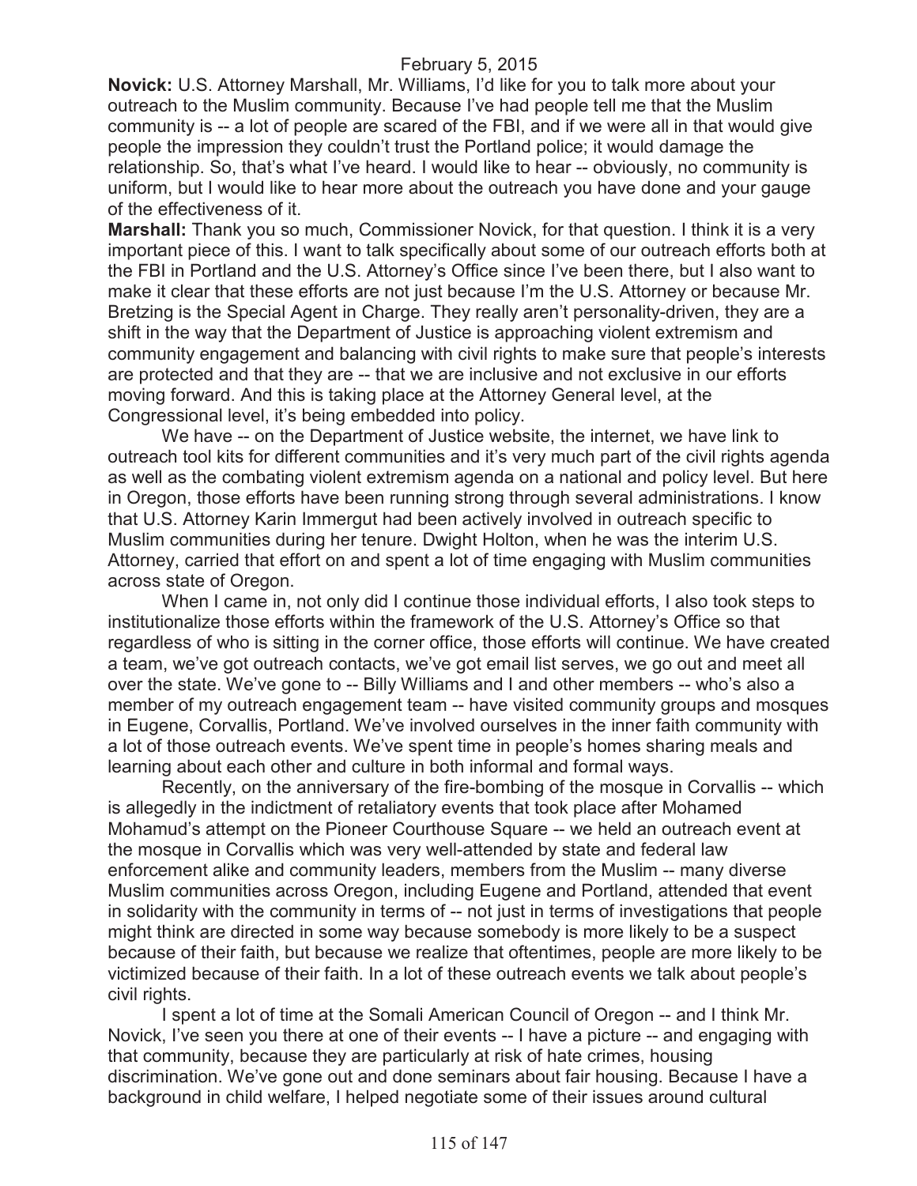**Novick:** U.S. Attorney Marshall, Mr. Williams, I'd like for you to talk more about your outreach to the Muslim community. Because I've had people tell me that the Muslim community is -- a lot of people are scared of the FBI, and if we were all in that would give people the impression they couldn't trust the Portland police; it would damage the relationship. So, that's what I've heard. I would like to hear -- obviously, no community is uniform, but I would like to hear more about the outreach you have done and your gauge of the effectiveness of it.

**Marshall:** Thank you so much, Commissioner Novick, for that question. I think it is a very important piece of this. I want to talk specifically about some of our outreach efforts both at the FBI in Portland and the U.S. Attorney's Office since I've been there, but I also want to make it clear that these efforts are not just because I'm the U.S. Attorney or because Mr. Bretzing is the Special Agent in Charge. They really aren't personality-driven, they are a shift in the way that the Department of Justice is approaching violent extremism and community engagement and balancing with civil rights to make sure that people's interests are protected and that they are -- that we are inclusive and not exclusive in our efforts moving forward. And this is taking place at the Attorney General level, at the Congressional level, it's being embedded into policy.

We have -- on the Department of Justice website, the internet, we have link to outreach tool kits for different communities and it's very much part of the civil rights agenda as well as the combating violent extremism agenda on a national and policy level. But here in Oregon, those efforts have been running strong through several administrations. I know that U.S. Attorney Karin Immergut had been actively involved in outreach specific to Muslim communities during her tenure. Dwight Holton, when he was the interim U.S. Attorney, carried that effort on and spent a lot of time engaging with Muslim communities across state of Oregon.

When I came in, not only did I continue those individual efforts, I also took steps to institutionalize those efforts within the framework of the U.S. Attorney's Office so that regardless of who is sitting in the corner office, those efforts will continue. We have created a team, we've got outreach contacts, we've got email list serves, we go out and meet all over the state. We've gone to -- Billy Williams and I and other members -- who's also a member of my outreach engagement team -- have visited community groups and mosques in Eugene, Corvallis, Portland. We've involved ourselves in the inner faith community with a lot of those outreach events. We've spent time in people's homes sharing meals and learning about each other and culture in both informal and formal ways.

Recently, on the anniversary of the fire-bombing of the mosque in Corvallis -- which is allegedly in the indictment of retaliatory events that took place after Mohamed Mohamud's attempt on the Pioneer Courthouse Square -- we held an outreach event at the mosque in Corvallis which was very well-attended by state and federal law enforcement alike and community leaders, members from the Muslim -- many diverse Muslim communities across Oregon, including Eugene and Portland, attended that event in solidarity with the community in terms of -- not just in terms of investigations that people might think are directed in some way because somebody is more likely to be a suspect because of their faith, but because we realize that oftentimes, people are more likely to be victimized because of their faith. In a lot of these outreach events we talk about people's civil rights.

I spent a lot of time at the Somali American Council of Oregon -- and I think Mr. Novick, I've seen you there at one of their events -- I have a picture -- and engaging with that community, because they are particularly at risk of hate crimes, housing discrimination. We've gone out and done seminars about fair housing. Because I have a background in child welfare, I helped negotiate some of their issues around cultural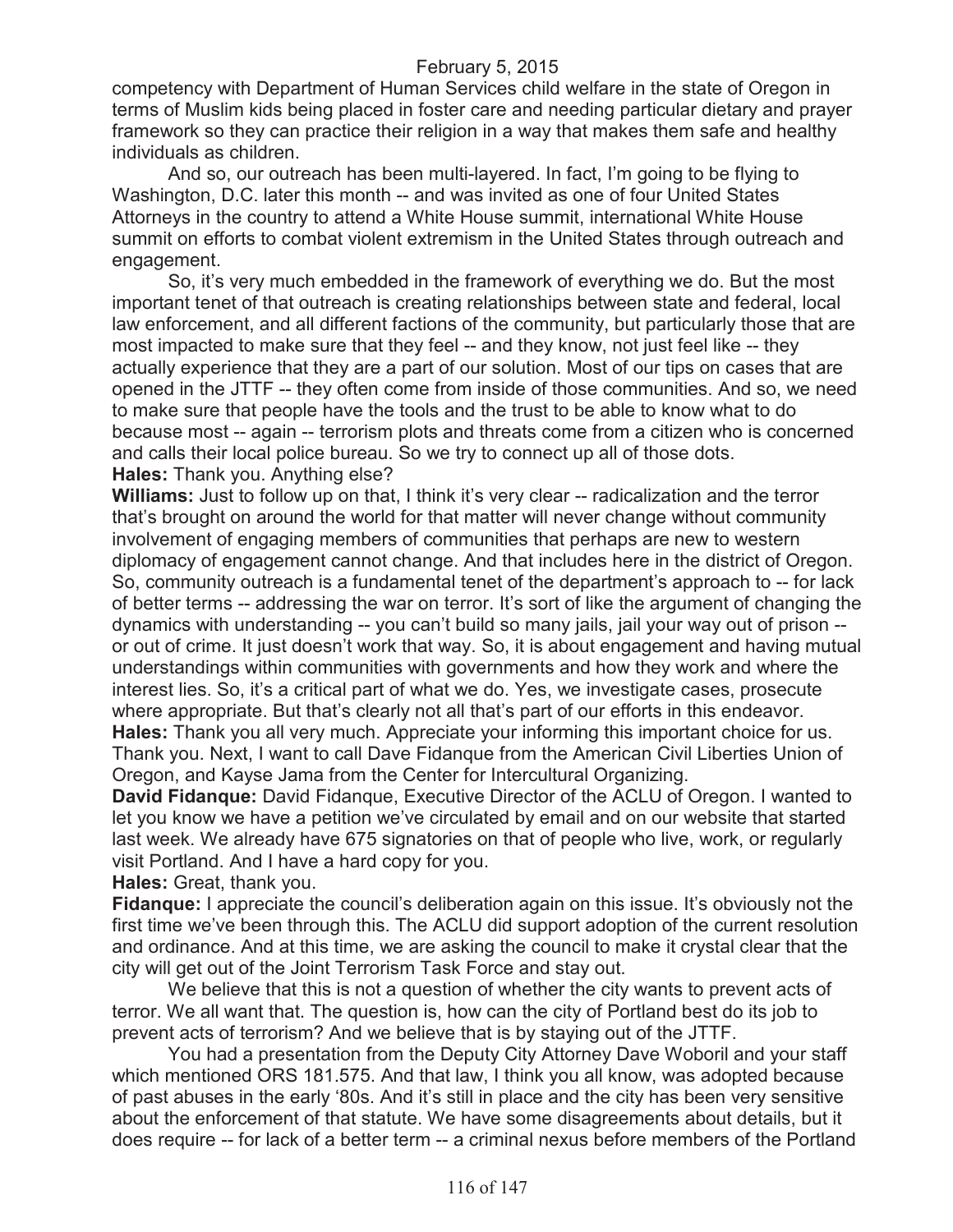competency with Department of Human Services child welfare in the state of Oregon in terms of Muslim kids being placed in foster care and needing particular dietary and prayer framework so they can practice their religion in a way that makes them safe and healthy individuals as children.

And so, our outreach has been multi-layered. In fact, I'm going to be flying to Washington, D.C. later this month -- and was invited as one of four United States Attorneys in the country to attend a White House summit, international White House summit on efforts to combat violent extremism in the United States through outreach and engagement.

So, it's very much embedded in the framework of everything we do. But the most important tenet of that outreach is creating relationships between state and federal, local law enforcement, and all different factions of the community, but particularly those that are most impacted to make sure that they feel -- and they know, not just feel like -- they actually experience that they are a part of our solution. Most of our tips on cases that are opened in the JTTF -- they often come from inside of those communities. And so, we need to make sure that people have the tools and the trust to be able to know what to do because most -- again -- terrorism plots and threats come from a citizen who is concerned and calls their local police bureau. So we try to connect up all of those dots.

**Hales:** Thank you. Anything else?

**Williams:** Just to follow up on that, I think it's very clear -- radicalization and the terror that's brought on around the world for that matter will never change without community involvement of engaging members of communities that perhaps are new to western diplomacy of engagement cannot change. And that includes here in the district of Oregon. So, community outreach is a fundamental tenet of the department's approach to -- for lack of better terms -- addressing the war on terror. It's sort of like the argument of changing the dynamics with understanding -- you can't build so many jails, jail your way out of prison -- or out of crime. It just doesn't work that way. So, it is about engagement and having mutual understandings within communities with governments and how they work and where the interest lies. So, it's a critical part of what we do. Yes, we investigate cases, prosecute where appropriate. But that's clearly not all that's part of our efforts in this endeavor.

**Hales:** Thank you all very much. Appreciate your informing this important choice for us. Thank you. Next, I want to call Dave Fidanque from the American Civil Liberties Union of Oregon, and Kayse Jama from the Center for Intercultural Organizing.

**David Fidanque:** David Fidanque, Executive Director of the ACLU of Oregon. I wanted to let you know we have a petition we've circulated by email and on our website that started last week. We already have 675 signatories on that of people who live, work, or regularly visit Portland. And I have a hard copy for you.

**Hales:** Great, thank you.

**Fidanque:** I appreciate the council's deliberation again on this issue. It's obviously not the first time we've been through this. The ACLU did support adoption of the current resolution and ordinance. And at this time, we are asking the council to make it crystal clear that the city will get out of the Joint Terrorism Task Force and stay out.

We believe that this is not a question of whether the city wants to prevent acts of terror. We all want that. The question is, how can the city of Portland best do its job to prevent acts of terrorism? And we believe that is by staying out of the JTTF.

You had a presentation from the Deputy City Attorney Dave Woboril and your staff which mentioned ORS 181.575. And that law, I think you all know, was adopted because of past abuses in the early '80s. And it's still in place and the city has been very sensitive about the enforcement of that statute. We have some disagreements about details, but it does require -- for lack of a better term -- a criminal nexus before members of the Portland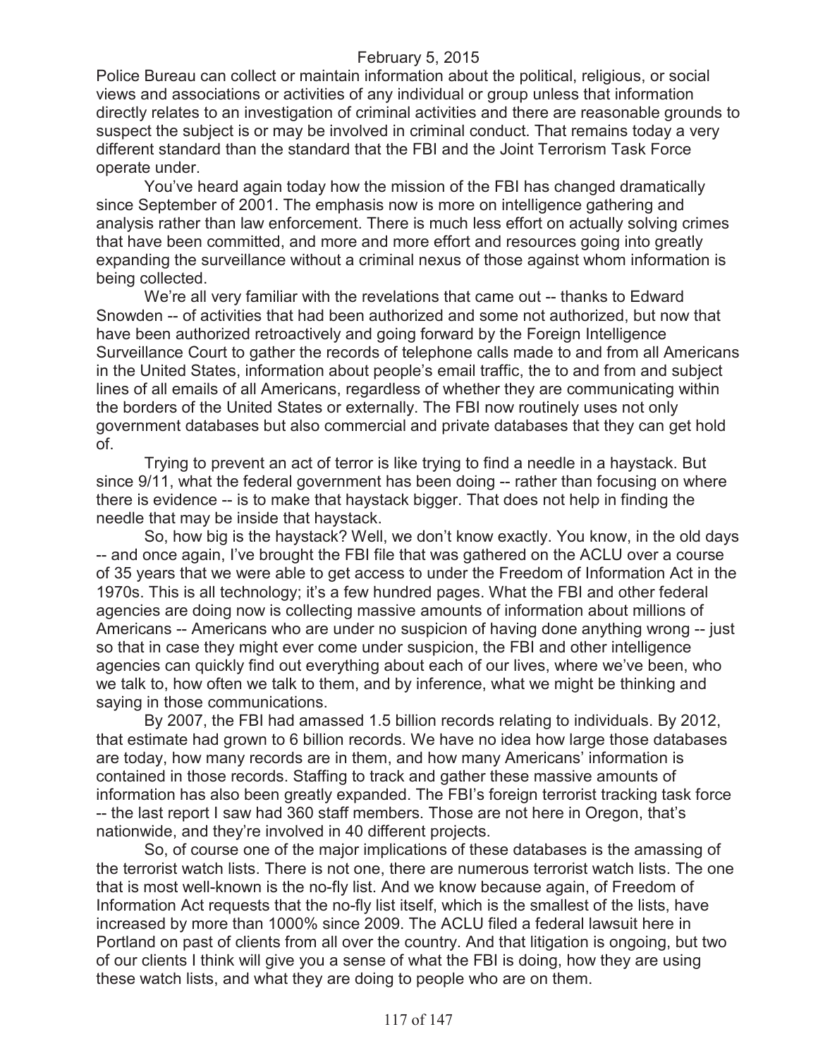Police Bureau can collect or maintain information about the political, religious, or social views and associations or activities of any individual or group unless that information directly relates to an investigation of criminal activities and there are reasonable grounds to suspect the subject is or may be involved in criminal conduct. That remains today a very different standard than the standard that the FBI and the Joint Terrorism Task Force operate under.

You've heard again today how the mission of the FBI has changed dramatically since September of 2001. The emphasis now is more on intelligence gathering and analysis rather than law enforcement. There is much less effort on actually solving crimes that have been committed, and more and more effort and resources going into greatly expanding the surveillance without a criminal nexus of those against whom information is being collected.

We're all very familiar with the revelations that came out -- thanks to Edward Snowden -- of activities that had been authorized and some not authorized, but now that have been authorized retroactively and going forward by the Foreign Intelligence Surveillance Court to gather the records of telephone calls made to and from all Americans in the United States, information about people's email traffic, the to and from and subject lines of all emails of all Americans, regardless of whether they are communicating within the borders of the United States or externally. The FBI now routinely uses not only government databases but also commercial and private databases that they can get hold of.

Trying to prevent an act of terror is like trying to find a needle in a haystack. But since 9/11, what the federal government has been doing -- rather than focusing on where there is evidence -- is to make that haystack bigger. That does not help in finding the needle that may be inside that haystack.

So, how big is the haystack? Well, we don't know exactly. You know, in the old days -- and once again, I've brought the FBI file that was gathered on the ACLU over a course of 35 years that we were able to get access to under the Freedom of Information Act in the 1970s. This is all technology; it's a few hundred pages. What the FBI and other federal agencies are doing now is collecting massive amounts of information about millions of Americans -- Americans who are under no suspicion of having done anything wrong -- just so that in case they might ever come under suspicion, the FBI and other intelligence agencies can quickly find out everything about each of our lives, where we've been, who we talk to, how often we talk to them, and by inference, what we might be thinking and saying in those communications.

By 2007, the FBI had amassed 1.5 billion records relating to individuals. By 2012, that estimate had grown to 6 billion records. We have no idea how large those databases are today, how many records are in them, and how many Americans' information is contained in those records. Staffing to track and gather these massive amounts of information has also been greatly expanded. The FBI's foreign terrorist tracking task force -- the last report I saw had 360 staff members. Those are not here in Oregon, that's nationwide, and they're involved in 40 different projects.

So, of course one of the major implications of these databases is the amassing of the terrorist watch lists. There is not one, there are numerous terrorist watch lists. The one that is most well-known is the no-fly list. And we know because again, of Freedom of Information Act requests that the no-fly list itself, which is the smallest of the lists, have increased by more than 1000% since 2009. The ACLU filed a federal lawsuit here in Portland on past of clients from all over the country. And that litigation is ongoing, but two of our clients I think will give you a sense of what the FBI is doing, how they are using these watch lists, and what they are doing to people who are on them.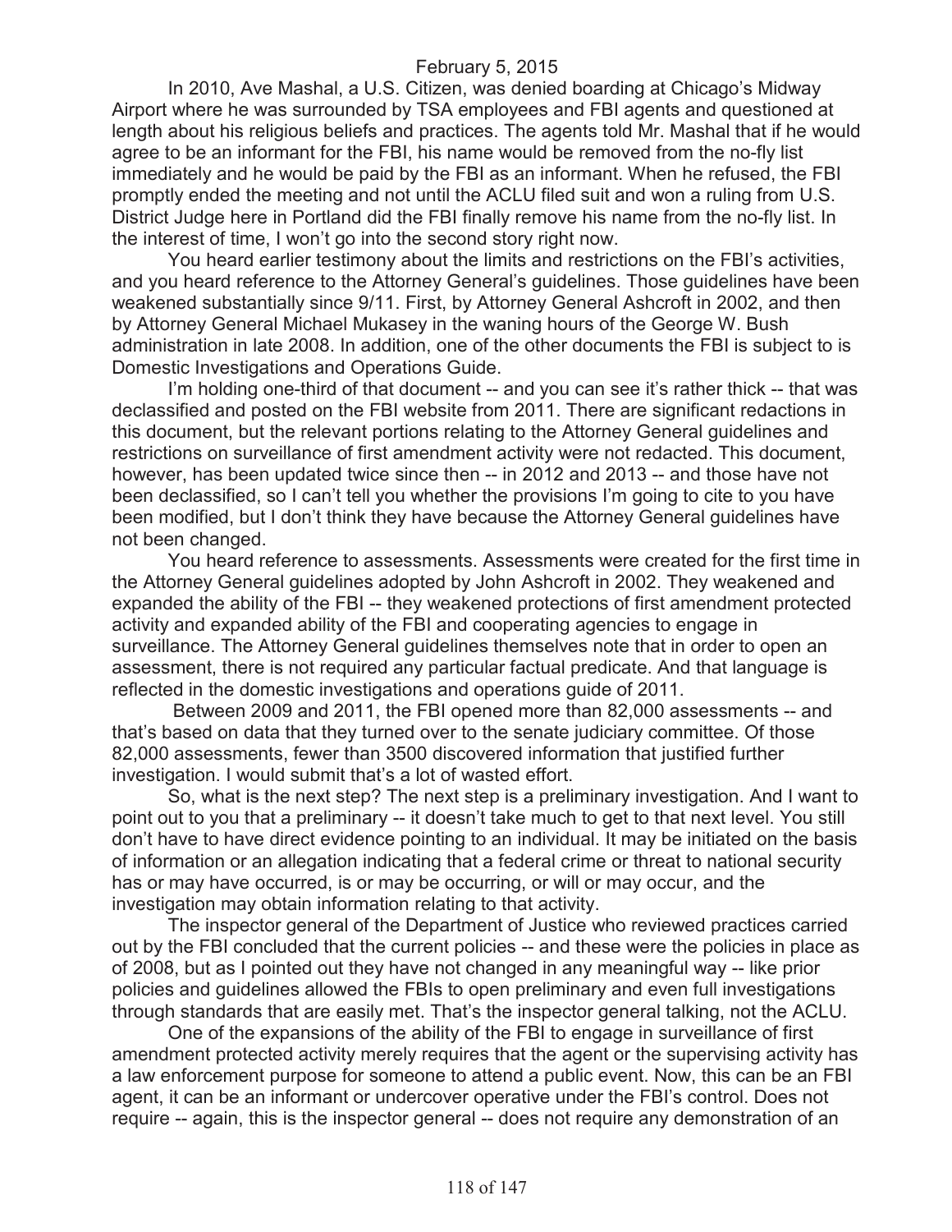February 5, 2015

In 2010, Ave Mashal, a U.S. Citizen, was denied boarding at Chicago's Midway Airport where he was surrounded by TSA employees and FBI agents and questioned at length about his religious beliefs and practices. The agents told Mr. Mashal that if he would agree to be an informant for the FBI, his name would be removed from the no-fly list immediately and he would be paid by the FBI as an informant. When he refused, the FBI promptly ended the meeting and not until the ACLU filed suit and won a ruling from U.S. District Judge here in Portland did the FBI finally remove his name from the no-fly list. In the interest of time, I won't go into the second story right now.

You heard earlier testimony about the limits and restrictions on the FBI's activities, and you heard reference to the Attorney General's guidelines. Those guidelines have been weakened substantially since 9/11. First, by Attorney General Ashcroft in 2002, and then by Attorney General Michael Mukasey in the waning hours of the George W. Bush administration in late 2008. In addition, one of the other documents the FBI is subject to is Domestic Investigations and Operations Guide.

I'm holding one-third of that document -- and you can see it's rather thick -- that was declassified and posted on the FBI website from 2011. There are significant redactions in this document, but the relevant portions relating to the Attorney General guidelines and restrictions on surveillance of first amendment activity were not redacted. This document, however, has been updated twice since then -- in 2012 and 2013 -- and those have not been declassified, so I can't tell you whether the provisions I'm going to cite to you have been modified, but I don't think they have because the Attorney General guidelines have not been changed.

You heard reference to assessments. Assessments were created for the first time in the Attorney General guidelines adopted by John Ashcroft in 2002. They weakened and expanded the ability of the FBI -- they weakened protections of first amendment protected activity and expanded ability of the FBI and cooperating agencies to engage in surveillance. The Attorney General guidelines themselves note that in order to open an assessment, there is not required any particular factual predicate. And that language is reflected in the domestic investigations and operations guide of 2011.

Between 2009 and 2011, the FBI opened more than 82,000 assessments -- and that's based on data that they turned over to the senate judiciary committee. Of those 82,000 assessments, fewer than 3500 discovered information that justified further investigation. I would submit that's a lot of wasted effort.

So, what is the next step? The next step is a preliminary investigation. And I want to point out to you that a preliminary -- it doesn't take much to get to that next level. You still don't have to have direct evidence pointing to an individual. It may be initiated on the basis of information or an allegation indicating that a federal crime or threat to national security has or may have occurred, is or may be occurring, or will or may occur, and the investigation may obtain information relating to that activity.

The inspector general of the Department of Justice who reviewed practices carried out by the FBI concluded that the current policies -- and these were the policies in place as of 2008, but as I pointed out they have not changed in any meaningful way -- like prior policies and guidelines allowed the FBIs to open preliminary and even full investigations through standards that are easily met. That's the inspector general talking, not the ACLU.

One of the expansions of the ability of the FBI to engage in surveillance of first amendment protected activity merely requires that the agent or the supervising activity has a law enforcement purpose for someone to attend a public event. Now, this can be an FBI agent, it can be an informant or undercover operative under the FBI's control. Does not require -- again, this is the inspector general -- does not require any demonstration of an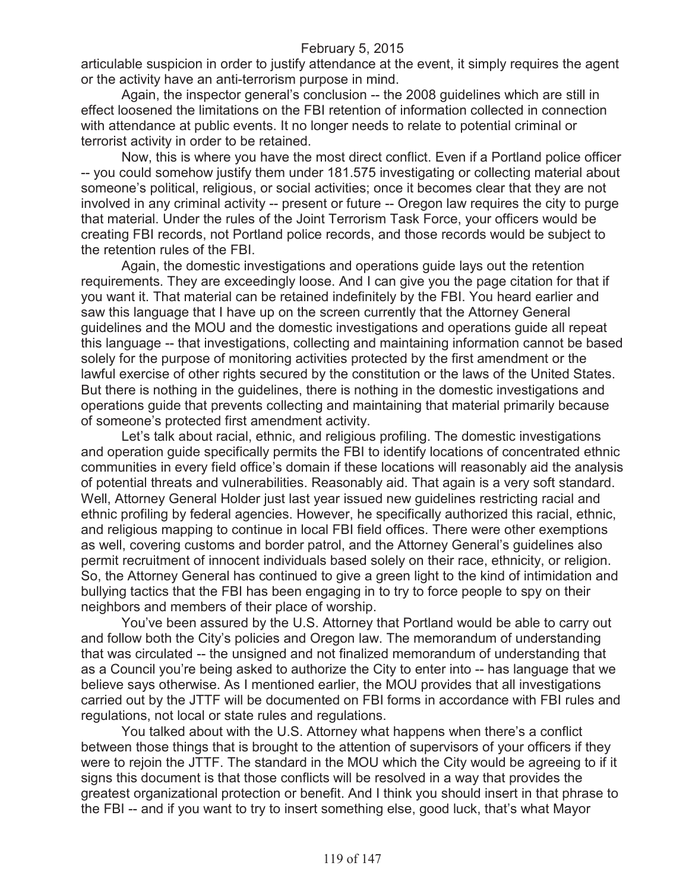articulable suspicion in order to justify attendance at the event, it simply requires the agent or the activity have an anti-terrorism purpose in mind.

Again, the inspector general's conclusion -- the 2008 guidelines which are still in effect loosened the limitations on the FBI retention of information collected in connection with attendance at public events. It no longer needs to relate to potential criminal or terrorist activity in order to be retained.

Now, this is where you have the most direct conflict. Even if a Portland police officer -- you could somehow justify them under 181.575 investigating or collecting material about someone's political, religious, or social activities; once it becomes clear that they are not involved in any criminal activity -- present or future -- Oregon law requires the city to purge that material. Under the rules of the Joint Terrorism Task Force, your officers would be creating FBI records, not Portland police records, and those records would be subject to the retention rules of the FBI.

Again, the domestic investigations and operations guide lays out the retention requirements. They are exceedingly loose. And I can give you the page citation for that if you want it. That material can be retained indefinitely by the FBI. You heard earlier and saw this language that I have up on the screen currently that the Attorney General guidelines and the MOU and the domestic investigations and operations guide all repeat this language -- that investigations, collecting and maintaining information cannot be based solely for the purpose of monitoring activities protected by the first amendment or the lawful exercise of other rights secured by the constitution or the laws of the United States. But there is nothing in the guidelines, there is nothing in the domestic investigations and operations guide that prevents collecting and maintaining that material primarily because of someone's protected first amendment activity.

Let's talk about racial, ethnic, and religious profiling. The domestic investigations and operation guide specifically permits the FBI to identify locations of concentrated ethnic communities in every field office's domain if these locations will reasonably aid the analysis of potential threats and vulnerabilities. Reasonably aid. That again is a very soft standard. Well, Attorney General Holder just last year issued new guidelines restricting racial and ethnic profiling by federal agencies. However, he specifically authorized this racial, ethnic, and religious mapping to continue in local FBI field offices. There were other exemptions as well, covering customs and border patrol, and the Attorney General's guidelines also permit recruitment of innocent individuals based solely on their race, ethnicity, or religion. So, the Attorney General has continued to give a green light to the kind of intimidation and bullying tactics that the FBI has been engaging in to try to force people to spy on their neighbors and members of their place of worship.

You've been assured by the U.S. Attorney that Portland would be able to carry out and follow both the City's policies and Oregon law. The memorandum of understanding that was circulated -- the unsigned and not finalized memorandum of understanding that as a Council you're being asked to authorize the City to enter into -- has language that we believe says otherwise. As I mentioned earlier, the MOU provides that all investigations carried out by the JTTF will be documented on FBI forms in accordance with FBI rules and regulations, not local or state rules and regulations.

You talked about with the U.S. Attorney what happens when there's a conflict between those things that is brought to the attention of supervisors of your officers if they were to rejoin the JTTF. The standard in the MOU which the City would be agreeing to if it signs this document is that those conflicts will be resolved in a way that provides the greatest organizational protection or benefit. And I think you should insert in that phrase to the FBI -- and if you want to try to insert something else, good luck, that's what Mayor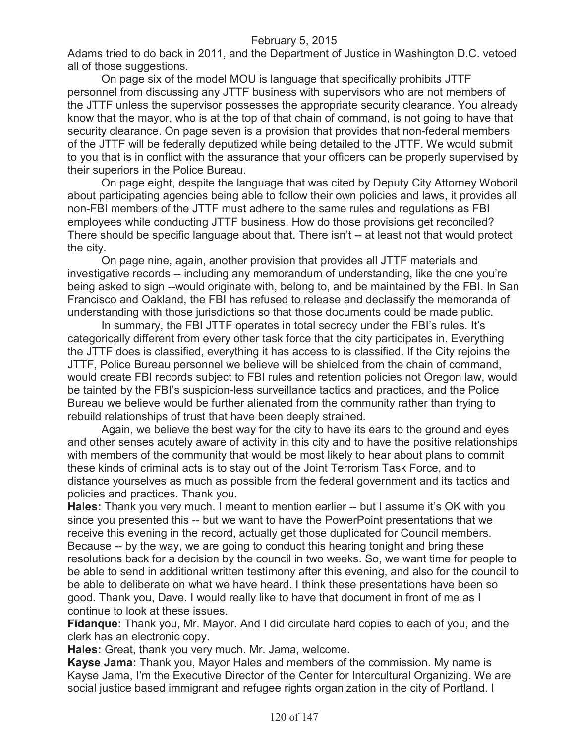Adams tried to do back in 2011, and the Department of Justice in Washington D.C. vetoed all of those suggestions.

On page six of the model MOU is language that specifically prohibits JTTF personnel from discussing any JTTF business with supervisors who are not members of the JTTF unless the supervisor possesses the appropriate security clearance. You already know that the mayor, who is at the top of that chain of command, is not going to have that security clearance. On page seven is a provision that provides that non-federal members of the JTTF will be federally deputized while being detailed to the JTTF. We would submit to you that is in conflict with the assurance that your officers can be properly supervised by their superiors in the Police Bureau.

On page eight, despite the language that was cited by Deputy City Attorney Woboril about participating agencies being able to follow their own policies and laws, it provides all non-FBI members of the JTTF must adhere to the same rules and regulations as FBI employees while conducting JTTF business. How do those provisions get reconciled? There should be specific language about that. There isn't -- at least not that would protect the city.

On page nine, again, another provision that provides all JTTF materials and investigative records -- including any memorandum of understanding, like the one you're being asked to sign --would originate with, belong to, and be maintained by the FBI. In San Francisco and Oakland, the FBI has refused to release and declassify the memoranda of understanding with those jurisdictions so that those documents could be made public.

In summary, the FBI JTTF operates in total secrecy under the FBI's rules. It's categorically different from every other task force that the city participates in. Everything the JTTF does is classified, everything it has access to is classified. If the City rejoins the JTTF, Police Bureau personnel we believe will be shielded from the chain of command, would create FBI records subject to FBI rules and retention policies not Oregon law, would be tainted by the FBI's suspicion-less surveillance tactics and practices, and the Police Bureau we believe would be further alienated from the community rather than trying to rebuild relationships of trust that have been deeply strained.

Again, we believe the best way for the city to have its ears to the ground and eyes and other senses acutely aware of activity in this city and to have the positive relationships with members of the community that would be most likely to hear about plans to commit these kinds of criminal acts is to stay out of the Joint Terrorism Task Force, and to distance yourselves as much as possible from the federal government and its tactics and policies and practices. Thank you.

**Hales:** Thank you very much. I meant to mention earlier -- but I assume it's OK with you since you presented this -- but we want to have the PowerPoint presentations that we receive this evening in the record, actually get those duplicated for Council members. Because -- by the way, we are going to conduct this hearing tonight and bring these resolutions back for a decision by the council in two weeks. So, we want time for people to be able to send in additional written testimony after this evening, and also for the council to be able to deliberate on what we have heard. I think these presentations have been so good. Thank you, Dave. I would really like to have that document in front of me as I continue to look at these issues.

**Fidanque:** Thank you, Mr. Mayor. And I did circulate hard copies to each of you, and the clerk has an electronic copy.

**Hales:** Great, thank you very much. Mr. Jama, welcome.

**Kayse Jama:** Thank you, Mayor Hales and members of the commission. My name is Kayse Jama, I'm the Executive Director of the Center for Intercultural Organizing. We are social justice based immigrant and refugee rights organization in the city of Portland. I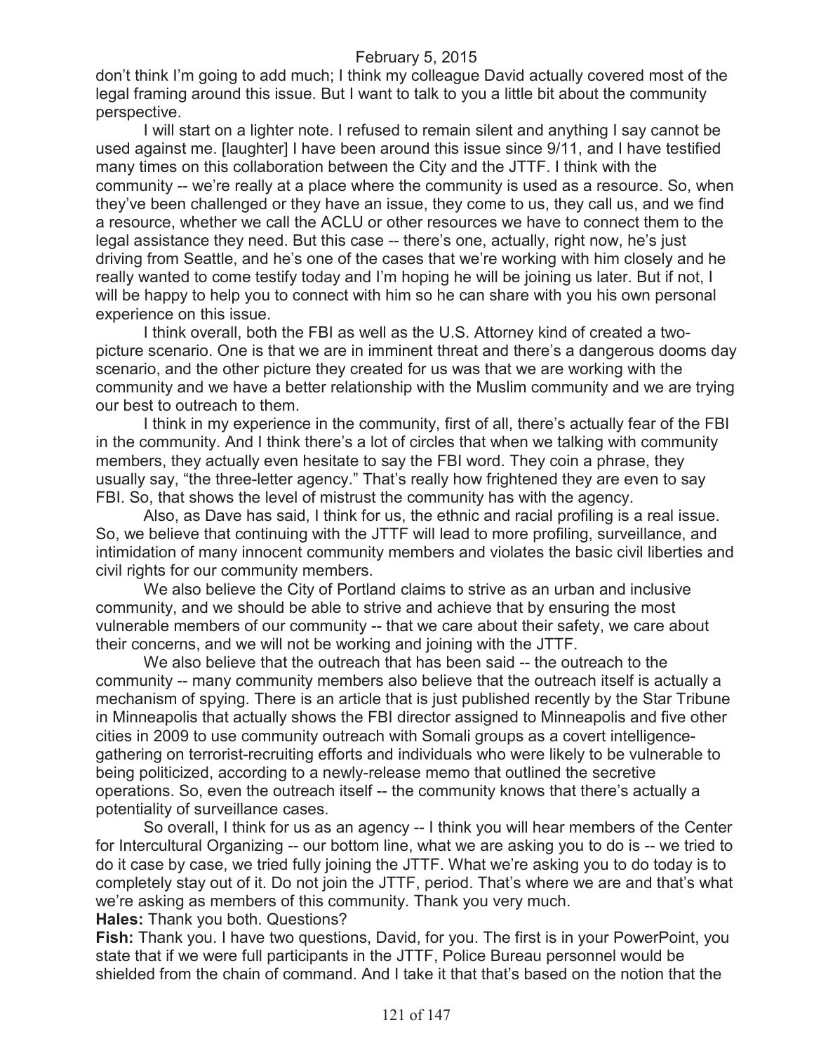don't think I'm going to add much; I think my colleague David actually covered most of the legal framing around this issue. But I want to talk to you a little bit about the community perspective.

I will start on a lighter note. I refused to remain silent and anything I say cannot be used against me. [laughter] I have been around this issue since 9/11, and I have testified many times on this collaboration between the City and the JTTF. I think with the community -- we're really at a place where the community is used as a resource. So, when they've been challenged or they have an issue, they come to us, they call us, and we find a resource, whether we call the ACLU or other resources we have to connect them to the legal assistance they need. But this case -- there's one, actually, right now, he's just driving from Seattle, and he's one of the cases that we're working with him closely and he really wanted to come testify today and I'm hoping he will be joining us later. But if not, I will be happy to help you to connect with him so he can share with you his own personal experience on this issue.

I think overall, both the FBI as well as the U.S. Attorney kind of created a two-picture scenario. One is that we are in imminent threat and there's a dangerous dooms day scenario, and the other picture they created for us was that we are working with the community and we have a better relationship with the Muslim community and we are trying our best to outreach to them.

I think in my experience in the community, first of all, there's actually fear of the FBI in the community. And I think there's a lot of circles that when we talking with community members, they actually even hesitate to say the FBI word. They coin a phrase, they usually say, "the three-letter agency." That's really how frightened they are even to say FBI. So, that shows the level of mistrust the community has with the agency.

Also, as Dave has said, I think for us, the ethnic and racial profiling is a real issue. So, we believe that continuing with the JTTF will lead to more profiling, surveillance, and intimidation of many innocent community members and violates the basic civil liberties and civil rights for our community members.

We also believe the City of Portland claims to strive as an urban and inclusive community, and we should be able to strive and achieve that by ensuring the most vulnerable members of our community -- that we care about their safety, we care about their concerns, and we will not be working and joining with the JTTF.

We also believe that the outreach that has been said -- the outreach to the community -- many community members also believe that the outreach itself is actually a mechanism of spying. There is an article that is just published recently by the Star Tribune in Minneapolis that actually shows the FBI director assigned to Minneapolis and five other cities in 2009 to use community outreach with Somali groups as a covert intelligence-gathering on terrorist-recruiting efforts and individuals who were likely to be vulnerable to being politicized, according to a newly-release memo that outlined the secretive operations. So, even the outreach itself -- the community knows that there's actually a potentiality of surveillance cases.

So overall, I think for us as an agency -- I think you will hear members of the Center for Intercultural Organizing -- our bottom line, what we are asking you to do is -- we tried to do it case by case, we tried fully joining the JTTF. What we're asking you to do today is to completely stay out of it. Do not join the JTTF, period. That's where we are and that's what we're asking as members of this community. Thank you very much.

**Hales:** Thank you both. Questions?

**Fish:** Thank you. I have two questions, David, for you. The first is in your PowerPoint, you state that if we were full participants in the JTTF, Police Bureau personnel would be shielded from the chain of command. And I take it that that's based on the notion that the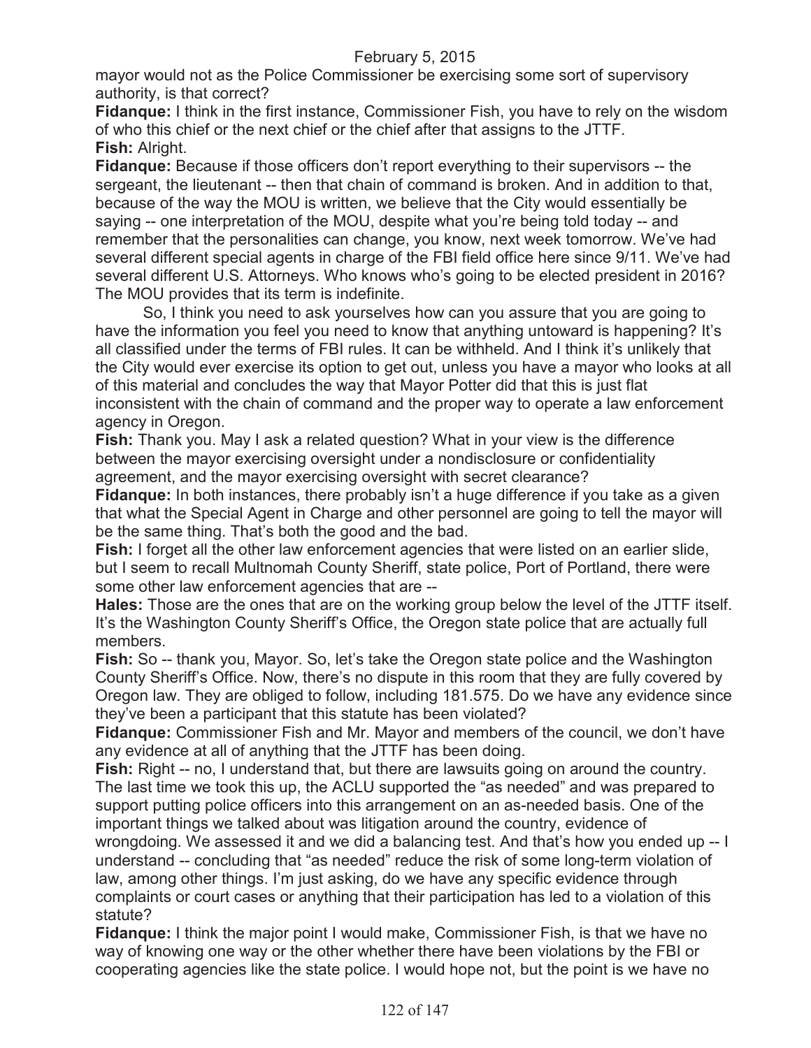mayor would not as the Police Commissioner be exercising some sort of supervisory authority, is that correct?

**Fidanque:** I think in the first instance, Commissioner Fish, you have to rely on the wisdom of who this chief or the next chief or the chief after that assigns to the JTTF.

**Fish:** Alright.

**Fidanque:** Because if those officers don't report everything to their supervisors -- the sergeant, the lieutenant -- then that chain of command is broken. And in addition to that, because of the way the MOU is written, we believe that the City would essentially be saying -- one interpretation of the MOU, despite what you're being told today -- and remember that the personalities can change, you know, next week tomorrow. We've had several different special agents in charge of the FBI field office here since 9/11. We've had several different U.S. Attorneys. Who knows who's going to be elected president in 2016? The MOU provides that its term is indefinite.

So, I think you need to ask yourselves how can you assure that you are going to have the information you feel you need to know that anything untoward is happening? It's all classified under the terms of FBI rules. It can be withheld. And I think it's unlikely that the City would ever exercise its option to get out, unless you have a mayor who looks at all of this material and concludes the way that Mayor Potter did that this is just flat inconsistent with the chain of command and the proper way to operate a law enforcement agency in Oregon.

**Fish:** Thank you. May I ask a related question? What in your view is the difference between the mayor exercising oversight under a nondisclosure or confidentiality agreement, and the mayor exercising oversight with secret clearance?

**Fidanque:** In both instances, there probably isn't a huge difference if you take as a given that what the Special Agent in Charge and other personnel are going to tell the mayor will be the same thing. That's both the good and the bad.

**Fish:** I forget all the other law enforcement agencies that were listed on an earlier slide, but I seem to recall Multnomah County Sheriff, state police, Port of Portland, there were some other law enforcement agencies that are --

**Hales:** Those are the ones that are on the working group below the level of the JTTF itself. It's the Washington County Sheriff's Office, the Oregon state police that are actually full members.

**Fish:** So -- thank you, Mayor. So, let's take the Oregon state police and the Washington County Sheriff's Office. Now, there's no dispute in this room that they are fully covered by Oregon law. They are obliged to follow, including 181.575. Do we have any evidence since they've been a participant that this statute has been violated?

**Fidanque:** Commissioner Fish and Mr. Mayor and members of the council, we don't have any evidence at all of anything that the JTTF has been doing.

**Fish:** Right -- no, I understand that, but there are lawsuits going on around the country. The last time we took this up, the ACLU supported the "as needed" and was prepared to support putting police officers into this arrangement on an as-needed basis. One of the important things we talked about was litigation around the country, evidence of wrongdoing. We assessed it and we did a balancing test. And that's how you ended up -- I understand -- concluding that "as needed" reduce the risk of some long-term violation of law, among other things. I'm just asking, do we have any specific evidence through complaints or court cases or anything that their participation has led to a violation of this statute?

**Fidanque:** I think the major point I would make, Commissioner Fish, is that we have no way of knowing one way or the other whether there have been violations by the FBI or cooperating agencies like the state police. I would hope not, but the point is we have no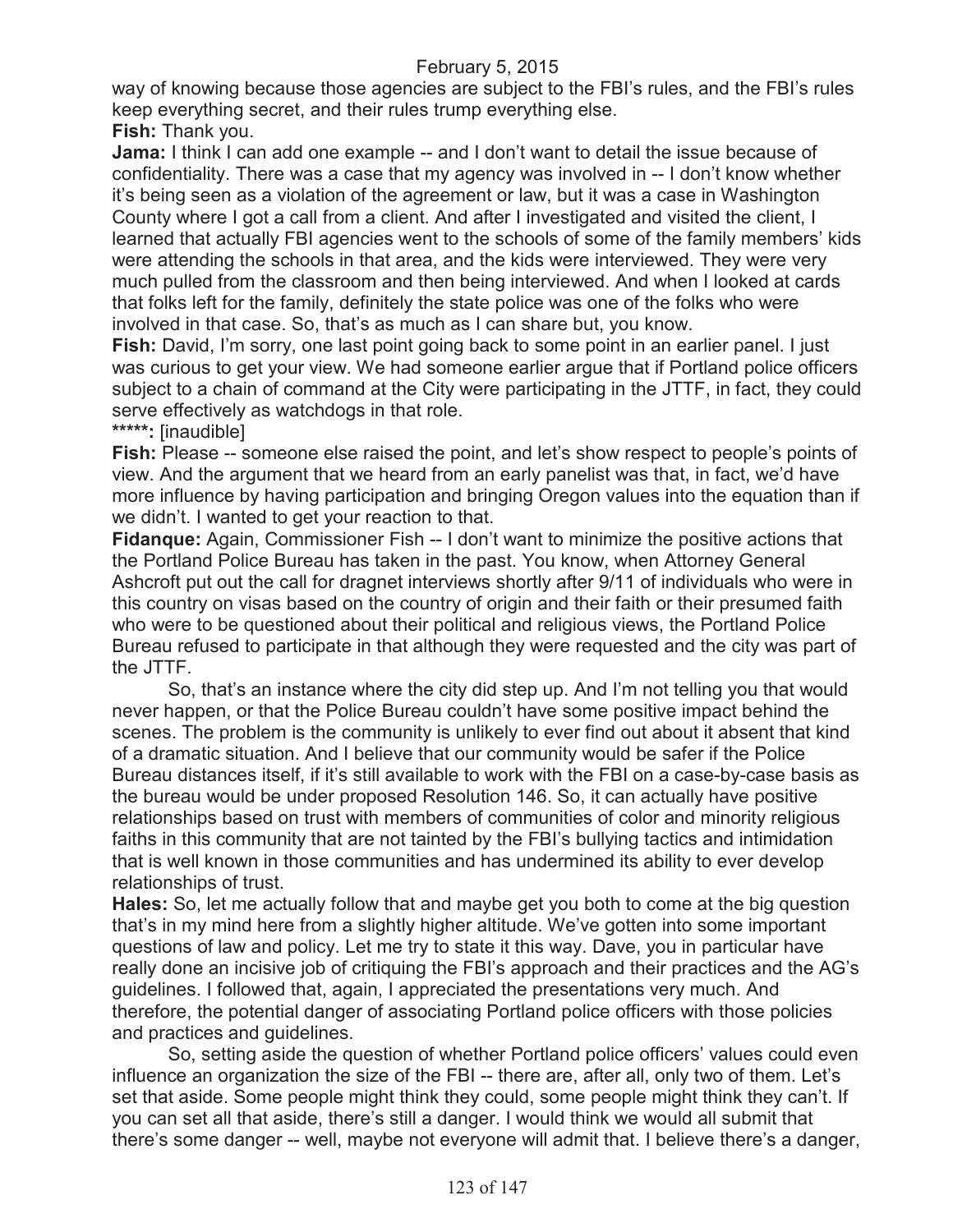way of knowing because those agencies are subject to the FBI's rules, and the FBI's rules keep everything secret, and their rules trump everything else.

**Fish:** Thank you.

**Jama:** I think I can add one example -- and I don't want to detail the issue because of confidentiality. There was a case that my agency was involved in -- I don't know whether it's being seen as a violation of the agreement or law, but it was a case in Washington County where I got a call from a client. And after I investigated and visited the client, I learned that actually FBI agencies went to the schools of some of the family members' kids were attending the schools in that area, and the kids were interviewed. They were very much pulled from the classroom and then being interviewed. And when I looked at cards that folks left for the family, definitely the state police was one of the folks who were involved in that case. So, that's as much as I can share but, you know.

**Fish:** David, I'm sorry, one last point going back to some point in an earlier panel. I just was curious to get your view. We had someone earlier argue that if Portland police officers subject to a chain of command at the City were participating in the JTTF, in fact, they could serve effectively as watchdogs in that role.

*****: [inaudible]

**Fish:** Please -- someone else raised the point, and let's show respect to people's points of view. And the argument that we heard from an early panelist was that, in fact, we'd have more influence by having participation and bringing Oregon values into the equation than if we didn't. I wanted to get your reaction to that.

**Fidanque:** Again, Commissioner Fish -- I don't want to minimize the positive actions that the Portland Police Bureau has taken in the past. You know, when Attorney General Ashcroft put out the call for dragnet interviews shortly after 9/11 of individuals who were in this country on visas based on the country of origin and their faith or their presumed faith who were to be questioned about their political and religious views, the Portland Police Bureau refused to participate in that although they were requested and the city was part of the JTTF.

So, that's an instance where the city did step up. And I'm not telling you that would never happen, or that the Police Bureau couldn't have some positive impact behind the scenes. The problem is the community is unlikely to ever find out about it absent that kind of a dramatic situation. And I believe that our community would be safer if the Police Bureau distances itself, if it's still available to work with the FBI on a case-by-case basis as the bureau would be under proposed Resolution 146. So, it can actually have positive relationships based on trust with members of communities of color and minority religious faiths in this community that are not tainted by the FBI's bullying tactics and intimidation that is well known in those communities and has undermined its ability to ever develop relationships of trust.

**Hales:** So, let me actually follow that and maybe get you both to come at the big question that's in my mind here from a slightly higher altitude. We've gotten into some important questions of law and policy. Let me try to state it this way. Dave, you in particular have really done an incisive job of critiquing the FBI's approach and their practices and the AG's guidelines. I followed that, again, I appreciated the presentations very much. And therefore, the potential danger of associating Portland police officers with those policies and practices and guidelines.

So, setting aside the question of whether Portland police officers' values could even influence an organization the size of the FBI -- there are, after all, only two of them. Let's set that aside. Some people might think they could, some people might think they can't. If you can set all that aside, there's still a danger. I would think we would all submit that there's some danger -- well, maybe not everyone will admit that. I believe there's a danger,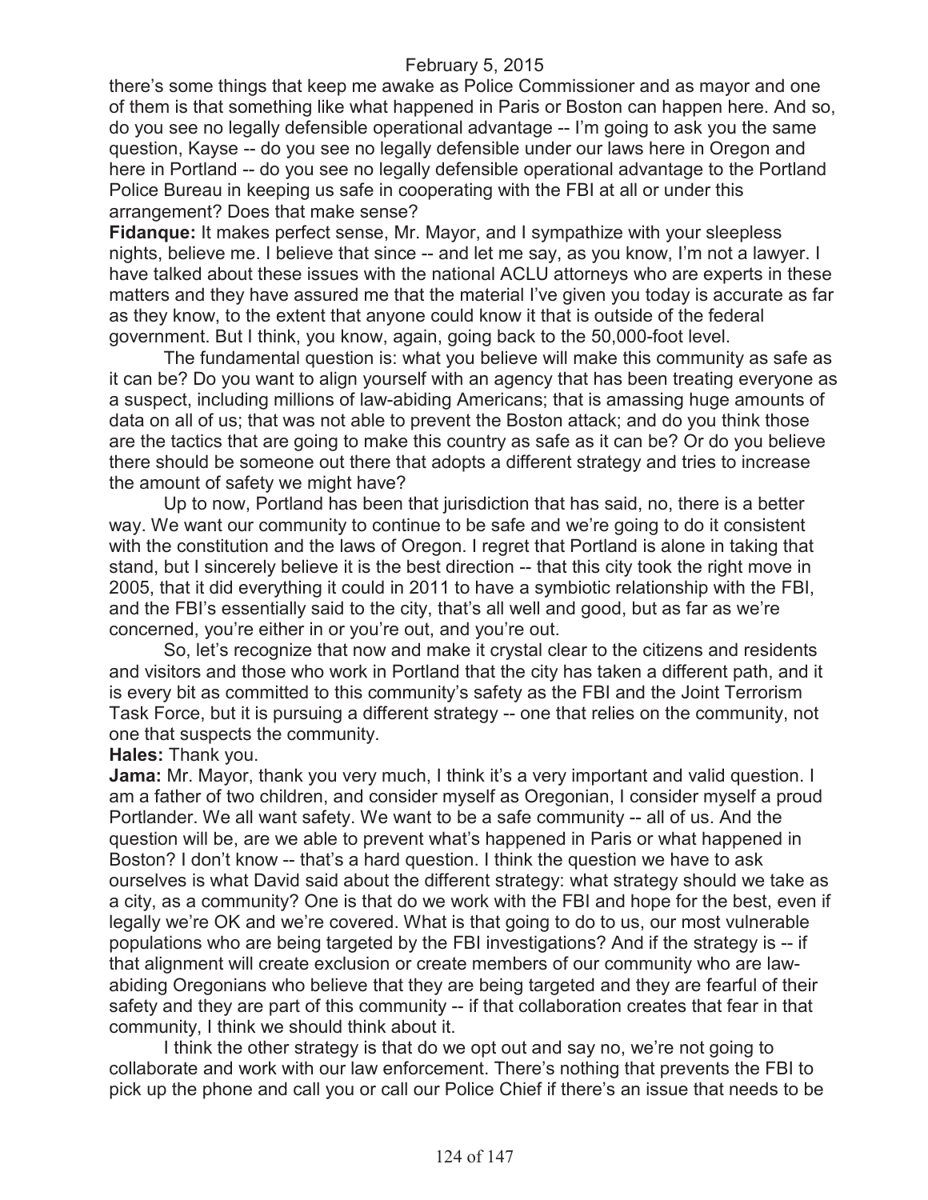there's some things that keep me awake as Police Commissioner and as mayor and one of them is that something like what happened in Paris or Boston can happen here. And so, do you see no legally defensible operational advantage -- I'm going to ask you the same question, Kayse -- do you see no legally defensible under our laws here in Oregon and here in Portland -- do you see no legally defensible operational advantage to the Portland Police Bureau in keeping us safe in cooperating with the FBI at all or under this arrangement? Does that make sense?

**Fidanque:** It makes perfect sense, Mr. Mayor, and I sympathize with your sleepless nights, believe me. I believe that since -- and let me say, as you know, I'm not a lawyer. I have talked about these issues with the national ACLU attorneys who are experts in these matters and they have assured me that the material I've given you today is accurate as far as they know, to the extent that anyone could know it that is outside of the federal government. But I think, you know, again, going back to the 50,000-foot level.

The fundamental question is: what you believe will make this community as safe as it can be? Do you want to align yourself with an agency that has been treating everyone as a suspect, including millions of law-abiding Americans; that is amassing huge amounts of data on all of us; that was not able to prevent the Boston attack; and do you think those are the tactics that are going to make this country as safe as it can be? Or do you believe there should be someone out there that adopts a different strategy and tries to increase the amount of safety we might have?

Up to now, Portland has been that jurisdiction that has said, no, there is a better way. We want our community to continue to be safe and we're going to do it consistent with the constitution and the laws of Oregon. I regret that Portland is alone in taking that stand, but I sincerely believe it is the best direction -- that this city took the right move in 2005, that it did everything it could in 2011 to have a symbiotic relationship with the FBI, and the FBI's essentially said to the city, that's all well and good, but as far as we're concerned, you're either in or you're out, and you're out.

So, let's recognize that now and make it crystal clear to the citizens and residents and visitors and those who work in Portland that the city has taken a different path, and it is every bit as committed to this community's safety as the FBI and the Joint Terrorism Task Force, but it is pursuing a different strategy -- one that relies on the community, not one that suspects the community.

**Hales:** Thank you.

**Jama:** Mr. Mayor, thank you very much, I think it's a very important and valid question. I am a father of two children, and consider myself as Oregonian, I consider myself a proud Portlander. We all want safety. We want to be a safe community -- all of us. And the question will be, are we able to prevent what's happened in Paris or what happened in Boston? I don't know -- that's a hard question. I think the question we have to ask ourselves is what David said about the different strategy: what strategy should we take as a city, as a community? One is that do we work with the FBI and hope for the best, even if legally we're OK and we're covered. What is that going to do to us, our most vulnerable populations who are being targeted by the FBI investigations? And if the strategy is -- if that alignment will create exclusion or create members of our community who are law-abiding Oregonians who believe that they are being targeted and they are fearful of their safety and they are part of this community -- if that collaboration creates that fear in that community, I think we should think about it.

I think the other strategy is that do we opt out and say no, we're not going to collaborate and work with our law enforcement. There's nothing that prevents the FBI to pick up the phone and call you or call our Police Chief if there's an issue that needs to be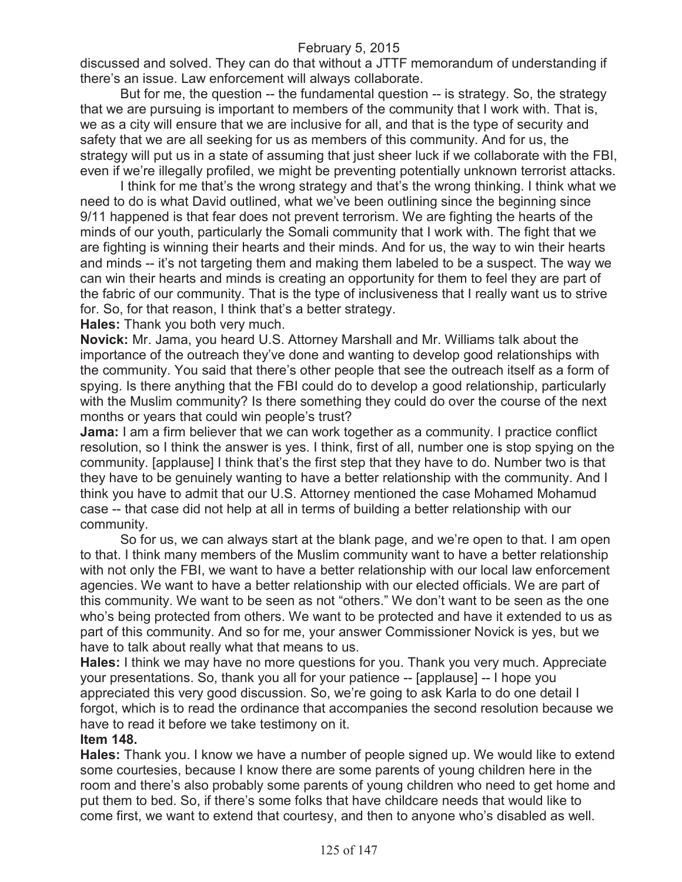discussed and solved. They can do that without a JTTF memorandum of understanding if there's an issue. Law enforcement will always collaborate.

But for me, the question -- the fundamental question -- is strategy. So, the strategy that we are pursuing is important to members of the community that I work with. That is, we as a city will ensure that we are inclusive for all, and that is the type of security and safety that we are all seeking for us as members of this community. And for us, the strategy will put us in a state of assuming that just sheer luck if we collaborate with the FBI, even if we're illegally profiled, we might be preventing potentially unknown terrorist attacks.

I think for me that's the wrong strategy and that's the wrong thinking. I think what we need to do is what David outlined, what we've been outlining since the beginning since 9/11 happened is that fear does not prevent terrorism. We are fighting the hearts of the minds of our youth, particularly the Somali community that I work with. The fight that we are fighting is winning their hearts and their minds. And for us, the way to win their hearts and minds -- it's not targeting them and making them labeled to be a suspect. The way we can win their hearts and minds is creating an opportunity for them to feel they are part of the fabric of our community. That is the type of inclusiveness that I really want us to strive for. So, for that reason, I think that's a better strategy.

**Hales:** Thank you both very much.

**Novick:** Mr. Jama, you heard U.S. Attorney Marshall and Mr. Williams talk about the importance of the outreach they've done and wanting to develop good relationships with the community. You said that there's other people that see the outreach itself as a form of spying. Is there anything that the FBI could do to develop a good relationship, particularly with the Muslim community? Is there something they could do over the course of the next months or years that could win people's trust?

**Jama:** I am a firm believer that we can work together as a community. I practice conflict resolution, so I think the answer is yes. I think, first of all, number one is stop spying on the community. [applause] I think that's the first step that they have to do. Number two is that they have to be genuinely wanting to have a better relationship with the community. And I think you have to admit that our U.S. Attorney mentioned the case Mohamed Mohamud case -- that case did not help at all in terms of building a better relationship with our community.

So for us, we can always start at the blank page, and we're open to that. I am open to that. I think many members of the Muslim community want to have a better relationship with not only the FBI, we want to have a better relationship with our local law enforcement agencies. We want to have a better relationship with our elected officials. We are part of this community. We want to be seen as not "others." We don't want to be seen as the one who's being protected from others. We want to be protected and have it extended to us as part of this community. And so for me, your answer Commissioner Novick is yes, but we have to talk about really what that means to us.

**Hales:** I think we may have no more questions for you. Thank you very much. Appreciate your presentations. So, thank you all for your patience -- [applause] -- I hope you appreciated this very good discussion. So, we're going to ask Karla to do one detail I forgot, which is to read the ordinance that accompanies the second resolution because we have to read it before we take testimony on it.

**Item 148.**

**Hales:** Thank you. I know we have a number of people signed up. We would like to extend some courtesies, because I know there are some parents of young children here in the room and there's also probably some parents of young children who need to get home and put them to bed. So, if there's some folks that have childcare needs that would like to come first, we want to extend that courtesy, and then to anyone who's disabled as well.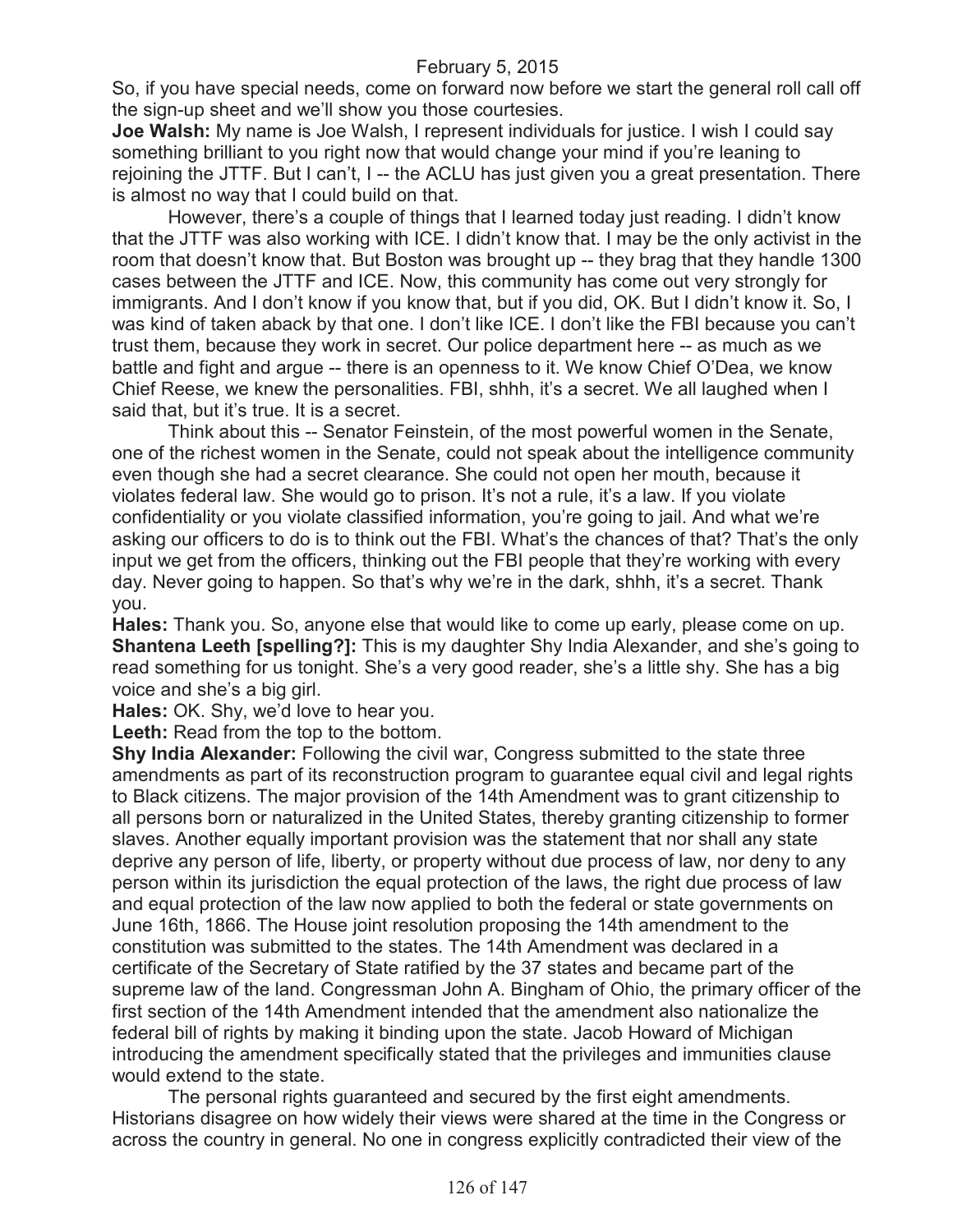So, if you have special needs, come on forward now before we start the general roll call off the sign-up sheet and we'll show you those courtesies.

**Joe Walsh:** My name is Joe Walsh, I represent individuals for justice. I wish I could say something brilliant to you right now that would change your mind if you're leaning to rejoining the JTTF. But I can't, I -- the ACLU has just given you a great presentation. There is almost no way that I could build on that.

However, there's a couple of things that I learned today just reading. I didn't know that the JTTF was also working with ICE. I didn't know that. I may be the only activist in the room that doesn't know that. But Boston was brought up -- they brag that they handle 1300 cases between the JTTF and ICE. Now, this community has come out very strongly for immigrants. And I don't know if you know that, but if you did, OK. But I didn't know it. So, I was kind of taken aback by that one. I don't like ICE. I don't like the FBI because you can't trust them, because they work in secret. Our police department here -- as much as we battle and fight and argue -- there is an openness to it. We know Chief O'Dea, we know Chief Reese, we knew the personalities. FBI, shhh, it's a secret. We all laughed when I said that, but it's true. It is a secret.

Think about this -- Senator Feinstein, of the most powerful women in the Senate, one of the richest women in the Senate, could not speak about the intelligence community even though she had a secret clearance. She could not open her mouth, because it violates federal law. She would go to prison. It's not a rule, it's a law. If you violate confidentiality or you violate classified information, you're going to jail. And what we're asking our officers to do is to think out the FBI. What's the chances of that? That's the only input we get from the officers, thinking out the FBI people that they're working with every day. Never going to happen. So that's why we're in the dark, shhh, it's a secret. Thank you.

**Hales:** Thank you. So, anyone else that would like to come up early, please come on up.

**Shantena Leeth [spelling?]:** This is my daughter Shy India Alexander, and she's going to read something for us tonight. She's a very good reader, she's a little shy. She has a big voice and she's a big girl.

**Hales:** OK. Shy, we'd love to hear you.

**Leeth:** Read from the top to the bottom.

**Shy India Alexander:** Following the civil war, Congress submitted to the state three amendments as part of its reconstruction program to guarantee equal civil and legal rights to Black citizens. The major provision of the 14th Amendment was to grant citizenship to all persons born or naturalized in the United States, thereby granting citizenship to former slaves. Another equally important provision was the statement that nor shall any state deprive any person of life, liberty, or property without due process of law, nor deny to any person within its jurisdiction the equal protection of the laws, the right due process of law and equal protection of the law now applied to both the federal or state governments on June 16th, 1866. The House joint resolution proposing the 14th amendment to the constitution was submitted to the states. The 14th Amendment was declared in a certificate of the Secretary of State ratified by the 37 states and became part of the supreme law of the land. Congressman John A. Bingham of Ohio, the primary officer of the first section of the 14th Amendment intended that the amendment also nationalize the federal bill of rights by making it binding upon the state. Jacob Howard of Michigan introducing the amendment specifically stated that the privileges and immunities clause would extend to the state.

The personal rights guaranteed and secured by the first eight amendments. Historians disagree on how widely their views were shared at the time in the Congress or across the country in general. No one in congress explicitly contradicted their view of the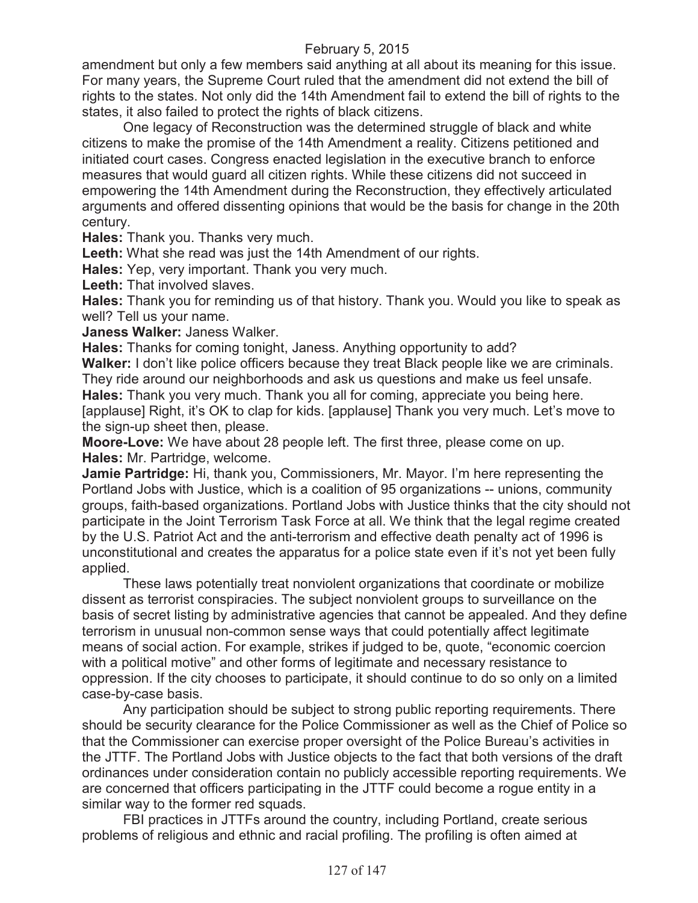amendment but only a few members said anything at all about its meaning for this issue. For many years, the Supreme Court ruled that the amendment did not extend the bill of rights to the states. Not only did the 14th Amendment fail to extend the bill of rights to the states, it also failed to protect the rights of black citizens.

One legacy of Reconstruction was the determined struggle of black and white citizens to make the promise of the 14th Amendment a reality. Citizens petitioned and initiated court cases. Congress enacted legislation in the executive branch to enforce measures that would guard all citizen rights. While these citizens did not succeed in empowering the 14th Amendment during the Reconstruction, they effectively articulated arguments and offered dissenting opinions that would be the basis for change in the 20th century.

**Hales:** Thank you. Thanks very much.

**Leeth:** What she read was just the 14th Amendment of our rights.

**Hales:** Yep, very important. Thank you very much.

**Leeth:** That involved slaves.

**Hales:** Thank you for reminding us of that history. Thank you. Would you like to speak as well? Tell us your name.

**Janess Walker:** Janess Walker.

**Hales:** Thanks for coming tonight, Janess. Anything opportunity to add?

**Walker:** I don't like police officers because they treat Black people like we are criminals. They ride around our neighborhoods and ask us questions and make us feel unsafe.

**Hales:** Thank you very much. Thank you all for coming, appreciate you being here. [applause] Right, it's OK to clap for kids. [applause] Thank you very much. Let's move to the sign-up sheet then, please.

**Moore-Love:** We have about 28 people left. The first three, please come on up.

**Hales:** Mr. Partridge, welcome.

**Jamie Partridge:** Hi, thank you, Commissioners, Mr. Mayor. I'm here representing the Portland Jobs with Justice, which is a coalition of 95 organizations -- unions, community groups, faith-based organizations. Portland Jobs with Justice thinks that the city should not participate in the Joint Terrorism Task Force at all. We think that the legal regime created by the U.S. Patriot Act and the anti-terrorism and effective death penalty act of 1996 is unconstitutional and creates the apparatus for a police state even if it's not yet been fully applied.

These laws potentially treat nonviolent organizations that coordinate or mobilize dissent as terrorist conspiracies. The subject nonviolent groups to surveillance on the basis of secret listing by administrative agencies that cannot be appealed. And they define terrorism in unusual non-common sense ways that could potentially affect legitimate means of social action. For example, strikes if judged to be, quote, "economic coercion with a political motive" and other forms of legitimate and necessary resistance to oppression. If the city chooses to participate, it should continue to do so only on a limited case-by-case basis.

Any participation should be subject to strong public reporting requirements. There should be security clearance for the Police Commissioner as well as the Chief of Police so that the Commissioner can exercise proper oversight of the Police Bureau's activities in the JTTF. The Portland Jobs with Justice objects to the fact that both versions of the draft ordinances under consideration contain no publicly accessible reporting requirements. We are concerned that officers participating in the JTTF could become a rogue entity in a similar way to the former red squads.

FBI practices in JTTFs around the country, including Portland, create serious problems of religious and ethnic and racial profiling. The profiling is often aimed at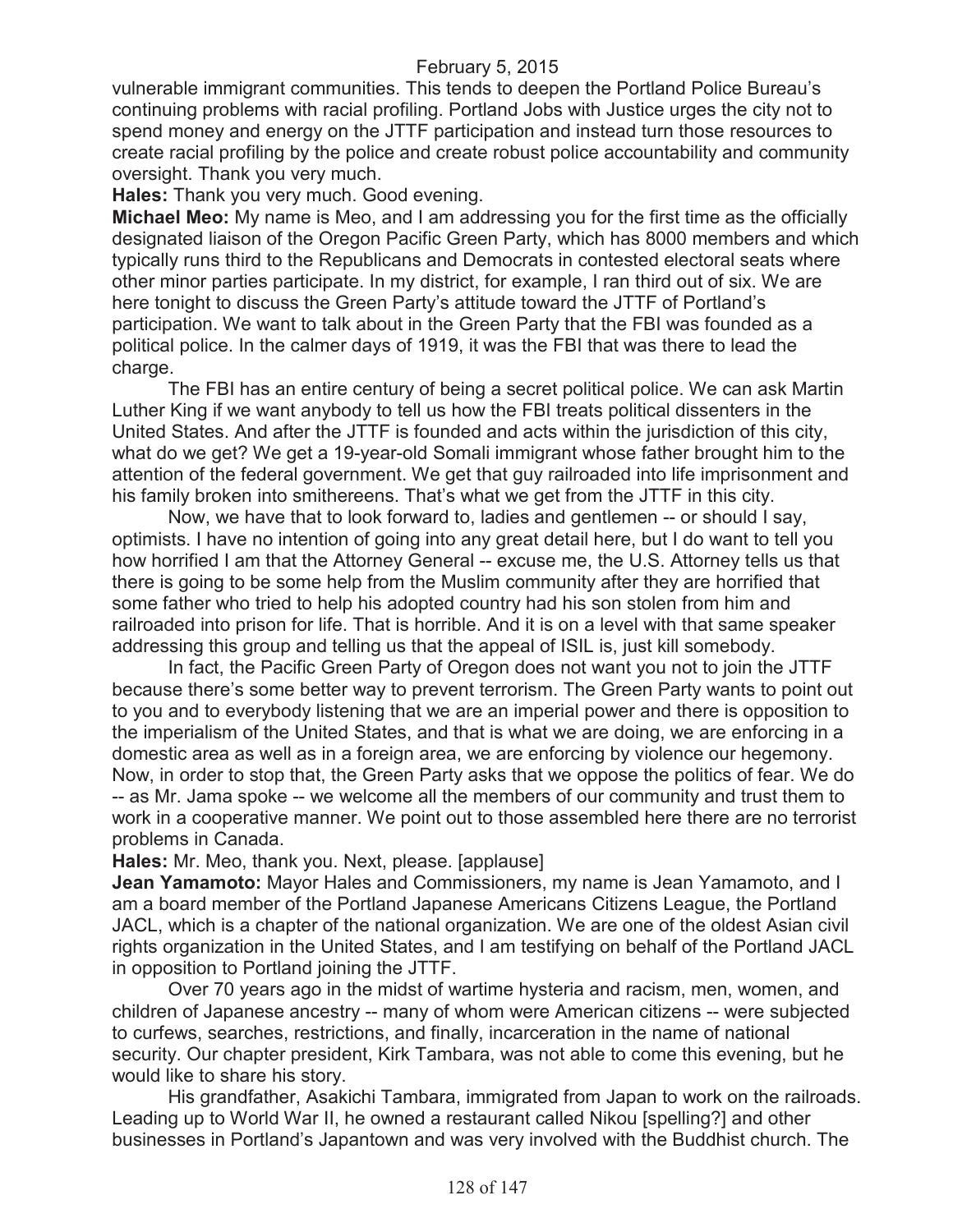vulnerable immigrant communities. This tends to deepen the Portland Police Bureau's continuing problems with racial profiling. Portland Jobs with Justice urges the city not to spend money and energy on the JTTF participation and instead turn those resources to create racial profiling by the police and create robust police accountability and community oversight. Thank you very much.

**Hales:** Thank you very much. Good evening.

**Michael Meo:** My name is Meo, and I am addressing you for the first time as the officially designated liaison of the Oregon Pacific Green Party, which has 8000 members and which typically runs third to the Republicans and Democrats in contested electoral seats where other minor parties participate. In my district, for example, I ran third out of six. We are here tonight to discuss the Green Party's attitude toward the JTTF of Portland's participation. We want to talk about in the Green Party that the FBI was founded as a political police. In the calmer days of 1919, it was the FBI that was there to lead the charge.

The FBI has an entire century of being a secret political police. We can ask Martin Luther King if we want anybody to tell us how the FBI treats political dissenters in the United States. And after the JTTF is founded and acts within the jurisdiction of this city, what do we get? We get a 19-year-old Somali immigrant whose father brought him to the attention of the federal government. We get that guy railroaded into life imprisonment and his family broken into smithereens. That's what we get from the JTTF in this city.

Now, we have that to look forward to, ladies and gentlemen -- or should I say, optimists. I have no intention of going into any great detail here, but I do want to tell you how horrified I am that the Attorney General -- excuse me, the U.S. Attorney tells us that there is going to be some help from the Muslim community after they are horrified that some father who tried to help his adopted country had his son stolen from him and railroaded into prison for life. That is horrible. And it is on a level with that same speaker addressing this group and telling us that the appeal of ISIL is, just kill somebody.

In fact, the Pacific Green Party of Oregon does not want you not to join the JTTF because there's some better way to prevent terrorism. The Green Party wants to point out to you and to everybody listening that we are an imperial power and there is opposition to the imperialism of the United States, and that is what we are doing, we are enforcing in a domestic area as well as in a foreign area, we are enforcing by violence our hegemony. Now, in order to stop that, the Green Party asks that we oppose the politics of fear. We do -- as Mr. Jama spoke -- we welcome all the members of our community and trust them to work in a cooperative manner. We point out to those assembled here there are no terrorist problems in Canada.

**Hales:** Mr. Meo, thank you. Next, please. [applause]

**Jean Yamamoto:** Mayor Hales and Commissioners, my name is Jean Yamamoto, and I am a board member of the Portland Japanese Americans Citizens League, the Portland JACL, which is a chapter of the national organization. We are one of the oldest Asian civil rights organization in the United States, and I am testifying on behalf of the Portland JACL in opposition to Portland joining the JTTF.

Over 70 years ago in the midst of wartime hysteria and racism, men, women, and children of Japanese ancestry -- many of whom were American citizens -- were subjected to curfews, searches, restrictions, and finally, incarceration in the name of national security. Our chapter president, Kirk Tambara, was not able to come this evening, but he would like to share his story.

His grandfather, Asakichi Tambara, immigrated from Japan to work on the railroads. Leading up to World War II, he owned a restaurant called Nikou [spelling?] and other businesses in Portland's Japantown and was very involved with the Buddhist church. The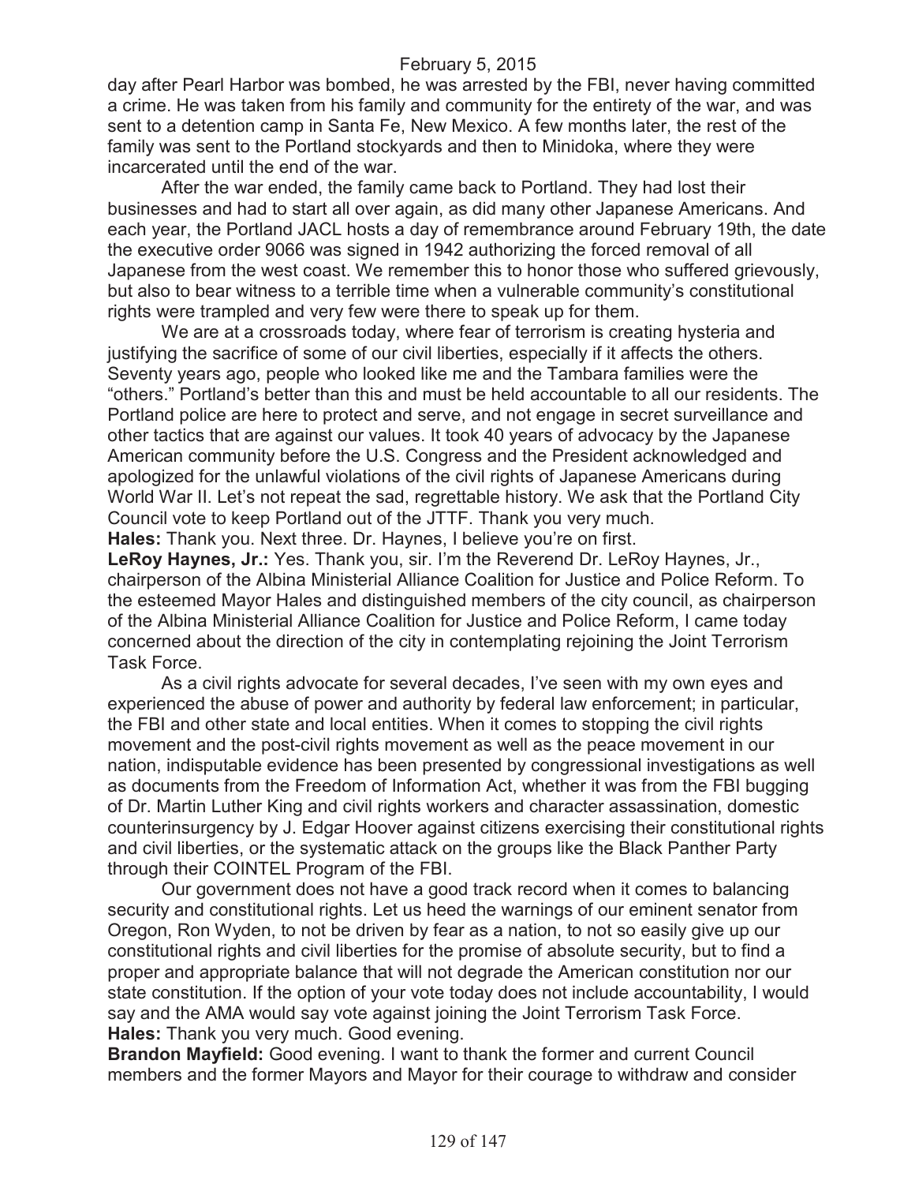day after Pearl Harbor was bombed, he was arrested by the FBI, never having committed a crime. He was taken from his family and community for the entirety of the war, and was sent to a detention camp in Santa Fe, New Mexico. A few months later, the rest of the family was sent to the Portland stockyards and then to Minidoka, where they were incarcerated until the end of the war.

After the war ended, the family came back to Portland. They had lost their businesses and had to start all over again, as did many other Japanese Americans. And each year, the Portland JACL hosts a day of remembrance around February 19th, the date the executive order 9066 was signed in 1942 authorizing the forced removal of all Japanese from the west coast. We remember this to honor those who suffered grievously, but also to bear witness to a terrible time when a vulnerable community's constitutional rights were trampled and very few were there to speak up for them.

We are at a crossroads today, where fear of terrorism is creating hysteria and justifying the sacrifice of some of our civil liberties, especially if it affects the others. Seventy years ago, people who looked like me and the Tambara families were the "others." Portland's better than this and must be held accountable to all our residents. The Portland police are here to protect and serve, and not engage in secret surveillance and other tactics that are against our values. It took 40 years of advocacy by the Japanese American community before the U.S. Congress and the President acknowledged and apologized for the unlawful violations of the civil rights of Japanese Americans during World War II. Let's not repeat the sad, regrettable history. We ask that the Portland City Council vote to keep Portland out of the JTTF. Thank you very much.

**Hales:** Thank you. Next three. Dr. Haynes, I believe you're on first.

**LeRoy Haynes, Jr.:** Yes. Thank you, sir. I'm the Reverend Dr. LeRoy Haynes, Jr., chairperson of the Albina Ministerial Alliance Coalition for Justice and Police Reform. To the esteemed Mayor Hales and distinguished members of the city council, as chairperson of the Albina Ministerial Alliance Coalition for Justice and Police Reform, I came today concerned about the direction of the city in contemplating rejoining the Joint Terrorism Task Force.

As a civil rights advocate for several decades, I've seen with my own eyes and experienced the abuse of power and authority by federal law enforcement; in particular, the FBI and other state and local entities. When it comes to stopping the civil rights movement and the post-civil rights movement as well as the peace movement in our nation, indisputable evidence has been presented by congressional investigations as well as documents from the Freedom of Information Act, whether it was from the FBI bugging of Dr. Martin Luther King and civil rights workers and character assassination, domestic counterinsurgency by J. Edgar Hoover against citizens exercising their constitutional rights and civil liberties, or the systematic attack on the groups like the Black Panther Party through their COINTEL Program of the FBI.

Our government does not have a good track record when it comes to balancing security and constitutional rights. Let us heed the warnings of our eminent senator from Oregon, Ron Wyden, to not be driven by fear as a nation, to not so easily give up our constitutional rights and civil liberties for the promise of absolute security, but to find a proper and appropriate balance that will not degrade the American constitution nor our state constitution. If the option of your vote today does not include accountability, I would say and the AMA would say vote against joining the Joint Terrorism Task Force.

**Hales:** Thank you very much. Good evening.

**Brandon Mayfield:** Good evening. I want to thank the former and current Council members and the former Mayors and Mayor for their courage to withdraw and consider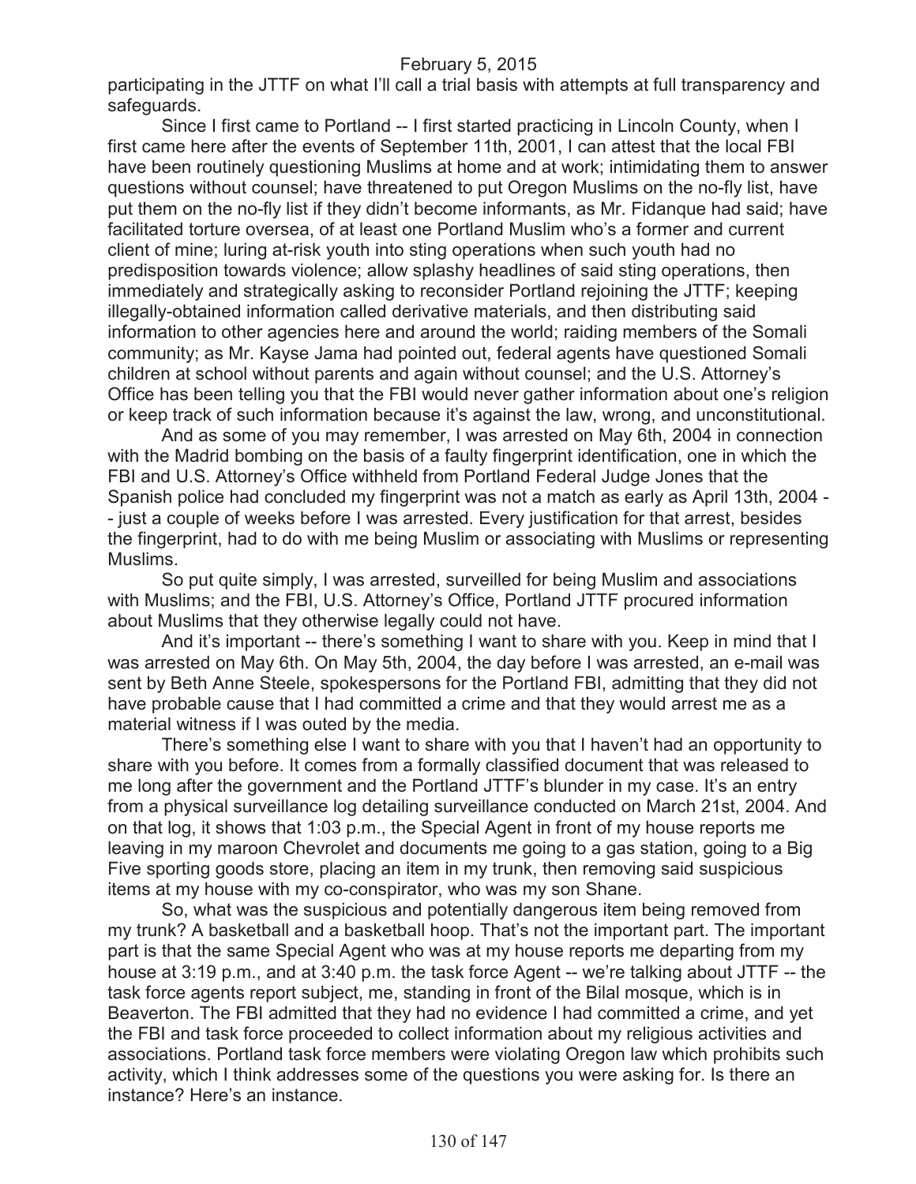participating in the JTTF on what I'll call a trial basis with attempts at full transparency and safeguards.

Since I first came to Portland -- I first started practicing in Lincoln County, when I first came here after the events of September 11th, 2001, I can attest that the local FBI have been routinely questioning Muslims at home and at work; intimidating them to answer questions without counsel; have threatened to put Oregon Muslims on the no-fly list, have put them on the no-fly list if they didn't become informants, as Mr. Fidanque had said; have facilitated torture oversea, of at least one Portland Muslim who's a former and current client of mine; luring at-risk youth into sting operations when such youth had no predisposition towards violence; allow splashy headlines of said sting operations, then immediately and strategically asking to reconsider Portland rejoining the JTTF; keeping illegally-obtained information called derivative materials, and then distributing said information to other agencies here and around the world; raiding members of the Somali community; as Mr. Kayse Jama had pointed out, federal agents have questioned Somali children at school without parents and again without counsel; and the U.S. Attorney's Office has been telling you that the FBI would never gather information about one's religion or keep track of such information because it's against the law, wrong, and unconstitutional.

And as some of you may remember, I was arrested on May 6th, 2004 in connection with the Madrid bombing on the basis of a faulty fingerprint identification, one in which the FBI and U.S. Attorney's Office withheld from Portland Federal Judge Jones that the Spanish police had concluded my fingerprint was not a match as early as April 13th, 2004 -- just a couple of weeks before I was arrested. Every justification for that arrest, besides the fingerprint, had to do with me being Muslim or associating with Muslims or representing Muslims.

So put quite simply, I was arrested, surveilled for being Muslim and associations with Muslims; and the FBI, U.S. Attorney's Office, Portland JTTF procured information about Muslims that they otherwise legally could not have.

And it's important -- there's something I want to share with you. Keep in mind that I was arrested on May 6th. On May 5th, 2004, the day before I was arrested, an e-mail was sent by Beth Anne Steele, spokespersons for the Portland FBI, admitting that they did not have probable cause that I had committed a crime and that they would arrest me as a material witness if I was outed by the media.

There's something else I want to share with you that I haven't had an opportunity to share with you before. It comes from a formally classified document that was released to me long after the government and the Portland JTTF's blunder in my case. It's an entry from a physical surveillance log detailing surveillance conducted on March 21st, 2004. And on that log, it shows that 1:03 p.m., the Special Agent in front of my house reports me leaving in my maroon Chevrolet and documents me going to a gas station, going to a Big Five sporting goods store, placing an item in my trunk, then removing said suspicious items at my house with my co-conspirator, who was my son Shane.

So, what was the suspicious and potentially dangerous item being removed from my trunk? A basketball and a basketball hoop. That's not the important part. The important part is that the same Special Agent who was at my house reports me departing from my house at 3:19 p.m., and at 3:40 p.m. the task force Agent -- we're talking about JTTF -- the task force agents report subject, me, standing in front of the Bilal mosque, which is in Beaverton. The FBI admitted that they had no evidence I had committed a crime, and yet the FBI and task force proceeded to collect information about my religious activities and associations. Portland task force members were violating Oregon law which prohibits such activity, which I think addresses some of the questions you were asking for. Is there an instance? Here's an instance.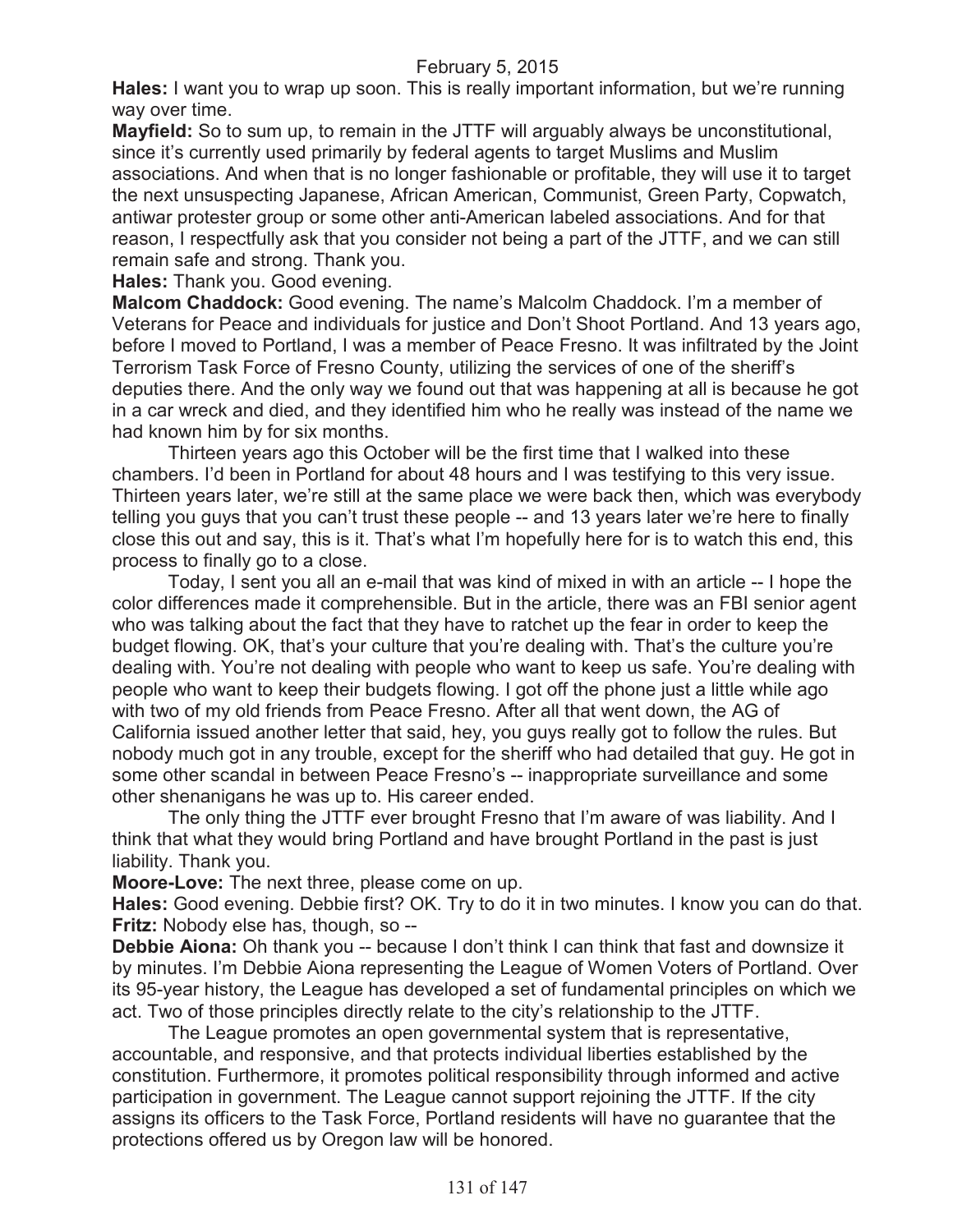February 5, 2015

**Hales:** I want you to wrap up soon. This is really important information, but we're running way over time.

**Mayfield:** So to sum up, to remain in the JTTF will arguably always be unconstitutional, since it's currently used primarily by federal agents to target Muslims and Muslim associations. And when that is no longer fashionable or profitable, they will use it to target the next unsuspecting Japanese, African American, Communist, Green Party, Copwatch, antiwar protester group or some other anti-American labeled associations. And for that reason, I respectfully ask that you consider not being a part of the JTTF, and we can still remain safe and strong. Thank you.

**Hales:** Thank you. Good evening.

**Malcom Chaddock:** Good evening. The name's Malcolm Chaddock. I'm a member of Veterans for Peace and individuals for justice and Don't Shoot Portland. And 13 years ago, before I moved to Portland, I was a member of Peace Fresno. It was infiltrated by the Joint Terrorism Task Force of Fresno County, utilizing the services of one of the sheriff's deputies there. And the only way we found out that was happening at all is because he got in a car wreck and died, and they identified him who he really was instead of the name we had known him by for six months.

Thirteen years ago this October will be the first time that I walked into these chambers. I'd been in Portland for about 48 hours and I was testifying to this very issue. Thirteen years later, we're still at the same place we were back then, which was everybody telling you guys that you can't trust these people -- and 13 years later we're here to finally close this out and say, this is it. That's what I'm hopefully here for is to watch this end, this process to finally go to a close.

Today, I sent you all an e-mail that was kind of mixed in with an article -- I hope the color differences made it comprehensible. But in the article, there was an FBI senior agent who was talking about the fact that they have to ratchet up the fear in order to keep the budget flowing. OK, that's your culture that you're dealing with. That's the culture you're dealing with. You're not dealing with people who want to keep us safe. You're dealing with people who want to keep their budgets flowing. I got off the phone just a little while ago with two of my old friends from Peace Fresno. After all that went down, the AG of California issued another letter that said, hey, you guys really got to follow the rules. But nobody much got in any trouble, except for the sheriff who had detailed that guy. He got in some other scandal in between Peace Fresno's -- inappropriate surveillance and some other shenanigans he was up to. His career ended.

The only thing the JTTF ever brought Fresno that I'm aware of was liability. And I think that what they would bring Portland and have brought Portland in the past is just liability. Thank you.

**Moore-Love:** The next three, please come on up.

**Hales:** Good evening. Debbie first? OK. Try to do it in two minutes. I know you can do that.

**Fritz:** Nobody else has, though, so --

**Debbie Aiona:** Oh thank you -- because I don't think I can think that fast and downsize it by minutes. I'm Debbie Aiona representing the League of Women Voters of Portland. Over its 95-year history, the League has developed a set of fundamental principles on which we act. Two of those principles directly relate to the city's relationship to the JTTF.

The League promotes an open governmental system that is representative, accountable, and responsive, and that protects individual liberties established by the constitution. Furthermore, it promotes political responsibility through informed and active participation in government. The League cannot support rejoining the JTTF. If the city assigns its officers to the Task Force, Portland residents will have no guarantee that the protections offered us by Oregon law will be honored.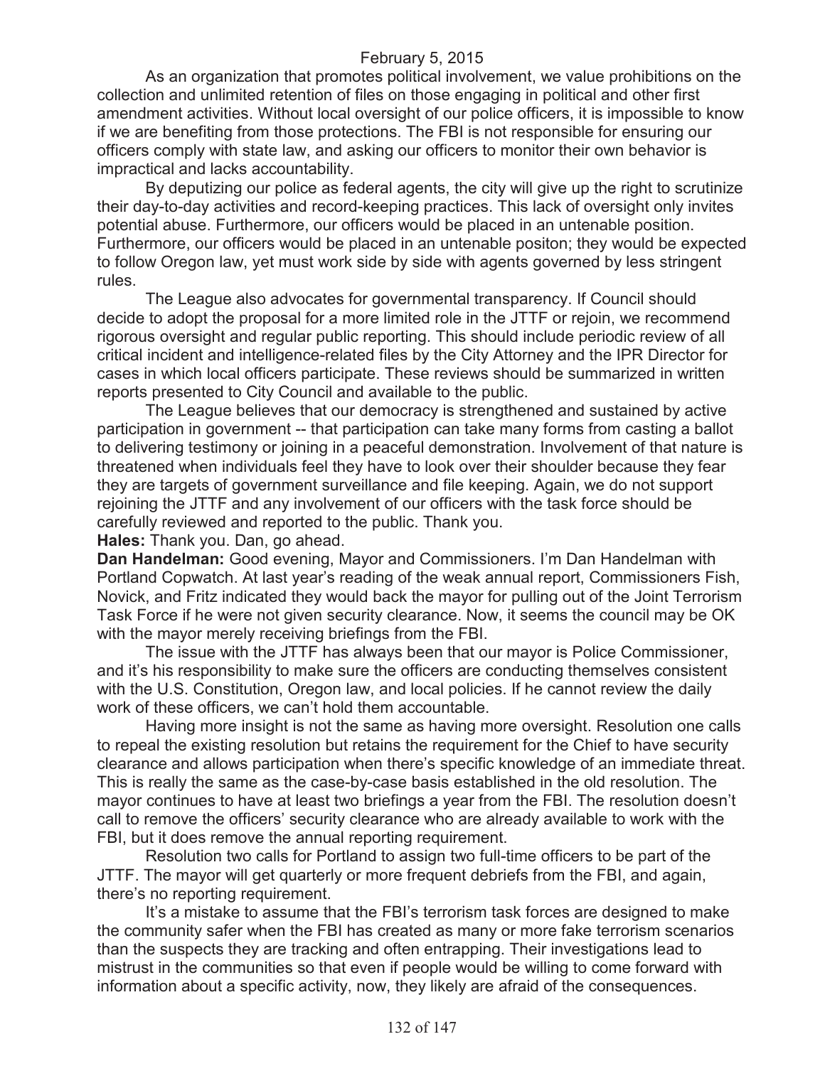February 5, 2015

As an organization that promotes political involvement, we value prohibitions on the collection and unlimited retention of files on those engaging in political and other first amendment activities. Without local oversight of our police officers, it is impossible to know if we are benefiting from those protections. The FBI is not responsible for ensuring our officers comply with state law, and asking our officers to monitor their own behavior is impractical and lacks accountability.

By deputizing our police as federal agents, the city will give up the right to scrutinize their day-to-day activities and record-keeping practices. This lack of oversight only invites potential abuse. Furthermore, our officers would be placed in an untenable position. Furthermore, our officers would be placed in an untenable positon; they would be expected to follow Oregon law, yet must work side by side with agents governed by less stringent rules.

The League also advocates for governmental transparency. If Council should decide to adopt the proposal for a more limited role in the JTTF or rejoin, we recommend rigorous oversight and regular public reporting. This should include periodic review of all critical incident and intelligence-related files by the City Attorney and the IPR Director for cases in which local officers participate. These reviews should be summarized in written reports presented to City Council and available to the public.

The League believes that our democracy is strengthened and sustained by active participation in government -- that participation can take many forms from casting a ballot to delivering testimony or joining in a peaceful demonstration. Involvement of that nature is threatened when individuals feel they have to look over their shoulder because they fear they are targets of government surveillance and file keeping. Again, we do not support rejoining the JTTF and any involvement of our officers with the task force should be carefully reviewed and reported to the public. Thank you.

**Hales:** Thank you. Dan, go ahead.

**Dan Handelman:** Good evening, Mayor and Commissioners. I'm Dan Handelman with Portland Copwatch. At last year's reading of the weak annual report, Commissioners Fish, Novick, and Fritz indicated they would back the mayor for pulling out of the Joint Terrorism Task Force if he were not given security clearance. Now, it seems the council may be OK with the mayor merely receiving briefings from the FBI.

The issue with the JTTF has always been that our mayor is Police Commissioner, and it's his responsibility to make sure the officers are conducting themselves consistent with the U.S. Constitution, Oregon law, and local policies. If he cannot review the daily work of these officers, we can't hold them accountable.

Having more insight is not the same as having more oversight. Resolution one calls to repeal the existing resolution but retains the requirement for the Chief to have security clearance and allows participation when there's specific knowledge of an immediate threat. This is really the same as the case-by-case basis established in the old resolution. The mayor continues to have at least two briefings a year from the FBI. The resolution doesn't call to remove the officers' security clearance who are already available to work with the FBI, but it does remove the annual reporting requirement.

Resolution two calls for Portland to assign two full-time officers to be part of the JTTF. The mayor will get quarterly or more frequent debriefs from the FBI, and again, there's no reporting requirement.

It's a mistake to assume that the FBI's terrorism task forces are designed to make the community safer when the FBI has created as many or more fake terrorism scenarios than the suspects they are tracking and often entrapping. Their investigations lead to mistrust in the communities so that even if people would be willing to come forward with information about a specific activity, now, they likely are afraid of the consequences.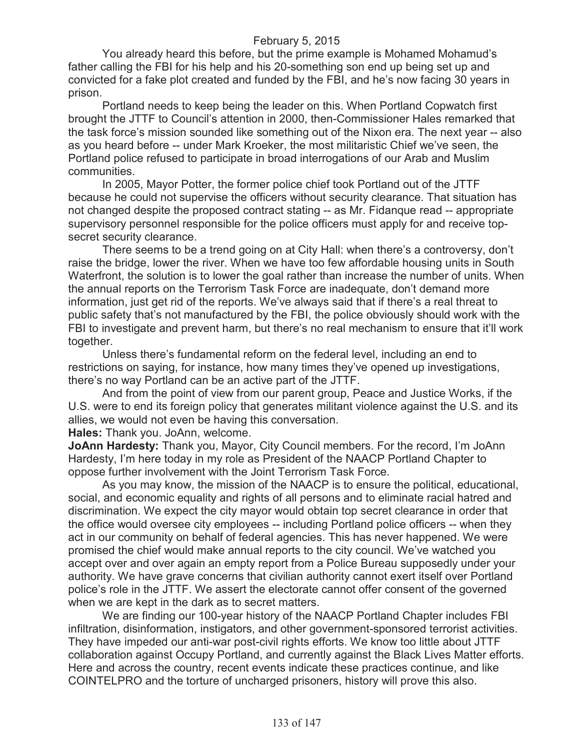You already heard this before, but the prime example is Mohamed Mohamud's father calling the FBI for his help and his 20-something son end up being set up and convicted for a fake plot created and funded by the FBI, and he's now facing 30 years in prison.

Portland needs to keep being the leader on this. When Portland Copwatch first brought the JTTF to Council's attention in 2000, then-Commissioner Hales remarked that the task force's mission sounded like something out of the Nixon era. The next year -- also as you heard before -- under Mark Kroeker, the most militaristic Chief we've seen, the Portland police refused to participate in broad interrogations of our Arab and Muslim communities.

In 2005, Mayor Potter, the former police chief took Portland out of the JTTF because he could not supervise the officers without security clearance. That situation has not changed despite the proposed contract stating -- as Mr. Fidanque read -- appropriate supervisory personnel responsible for the police officers must apply for and receive top-secret security clearance.

There seems to be a trend going on at City Hall: when there's a controversy, don't raise the bridge, lower the river. When we have too few affordable housing units in South Waterfront, the solution is to lower the goal rather than increase the number of units. When the annual reports on the Terrorism Task Force are inadequate, don't demand more information, just get rid of the reports. We've always said that if there's a real threat to public safety that's not manufactured by the FBI, the police obviously should work with the FBI to investigate and prevent harm, but there's no real mechanism to ensure that it'll work together.

Unless there's fundamental reform on the federal level, including an end to restrictions on saying, for instance, how many times they've opened up investigations, there's no way Portland can be an active part of the JTTF.

And from the point of view from our parent group, Peace and Justice Works, if the U.S. were to end its foreign policy that generates militant violence against the U.S. and its allies, we would not even be having this conversation.

**Hales:** Thank you. JoAnn, welcome.

**JoAnn Hardesty:** Thank you, Mayor, City Council members. For the record, I'm JoAnn Hardesty, I'm here today in my role as President of the NAACP Portland Chapter to oppose further involvement with the Joint Terrorism Task Force.

As you may know, the mission of the NAACP is to ensure the political, educational, social, and economic equality and rights of all persons and to eliminate racial hatred and discrimination. We expect the city mayor would obtain top secret clearance in order that the office would oversee city employees -- including Portland police officers -- when they act in our community on behalf of federal agencies. This has never happened. We were promised the chief would make annual reports to the city council. We've watched you accept over and over again an empty report from a Police Bureau supposedly under your authority. We have grave concerns that civilian authority cannot exert itself over Portland police's role in the JTTF. We assert the electorate cannot offer consent of the governed when we are kept in the dark as to secret matters.

We are finding our 100-year history of the NAACP Portland Chapter includes FBI infiltration, disinformation, instigators, and other government-sponsored terrorist activities. They have impeded our anti-war post-civil rights efforts. We know too little about JTTF collaboration against Occupy Portland, and currently against the Black Lives Matter efforts. Here and across the country, recent events indicate these practices continue, and like COINTELPRO and the torture of uncharged prisoners, history will prove this also.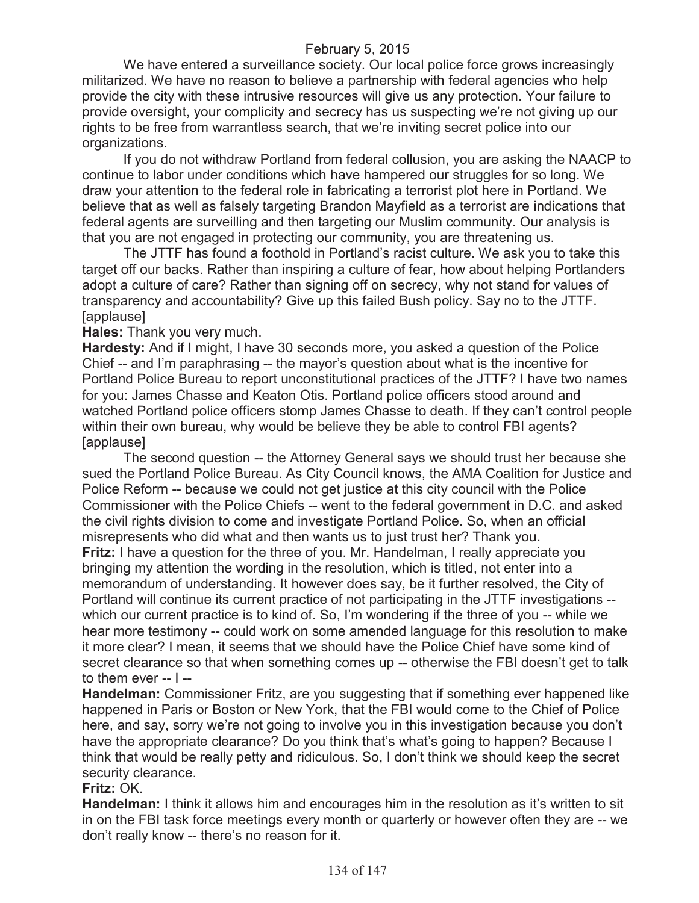We have entered a surveillance society. Our local police force grows increasingly militarized. We have no reason to believe a partnership with federal agencies who help provide the city with these intrusive resources will give us any protection. Your failure to provide oversight, your complicity and secrecy has us suspecting we're not giving up our rights to be free from warrantless search, that we're inviting secret police into our organizations.

If you do not withdraw Portland from federal collusion, you are asking the NAACP to continue to labor under conditions which have hampered our struggles for so long. We draw your attention to the federal role in fabricating a terrorist plot here in Portland. We believe that as well as falsely targeting Brandon Mayfield as a terrorist are indications that federal agents are surveilling and then targeting our Muslim community. Our analysis is that you are not engaged in protecting our community, you are threatening us.

The JTTF has found a foothold in Portland's racist culture. We ask you to take this target off our backs. Rather than inspiring a culture of fear, how about helping Portlanders adopt a culture of care? Rather than signing off on secrecy, why not stand for values of transparency and accountability? Give up this failed Bush policy. Say no to the JTTF. [applause]

**Hales:** Thank you very much.

**Hardesty:** And if I might, I have 30 seconds more, you asked a question of the Police Chief -- and I'm paraphrasing -- the mayor's question about what is the incentive for Portland Police Bureau to report unconstitutional practices of the JTTF? I have two names for you: James Chasse and Keaton Otis. Portland police officers stood around and watched Portland police officers stomp James Chasse to death. If they can't control people within their own bureau, why would be believe they be able to control FBI agents? [applause]

The second question -- the Attorney General says we should trust her because she sued the Portland Police Bureau. As City Council knows, the AMA Coalition for Justice and Police Reform -- because we could not get justice at this city council with the Police Commissioner with the Police Chiefs -- went to the federal government in D.C. and asked the civil rights division to come and investigate Portland Police. So, when an official misrepresents who did what and then wants us to just trust her? Thank you.

**Fritz:** I have a question for the three of you. Mr. Handelman, I really appreciate you bringing my attention the wording in the resolution, which is titled, not enter into a memorandum of understanding. It however does say, be it further resolved, the City of Portland will continue its current practice of not participating in the JTTF investigations -- which our current practice is to kind of. So, I'm wondering if the three of you -- while we hear more testimony -- could work on some amended language for this resolution to make it more clear? I mean, it seems that we should have the Police Chief have some kind of secret clearance so that when something comes up -- otherwise the FBI doesn't get to talk to them ever -- I --

**Handelman:** Commissioner Fritz, are you suggesting that if something ever happened like happened in Paris or Boston or New York, that the FBI would come to the Chief of Police here, and say, sorry we're not going to involve you in this investigation because you don't have the appropriate clearance? Do you think that's what's going to happen? Because I think that would be really petty and ridiculous. So, I don't think we should keep the secret security clearance.

**Fritz:** OK.

**Handelman:** I think it allows him and encourages him in the resolution as it's written to sit in on the FBI task force meetings every month or quarterly or however often they are -- we don't really know -- there's no reason for it.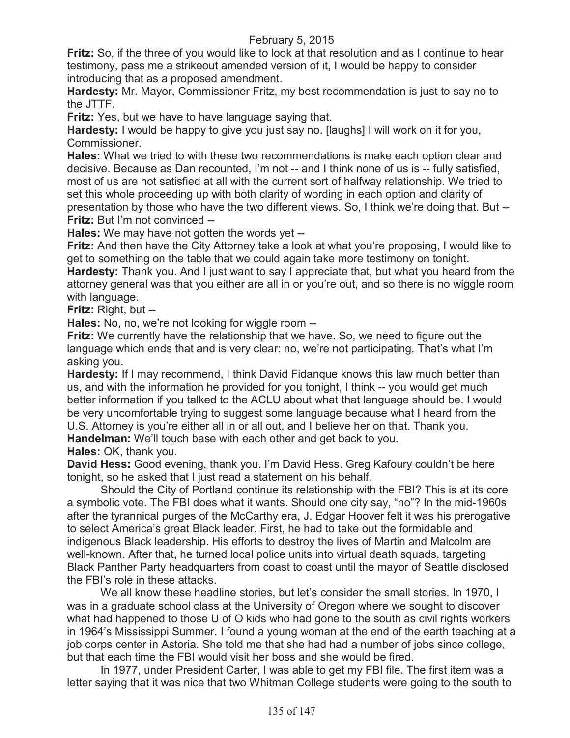**Fritz:** So, if the three of you would like to look at that resolution and as I continue to hear testimony, pass me a strikeout amended version of it, I would be happy to consider introducing that as a proposed amendment.

**Hardesty:** Mr. Mayor, Commissioner Fritz, my best recommendation is just to say no to the JTTF.

**Fritz:** Yes, but we have to have language saying that.

**Hardesty:** I would be happy to give you just say no. [laughs] I will work on it for you, Commissioner.

**Hales:** What we tried to with these two recommendations is make each option clear and decisive. Because as Dan recounted, I'm not -- and I think none of us is -- fully satisfied, most of us are not satisfied at all with the current sort of halfway relationship. We tried to set this whole proceeding up with both clarity of wording in each option and clarity of presentation by those who have the two different views. So, I think we're doing that. But --

**Fritz:** But I'm not convinced --

**Hales:** We may have not gotten the words yet --

**Fritz:** And then have the City Attorney take a look at what you're proposing, I would like to get to something on the table that we could again take more testimony on tonight.

**Hardesty:** Thank you. And I just want to say I appreciate that, but what you heard from the attorney general was that you either are all in or you're out, and so there is no wiggle room with language.

**Fritz:** Right, but --

**Hales:** No, no, we're not looking for wiggle room --

**Fritz:** We currently have the relationship that we have. So, we need to figure out the language which ends that and is very clear: no, we're not participating. That's what I'm asking you.

**Hardesty:** If I may recommend, I think David Fidanque knows this law much better than us, and with the information he provided for you tonight, I think -- you would get much better information if you talked to the ACLU about what that language should be. I would be very uncomfortable trying to suggest some language because what I heard from the U.S. Attorney is you're either all in or all out, and I believe her on that. Thank you.

**Handelman:** We'll touch base with each other and get back to you.

**Hales:** OK, thank you.

**David Hess:** Good evening, thank you. I'm David Hess. Greg Kafoury couldn't be here tonight, so he asked that I just read a statement on his behalf.

Should the City of Portland continue its relationship with the FBI? This is at its core a symbolic vote. The FBI does what it wants. Should one city say, "no"? In the mid-1960s after the tyrannical purges of the McCarthy era, J. Edgar Hoover felt it was his prerogative to select America's great Black leader. First, he had to take out the formidable and indigenous Black leadership. His efforts to destroy the lives of Martin and Malcolm are well-known. After that, he turned local police units into virtual death squads, targeting Black Panther Party headquarters from coast to coast until the mayor of Seattle disclosed the FBI's role in these attacks.

We all know these headline stories, but let's consider the small stories. In 1970, I was in a graduate school class at the University of Oregon where we sought to discover what had happened to those U of O kids who had gone to the south as civil rights workers in 1964's Mississippi Summer. I found a young woman at the end of the earth teaching at a job corps center in Astoria. She told me that she had had a number of jobs since college, but that each time the FBI would visit her boss and she would be fired.

In 1977, under President Carter, I was able to get my FBI file. The first item was a letter saying that it was nice that two Whitman College students were going to the south to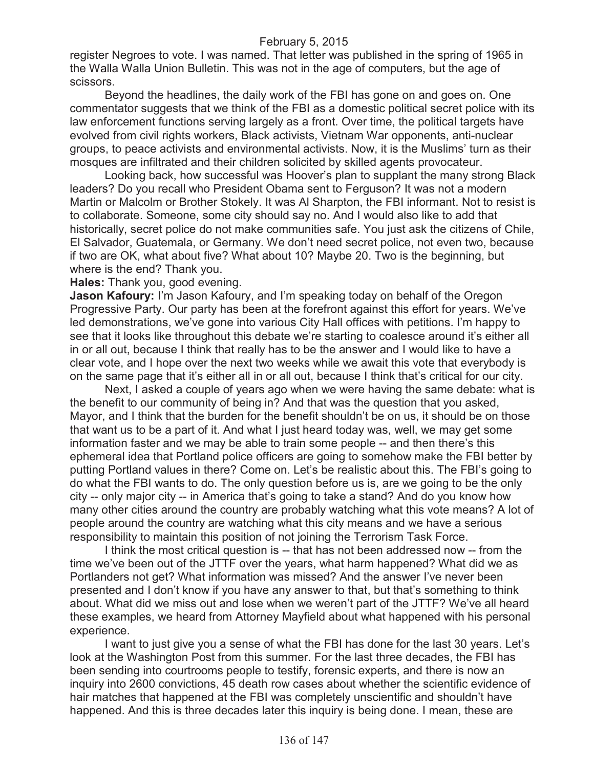register Negroes to vote. I was named. That letter was published in the spring of 1965 in the Walla Walla Union Bulletin. This was not in the age of computers, but the age of scissors.

Beyond the headlines, the daily work of the FBI has gone on and goes on. One commentator suggests that we think of the FBI as a domestic political secret police with its law enforcement functions serving largely as a front. Over time, the political targets have evolved from civil rights workers, Black activists, Vietnam War opponents, anti-nuclear groups, to peace activists and environmental activists. Now, it is the Muslims' turn as their mosques are infiltrated and their children solicited by skilled agents provocateur.

Looking back, how successful was Hoover's plan to supplant the many strong Black leaders? Do you recall who President Obama sent to Ferguson? It was not a modern Martin or Malcolm or Brother Stokely. It was Al Sharpton, the FBI informant. Not to resist is to collaborate. Someone, some city should say no. And I would also like to add that historically, secret police do not make communities safe. You just ask the citizens of Chile, El Salvador, Guatemala, or Germany. We don't need secret police, not even two, because if two are OK, what about five? What about 10? Maybe 20. Two is the beginning, but where is the end? Thank you.

**Hales:** Thank you, good evening.

**Jason Kafoury:** I'm Jason Kafoury, and I'm speaking today on behalf of the Oregon Progressive Party. Our party has been at the forefront against this effort for years. We've led demonstrations, we've gone into various City Hall offices with petitions. I'm happy to see that it looks like throughout this debate we're starting to coalesce around it's either all in or all out, because I think that really has to be the answer and I would like to have a clear vote, and I hope over the next two weeks while we await this vote that everybody is on the same page that it's either all in or all out, because I think that's critical for our city.

Next, I asked a couple of years ago when we were having the same debate: what is the benefit to our community of being in? And that was the question that you asked, Mayor, and I think that the burden for the benefit shouldn't be on us, it should be on those that want us to be a part of it. And what I just heard today was, well, we may get some information faster and we may be able to train some people -- and then there's this ephemeral idea that Portland police officers are going to somehow make the FBI better by putting Portland values in there? Come on. Let's be realistic about this. The FBI's going to do what the FBI wants to do. The only question before us is, are we going to be the only city -- only major city -- in America that's going to take a stand? And do you know how many other cities around the country are probably watching what this vote means? A lot of people around the country are watching what this city means and we have a serious responsibility to maintain this position of not joining the Terrorism Task Force.

I think the most critical question is -- that has not been addressed now -- from the time we've been out of the JTTF over the years, what harm happened? What did we as Portlanders not get? What information was missed? And the answer I've never been presented and I don't know if you have any answer to that, but that's something to think about. What did we miss out and lose when we weren't part of the JTTF? We've all heard these examples, we heard from Attorney Mayfield about what happened with his personal experience.

I want to just give you a sense of what the FBI has done for the last 30 years. Let's look at the Washington Post from this summer. For the last three decades, the FBI has been sending into courtrooms people to testify, forensic experts, and there is now an inquiry into 2600 convictions, 45 death row cases about whether the scientific evidence of hair matches that happened at the FBI was completely unscientific and shouldn't have happened. And this is three decades later this inquiry is being done. I mean, these are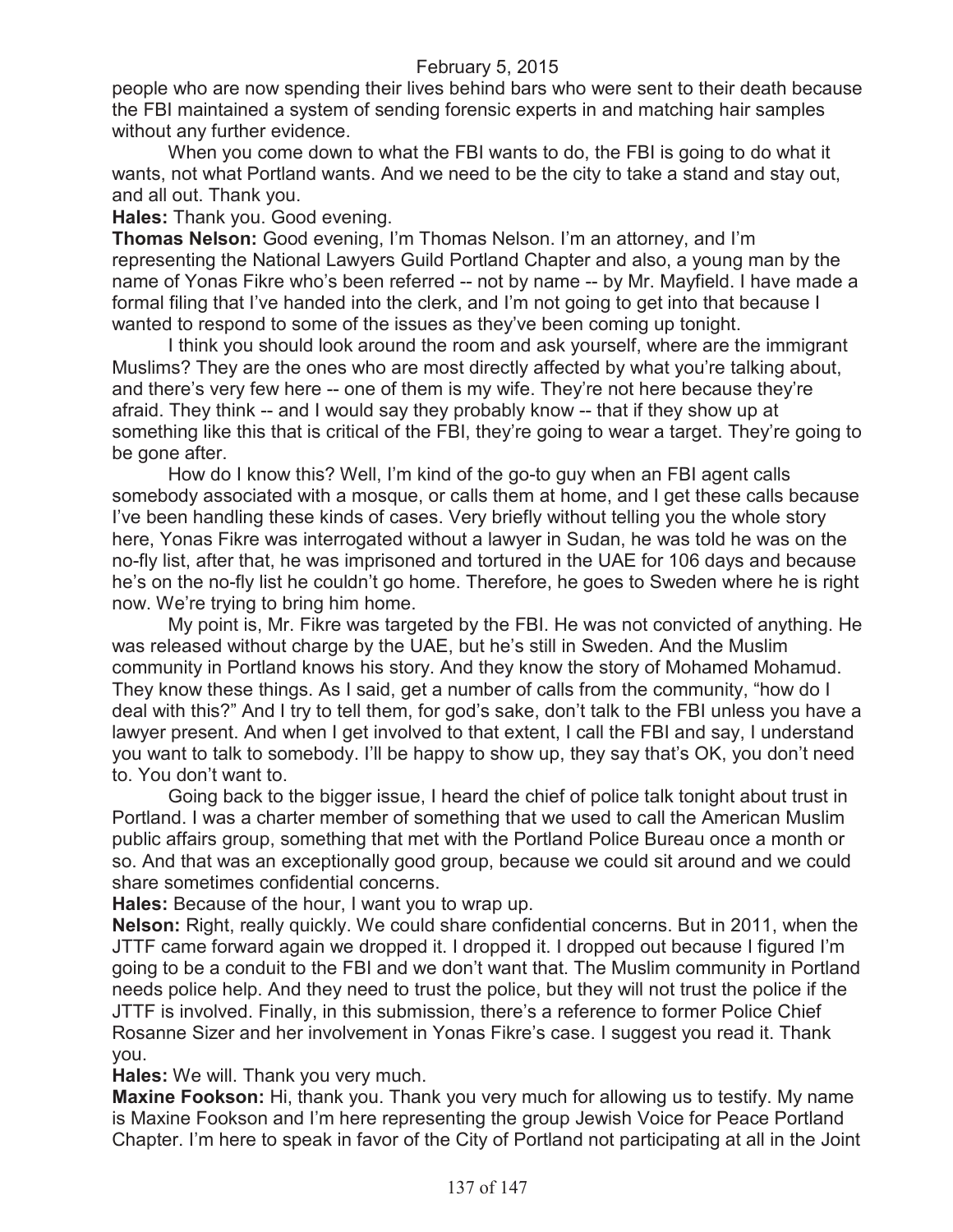people who are now spending their lives behind bars who were sent to their death because the FBI maintained a system of sending forensic experts in and matching hair samples without any further evidence.

When you come down to what the FBI wants to do, the FBI is going to do what it wants, not what Portland wants. And we need to be the city to take a stand and stay out, and all out. Thank you.

**Hales:** Thank you. Good evening.

**Thomas Nelson:** Good evening, I'm Thomas Nelson. I'm an attorney, and I'm representing the National Lawyers Guild Portland Chapter and also, a young man by the name of Yonas Fikre who's been referred -- not by name -- by Mr. Mayfield. I have made a formal filing that I've handed into the clerk, and I'm not going to get into that because I wanted to respond to some of the issues as they've been coming up tonight.

I think you should look around the room and ask yourself, where are the immigrant Muslims? They are the ones who are most directly affected by what you're talking about, and there's very few here -- one of them is my wife. They're not here because they're afraid. They think -- and I would say they probably know -- that if they show up at something like this that is critical of the FBI, they're going to wear a target. They're going to be gone after.

How do I know this? Well, I'm kind of the go-to guy when an FBI agent calls somebody associated with a mosque, or calls them at home, and I get these calls because I've been handling these kinds of cases. Very briefly without telling you the whole story here, Yonas Fikre was interrogated without a lawyer in Sudan, he was told he was on the no-fly list, after that, he was imprisoned and tortured in the UAE for 106 days and because he's on the no-fly list he couldn't go home. Therefore, he goes to Sweden where he is right now. We're trying to bring him home.

My point is, Mr. Fikre was targeted by the FBI. He was not convicted of anything. He was released without charge by the UAE, but he's still in Sweden. And the Muslim community in Portland knows his story. And they know the story of Mohamed Mohamud. They know these things. As I said, get a number of calls from the community, "how do I deal with this?" And I try to tell them, for god's sake, don't talk to the FBI unless you have a lawyer present. And when I get involved to that extent, I call the FBI and say, I understand you want to talk to somebody. I'll be happy to show up, they say that's OK, you don't need to. You don't want to.

Going back to the bigger issue, I heard the chief of police talk tonight about trust in Portland. I was a charter member of something that we used to call the American Muslim public affairs group, something that met with the Portland Police Bureau once a month or so. And that was an exceptionally good group, because we could sit around and we could share sometimes confidential concerns.

**Hales:** Because of the hour, I want you to wrap up.

**Nelson:** Right, really quickly. We could share confidential concerns. But in 2011, when the JTTF came forward again we dropped it. I dropped it. I dropped out because I figured I'm going to be a conduit to the FBI and we don't want that. The Muslim community in Portland needs police help. And they need to trust the police, but they will not trust the police if the JTTF is involved. Finally, in this submission, there's a reference to former Police Chief Rosanne Sizer and her involvement in Yonas Fikre's case. I suggest you read it. Thank you.

**Hales:** We will. Thank you very much.

**Maxine Fookson:** Hi, thank you. Thank you very much for allowing us to testify. My name is Maxine Fookson and I'm here representing the group Jewish Voice for Peace Portland Chapter. I'm here to speak in favor of the City of Portland not participating at all in the Joint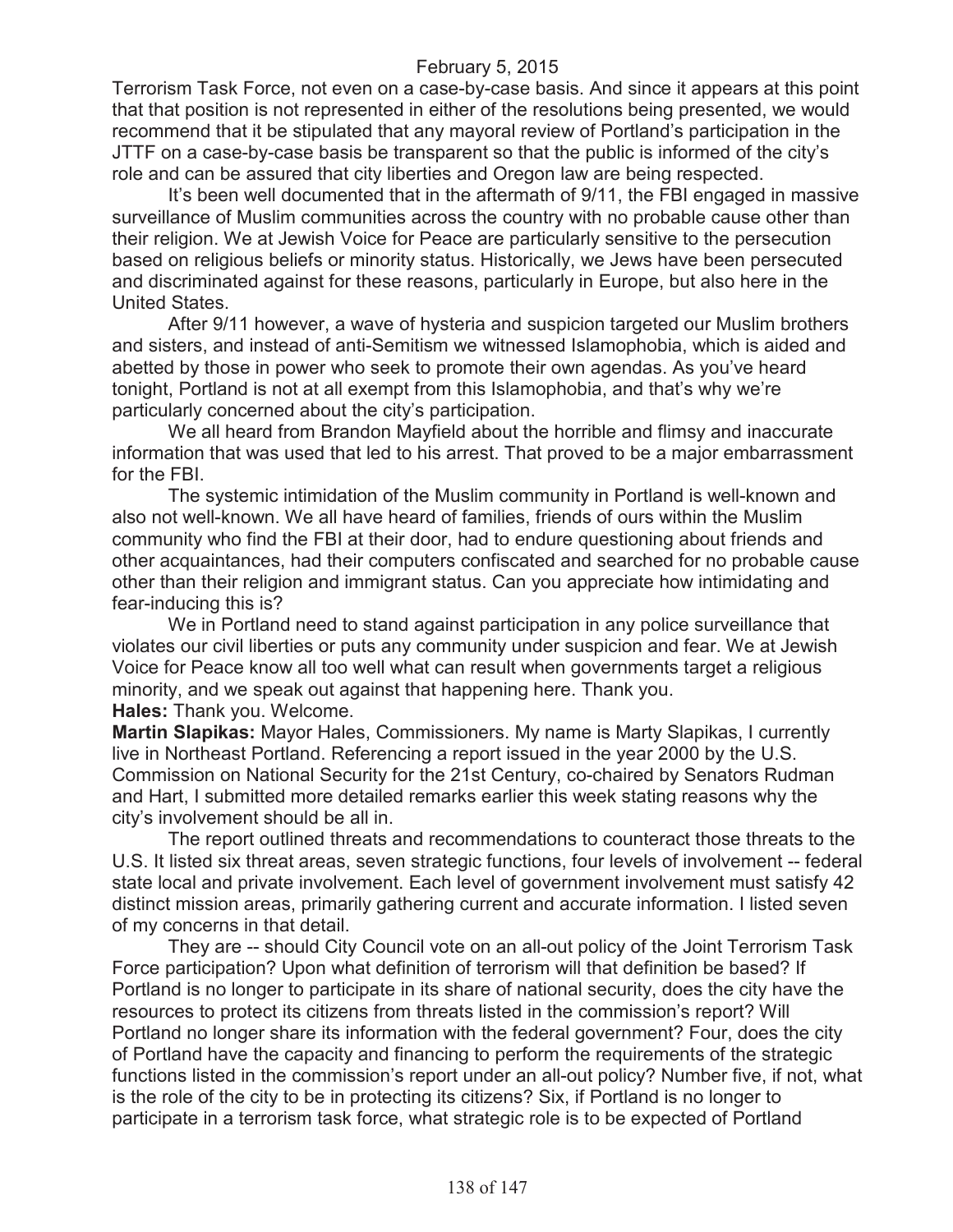Terrorism Task Force, not even on a case-by-case basis. And since it appears at this point that that position is not represented in either of the resolutions being presented, we would recommend that it be stipulated that any mayoral review of Portland's participation in the JTTF on a case-by-case basis be transparent so that the public is informed of the city's role and can be assured that city liberties and Oregon law are being respected.

It's been well documented that in the aftermath of 9/11, the FBI engaged in massive surveillance of Muslim communities across the country with no probable cause other than their religion. We at Jewish Voice for Peace are particularly sensitive to the persecution based on religious beliefs or minority status. Historically, we Jews have been persecuted and discriminated against for these reasons, particularly in Europe, but also here in the United States.

After 9/11 however, a wave of hysteria and suspicion targeted our Muslim brothers and sisters, and instead of anti-Semitism we witnessed Islamophobia, which is aided and abetted by those in power who seek to promote their own agendas. As you've heard tonight, Portland is not at all exempt from this Islamophobia, and that's why we're particularly concerned about the city's participation.

We all heard from Brandon Mayfield about the horrible and flimsy and inaccurate information that was used that led to his arrest. That proved to be a major embarrassment for the FBI.

The systemic intimidation of the Muslim community in Portland is well-known and also not well-known. We all have heard of families, friends of ours within the Muslim community who find the FBI at their door, had to endure questioning about friends and other acquaintances, had their computers confiscated and searched for no probable cause other than their religion and immigrant status. Can you appreciate how intimidating and fear-inducing this is?

We in Portland need to stand against participation in any police surveillance that violates our civil liberties or puts any community under suspicion and fear. We at Jewish Voice for Peace know all too well what can result when governments target a religious minority, and we speak out against that happening here. Thank you.

**Hales:** Thank you. Welcome.

**Martin Slapikas:** Mayor Hales, Commissioners. My name is Marty Slapikas, I currently live in Northeast Portland. Referencing a report issued in the year 2000 by the U.S. Commission on National Security for the 21st Century, co-chaired by Senators Rudman and Hart, I submitted more detailed remarks earlier this week stating reasons why the city's involvement should be all in.

The report outlined threats and recommendations to counteract those threats to the U.S. It listed six threat areas, seven strategic functions, four levels of involvement -- federal state local and private involvement. Each level of government involvement must satisfy 42 distinct mission areas, primarily gathering current and accurate information. I listed seven of my concerns in that detail.

They are -- should City Council vote on an all-out policy of the Joint Terrorism Task Force participation? Upon what definition of terrorism will that definition be based? If Portland is no longer to participate in its share of national security, does the city have the resources to protect its citizens from threats listed in the commission's report? Will Portland no longer share its information with the federal government? Four, does the city of Portland have the capacity and financing to perform the requirements of the strategic functions listed in the commission's report under an all-out policy? Number five, if not, what is the role of the city to be in protecting its citizens? Six, if Portland is no longer to participate in a terrorism task force, what strategic role is to be expected of Portland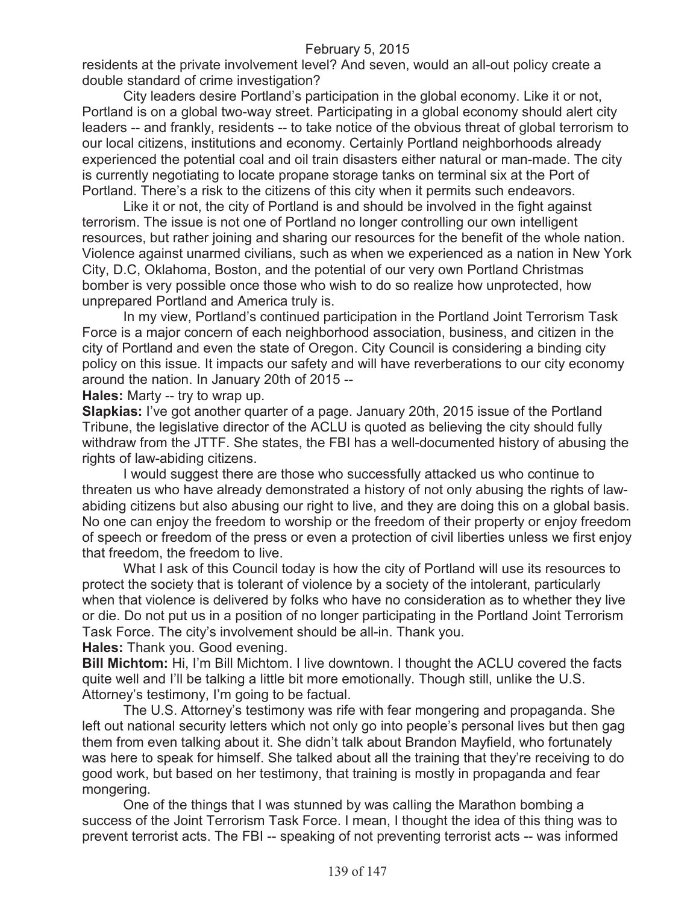residents at the private involvement level? And seven, would an all-out policy create a double standard of crime investigation?

City leaders desire Portland's participation in the global economy. Like it or not, Portland is on a global two-way street. Participating in a global economy should alert city leaders -- and frankly, residents -- to take notice of the obvious threat of global terrorism to our local citizens, institutions and economy. Certainly Portland neighborhoods already experienced the potential coal and oil train disasters either natural or man-made. The city is currently negotiating to locate propane storage tanks on terminal six at the Port of Portland. There's a risk to the citizens of this city when it permits such endeavors.

Like it or not, the city of Portland is and should be involved in the fight against terrorism. The issue is not one of Portland no longer controlling our own intelligent resources, but rather joining and sharing our resources for the benefit of the whole nation. Violence against unarmed civilians, such as when we experienced as a nation in New York City, D.C, Oklahoma, Boston, and the potential of our very own Portland Christmas bomber is very possible once those who wish to do so realize how unprotected, how unprepared Portland and America truly is.

In my view, Portland's continued participation in the Portland Joint Terrorism Task Force is a major concern of each neighborhood association, business, and citizen in the city of Portland and even the state of Oregon. City Council is considering a binding city policy on this issue. It impacts our safety and will have reverberations to our city economy around the nation. In January 20th of 2015 --

**Hales:** Marty -- try to wrap up.

**Slapkias:** I've got another quarter of a page. January 20th, 2015 issue of the Portland Tribune, the legislative director of the ACLU is quoted as believing the city should fully withdraw from the JTTF. She states, the FBI has a well-documented history of abusing the rights of law-abiding citizens.

I would suggest there are those who successfully attacked us who continue to threaten us who have already demonstrated a history of not only abusing the rights of law-abiding citizens but also abusing our right to live, and they are doing this on a global basis. No one can enjoy the freedom to worship or the freedom of their property or enjoy freedom of speech or freedom of the press or even a protection of civil liberties unless we first enjoy that freedom, the freedom to live.

What I ask of this Council today is how the city of Portland will use its resources to protect the society that is tolerant of violence by a society of the intolerant, particularly when that violence is delivered by folks who have no consideration as to whether they live or die. Do not put us in a position of no longer participating in the Portland Joint Terrorism Task Force. The city's involvement should be all-in. Thank you.

**Hales:** Thank you. Good evening.

**Bill Michtom:** Hi, I'm Bill Michtom. I live downtown. I thought the ACLU covered the facts quite well and I'll be talking a little bit more emotionally. Though still, unlike the U.S. Attorney's testimony, I'm going to be factual.

The U.S. Attorney's testimony was rife with fear mongering and propaganda. She left out national security letters which not only go into people's personal lives but then gag them from even talking about it. She didn't talk about Brandon Mayfield, who fortunately was here to speak for himself. She talked about all the training that they're receiving to do good work, but based on her testimony, that training is mostly in propaganda and fear mongering.

One of the things that I was stunned by was calling the Marathon bombing a success of the Joint Terrorism Task Force. I mean, I thought the idea of this thing was to prevent terrorist acts. The FBI -- speaking of not preventing terrorist acts -- was informed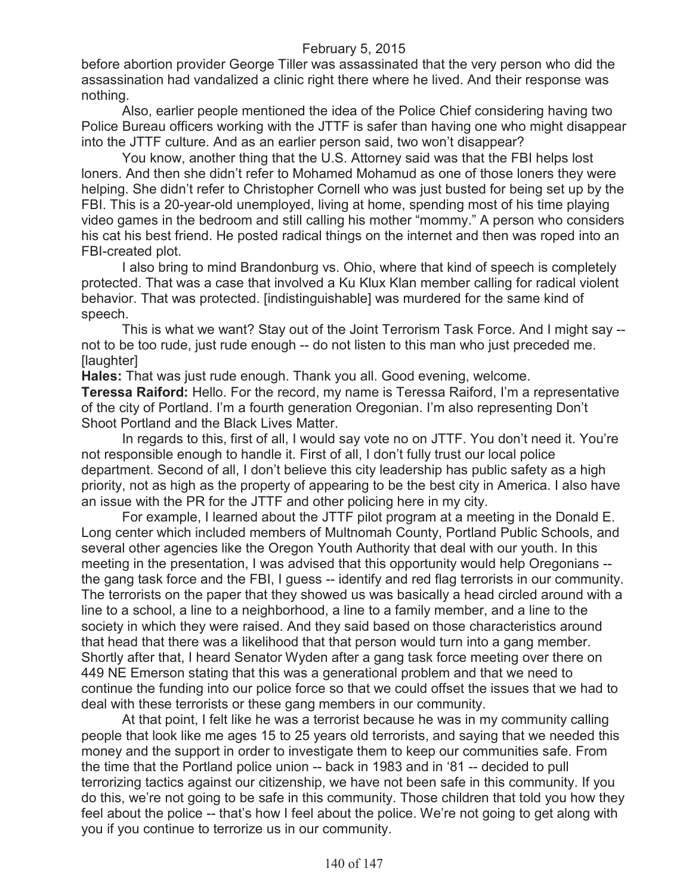before abortion provider George Tiller was assassinated that the very person who did the assassination had vandalized a clinic right there where he lived. And their response was nothing.

Also, earlier people mentioned the idea of the Police Chief considering having two Police Bureau officers working with the JTTF is safer than having one who might disappear into the JTTF culture. And as an earlier person said, two won't disappear?

You know, another thing that the U.S. Attorney said was that the FBI helps lost loners. And then she didn't refer to Mohamed Mohamud as one of those loners they were helping. She didn't refer to Christopher Cornell who was just busted for being set up by the FBI. This is a 20-year-old unemployed, living at home, spending most of his time playing video games in the bedroom and still calling his mother "mommy." A person who considers his cat his best friend. He posted radical things on the internet and then was roped into an FBI-created plot.

I also bring to mind Brandonburg vs. Ohio, where that kind of speech is completely protected. That was a case that involved a Ku Klux Klan member calling for radical violent behavior. That was protected. [indistinguishable] was murdered for the same kind of speech.

This is what we want? Stay out of the Joint Terrorism Task Force. And I might say -- not to be too rude, just rude enough -- do not listen to this man who just preceded me. [laughter]

**Hales:** That was just rude enough. Thank you all. Good evening, welcome.

**Teressa Raiford:** Hello. For the record, my name is Teressa Raiford, I'm a representative of the city of Portland. I'm a fourth generation Oregonian. I'm also representing Don't Shoot Portland and the Black Lives Matter.

In regards to this, first of all, I would say vote no on JTTF. You don't need it. You're not responsible enough to handle it. First of all, I don't fully trust our local police department. Second of all, I don't believe this city leadership has public safety as a high priority, not as high as the property of appearing to be the best city in America. I also have an issue with the PR for the JTTF and other policing here in my city.

For example, I learned about the JTTF pilot program at a meeting in the Donald E. Long center which included members of Multnomah County, Portland Public Schools, and several other agencies like the Oregon Youth Authority that deal with our youth. In this meeting in the presentation, I was advised that this opportunity would help Oregonians -- the gang task force and the FBI, I guess -- identify and red flag terrorists in our community. The terrorists on the paper that they showed us was basically a head circled around with a line to a school, a line to a neighborhood, a line to a family member, and a line to the society in which they were raised. And they said based on those characteristics around that head that there was a likelihood that that person would turn into a gang member. Shortly after that, I heard Senator Wyden after a gang task force meeting over there on 449 NE Emerson stating that this was a generational problem and that we need to continue the funding into our police force so that we could offset the issues that we had to deal with these terrorists or these gang members in our community.

At that point, I felt like he was a terrorist because he was in my community calling people that look like me ages 15 to 25 years old terrorists, and saying that we needed this money and the support in order to investigate them to keep our communities safe. From the time that the Portland police union -- back in 1983 and in '81 -- decided to pull terrorizing tactics against our citizenship, we have not been safe in this community. If you do this, we're not going to be safe in this community. Those children that told you how they feel about the police -- that's how I feel about the police. We're not going to get along with you if you continue to terrorize us in our community.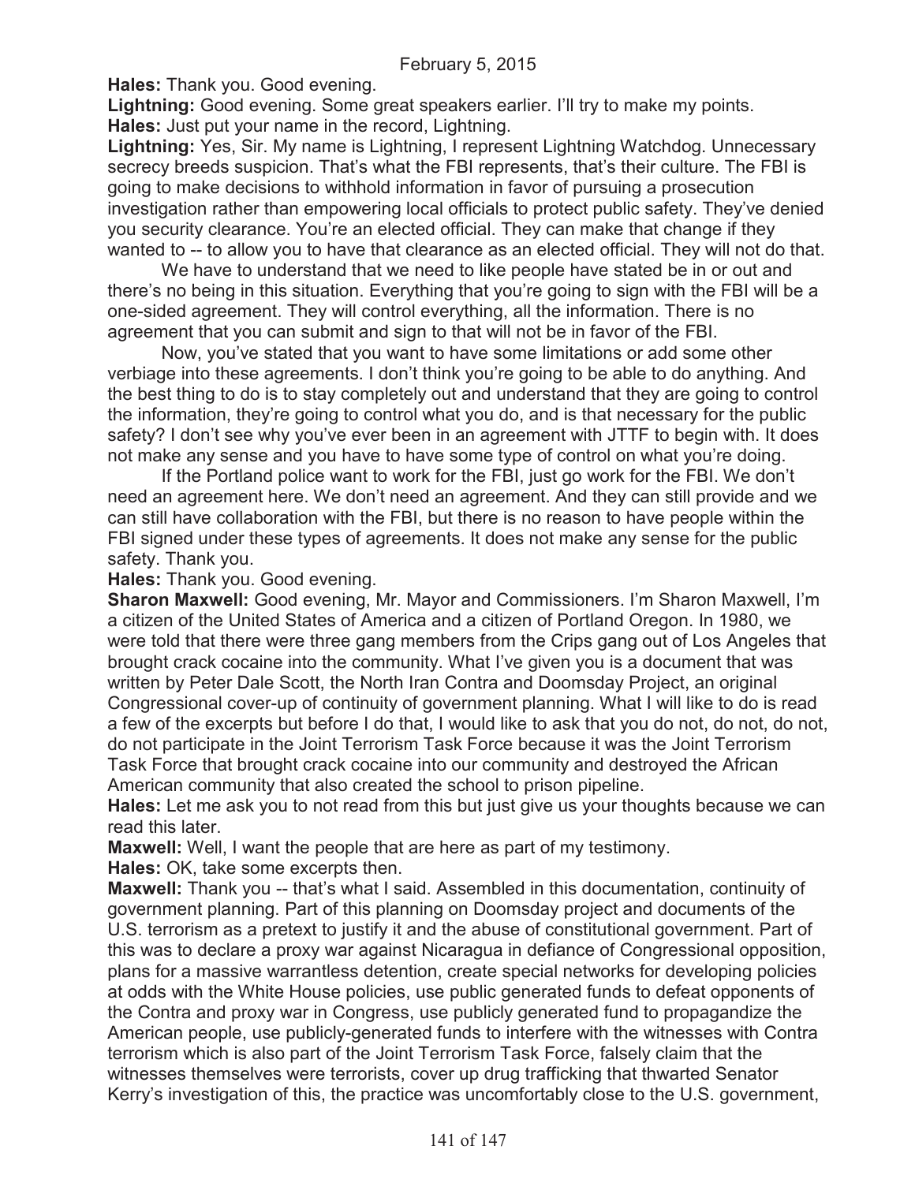February 5, 2015

**Hales:** Thank you. Good evening.

**Lightning:** Good evening. Some great speakers earlier. I'll try to make my points.

**Hales:** Just put your name in the record, Lightning.

**Lightning:** Yes, Sir. My name is Lightning, I represent Lightning Watchdog. Unnecessary secrecy breeds suspicion. That's what the FBI represents, that's their culture. The FBI is going to make decisions to withhold information in favor of pursuing a prosecution investigation rather than empowering local officials to protect public safety. They've denied you security clearance. You're an elected official. They can make that change if they wanted to -- to allow you to have that clearance as an elected official. They will not do that.

We have to understand that we need to like people have stated be in or out and there's no being in this situation. Everything that you're going to sign with the FBI will be a one-sided agreement. They will control everything, all the information. There is no agreement that you can submit and sign to that will not be in favor of the FBI.

Now, you've stated that you want to have some limitations or add some other verbiage into these agreements. I don't think you're going to be able to do anything. And the best thing to do is to stay completely out and understand that they are going to control the information, they're going to control what you do, and is that necessary for the public safety? I don't see why you've ever been in an agreement with JTTF to begin with. It does not make any sense and you have to have some type of control on what you're doing.

If the Portland police want to work for the FBI, just go work for the FBI. We don't need an agreement here. We don't need an agreement. And they can still provide and we can still have collaboration with the FBI, but there is no reason to have people within the FBI signed under these types of agreements. It does not make any sense for the public safety. Thank you.

**Hales:** Thank you. Good evening.

**Sharon Maxwell:** Good evening, Mr. Mayor and Commissioners. I'm Sharon Maxwell, I'm a citizen of the United States of America and a citizen of Portland Oregon. In 1980, we were told that there were three gang members from the Crips gang out of Los Angeles that brought crack cocaine into the community. What I've given you is a document that was written by Peter Dale Scott, the North Iran Contra and Doomsday Project, an original Congressional cover-up of continuity of government planning. What I will like to do is read a few of the excerpts but before I do that, I would like to ask that you do not, do not, do not, do not participate in the Joint Terrorism Task Force because it was the Joint Terrorism Task Force that brought crack cocaine into our community and destroyed the African American community that also created the school to prison pipeline.

**Hales:** Let me ask you to not read from this but just give us your thoughts because we can read this later.

**Maxwell:** Well, I want the people that are here as part of my testimony.

**Hales:** OK, take some excerpts then.

**Maxwell:** Thank you -- that's what I said. Assembled in this documentation, continuity of government planning. Part of this planning on Doomsday project and documents of the U.S. terrorism as a pretext to justify it and the abuse of constitutional government. Part of this was to declare a proxy war against Nicaragua in defiance of Congressional opposition, plans for a massive warrantless detention, create special networks for developing policies at odds with the White House policies, use public generated funds to defeat opponents of the Contra and proxy war in Congress, use publicly generated fund to propagandize the American people, use publicly-generated funds to interfere with the witnesses with Contra terrorism which is also part of the Joint Terrorism Task Force, falsely claim that the witnesses themselves were terrorists, cover up drug trafficking that thwarted Senator Kerry's investigation of this, the practice was uncomfortably close to the U.S. government,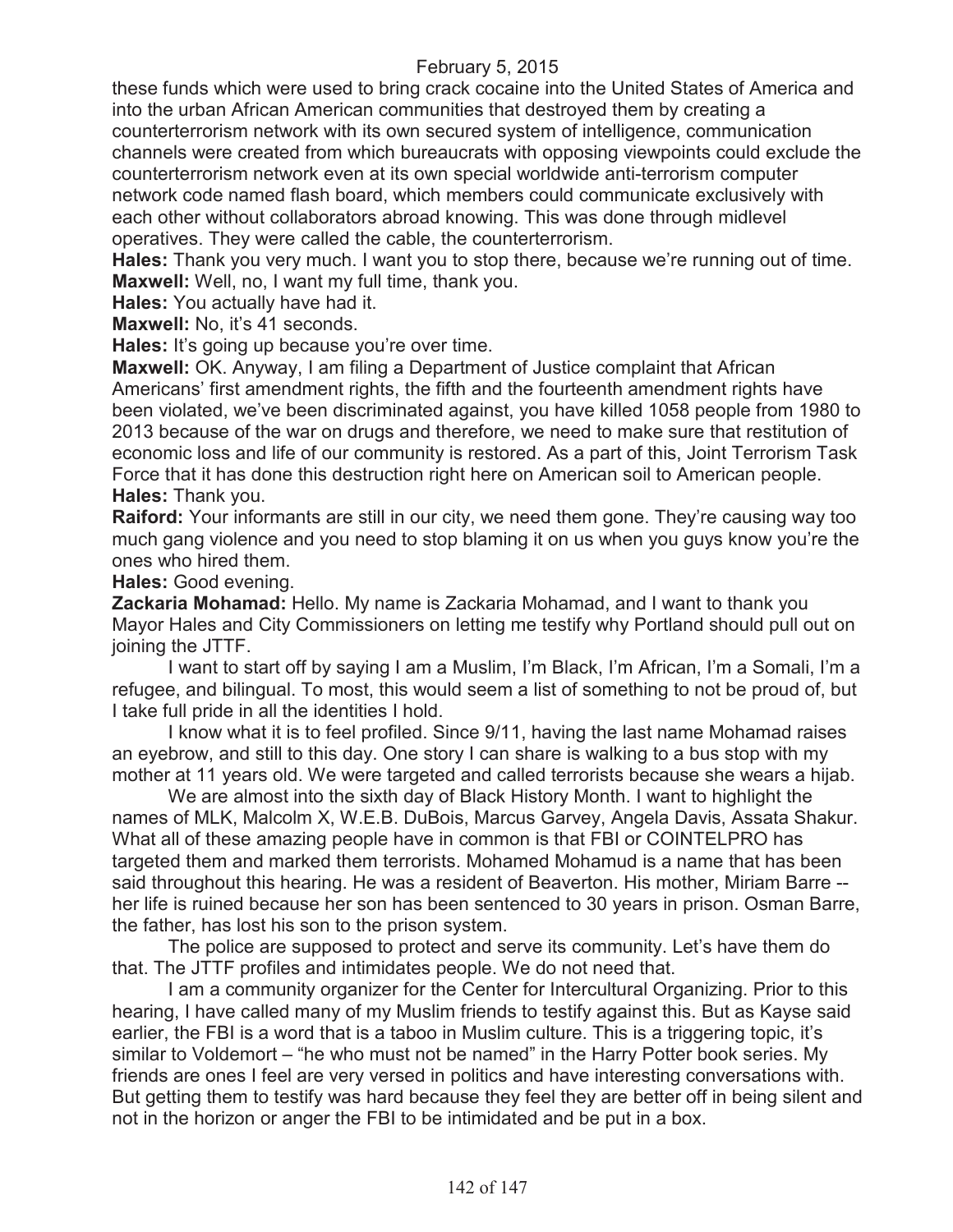these funds which were used to bring crack cocaine into the United States of America and into the urban African American communities that destroyed them by creating a counterterrorism network with its own secured system of intelligence, communication channels were created from which bureaucrats with opposing viewpoints could exclude the counterterrorism network even at its own special worldwide anti-terrorism computer network code named flash board, which members could communicate exclusively with each other without collaborators abroad knowing. This was done through midlevel operatives. They were called the cable, the counterterrorism.

**Hales:** Thank you very much. I want you to stop there, because we're running out of time.

**Maxwell:** Well, no, I want my full time, thank you.

**Hales:** You actually have had it.

**Maxwell:** No, it's 41 seconds.

**Hales:** It's going up because you're over time.

**Maxwell:** OK. Anyway, I am filing a Department of Justice complaint that African Americans' first amendment rights, the fifth and the fourteenth amendment rights have been violated, we've been discriminated against, you have killed 1058 people from 1980 to 2013 because of the war on drugs and therefore, we need to make sure that restitution of economic loss and life of our community is restored. As a part of this, Joint Terrorism Task Force that it has done this destruction right here on American soil to American people.

**Hales:** Thank you.

**Raiford:** Your informants are still in our city, we need them gone. They're causing way too much gang violence and you need to stop blaming it on us when you guys know you're the ones who hired them.

**Hales:** Good evening.

**Zackaria Mohamad:** Hello. My name is Zackaria Mohamad, and I want to thank you Mayor Hales and City Commissioners on letting me testify why Portland should pull out on joining the JTTF.

I want to start off by saying I am a Muslim, I'm Black, I'm African, I'm a Somali, I'm a refugee, and bilingual. To most, this would seem a list of something to not be proud of, but I take full pride in all the identities I hold.

I know what it is to feel profiled. Since 9/11, having the last name Mohamad raises an eyebrow, and still to this day. One story I can share is walking to a bus stop with my mother at 11 years old. We were targeted and called terrorists because she wears a hijab.

We are almost into the sixth day of Black History Month. I want to highlight the names of MLK, Malcolm X, W.E.B. DuBois, Marcus Garvey, Angela Davis, Assata Shakur. What all of these amazing people have in common is that FBI or COINTELPRO has targeted them and marked them terrorists. Mohamed Mohamud is a name that has been said throughout this hearing. He was a resident of Beaverton. His mother, Miriam Barre -- her life is ruined because her son has been sentenced to 30 years in prison. Osman Barre, the father, has lost his son to the prison system.

The police are supposed to protect and serve its community. Let's have them do that. The JTTF profiles and intimidates people. We do not need that.

I am a community organizer for the Center for Intercultural Organizing. Prior to this hearing, I have called many of my Muslim friends to testify against this. But as Kayse said earlier, the FBI is a word that is a taboo in Muslim culture. This is a triggering topic, it's similar to Voldemort – "he who must not be named" in the Harry Potter book series. My friends are ones I feel are very versed in politics and have interesting conversations with. But getting them to testify was hard because they feel they are better off in being silent and not in the horizon or anger the FBI to be intimidated and be put in a box.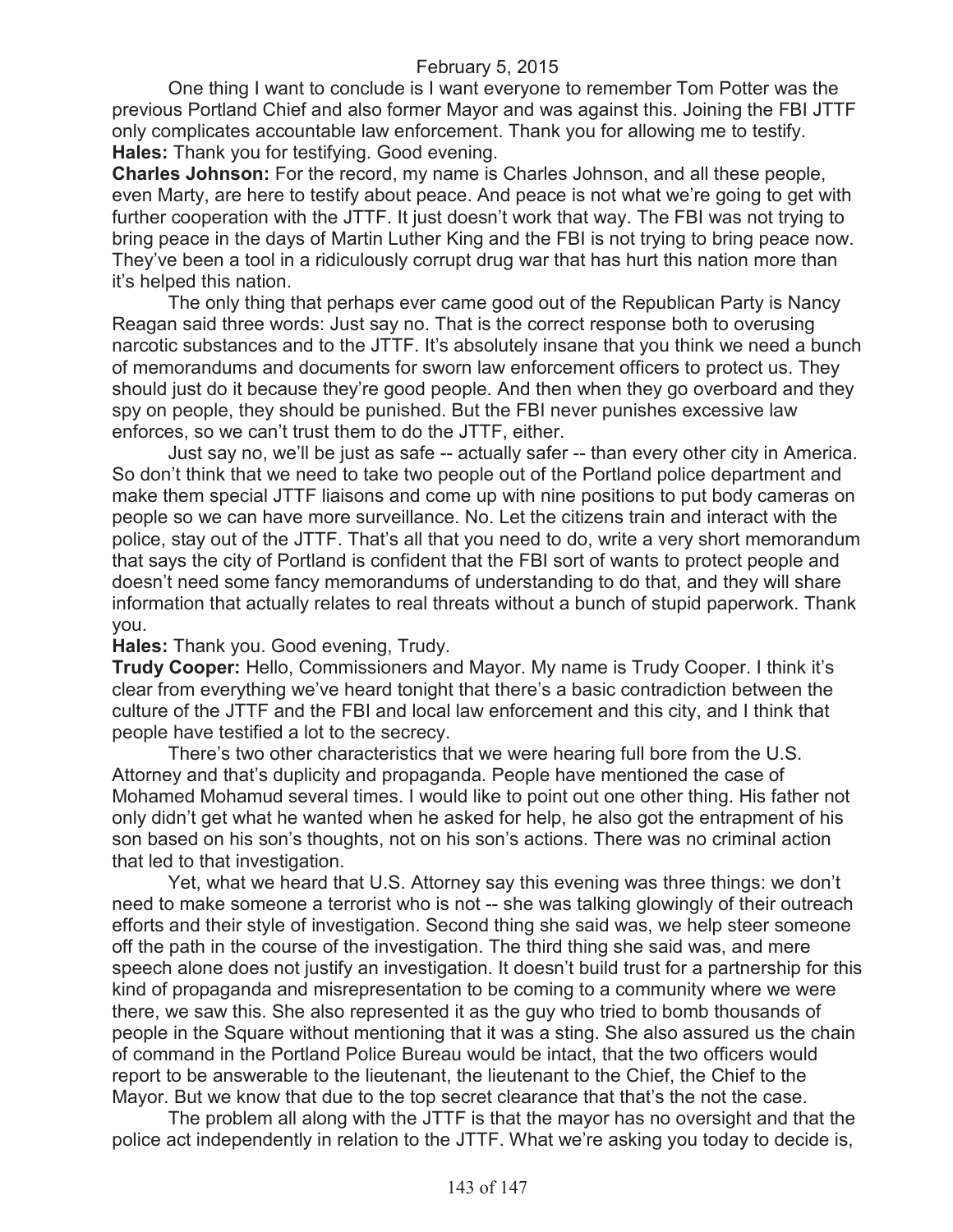One thing I want to conclude is I want everyone to remember Tom Potter was the previous Portland Chief and also former Mayor and was against this. Joining the FBI JTTF only complicates accountable law enforcement. Thank you for allowing me to testify.

**Hales:** Thank you for testifying. Good evening.

**Charles Johnson:** For the record, my name is Charles Johnson, and all these people, even Marty, are here to testify about peace. And peace is not what we're going to get with further cooperation with the JTTF. It just doesn't work that way. The FBI was not trying to bring peace in the days of Martin Luther King and the FBI is not trying to bring peace now. They've been a tool in a ridiculously corrupt drug war that has hurt this nation more than it's helped this nation.

The only thing that perhaps ever came good out of the Republican Party is Nancy Reagan said three words: Just say no. That is the correct response both to overusing narcotic substances and to the JTTF. It's absolutely insane that you think we need a bunch of memorandums and documents for sworn law enforcement officers to protect us. They should just do it because they're good people. And then when they go overboard and they spy on people, they should be punished. But the FBI never punishes excessive law enforces, so we can't trust them to do the JTTF, either.

Just say no, we'll be just as safe -- actually safer -- than every other city in America. So don't think that we need to take two people out of the Portland police department and make them special JTTF liaisons and come up with nine positions to put body cameras on people so we can have more surveillance. No. Let the citizens train and interact with the police, stay out of the JTTF. That's all that you need to do, write a very short memorandum that says the city of Portland is confident that the FBI sort of wants to protect people and doesn't need some fancy memorandums of understanding to do that, and they will share information that actually relates to real threats without a bunch of stupid paperwork. Thank you.

**Hales:** Thank you. Good evening, Trudy.

**Trudy Cooper:** Hello, Commissioners and Mayor. My name is Trudy Cooper. I think it's clear from everything we've heard tonight that there's a basic contradiction between the culture of the JTTF and the FBI and local law enforcement and this city, and I think that people have testified a lot to the secrecy.

There's two other characteristics that we were hearing full bore from the U.S. Attorney and that's duplicity and propaganda. People have mentioned the case of Mohamed Mohamud several times. I would like to point out one other thing. His father not only didn't get what he wanted when he asked for help, he also got the entrapment of his son based on his son's thoughts, not on his son's actions. There was no criminal action that led to that investigation.

Yet, what we heard that U.S. Attorney say this evening was three things: we don't need to make someone a terrorist who is not -- she was talking glowingly of their outreach efforts and their style of investigation. Second thing she said was, we help steer someone off the path in the course of the investigation. The third thing she said was, and mere speech alone does not justify an investigation. It doesn't build trust for a partnership for this kind of propaganda and misrepresentation to be coming to a community where we were there, we saw this. She also represented it as the guy who tried to bomb thousands of people in the Square without mentioning that it was a sting. She also assured us the chain of command in the Portland Police Bureau would be intact, that the two officers would report to be answerable to the lieutenant, the lieutenant to the Chief, the Chief to the Mayor. But we know that due to the top secret clearance that that's the not the case.

The problem all along with the JTTF is that the mayor has no oversight and that the police act independently in relation to the JTTF. What we're asking you today to decide is,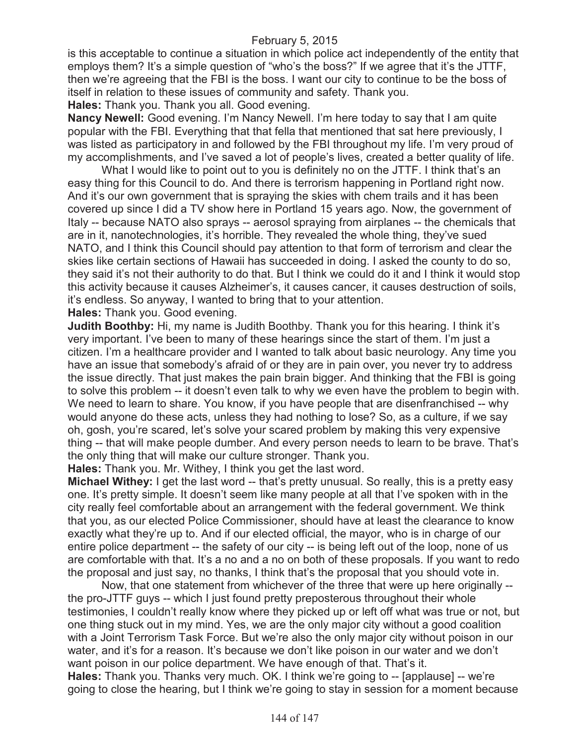is this acceptable to continue a situation in which police act independently of the entity that employs them? It's a simple question of "who's the boss?" If we agree that it's the JTTF, then we're agreeing that the FBI is the boss. I want our city to continue to be the boss of itself in relation to these issues of community and safety. Thank you.

**Hales:** Thank you. Thank you all. Good evening.

**Nancy Newell:** Good evening. I'm Nancy Newell. I'm here today to say that I am quite popular with the FBI. Everything that that fella that mentioned that sat here previously, I was listed as participatory in and followed by the FBI throughout my life. I'm very proud of my accomplishments, and I've saved a lot of people's lives, created a better quality of life.

What I would like to point out to you is definitely no on the JTTF. I think that's an easy thing for this Council to do. And there is terrorism happening in Portland right now. And it's our own government that is spraying the skies with chem trails and it has been covered up since I did a TV show here in Portland 15 years ago. Now, the government of Italy -- because NATO also sprays -- aerosol spraying from airplanes -- the chemicals that are in it, nanotechnologies, it's horrible. They revealed the whole thing, they've sued NATO, and I think this Council should pay attention to that form of terrorism and clear the skies like certain sections of Hawaii has succeeded in doing. I asked the county to do so, they said it's not their authority to do that. But I think we could do it and I think it would stop this activity because it causes Alzheimer's, it causes cancer, it causes destruction of soils, it's endless. So anyway, I wanted to bring that to your attention.

**Hales:** Thank you. Good evening.

**Judith Boothby:** Hi, my name is Judith Boothby. Thank you for this hearing. I think it's very important. I've been to many of these hearings since the start of them. I'm just a citizen. I'm a healthcare provider and I wanted to talk about basic neurology. Any time you have an issue that somebody's afraid of or they are in pain over, you never try to address the issue directly. That just makes the pain brain bigger. And thinking that the FBI is going to solve this problem -- it doesn't even talk to why we even have the problem to begin with. We need to learn to share. You know, if you have people that are disenfranchised -- why would anyone do these acts, unless they had nothing to lose? So, as a culture, if we say oh, gosh, you're scared, let's solve your scared problem by making this very expensive thing -- that will make people dumber. And every person needs to learn to be brave. That's the only thing that will make our culture stronger. Thank you.

**Hales:** Thank you. Mr. Withey, I think you get the last word.

**Michael Withey:** I get the last word -- that's pretty unusual. So really, this is a pretty easy one. It's pretty simple. It doesn't seem like many people at all that I've spoken with in the city really feel comfortable about an arrangement with the federal government. We think that you, as our elected Police Commissioner, should have at least the clearance to know exactly what they're up to. And if our elected official, the mayor, who is in charge of our entire police department -- the safety of our city -- is being left out of the loop, none of us are comfortable with that. It's a no and a no on both of these proposals. If you want to redo the proposal and just say, no thanks, I think that's the proposal that you should vote in.

Now, that one statement from whichever of the three that were up here originally -- the pro-JTTF guys -- which I just found pretty preposterous throughout their whole testimonies, I couldn't really know where they picked up or left off what was true or not, but one thing stuck out in my mind. Yes, we are the only major city without a good coalition with a Joint Terrorism Task Force. But we're also the only major city without poison in our water, and it's for a reason. It's because we don't like poison in our water and we don't want poison in our police department. We have enough of that. That's it.

**Hales:** Thank you. Thanks very much. OK. I think we're going to -- [applause] -- we're going to close the hearing, but I think we're going to stay in session for a moment because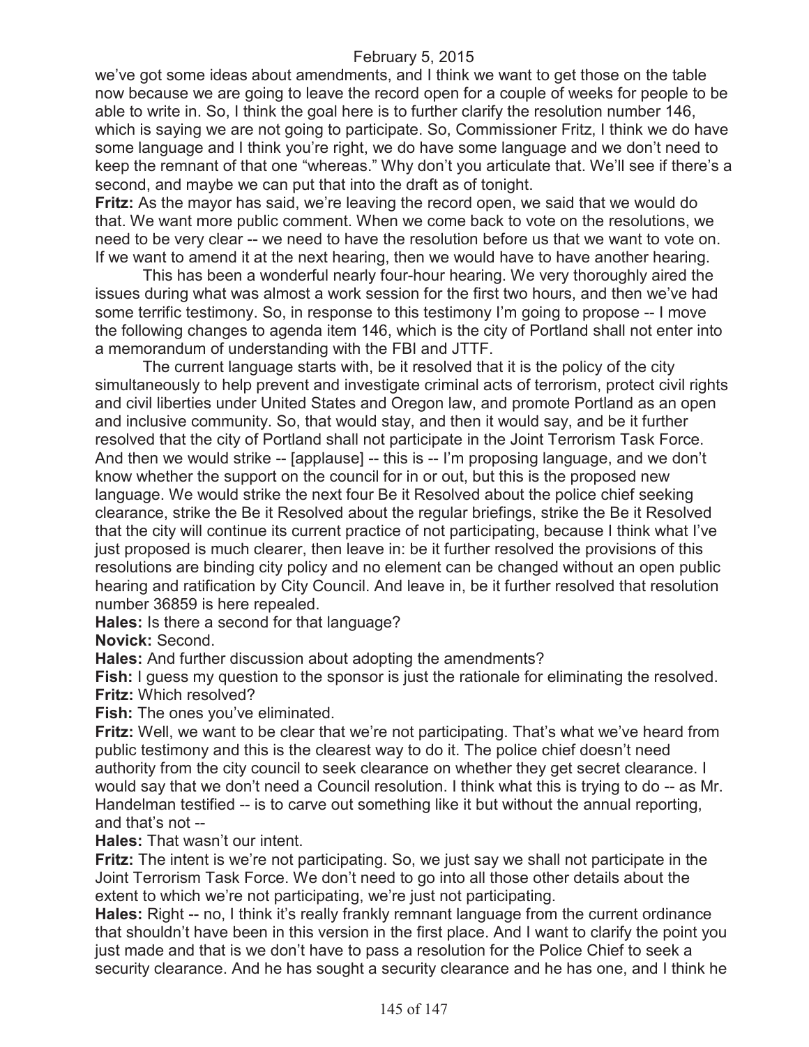we've got some ideas about amendments, and I think we want to get those on the table now because we are going to leave the record open for a couple of weeks for people to be able to write in. So, I think the goal here is to further clarify the resolution number 146, which is saying we are not going to participate. So, Commissioner Fritz, I think we do have some language and I think you're right, we do have some language and we don't need to keep the remnant of that one "whereas." Why don't you articulate that. We'll see if there's a second, and maybe we can put that into the draft as of tonight.

**Fritz:** As the mayor has said, we're leaving the record open, we said that we would do that. We want more public comment. When we come back to vote on the resolutions, we need to be very clear -- we need to have the resolution before us that we want to vote on. If we want to amend it at the next hearing, then we would have to have another hearing.

This has been a wonderful nearly four-hour hearing. We very thoroughly aired the issues during what was almost a work session for the first two hours, and then we've had some terrific testimony. So, in response to this testimony I'm going to propose -- I move the following changes to agenda item 146, which is the city of Portland shall not enter into a memorandum of understanding with the FBI and JTTF.

The current language starts with, be it resolved that it is the policy of the city simultaneously to help prevent and investigate criminal acts of terrorism, protect civil rights and civil liberties under United States and Oregon law, and promote Portland as an open and inclusive community. So, that would stay, and then it would say, and be it further resolved that the city of Portland shall not participate in the Joint Terrorism Task Force. And then we would strike -- [applause] -- this is -- I'm proposing language, and we don't know whether the support on the council for in or out, but this is the proposed new language. We would strike the next four Be it Resolved about the police chief seeking clearance, strike the Be it Resolved about the regular briefings, strike the Be it Resolved that the city will continue its current practice of not participating, because I think what I've just proposed is much clearer, then leave in: be it further resolved the provisions of this resolutions are binding city policy and no element can be changed without an open public hearing and ratification by City Council. And leave in, be it further resolved that resolution number 36859 is here repealed.

**Hales:** Is there a second for that language?

**Novick:** Second.

**Hales:** And further discussion about adopting the amendments?

**Fish:** I guess my question to the sponsor is just the rationale for eliminating the resolved.

**Fritz:** Which resolved?

**Fish:** The ones you've eliminated.

**Fritz:** Well, we want to be clear that we're not participating. That's what we've heard from public testimony and this is the clearest way to do it. The police chief doesn't need authority from the city council to seek clearance on whether they get secret clearance. I would say that we don't need a Council resolution. I think what this is trying to do -- as Mr. Handelman testified -- is to carve out something like it but without the annual reporting, and that's not --

**Hales:** That wasn't our intent.

**Fritz:** The intent is we're not participating. So, we just say we shall not participate in the Joint Terrorism Task Force. We don't need to go into all those other details about the extent to which we're not participating, we're just not participating.

**Hales:** Right -- no, I think it's really frankly remnant language from the current ordinance that shouldn't have been in this version in the first place. And I want to clarify the point you just made and that is we don't have to pass a resolution for the Police Chief to seek a security clearance. And he has sought a security clearance and he has one, and I think he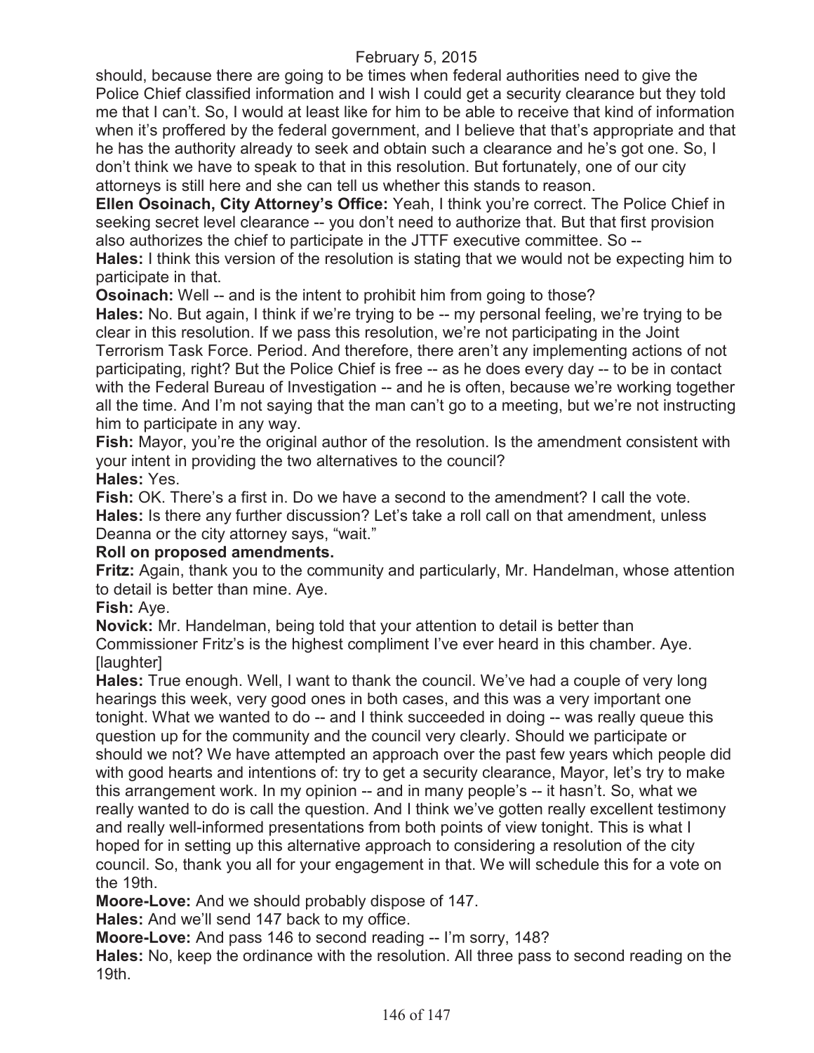should, because there are going to be times when federal authorities need to give the Police Chief classified information and I wish I could get a security clearance but they told me that I can't. So, I would at least like for him to be able to receive that kind of information when it's proffered by the federal government, and I believe that that's appropriate and that he has the authority already to seek and obtain such a clearance and he's got one. So, I don't think we have to speak to that in this resolution. But fortunately, one of our city attorneys is still here and she can tell us whether this stands to reason.

**Ellen Osoinach, City Attorney's Office:** Yeah, I think you're correct. The Police Chief in seeking secret level clearance -- you don't need to authorize that. But that first provision also authorizes the chief to participate in the JTTF executive committee. So --

**Hales:** I think this version of the resolution is stating that we would not be expecting him to participate in that.

**Osoinach:** Well -- and is the intent to prohibit him from going to those?

**Hales:** No. But again, I think if we're trying to be -- my personal feeling, we're trying to be clear in this resolution. If we pass this resolution, we're not participating in the Joint Terrorism Task Force. Period. And therefore, there aren't any implementing actions of not participating, right? But the Police Chief is free -- as he does every day -- to be in contact with the Federal Bureau of Investigation -- and he is often, because we're working together all the time. And I'm not saying that the man can't go to a meeting, but we're not instructing him to participate in any way.

**Fish:** Mayor, you're the original author of the resolution. Is the amendment consistent with your intent in providing the two alternatives to the council?

**Hales:** Yes.

**Fish:** OK. There's a first in. Do we have a second to the amendment? I call the vote.

**Hales:** Is there any further discussion? Let's take a roll call on that amendment, unless Deanna or the city attorney says, "wait."

**Roll on proposed amendments.**

**Fritz:** Again, thank you to the community and particularly, Mr. Handelman, whose attention to detail is better than mine. Aye.

**Fish:** Aye.

**Novick:** Mr. Handelman, being told that your attention to detail is better than Commissioner Fritz's is the highest compliment I've ever heard in this chamber. Aye. [laughter]

**Hales:** True enough. Well, I want to thank the council. We've had a couple of very long hearings this week, very good ones in both cases, and this was a very important one tonight. What we wanted to do -- and I think succeeded in doing -- was really queue this question up for the community and the council very clearly. Should we participate or should we not? We have attempted an approach over the past few years which people did with good hearts and intentions of: try to get a security clearance, Mayor, let's try to make this arrangement work. In my opinion -- and in many people's -- it hasn't. So, what we really wanted to do is call the question. And I think we've gotten really excellent testimony and really well-informed presentations from both points of view tonight. This is what I hoped for in setting up this alternative approach to considering a resolution of the city council. So, thank you all for your engagement in that. We will schedule this for a vote on the 19th.

**Moore-Love:** And we should probably dispose of 147.

**Hales:** And we'll send 147 back to my office.

**Moore-Love:** And pass 146 to second reading -- I'm sorry, 148?

**Hales:** No, keep the ordinance with the resolution. All three pass to second reading on the 19th.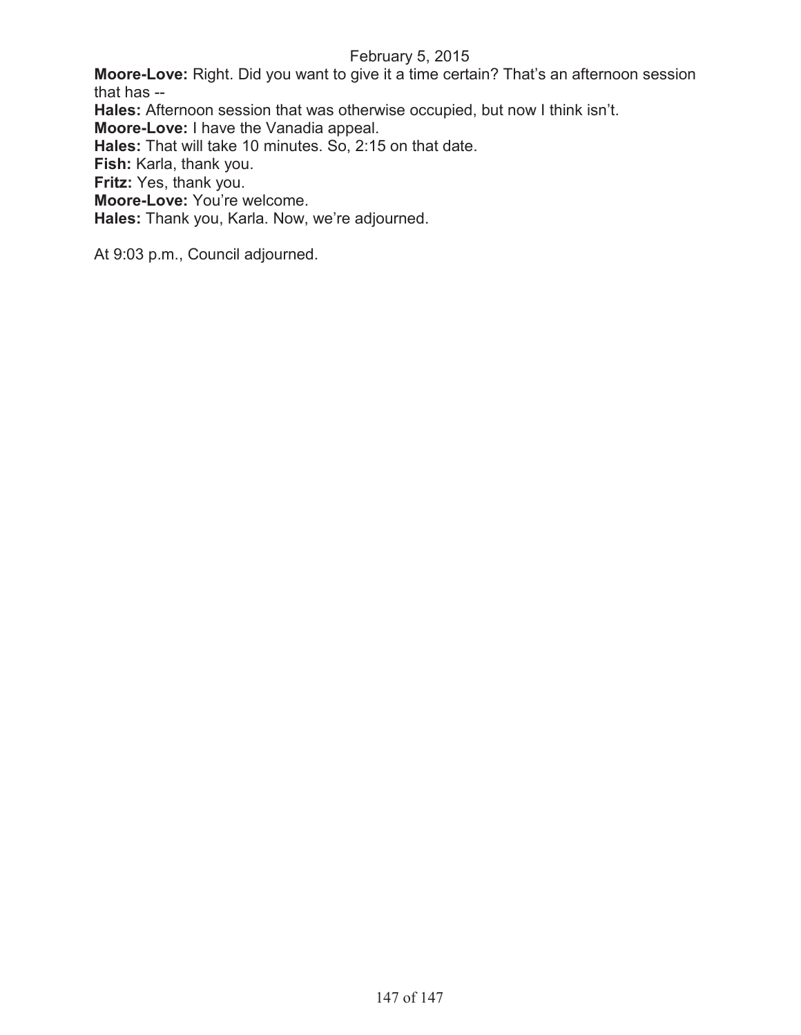**Moore-Love:** Right. Did you want to give it a time certain? That's an afternoon session that has --

**Hales:** Afternoon session that was otherwise occupied, but now I think isn't.

**Moore-Love:** I have the Vanadia appeal.

**Hales:** That will take 10 minutes. So, 2:15 on that date.

**Fish:** Karla, thank you.

**Fritz:** Yes, thank you.

**Moore-Love:** You're welcome.

**Hales:** Thank you, Karla. Now, we're adjourned.

At 9:03 p.m., Council adjourned.